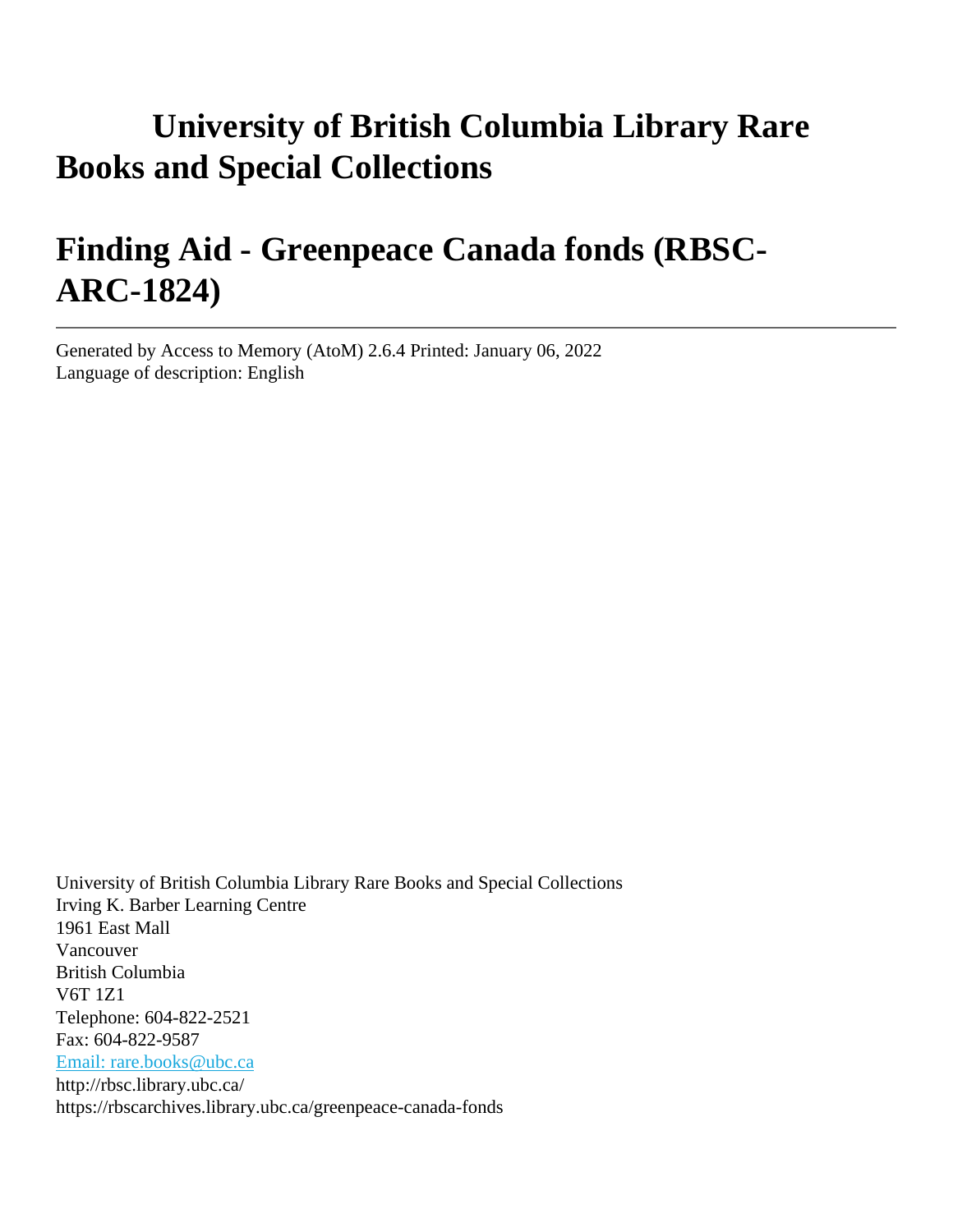# University of British Columbia Library Rare Books and Special Collections

# Finding Aid - Greenpeace Canada fonds (RBSC-ARC-1824)

Generated by Access to Memory (AtoM) 2.6.4 Printed: January 06, 2022
Language of description: English

University of British Columbia Library Rare Books and Special Collections
Irving K. Barber Learning Centre
1961 East Mall
Vancouver
British Columbia
V6T 1Z1
Telephone: 604-822-2521
Fax: 604-822-9587
Email: rare.books@ubc.ca
http://rbsc.library.ubc.ca/
https://rbscarchives.library.ubc.ca/greenpeace-canada-fonds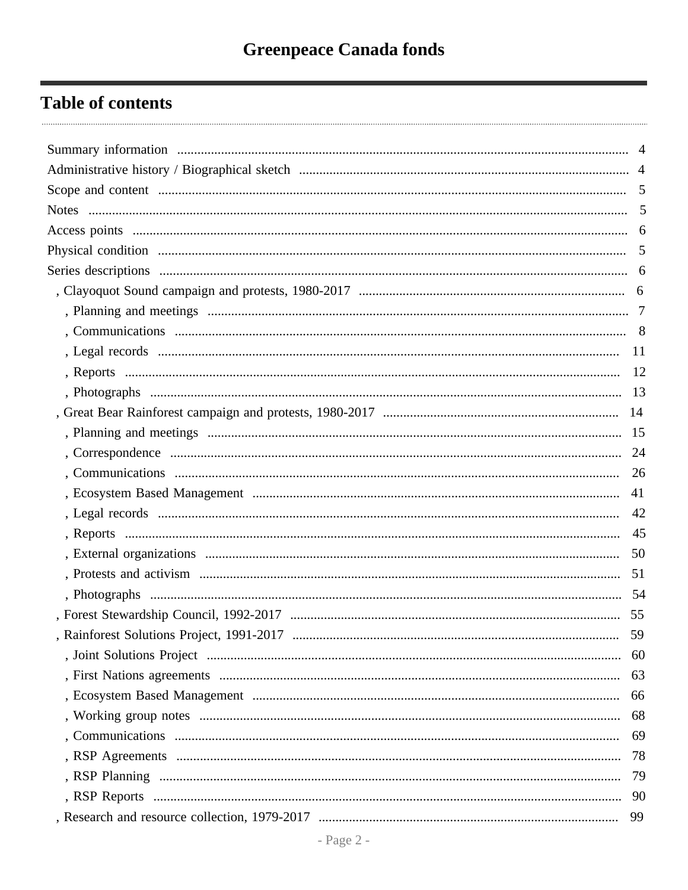# Greenpeace Canada fonds

## Table of contents

- Summary information ..... 4
- Administrative history / Biographical sketch ..... 4
- Scope and content ..... 5
- Notes ..... 5
- Access points ..... 6
- Physical condition ..... 5
- Series descriptions ..... 6
  - , Clayoquot Sound campaign and protests, 1980-2017 ..... 6
    - , Planning and meetings ..... 7
    - , Communications ..... 8
    - , Legal records ..... 11
    - , Reports ..... 12
    - , Photographs ..... 13
  - , Great Bear Rainforest campaign and protests, 1980-2017 ..... 14
    - , Planning and meetings ..... 15
    - , Correspondence ..... 24
    - , Communications ..... 26
    - , Ecosystem Based Management ..... 41
    - , Legal records ..... 42
    - , Reports ..... 45
    - , External organizations ..... 50
    - , Protests and activism ..... 51
    - , Photographs ..... 54
  - , Forest Stewardship Council, 1992-2017 ..... 55
  - , Rainforest Solutions Project, 1991-2017 ..... 59
    - , Joint Solutions Project ..... 60
    - , First Nations agreements ..... 63
    - , Ecosystem Based Management ..... 66
    - , Working group notes ..... 68
    - , Communications ..... 69
    - , RSP Agreements ..... 78
    - , RSP Planning ..... 79
    - , RSP Reports ..... 90
  - , Research and resource collection, 1979-2017 ..... 99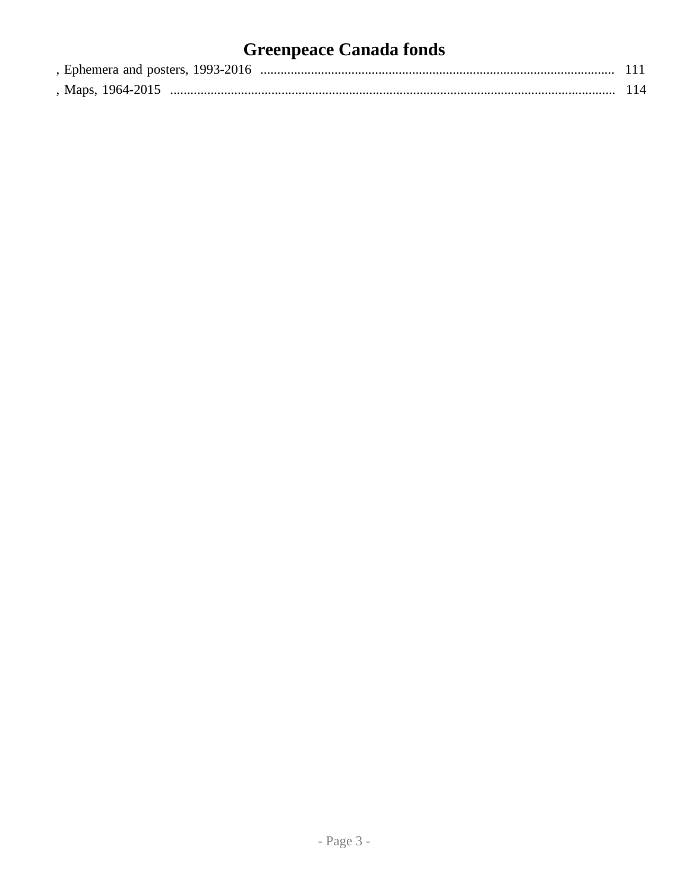, Ephemera and posters, 1993-2016 ........................................................................................................ 111

, Maps, 1964-2015 .................................................................................................................................. 114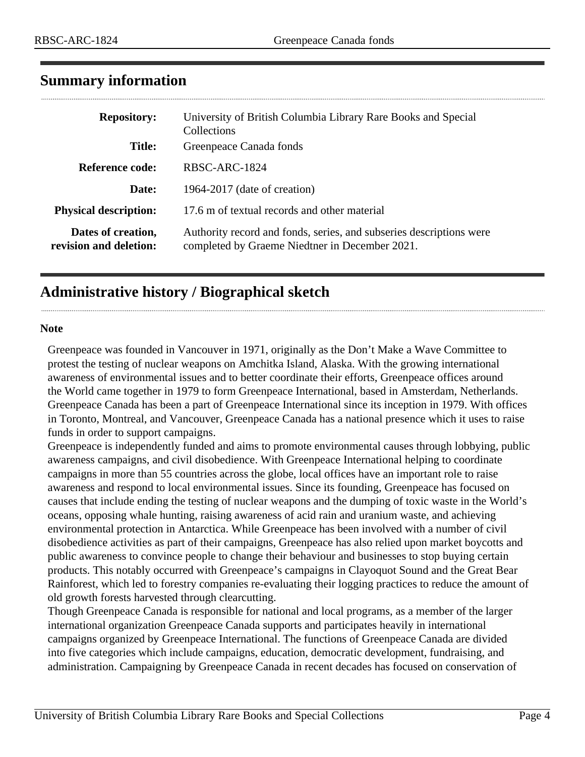## Summary information

| | |
|---|---|
| **Repository:** | University of British Columbia Library Rare Books and Special Collections |
| **Title:** | Greenpeace Canada fonds |
| **Reference code:** | RBSC-ARC-1824 |
| **Date:** | 1964-2017 (date of creation) |
| **Physical description:** | 17.6 m of textual records and other material |
| **Dates of creation, revision and deletion:** | Authority record and fonds, series, and subseries descriptions were completed by Graeme Niedtner in December 2021. |

## Administrative history / Biographical sketch

**Note**

Greenpeace was founded in Vancouver in 1971, originally as the Don't Make a Wave Committee to protest the testing of nuclear weapons on Amchitka Island, Alaska. With the growing international awareness of environmental issues and to better coordinate their efforts, Greenpeace offices around the World came together in 1979 to form Greenpeace International, based in Amsterdam, Netherlands. Greenpeace Canada has been a part of Greenpeace International since its inception in 1979. With offices in Toronto, Montreal, and Vancouver, Greenpeace Canada has a national presence which it uses to raise funds in order to support campaigns.

Greenpeace is independently funded and aims to promote environmental causes through lobbying, public awareness campaigns, and civil disobedience. With Greenpeace International helping to coordinate campaigns in more than 55 countries across the globe, local offices have an important role to raise awareness and respond to local environmental issues. Since its founding, Greenpeace has focused on causes that include ending the testing of nuclear weapons and the dumping of toxic waste in the World's oceans, opposing whale hunting, raising awareness of acid rain and uranium waste, and achieving environmental protection in Antarctica. While Greenpeace has been involved with a number of civil disobedience activities as part of their campaigns, Greenpeace has also relied upon market boycotts and public awareness to convince people to change their behaviour and businesses to stop buying certain products. This notably occurred with Greenpeace's campaigns in Clayoquot Sound and the Great Bear Rainforest, which led to forestry companies re-evaluating their logging practices to reduce the amount of old growth forests harvested through clearcutting.

Though Greenpeace Canada is responsible for national and local programs, as a member of the larger international organization Greenpeace Canada supports and participates heavily in international campaigns organized by Greenpeace International. The functions of Greenpeace Canada are divided into five categories which include campaigns, education, democratic development, fundraising, and administration. Campaigning by Greenpeace Canada in recent decades has focused on conservation of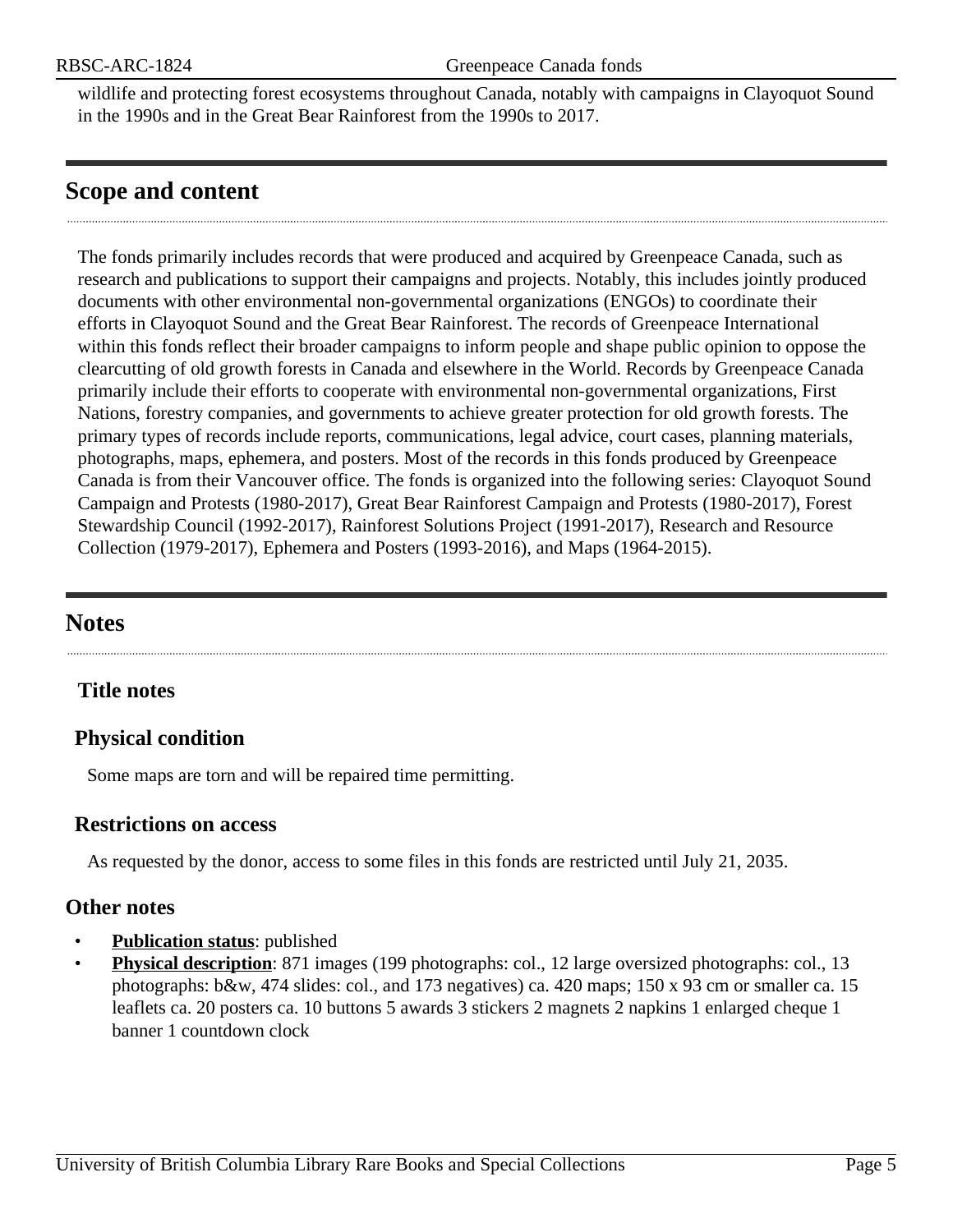wildlife and protecting forest ecosystems throughout Canada, notably with campaigns in Clayoquot Sound in the 1990s and in the Great Bear Rainforest from the 1990s to 2017.

## Scope and content

The fonds primarily includes records that were produced and acquired by Greenpeace Canada, such as research and publications to support their campaigns and projects. Notably, this includes jointly produced documents with other environmental non-governmental organizations (ENGOs) to coordinate their efforts in Clayoquot Sound and the Great Bear Rainforest. The records of Greenpeace International within this fonds reflect their broader campaigns to inform people and shape public opinion to oppose the clearcutting of old growth forests in Canada and elsewhere in the World. Records by Greenpeace Canada primarily include their efforts to cooperate with environmental non-governmental organizations, First Nations, forestry companies, and governments to achieve greater protection for old growth forests. The primary types of records include reports, communications, legal advice, court cases, planning materials, photographs, maps, ephemera, and posters. Most of the records in this fonds produced by Greenpeace Canada is from their Vancouver office. The fonds is organized into the following series: Clayoquot Sound Campaign and Protests (1980-2017), Great Bear Rainforest Campaign and Protests (1980-2017), Forest Stewardship Council (1992-2017), Rainforest Solutions Project (1991-2017), Research and Resource Collection (1979-2017), Ephemera and Posters (1993-2016), and Maps (1964-2015).

## Notes

### Title notes

### Physical condition

Some maps are torn and will be repaired time permitting.

### Restrictions on access

As requested by the donor, access to some files in this fonds are restricted until July 21, 2035.

### Other notes

- **Publication status**: published
- **Physical description**: 871 images (199 photographs: col., 12 large oversized photographs: col., 13 photographs: b&w, 474 slides: col., and 173 negatives) ca. 420 maps; 150 x 93 cm or smaller ca. 15 leaflets ca. 20 posters ca. 10 buttons 5 awards 3 stickers 2 magnets 2 napkins 1 enlarged cheque 1 banner 1 countdown clock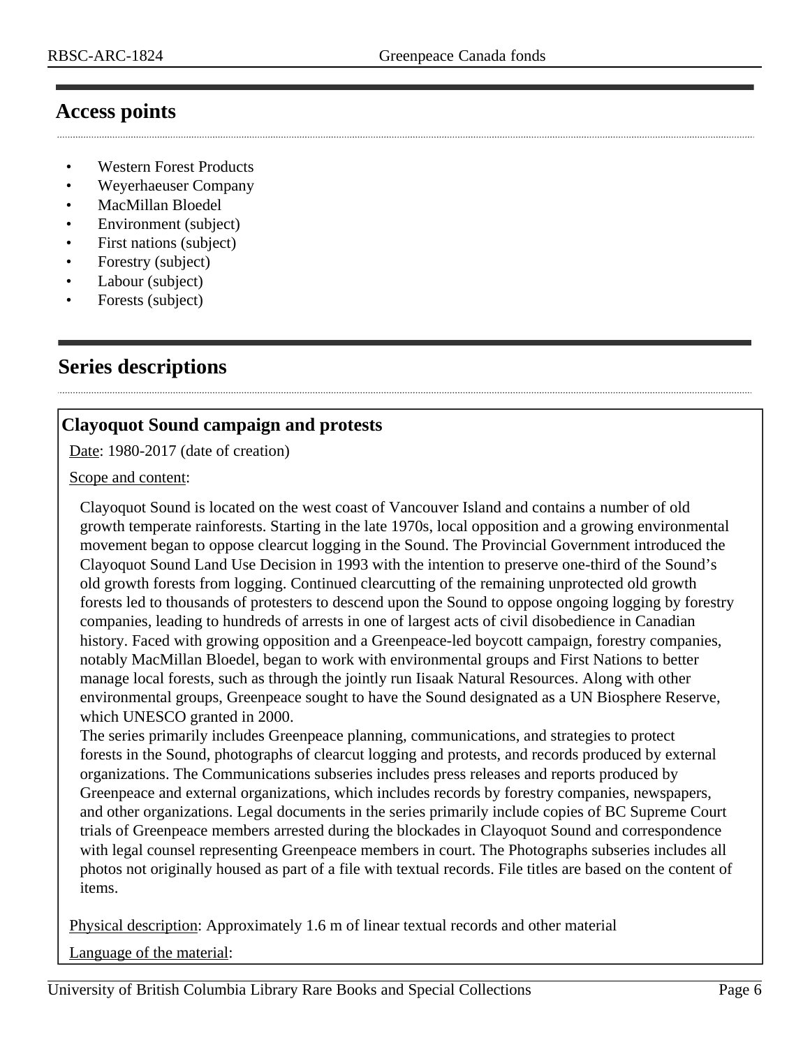## Access points

- Western Forest Products
- Weyerhaeuser Company
- MacMillan Bloedel
- Environment (subject)
- First nations (subject)
- Forestry (subject)
- Labour (subject)
- Forests (subject)

## Series descriptions

### Clayoquot Sound campaign and protests

Date: 1980-2017 (date of creation)

Scope and content:

Clayoquot Sound is located on the west coast of Vancouver Island and contains a number of old growth temperate rainforests. Starting in the late 1970s, local opposition and a growing environmental movement began to oppose clearcut logging in the Sound. The Provincial Government introduced the Clayoquot Sound Land Use Decision in 1993 with the intention to preserve one-third of the Sound's old growth forests from logging. Continued clearcutting of the remaining unprotected old growth forests led to thousands of protesters to descend upon the Sound to oppose ongoing logging by forestry companies, leading to hundreds of arrests in one of largest acts of civil disobedience in Canadian history. Faced with growing opposition and a Greenpeace-led boycott campaign, forestry companies, notably MacMillan Bloedel, began to work with environmental groups and First Nations to better manage local forests, such as through the jointly run Iisaak Natural Resources. Along with other environmental groups, Greenpeace sought to have the Sound designated as a UN Biosphere Reserve, which UNESCO granted in 2000.

The series primarily includes Greenpeace planning, communications, and strategies to protect forests in the Sound, photographs of clearcut logging and protests, and records produced by external organizations. The Communications subseries includes press releases and reports produced by Greenpeace and external organizations, which includes records by forestry companies, newspapers, and other organizations. Legal documents in the series primarily include copies of BC Supreme Court trials of Greenpeace members arrested during the blockades in Clayoquot Sound and correspondence with legal counsel representing Greenpeace members in court. The Photographs subseries includes all photos not originally housed as part of a file with textual records. File titles are based on the content of items.

Physical description: Approximately 1.6 m of linear textual records and other material

Language of the material: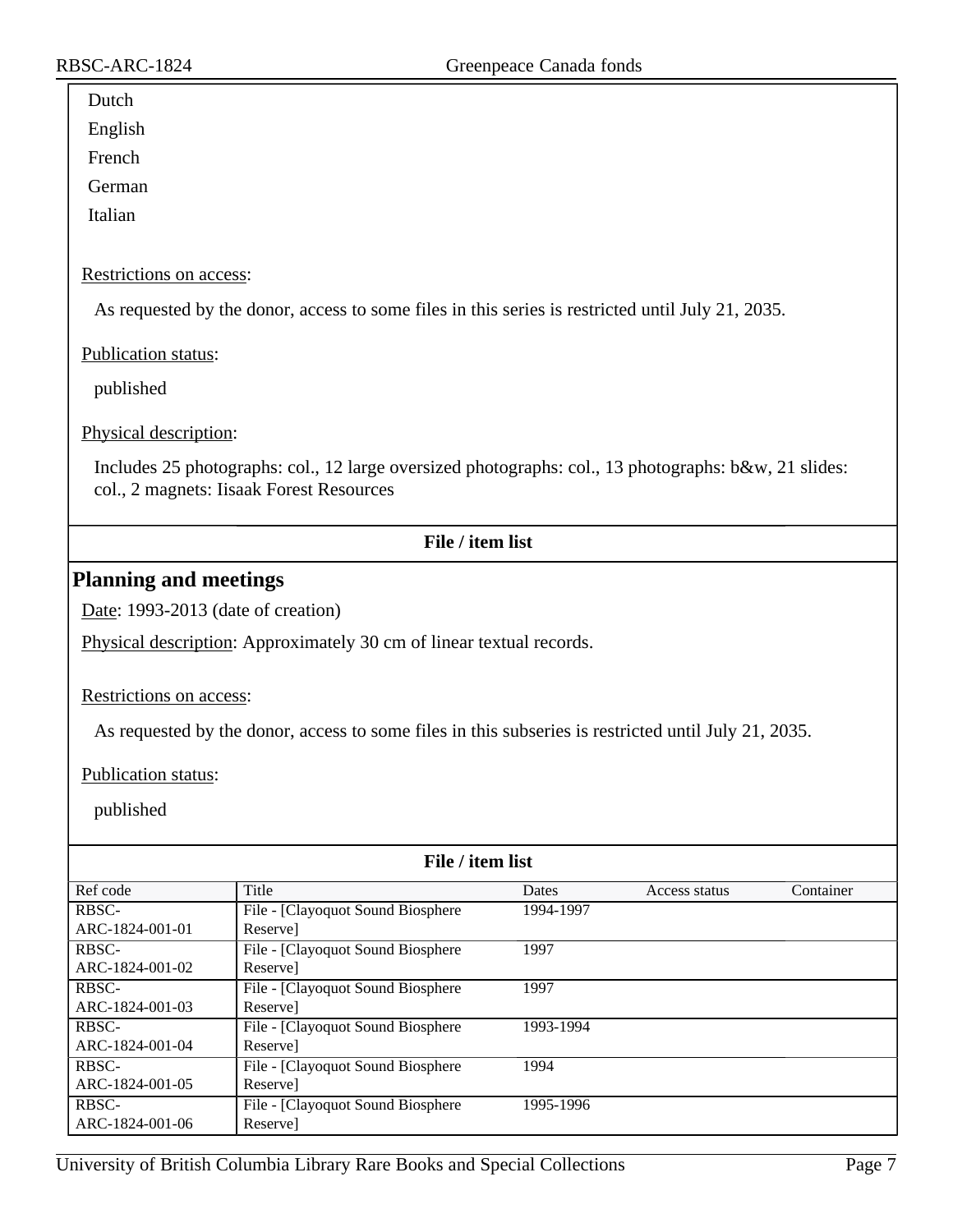Dutch

English

French

German

Italian

Restrictions on access:

As requested by the donor, access to some files in this series is restricted until July 21, 2035.

Publication status:

published

Physical description:

Includes 25 photographs: col., 12 large oversized photographs: col., 13 photographs: b&w, 21 slides: col., 2 magnets: Iisaak Forest Resources

**File / item list**

## Planning and meetings

Date: 1993-2013 (date of creation)

Physical description: Approximately 30 cm of linear textual records.

Restrictions on access:

As requested by the donor, access to some files in this subseries is restricted until July 21, 2035.

Publication status:

published

**File / item list**

| Ref code | Title | Dates | Access status | Container |
|---|---|---|---|---|
| RBSC-ARC-1824-001-01 | File - [Clayoquot Sound Biosphere Reserve] | 1994-1997 | | |
| RBSC-ARC-1824-001-02 | File - [Clayoquot Sound Biosphere Reserve] | 1997 | | |
| RBSC-ARC-1824-001-03 | File - [Clayoquot Sound Biosphere Reserve] | 1997 | | |
| RBSC-ARC-1824-001-04 | File - [Clayoquot Sound Biosphere Reserve] | 1993-1994 | | |
| RBSC-ARC-1824-001-05 | File - [Clayoquot Sound Biosphere Reserve] | 1994 | | |
| RBSC-ARC-1824-001-06 | File - [Clayoquot Sound Biosphere Reserve] | 1995-1996 | | |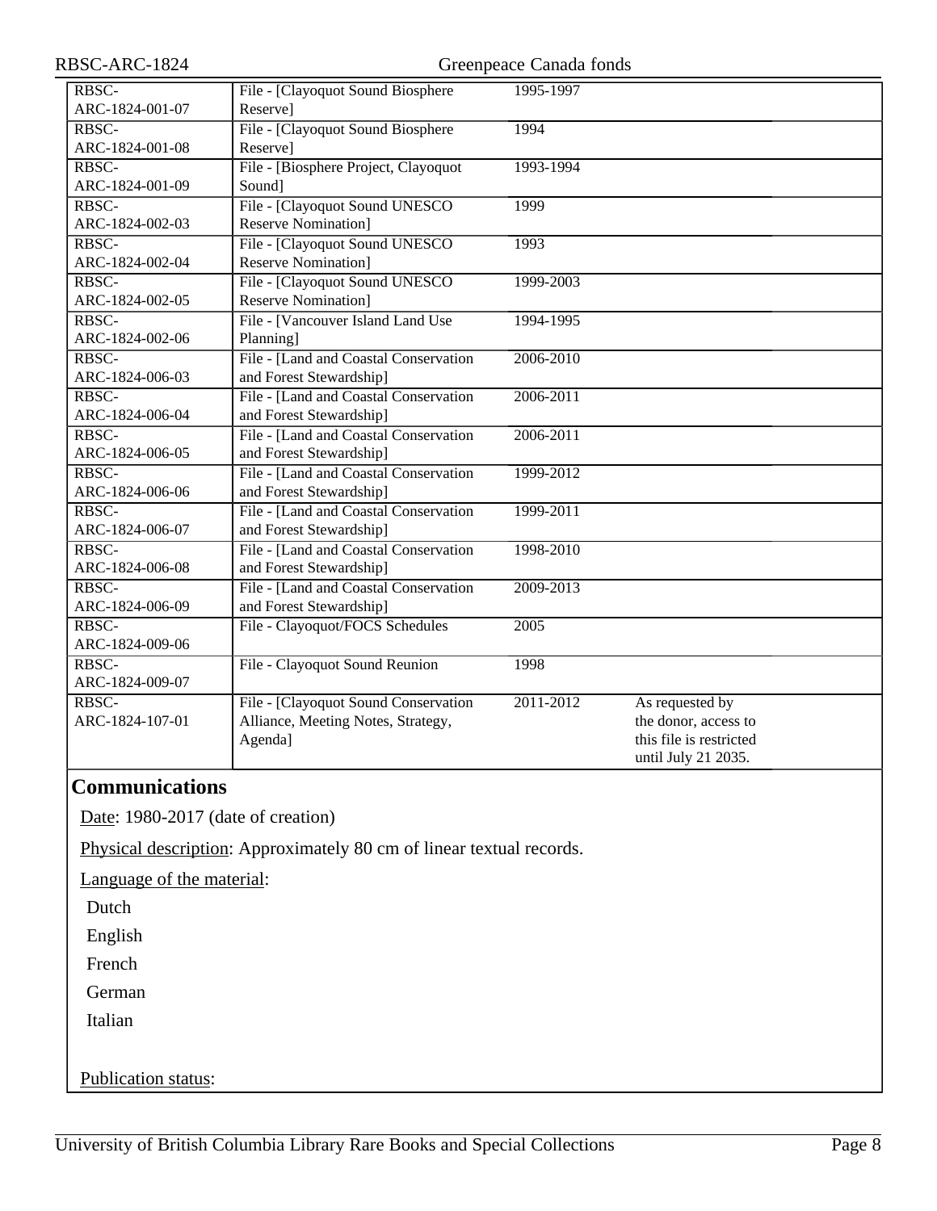| | | | |
|---|---|---|---|
| RBSC-ARC-1824-001-07 | File - [Clayoquot Sound Biosphere Reserve] | 1995-1997 | |
| RBSC-ARC-1824-001-08 | File - [Clayoquot Sound Biosphere Reserve] | 1994 | |
| RBSC-ARC-1824-001-09 | File - [Biosphere Project, Clayoquot Sound] | 1993-1994 | |
| RBSC-ARC-1824-002-03 | File - [Clayoquot Sound UNESCO Reserve Nomination] | 1999 | |
| RBSC-ARC-1824-002-04 | File - [Clayoquot Sound UNESCO Reserve Nomination] | 1993 | |
| RBSC-ARC-1824-002-05 | File - [Clayoquot Sound UNESCO Reserve Nomination] | 1999-2003 | |
| RBSC-ARC-1824-002-06 | File - [Vancouver Island Land Use Planning] | 1994-1995 | |
| RBSC-ARC-1824-006-03 | File - [Land and Coastal Conservation and Forest Stewardship] | 2006-2010 | |
| RBSC-ARC-1824-006-04 | File - [Land and Coastal Conservation and Forest Stewardship] | 2006-2011 | |
| RBSC-ARC-1824-006-05 | File - [Land and Coastal Conservation and Forest Stewardship] | 2006-2011 | |
| RBSC-ARC-1824-006-06 | File - [Land and Coastal Conservation and Forest Stewardship] | 1999-2012 | |
| RBSC-ARC-1824-006-07 | File - [Land and Coastal Conservation and Forest Stewardship] | 1999-2011 | |
| RBSC-ARC-1824-006-08 | File - [Land and Coastal Conservation and Forest Stewardship] | 1998-2010 | |
| RBSC-ARC-1824-006-09 | File - [Land and Coastal Conservation and Forest Stewardship] | 2009-2013 | |
| RBSC-ARC-1824-009-06 | File - Clayoquot/FOCS Schedules | 2005 | |
| RBSC-ARC-1824-009-07 | File - Clayoquot Sound Reunion | 1998 | |
| RBSC-ARC-1824-107-01 | File - [Clayoquot Sound Conservation Alliance, Meeting Notes, Strategy, Agenda] | 2011-2012 | As requested by the donor, access to this file is restricted until July 21 2035. |

## Communications

Date: 1980-2017 (date of creation)

Physical description: Approximately 80 cm of linear textual records.

Language of the material:

Dutch

English

French

German

Italian

Publication status: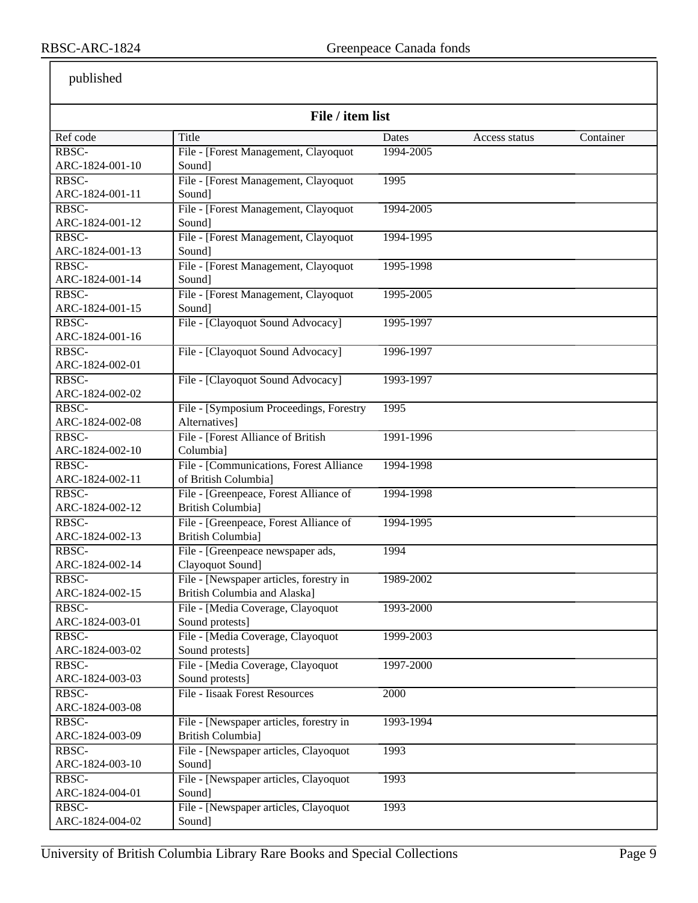published

**File / item list**

| Ref code | Title | Dates | Access status | Container |
|---|---|---|---|---|
| RBSC-ARC-1824-001-10 | File - [Forest Management, Clayoquot Sound] | 1994-2005 | | |
| RBSC-ARC-1824-001-11 | File - [Forest Management, Clayoquot Sound] | 1995 | | |
| RBSC-ARC-1824-001-12 | File - [Forest Management, Clayoquot Sound] | 1994-2005 | | |
| RBSC-ARC-1824-001-13 | File - [Forest Management, Clayoquot Sound] | 1994-1995 | | |
| RBSC-ARC-1824-001-14 | File - [Forest Management, Clayoquot Sound] | 1995-1998 | | |
| RBSC-ARC-1824-001-15 | File - [Forest Management, Clayoquot Sound] | 1995-2005 | | |
| RBSC-ARC-1824-001-16 | File - [Clayoquot Sound Advocacy] | 1995-1997 | | |
| RBSC-ARC-1824-002-01 | File - [Clayoquot Sound Advocacy] | 1996-1997 | | |
| RBSC-ARC-1824-002-02 | File - [Clayoquot Sound Advocacy] | 1993-1997 | | |
| RBSC-ARC-1824-002-08 | File - [Symposium Proceedings, Forestry Alternatives] | 1995 | | |
| RBSC-ARC-1824-002-10 | File - [Forest Alliance of British Columbia] | 1991-1996 | | |
| RBSC-ARC-1824-002-11 | File - [Communications, Forest Alliance of British Columbia] | 1994-1998 | | |
| RBSC-ARC-1824-002-12 | File - [Greenpeace, Forest Alliance of British Columbia] | 1994-1998 | | |
| RBSC-ARC-1824-002-13 | File - [Greenpeace, Forest Alliance of British Columbia] | 1994-1995 | | |
| RBSC-ARC-1824-002-14 | File - [Greenpeace newspaper ads, Clayoquot Sound] | 1994 | | |
| RBSC-ARC-1824-002-15 | File - [Newspaper articles, forestry in British Columbia and Alaska] | 1989-2002 | | |
| RBSC-ARC-1824-003-01 | File - [Media Coverage, Clayoquot Sound protests] | 1993-2000 | | |
| RBSC-ARC-1824-003-02 | File - [Media Coverage, Clayoquot Sound protests] | 1999-2003 | | |
| RBSC-ARC-1824-003-03 | File - [Media Coverage, Clayoquot Sound protests] | 1997-2000 | | |
| RBSC-ARC-1824-003-08 | File - Iisaak Forest Resources | 2000 | | |
| RBSC-ARC-1824-003-09 | File - [Newspaper articles, forestry in British Columbia] | 1993-1994 | | |
| RBSC-ARC-1824-003-10 | File - [Newspaper articles, Clayoquot Sound] | 1993 | | |
| RBSC-ARC-1824-004-01 | File - [Newspaper articles, Clayoquot Sound] | 1993 | | |
| RBSC-ARC-1824-004-02 | File - [Newspaper articles, Clayoquot Sound] | 1993 | | |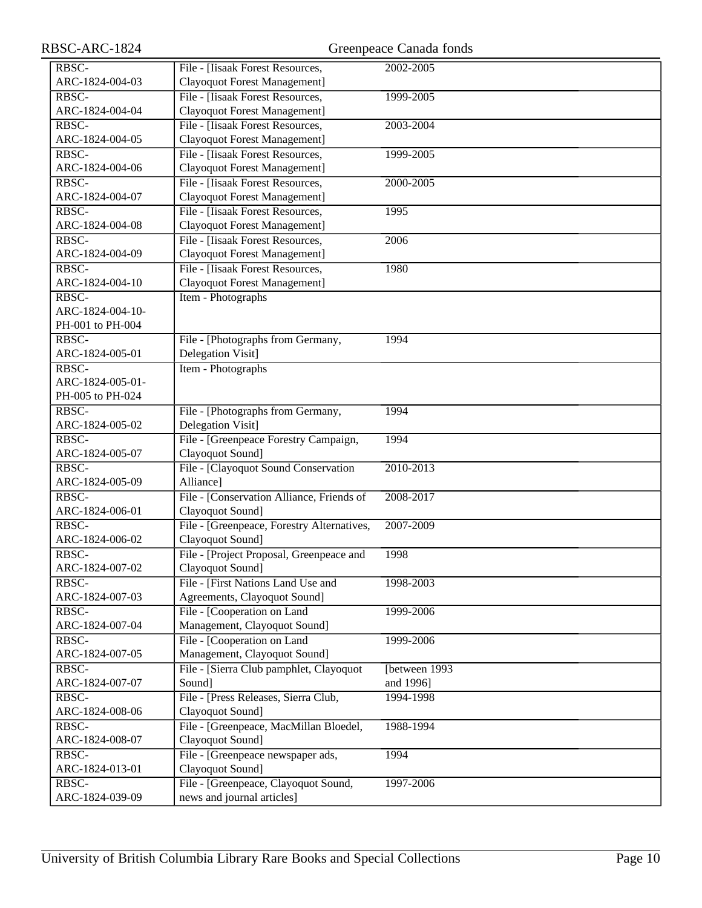| | | | |
|---|---|---|---|
| RBSC-ARC-1824-004-03 | File - [Iisaak Forest Resources, Clayoquot Forest Management] | 2002-2005 | |
| RBSC-ARC-1824-004-04 | File - [Iisaak Forest Resources, Clayoquot Forest Management] | 1999-2005 | |
| RBSC-ARC-1824-004-05 | File - [Iisaak Forest Resources, Clayoquot Forest Management] | 2003-2004 | |
| RBSC-ARC-1824-004-06 | File - [Iisaak Forest Resources, Clayoquot Forest Management] | 1999-2005 | |
| RBSC-ARC-1824-004-07 | File - [Iisaak Forest Resources, Clayoquot Forest Management] | 2000-2005 | |
| RBSC-ARC-1824-004-08 | File - [Iisaak Forest Resources, Clayoquot Forest Management] | 1995 | |
| RBSC-ARC-1824-004-09 | File - [Iisaak Forest Resources, Clayoquot Forest Management] | 2006 | |
| RBSC-ARC-1824-004-10 | File - [Iisaak Forest Resources, Clayoquot Forest Management] | 1980 | |
| RBSC-ARC-1824-004-10-PH-001 to PH-004 | Item - Photographs | | |
| RBSC-ARC-1824-005-01 | File - [Photographs from Germany, Delegation Visit] | 1994 | |
| RBSC-ARC-1824-005-01-PH-005 to PH-024 | Item - Photographs | | |
| RBSC-ARC-1824-005-02 | File - [Photographs from Germany, Delegation Visit] | 1994 | |
| RBSC-ARC-1824-005-07 | File - [Greenpeace Forestry Campaign, Clayoquot Sound] | 1994 | |
| RBSC-ARC-1824-005-09 | File - [Clayoquot Sound Conservation Alliance] | 2010-2013 | |
| RBSC-ARC-1824-006-01 | File - [Conservation Alliance, Friends of Clayoquot Sound] | 2008-2017 | |
| RBSC-ARC-1824-006-02 | File - [Greenpeace, Forestry Alternatives, Clayoquot Sound] | 2007-2009 | |
| RBSC-ARC-1824-007-02 | File - [Project Proposal, Greenpeace and Clayoquot Sound] | 1998 | |
| RBSC-ARC-1824-007-03 | File - [First Nations Land Use and Agreements, Clayoquot Sound] | 1998-2003 | |
| RBSC-ARC-1824-007-04 | File - [Cooperation on Land Management, Clayoquot Sound] | 1999-2006 | |
| RBSC-ARC-1824-007-05 | File - [Cooperation on Land Management, Clayoquot Sound] | 1999-2006 | |
| RBSC-ARC-1824-007-07 | File - [Sierra Club pamphlet, Clayoquot Sound] | [between 1993 and 1996] | |
| RBSC-ARC-1824-008-06 | File - [Press Releases, Sierra Club, Clayoquot Sound] | 1994-1998 | |
| RBSC-ARC-1824-008-07 | File - [Greenpeace, MacMillan Bloedel, Clayoquot Sound] | 1988-1994 | |
| RBSC-ARC-1824-013-01 | File - [Greenpeace newspaper ads, Clayoquot Sound] | 1994 | |
| RBSC-ARC-1824-039-09 | File - [Greenpeace, Clayoquot Sound, news and journal articles] | 1997-2006 | |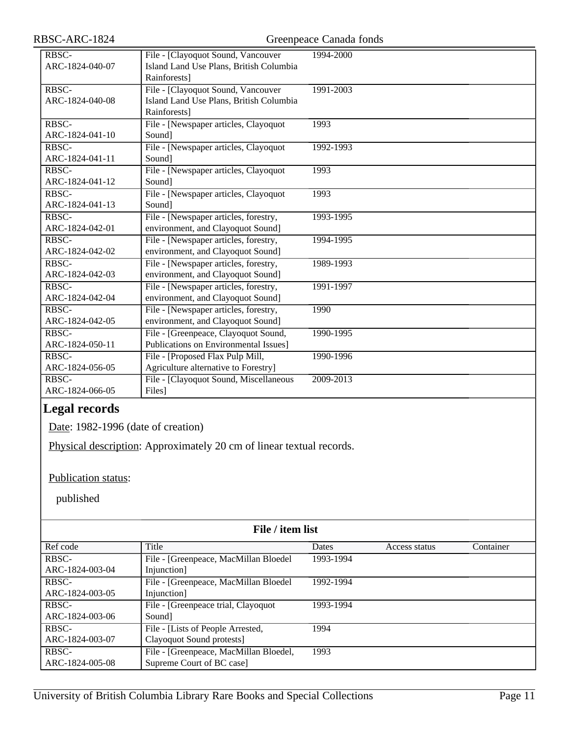| RBSC-ARC-1824-040-07 | File - [Clayoquot Sound, Vancouver Island Land Use Plans, British Columbia Rainforests] | 1994-2000 | | |
| --- | --- | --- | --- | --- |
| RBSC-ARC-1824-040-08 | File - [Clayoquot Sound, Vancouver Island Land Use Plans, British Columbia Rainforests] | 1991-2003 | | |
| RBSC-ARC-1824-041-10 | File - [Newspaper articles, Clayoquot Sound] | 1993 | | |
| RBSC-ARC-1824-041-11 | File - [Newspaper articles, Clayoquot Sound] | 1992-1993 | | |
| RBSC-ARC-1824-041-12 | File - [Newspaper articles, Clayoquot Sound] | 1993 | | |
| RBSC-ARC-1824-041-13 | File - [Newspaper articles, Clayoquot Sound] | 1993 | | |
| RBSC-ARC-1824-042-01 | File - [Newspaper articles, forestry, environment, and Clayoquot Sound] | 1993-1995 | | |
| RBSC-ARC-1824-042-02 | File - [Newspaper articles, forestry, environment, and Clayoquot Sound] | 1994-1995 | | |
| RBSC-ARC-1824-042-03 | File - [Newspaper articles, forestry, environment, and Clayoquot Sound] | 1989-1993 | | |
| RBSC-ARC-1824-042-04 | File - [Newspaper articles, forestry, environment, and Clayoquot Sound] | 1991-1997 | | |
| RBSC-ARC-1824-042-05 | File - [Newspaper articles, forestry, environment, and Clayoquot Sound] | 1990 | | |
| RBSC-ARC-1824-050-11 | File - [Greenpeace, Clayoquot Sound, Publications on Environmental Issues] | 1990-1995 | | |
| RBSC-ARC-1824-056-05 | File - [Proposed Flax Pulp Mill, Agriculture alternative to Forestry] | 1990-1996 | | |
| RBSC-ARC-1824-066-05 | File - [Clayoquot Sound, Miscellaneous Files] | 2009-2013 | | |

## Legal records

Date: 1982-1996 (date of creation)

Physical description: Approximately 20 cm of linear textual records.

Publication status:

published

**File / item list**

| Ref code | Title | Dates | Access status | Container |
| --- | --- | --- | --- | --- |
| RBSC-ARC-1824-003-04 | File - [Greenpeace, MacMillan Bloedel Injunction] | 1993-1994 | | |
| RBSC-ARC-1824-003-05 | File - [Greenpeace, MacMillan Bloedel Injunction] | 1992-1994 | | |
| RBSC-ARC-1824-003-06 | File - [Greenpeace trial, Clayoquot Sound] | 1993-1994 | | |
| RBSC-ARC-1824-003-07 | File - [Lists of People Arrested, Clayoquot Sound protests] | 1994 | | |
| RBSC-ARC-1824-005-08 | File - [Greenpeace, MacMillan Bloedel, Supreme Court of BC case] | 1993 | | |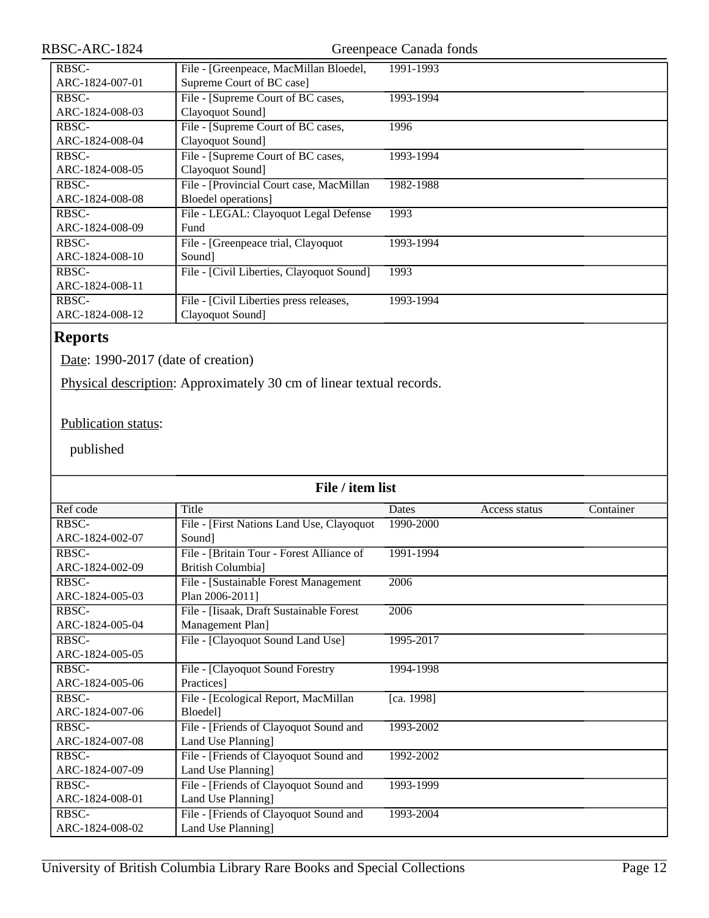| Ref code | Title | Dates | Access status | Container |
|---|---|---|---|---|
| RBSC-ARC-1824-007-01 | File - [Greenpeace, MacMillan Bloedel, Supreme Court of BC case] | 1991-1993 | | |
| RBSC-ARC-1824-008-03 | File - [Supreme Court of BC cases, Clayoquot Sound] | 1993-1994 | | |
| RBSC-ARC-1824-008-04 | File - [Supreme Court of BC cases, Clayoquot Sound] | 1996 | | |
| RBSC-ARC-1824-008-05 | File - [Supreme Court of BC cases, Clayoquot Sound] | 1993-1994 | | |
| RBSC-ARC-1824-008-08 | File - [Provincial Court case, MacMillan Bloedel operations] | 1982-1988 | | |
| RBSC-ARC-1824-008-09 | File - LEGAL: Clayoquot Legal Defense Fund | 1993 | | |
| RBSC-ARC-1824-008-10 | File - [Greenpeace trial, Clayoquot Sound] | 1993-1994 | | |
| RBSC-ARC-1824-008-11 | File - [Civil Liberties, Clayoquot Sound] | 1993 | | |
| RBSC-ARC-1824-008-12 | File - [Civil Liberties press releases, Clayoquot Sound] | 1993-1994 | | |

## Reports

Date: 1990-2017 (date of creation)

Physical description: Approximately 30 cm of linear textual records.

Publication status:

published

**File / item list**

| Ref code | Title | Dates | Access status | Container |
|---|---|---|---|---|
| RBSC-ARC-1824-002-07 | File - [First Nations Land Use, Clayoquot Sound] | 1990-2000 | | |
| RBSC-ARC-1824-002-09 | File - [Britain Tour - Forest Alliance of British Columbia] | 1991-1994 | | |
| RBSC-ARC-1824-005-03 | File - [Sustainable Forest Management Plan 2006-2011] | 2006 | | |
| RBSC-ARC-1824-005-04 | File - [Iisaak, Draft Sustainable Forest Management Plan] | 2006 | | |
| RBSC-ARC-1824-005-05 | File - [Clayoquot Sound Land Use] | 1995-2017 | | |
| RBSC-ARC-1824-005-06 | File - [Clayoquot Sound Forestry Practices] | 1994-1998 | | |
| RBSC-ARC-1824-007-06 | File - [Ecological Report, MacMillan Bloedel] | [ca. 1998] | | |
| RBSC-ARC-1824-007-08 | File - [Friends of Clayoquot Sound and Land Use Planning] | 1993-2002 | | |
| RBSC-ARC-1824-007-09 | File - [Friends of Clayoquot Sound and Land Use Planning] | 1992-2002 | | |
| RBSC-ARC-1824-008-01 | File - [Friends of Clayoquot Sound and Land Use Planning] | 1993-1999 | | |
| RBSC-ARC-1824-008-02 | File - [Friends of Clayoquot Sound and Land Use Planning] | 1993-2004 | | |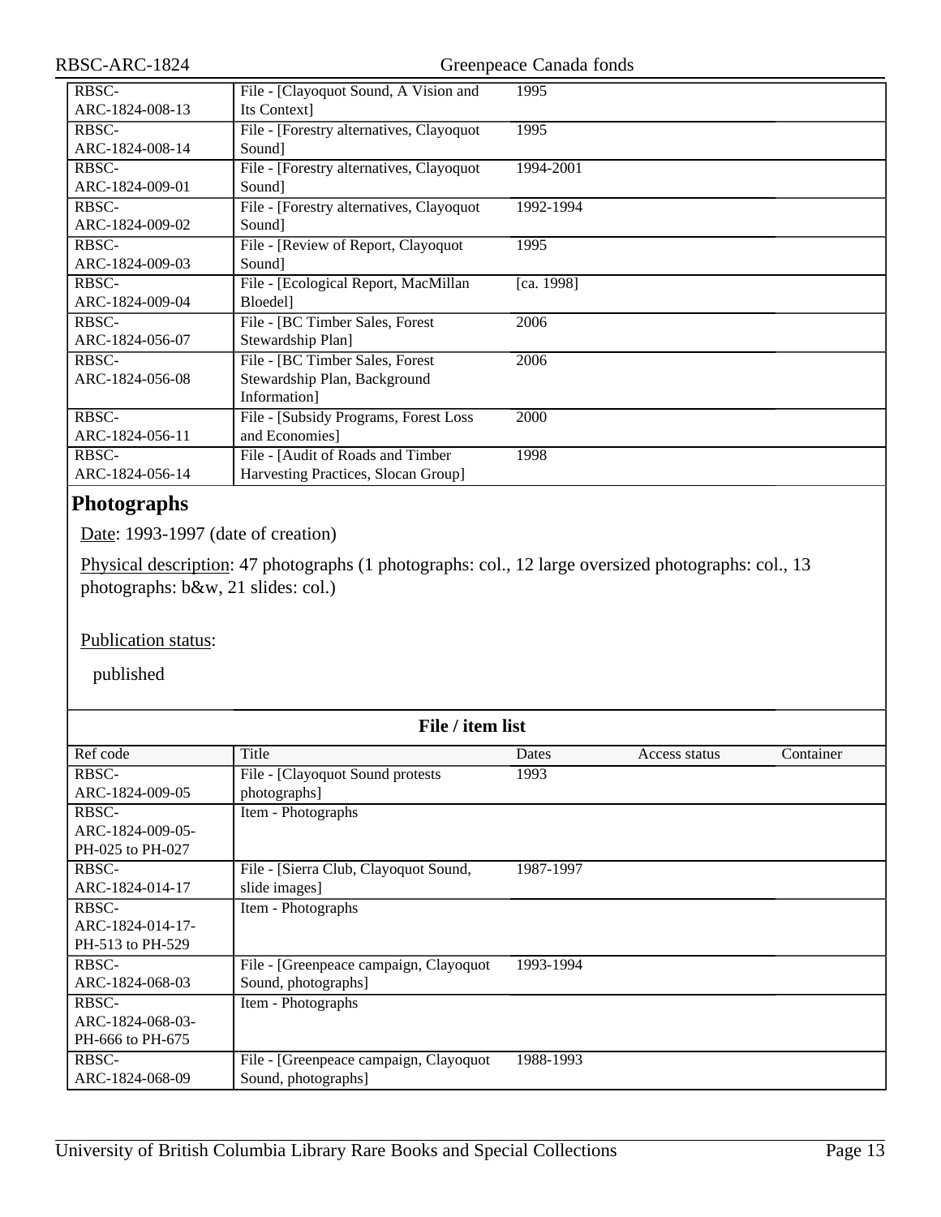| | | | | |
|---|---|---|---|---|
| RBSC-ARC-1824-008-13 | File - [Clayoquot Sound, A Vision and Its Context] | 1995 | | |
| RBSC-ARC-1824-008-14 | File - [Forestry alternatives, Clayoquot Sound] | 1995 | | |
| RBSC-ARC-1824-009-01 | File - [Forestry alternatives, Clayoquot Sound] | 1994-2001 | | |
| RBSC-ARC-1824-009-02 | File - [Forestry alternatives, Clayoquot Sound] | 1992-1994 | | |
| RBSC-ARC-1824-009-03 | File - [Review of Report, Clayoquot Sound] | 1995 | | |
| RBSC-ARC-1824-009-04 | File - [Ecological Report, MacMillan Bloedel] | [ca. 1998] | | |
| RBSC-ARC-1824-056-07 | File - [BC Timber Sales, Forest Stewardship Plan] | 2006 | | |
| RBSC-ARC-1824-056-08 | File - [BC Timber Sales, Forest Stewardship Plan, Background Information] | 2006 | | |
| RBSC-ARC-1824-056-11 | File - [Subsidy Programs, Forest Loss and Economies] | 2000 | | |
| RBSC-ARC-1824-056-14 | File - [Audit of Roads and Timber Harvesting Practices, Slocan Group] | 1998 | | |

## Photographs

Date: 1993-1997 (date of creation)

Physical description: 47 photographs (1 photographs: col., 12 large oversized photographs: col., 13 photographs: b&w, 21 slides: col.)

Publication status:

published

**File / item list**

| Ref code | Title | Dates | Access status | Container |
|---|---|---|---|---|
| RBSC-ARC-1824-009-05 | File - [Clayoquot Sound protests photographs] | 1993 | | |
| RBSC-ARC-1824-009-05-PH-025 to PH-027 | Item - Photographs | | | |
| RBSC-ARC-1824-014-17 | File - [Sierra Club, Clayoquot Sound, slide images] | 1987-1997 | | |
| RBSC-ARC-1824-014-17-PH-513 to PH-529 | Item - Photographs | | | |
| RBSC-ARC-1824-068-03 | File - [Greenpeace campaign, Clayoquot Sound, photographs] | 1993-1994 | | |
| RBSC-ARC-1824-068-03-PH-666 to PH-675 | Item - Photographs | | | |
| RBSC-ARC-1824-068-09 | File - [Greenpeace campaign, Clayoquot Sound, photographs] | 1988-1993 | | |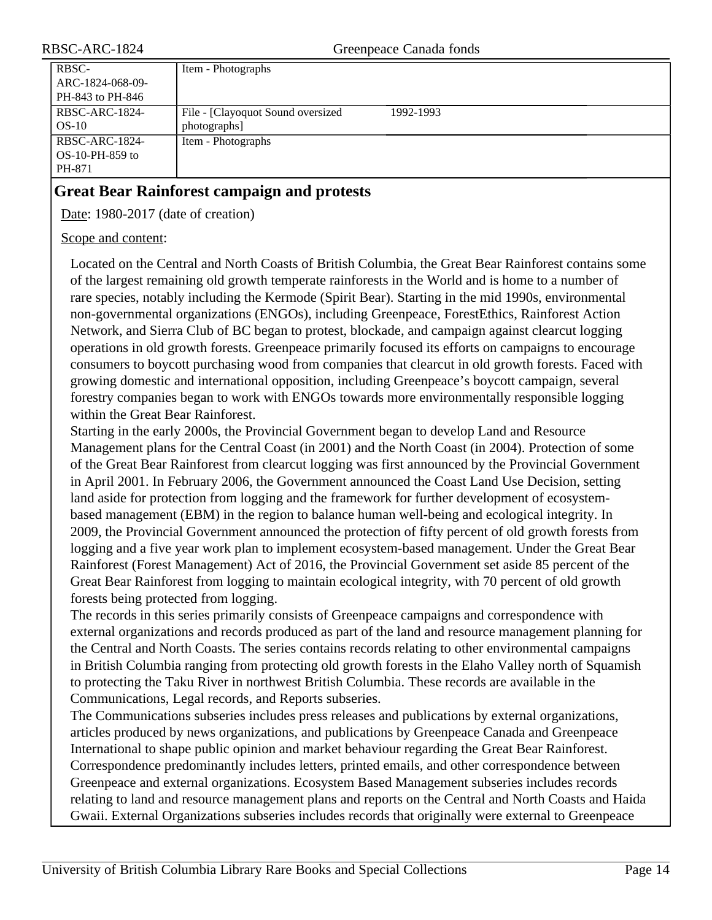| | | |
|---|---|---|
| RBSC-ARC-1824-068-09-PH-843 to PH-846 | Item - Photographs | |
| RBSC-ARC-1824-OS-10 | File - [Clayoquot Sound oversized photographs] | 1992-1993 |
| RBSC-ARC-1824-OS-10-PH-859 to PH-871 | Item - Photographs | |

## Great Bear Rainforest campaign and protests

Date: 1980-2017 (date of creation)

Scope and content:

Located on the Central and North Coasts of British Columbia, the Great Bear Rainforest contains some of the largest remaining old growth temperate rainforests in the World and is home to a number of rare species, notably including the Kermode (Spirit Bear). Starting in the mid 1990s, environmental non-governmental organizations (ENGOs), including Greenpeace, ForestEthics, Rainforest Action Network, and Sierra Club of BC began to protest, blockade, and campaign against clearcut logging operations in old growth forests. Greenpeace primarily focused its efforts on campaigns to encourage consumers to boycott purchasing wood from companies that clearcut in old growth forests. Faced with growing domestic and international opposition, including Greenpeace's boycott campaign, several forestry companies began to work with ENGOs towards more environmentally responsible logging within the Great Bear Rainforest.

Starting in the early 2000s, the Provincial Government began to develop Land and Resource Management plans for the Central Coast (in 2001) and the North Coast (in 2004). Protection of some of the Great Bear Rainforest from clearcut logging was first announced by the Provincial Government in April 2001. In February 2006, the Government announced the Coast Land Use Decision, setting land aside for protection from logging and the framework for further development of ecosystem-based management (EBM) in the region to balance human well-being and ecological integrity. In 2009, the Provincial Government announced the protection of fifty percent of old growth forests from logging and a five year work plan to implement ecosystem-based management. Under the Great Bear Rainforest (Forest Management) Act of 2016, the Provincial Government set aside 85 percent of the Great Bear Rainforest from logging to maintain ecological integrity, with 70 percent of old growth forests being protected from logging.

The records in this series primarily consists of Greenpeace campaigns and correspondence with external organizations and records produced as part of the land and resource management planning for the Central and North Coasts. The series contains records relating to other environmental campaigns in British Columbia ranging from protecting old growth forests in the Elaho Valley north of Squamish to protecting the Taku River in northwest British Columbia. These records are available in the Communications, Legal records, and Reports subseries.

The Communications subseries includes press releases and publications by external organizations, articles produced by news organizations, and publications by Greenpeace Canada and Greenpeace International to shape public opinion and market behaviour regarding the Great Bear Rainforest. Correspondence predominantly includes letters, printed emails, and other correspondence between Greenpeace and external organizations. Ecosystem Based Management subseries includes records relating to land and resource management plans and reports on the Central and North Coasts and Haida Gwaii. External Organizations subseries includes records that originally were external to Greenpeace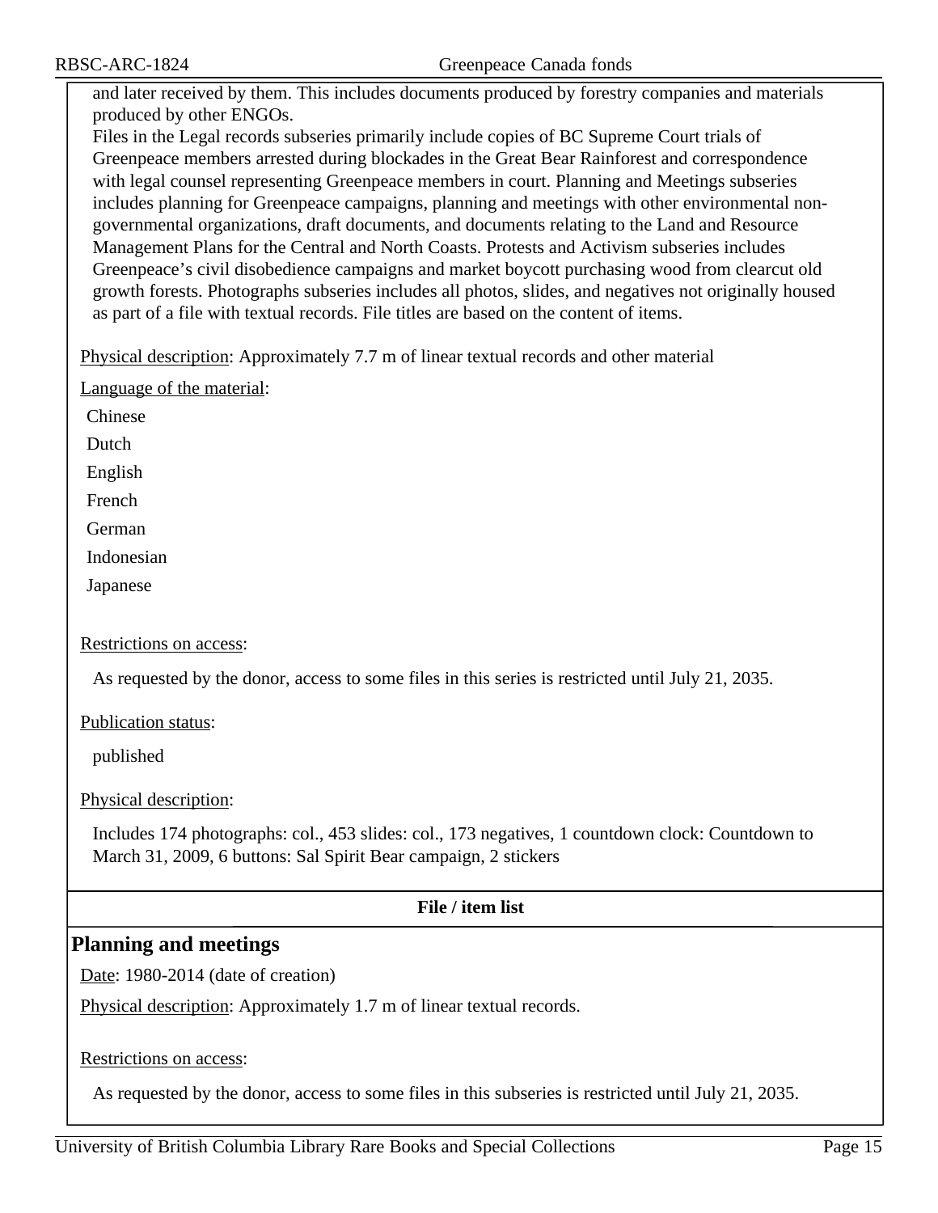and later received by them. This includes documents produced by forestry companies and materials produced by other ENGOs.

Files in the Legal records subseries primarily include copies of BC Supreme Court trials of Greenpeace members arrested during blockades in the Great Bear Rainforest and correspondence with legal counsel representing Greenpeace members in court. Planning and Meetings subseries includes planning for Greenpeace campaigns, planning and meetings with other environmental non-governmental organizations, draft documents, and documents relating to the Land and Resource Management Plans for the Central and North Coasts. Protests and Activism subseries includes Greenpeace's civil disobedience campaigns and market boycott purchasing wood from clearcut old growth forests. Photographs subseries includes all photos, slides, and negatives not originally housed as part of a file with textual records. File titles are based on the content of items.

Physical description: Approximately 7.7 m of linear textual records and other material

Language of the material:

- Chinese
- Dutch
- English
- French
- German
- Indonesian
- Japanese

Restrictions on access:

As requested by the donor, access to some files in this series is restricted until July 21, 2035.

Publication status:

published

Physical description:

Includes 174 photographs: col., 453 slides: col., 173 negatives, 1 countdown clock: Countdown to March 31, 2009, 6 buttons: Sal Spirit Bear campaign, 2 stickers

**File / item list**

## Planning and meetings

Date: 1980-2014 (date of creation)

Physical description: Approximately 1.7 m of linear textual records.

Restrictions on access:

As requested by the donor, access to some files in this subseries is restricted until July 21, 2035.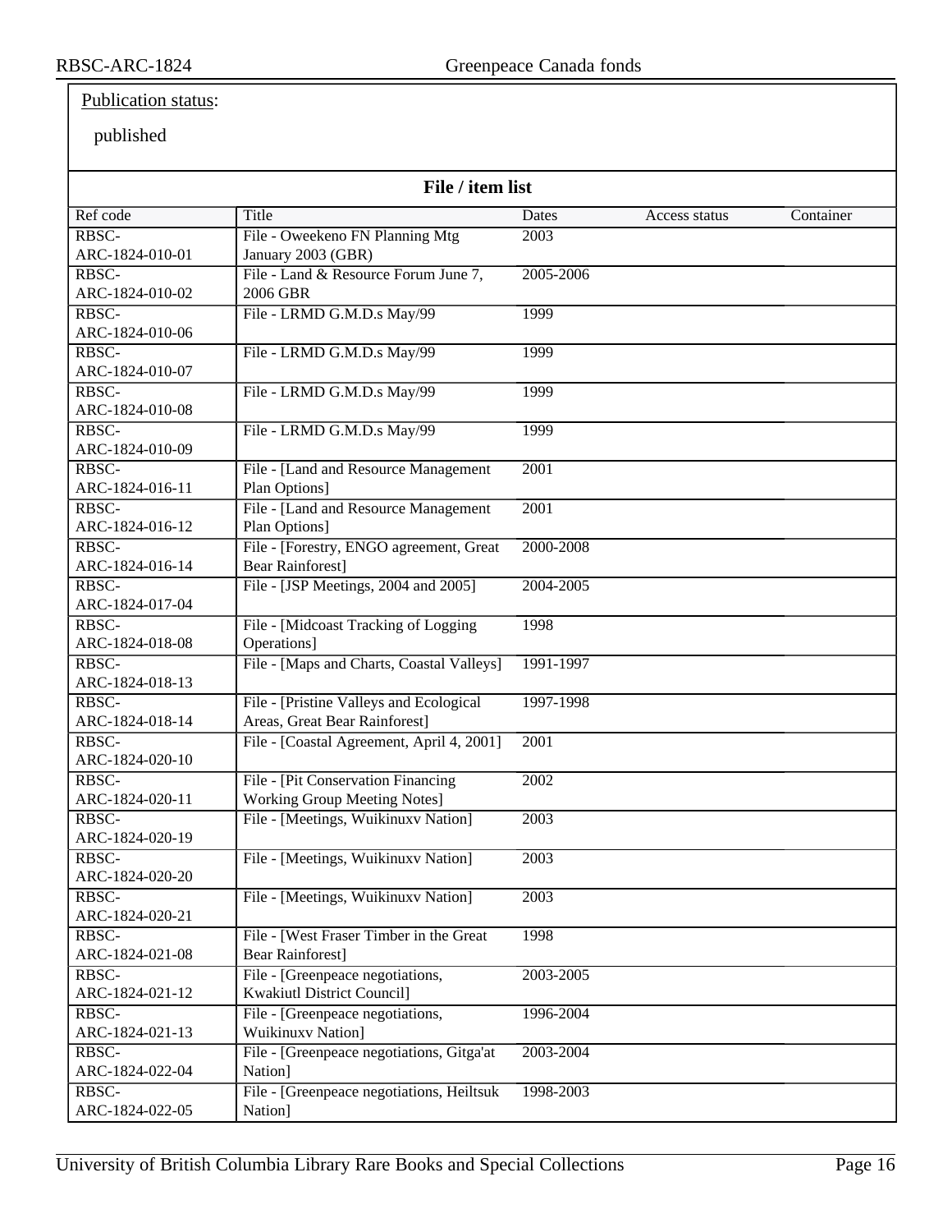Publication status:

published

## File / item list

| Ref code | Title | Dates | Access status | Container |
|---|---|---|---|---|
| RBSC-ARC-1824-010-01 | File - Oweekeno FN Planning Mtg January 2003 (GBR) | 2003 | | |
| RBSC-ARC-1824-010-02 | File - Land & Resource Forum June 7, 2006 GBR | 2005-2006 | | |
| RBSC-ARC-1824-010-06 | File - LRMD G.M.D.s May/99 | 1999 | | |
| RBSC-ARC-1824-010-07 | File - LRMD G.M.D.s May/99 | 1999 | | |
| RBSC-ARC-1824-010-08 | File - LRMD G.M.D.s May/99 | 1999 | | |
| RBSC-ARC-1824-010-09 | File - LRMD G.M.D.s May/99 | 1999 | | |
| RBSC-ARC-1824-016-11 | File - [Land and Resource Management Plan Options] | 2001 | | |
| RBSC-ARC-1824-016-12 | File - [Land and Resource Management Plan Options] | 2001 | | |
| RBSC-ARC-1824-016-14 | File - [Forestry, ENGO agreement, Great Bear Rainforest] | 2000-2008 | | |
| RBSC-ARC-1824-017-04 | File - [JSP Meetings, 2004 and 2005] | 2004-2005 | | |
| RBSC-ARC-1824-018-08 | File - [Midcoast Tracking of Logging Operations] | 1998 | | |
| RBSC-ARC-1824-018-13 | File - [Maps and Charts, Coastal Valleys] | 1991-1997 | | |
| RBSC-ARC-1824-018-14 | File - [Pristine Valleys and Ecological Areas, Great Bear Rainforest] | 1997-1998 | | |
| RBSC-ARC-1824-020-10 | File - [Coastal Agreement, April 4, 2001] | 2001 | | |
| RBSC-ARC-1824-020-11 | File - [Pit Conservation Financing Working Group Meeting Notes] | 2002 | | |
| RBSC-ARC-1824-020-19 | File - [Meetings, Wuikinuxv Nation] | 2003 | | |
| RBSC-ARC-1824-020-20 | File - [Meetings, Wuikinuxv Nation] | 2003 | | |
| RBSC-ARC-1824-020-21 | File - [Meetings, Wuikinuxv Nation] | 2003 | | |
| RBSC-ARC-1824-021-08 | File - [West Fraser Timber in the Great Bear Rainforest] | 1998 | | |
| RBSC-ARC-1824-021-12 | File - [Greenpeace negotiations, Kwakiutl District Council] | 2003-2005 | | |
| RBSC-ARC-1824-021-13 | File - [Greenpeace negotiations, Wuikinuxv Nation] | 1996-2004 | | |
| RBSC-ARC-1824-022-04 | File - [Greenpeace negotiations, Gitga'at Nation] | 2003-2004 | | |
| RBSC-ARC-1824-022-05 | File - [Greenpeace negotiations, Heiltsuk Nation] | 1998-2003 | | |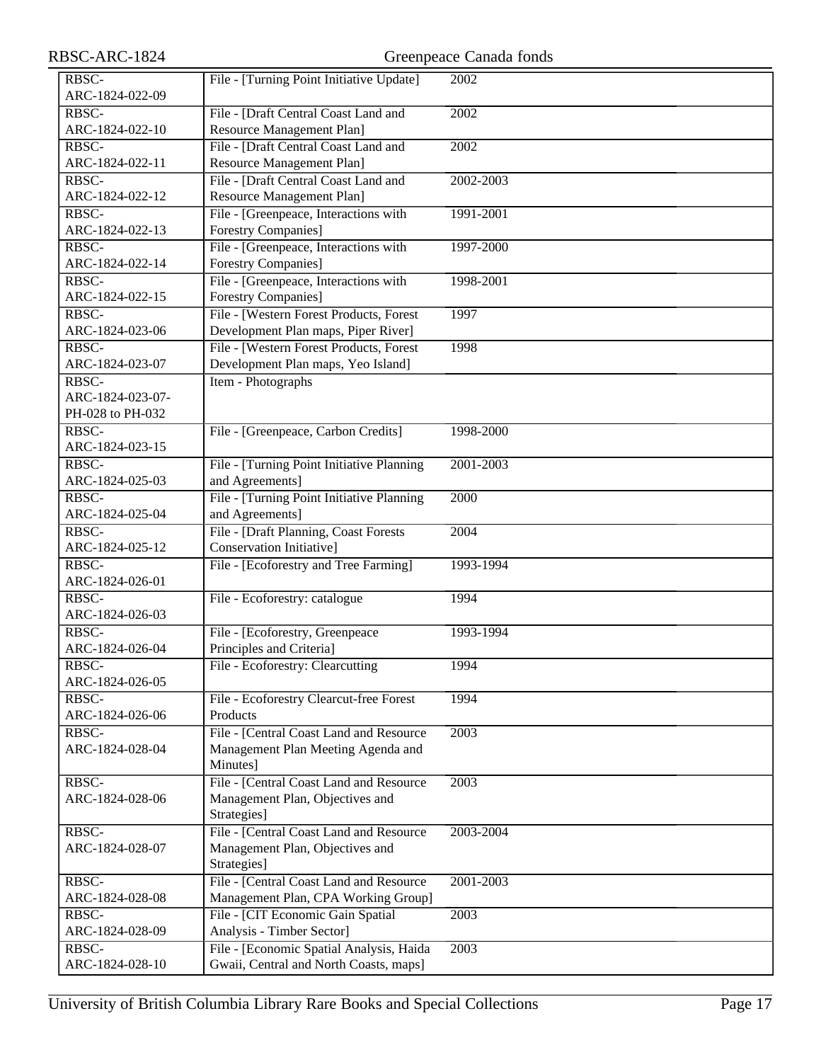| | | |
|---|---|---|
| RBSC-ARC-1824-022-09 | File - [Turning Point Initiative Update] | 2002 |
| RBSC-ARC-1824-022-10 | File - [Draft Central Coast Land and Resource Management Plan] | 2002 |
| RBSC-ARC-1824-022-11 | File - [Draft Central Coast Land and Resource Management Plan] | 2002 |
| RBSC-ARC-1824-022-12 | File - [Draft Central Coast Land and Resource Management Plan] | 2002-2003 |
| RBSC-ARC-1824-022-13 | File - [Greenpeace, Interactions with Forestry Companies] | 1991-2001 |
| RBSC-ARC-1824-022-14 | File - [Greenpeace, Interactions with Forestry Companies] | 1997-2000 |
| RBSC-ARC-1824-022-15 | File - [Greenpeace, Interactions with Forestry Companies] | 1998-2001 |
| RBSC-ARC-1824-023-06 | File - [Western Forest Products, Forest Development Plan maps, Piper River] | 1997 |
| RBSC-ARC-1824-023-07 | File - [Western Forest Products, Forest Development Plan maps, Yeo Island] | 1998 |
| RBSC-ARC-1824-023-07-PH-028 to PH-032 | Item - Photographs | |
| RBSC-ARC-1824-023-15 | File - [Greenpeace, Carbon Credits] | 1998-2000 |
| RBSC-ARC-1824-025-03 | File - [Turning Point Initiative Planning and Agreements] | 2001-2003 |
| RBSC-ARC-1824-025-04 | File - [Turning Point Initiative Planning and Agreements] | 2000 |
| RBSC-ARC-1824-025-12 | File - [Draft Planning, Coast Forests Conservation Initiative] | 2004 |
| RBSC-ARC-1824-026-01 | File - [Ecoforestry and Tree Farming] | 1993-1994 |
| RBSC-ARC-1824-026-03 | File - Ecoforestry: catalogue | 1994 |
| RBSC-ARC-1824-026-04 | File - [Ecoforestry, Greenpeace Principles and Criteria] | 1993-1994 |
| RBSC-ARC-1824-026-05 | File - Ecoforestry: Clearcutting | 1994 |
| RBSC-ARC-1824-026-06 | File - Ecoforestry Clearcut-free Forest Products | 1994 |
| RBSC-ARC-1824-028-04 | File - [Central Coast Land and Resource Management Plan Meeting Agenda and Minutes] | 2003 |
| RBSC-ARC-1824-028-06 | File - [Central Coast Land and Resource Management Plan, Objectives and Strategies] | 2003 |
| RBSC-ARC-1824-028-07 | File - [Central Coast Land and Resource Management Plan, Objectives and Strategies] | 2003-2004 |
| RBSC-ARC-1824-028-08 | File - [Central Coast Land and Resource Management Plan, CPA Working Group] | 2001-2003 |
| RBSC-ARC-1824-028-09 | File - [CIT Economic Gain Spatial Analysis - Timber Sector] | 2003 |
| RBSC-ARC-1824-028-10 | File - [Economic Spatial Analysis, Haida Gwaii, Central and North Coasts, maps] | 2003 |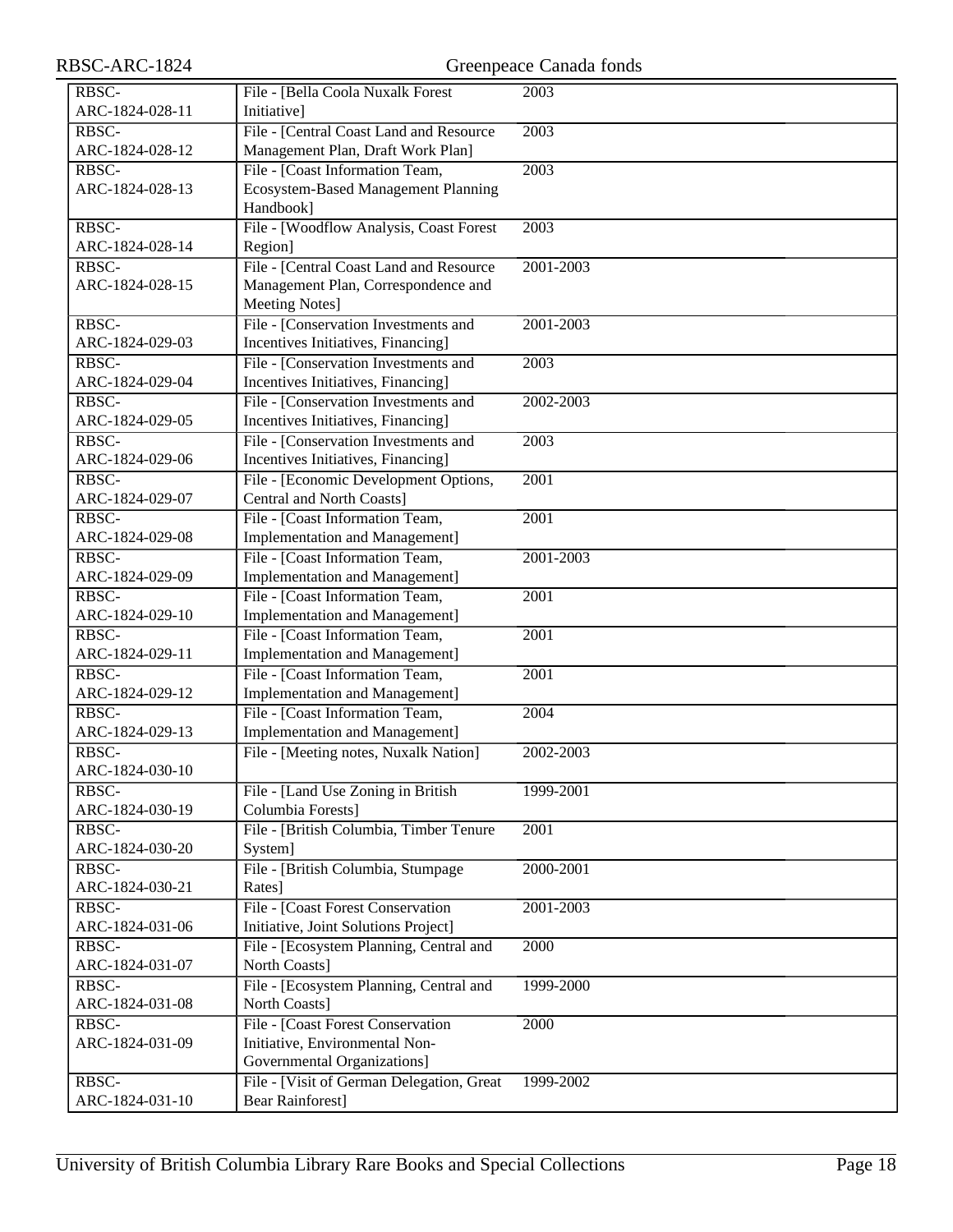| | | |
|---|---|---|
| RBSC-ARC-1824-028-11 | File - [Bella Coola Nuxalk Forest Initiative] | 2003 |
| RBSC-ARC-1824-028-12 | File - [Central Coast Land and Resource Management Plan, Draft Work Plan] | 2003 |
| RBSC-ARC-1824-028-13 | File - [Coast Information Team, Ecosystem-Based Management Planning Handbook] | 2003 |
| RBSC-ARC-1824-028-14 | File - [Woodflow Analysis, Coast Forest Region] | 2003 |
| RBSC-ARC-1824-028-15 | File - [Central Coast Land and Resource Management Plan, Correspondence and Meeting Notes] | 2001-2003 |
| RBSC-ARC-1824-029-03 | File - [Conservation Investments and Incentives Initiatives, Financing] | 2001-2003 |
| RBSC-ARC-1824-029-04 | File - [Conservation Investments and Incentives Initiatives, Financing] | 2003 |
| RBSC-ARC-1824-029-05 | File - [Conservation Investments and Incentives Initiatives, Financing] | 2002-2003 |
| RBSC-ARC-1824-029-06 | File - [Conservation Investments and Incentives Initiatives, Financing] | 2003 |
| RBSC-ARC-1824-029-07 | File - [Economic Development Options, Central and North Coasts] | 2001 |
| RBSC-ARC-1824-029-08 | File - [Coast Information Team, Implementation and Management] | 2001 |
| RBSC-ARC-1824-029-09 | File - [Coast Information Team, Implementation and Management] | 2001-2003 |
| RBSC-ARC-1824-029-10 | File - [Coast Information Team, Implementation and Management] | 2001 |
| RBSC-ARC-1824-029-11 | File - [Coast Information Team, Implementation and Management] | 2001 |
| RBSC-ARC-1824-029-12 | File - [Coast Information Team, Implementation and Management] | 2001 |
| RBSC-ARC-1824-029-13 | File - [Coast Information Team, Implementation and Management] | 2004 |
| RBSC-ARC-1824-030-10 | File - [Meeting notes, Nuxalk Nation] | 2002-2003 |
| RBSC-ARC-1824-030-19 | File - [Land Use Zoning in British Columbia Forests] | 1999-2001 |
| RBSC-ARC-1824-030-20 | File - [British Columbia, Timber Tenure System] | 2001 |
| RBSC-ARC-1824-030-21 | File - [British Columbia, Stumpage Rates] | 2000-2001 |
| RBSC-ARC-1824-031-06 | File - [Coast Forest Conservation Initiative, Joint Solutions Project] | 2001-2003 |
| RBSC-ARC-1824-031-07 | File - [Ecosystem Planning, Central and North Coasts] | 2000 |
| RBSC-ARC-1824-031-08 | File - [Ecosystem Planning, Central and North Coasts] | 1999-2000 |
| RBSC-ARC-1824-031-09 | File - [Coast Forest Conservation Initiative, Environmental Non-Governmental Organizations] | 2000 |
| RBSC-ARC-1824-031-10 | File - [Visit of German Delegation, Great Bear Rainforest] | 1999-2002 |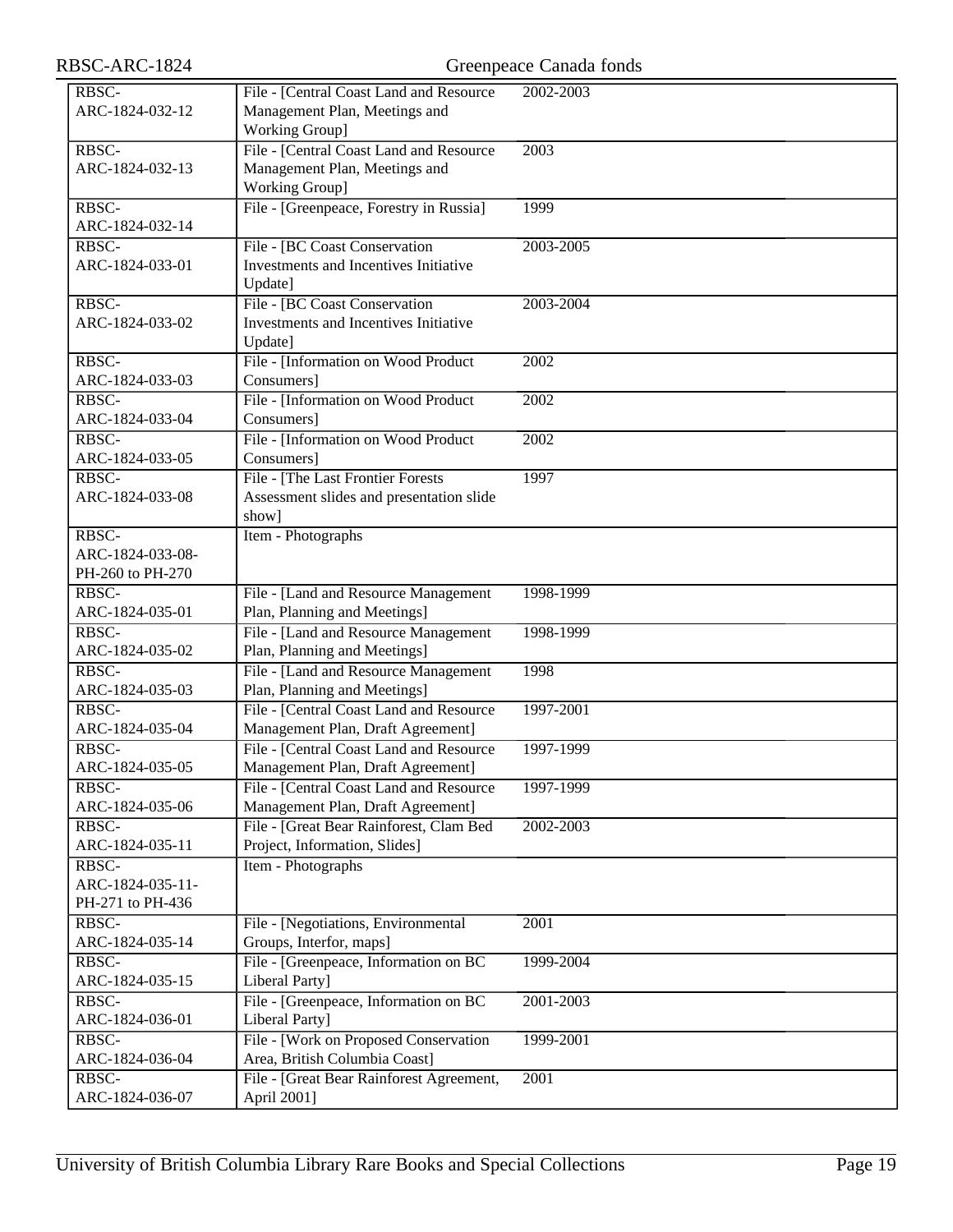| | | |
|---|---|---|
| RBSC-ARC-1824-032-12 | File - [Central Coast Land and Resource Management Plan, Meetings and Working Group] | 2002-2003 |
| RBSC-ARC-1824-032-13 | File - [Central Coast Land and Resource Management Plan, Meetings and Working Group] | 2003 |
| RBSC-ARC-1824-032-14 | File - [Greenpeace, Forestry in Russia] | 1999 |
| RBSC-ARC-1824-033-01 | File - [BC Coast Conservation Investments and Incentives Initiative Update] | 2003-2005 |
| RBSC-ARC-1824-033-02 | File - [BC Coast Conservation Investments and Incentives Initiative Update] | 2003-2004 |
| RBSC-ARC-1824-033-03 | File - [Information on Wood Product Consumers] | 2002 |
| RBSC-ARC-1824-033-04 | File - [Information on Wood Product Consumers] | 2002 |
| RBSC-ARC-1824-033-05 | File - [Information on Wood Product Consumers] | 2002 |
| RBSC-ARC-1824-033-08 | File - [The Last Frontier Forests Assessment slides and presentation slide show] | 1997 |
| RBSC-ARC-1824-033-08-PH-260 to PH-270 | Item - Photographs | |
| RBSC-ARC-1824-035-01 | File - [Land and Resource Management Plan, Planning and Meetings] | 1998-1999 |
| RBSC-ARC-1824-035-02 | File - [Land and Resource Management Plan, Planning and Meetings] | 1998-1999 |
| RBSC-ARC-1824-035-03 | File - [Land and Resource Management Plan, Planning and Meetings] | 1998 |
| RBSC-ARC-1824-035-04 | File - [Central Coast Land and Resource Management Plan, Draft Agreement] | 1997-2001 |
| RBSC-ARC-1824-035-05 | File - [Central Coast Land and Resource Management Plan, Draft Agreement] | 1997-1999 |
| RBSC-ARC-1824-035-06 | File - [Central Coast Land and Resource Management Plan, Draft Agreement] | 1997-1999 |
| RBSC-ARC-1824-035-11 | File - [Great Bear Rainforest, Clam Bed Project, Information, Slides] | 2002-2003 |
| RBSC-ARC-1824-035-11-PH-271 to PH-436 | Item - Photographs | |
| RBSC-ARC-1824-035-14 | File - [Negotiations, Environmental Groups, Interfor, maps] | 2001 |
| RBSC-ARC-1824-035-15 | File - [Greenpeace, Information on BC Liberal Party] | 1999-2004 |
| RBSC-ARC-1824-036-01 | File - [Greenpeace, Information on BC Liberal Party] | 2001-2003 |
| RBSC-ARC-1824-036-04 | File - [Work on Proposed Conservation Area, British Columbia Coast] | 1999-2001 |
| RBSC-ARC-1824-036-07 | File - [Great Bear Rainforest Agreement, April 2001] | 2001 |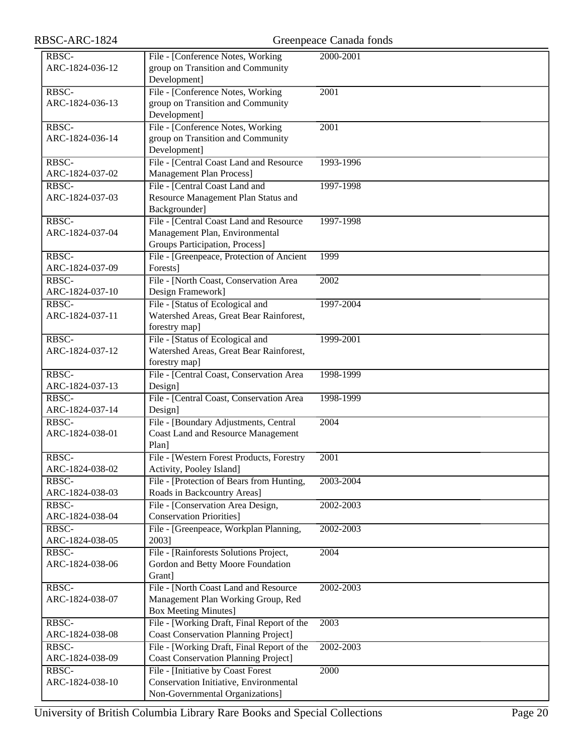| | | |
|---|---|---|
| RBSC-ARC-1824-036-12 | File - [Conference Notes, Working group on Transition and Community Development] | 2000-2001 |
| RBSC-ARC-1824-036-13 | File - [Conference Notes, Working group on Transition and Community Development] | 2001 |
| RBSC-ARC-1824-036-14 | File - [Conference Notes, Working group on Transition and Community Development] | 2001 |
| RBSC-ARC-1824-037-02 | File - [Central Coast Land and Resource Management Plan Process] | 1993-1996 |
| RBSC-ARC-1824-037-03 | File - [Central Coast Land and Resource Management Plan Status and Backgrounder] | 1997-1998 |
| RBSC-ARC-1824-037-04 | File - [Central Coast Land and Resource Management Plan, Environmental Groups Participation, Process] | 1997-1998 |
| RBSC-ARC-1824-037-09 | File - [Greenpeace, Protection of Ancient Forests] | 1999 |
| RBSC-ARC-1824-037-10 | File - [North Coast, Conservation Area Design Framework] | 2002 |
| RBSC-ARC-1824-037-11 | File - [Status of Ecological and Watershed Areas, Great Bear Rainforest, forestry map] | 1997-2004 |
| RBSC-ARC-1824-037-12 | File - [Status of Ecological and Watershed Areas, Great Bear Rainforest, forestry map] | 1999-2001 |
| RBSC-ARC-1824-037-13 | File - [Central Coast, Conservation Area Design] | 1998-1999 |
| RBSC-ARC-1824-037-14 | File - [Central Coast, Conservation Area Design] | 1998-1999 |
| RBSC-ARC-1824-038-01 | File - [Boundary Adjustments, Central Coast Land and Resource Management Plan] | 2004 |
| RBSC-ARC-1824-038-02 | File - [Western Forest Products, Forestry Activity, Pooley Island] | 2001 |
| RBSC-ARC-1824-038-03 | File - [Protection of Bears from Hunting, Roads in Backcountry Areas] | 2003-2004 |
| RBSC-ARC-1824-038-04 | File - [Conservation Area Design, Conservation Priorities] | 2002-2003 |
| RBSC-ARC-1824-038-05 | File - [Greenpeace, Workplan Planning, 2003] | 2002-2003 |
| RBSC-ARC-1824-038-06 | File - [Rainforests Solutions Project, Gordon and Betty Moore Foundation Grant] | 2004 |
| RBSC-ARC-1824-038-07 | File - [North Coast Land and Resource Management Plan Working Group, Red Box Meeting Minutes] | 2002-2003 |
| RBSC-ARC-1824-038-08 | File - [Working Draft, Final Report of the Coast Conservation Planning Project] | 2003 |
| RBSC-ARC-1824-038-09 | File - [Working Draft, Final Report of the Coast Conservation Planning Project] | 2002-2003 |
| RBSC-ARC-1824-038-10 | File - [Initiative by Coast Forest Conservation Initiative, Environmental Non-Governmental Organizations] | 2000 |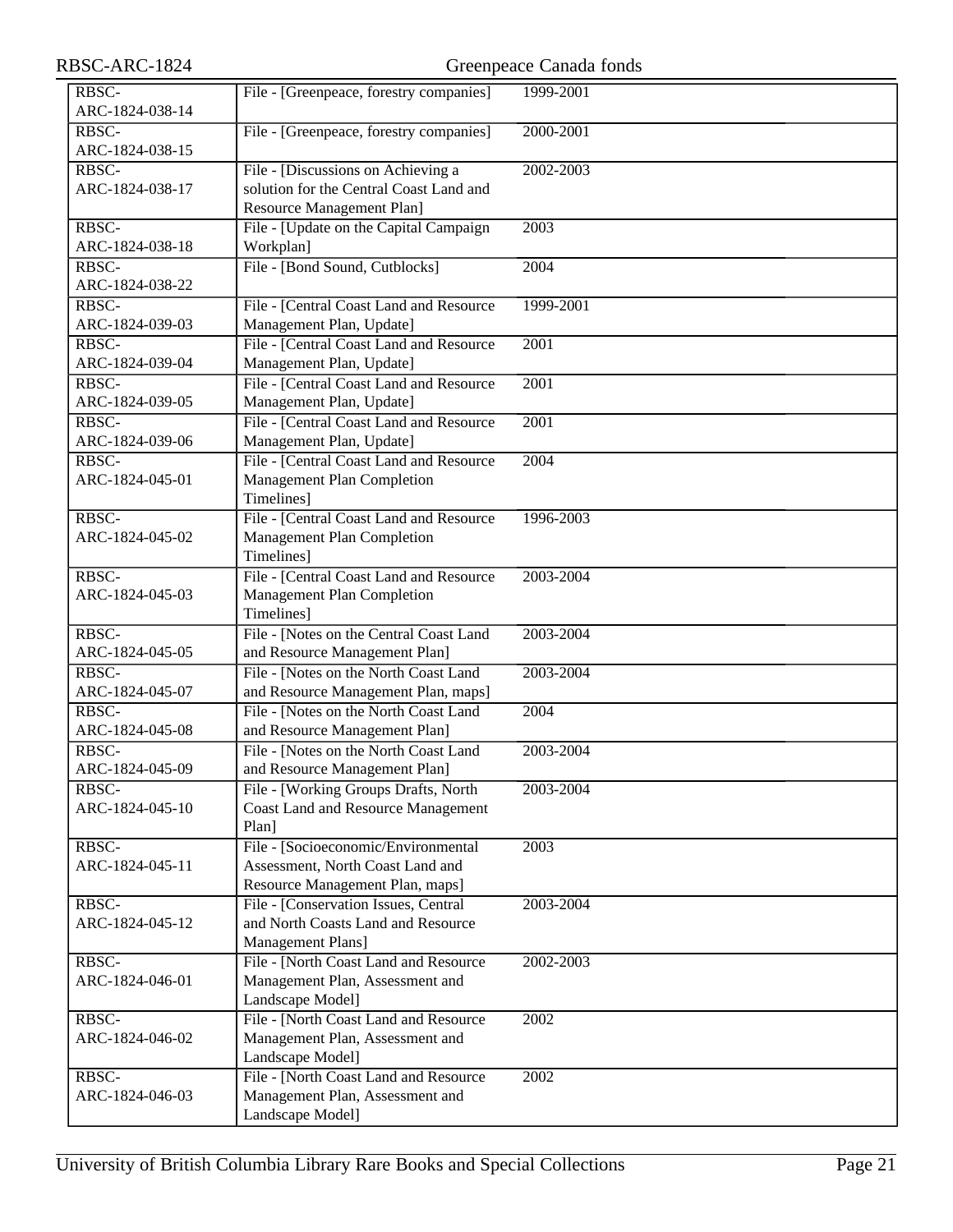| | | |
|---|---|---|
| RBSC-ARC-1824-038-14 | File - [Greenpeace, forestry companies] | 1999-2001 |
| RBSC-ARC-1824-038-15 | File - [Greenpeace, forestry companies] | 2000-2001 |
| RBSC-ARC-1824-038-17 | File - [Discussions on Achieving a solution for the Central Coast Land and Resource Management Plan] | 2002-2003 |
| RBSC-ARC-1824-038-18 | File - [Update on the Capital Campaign Workplan] | 2003 |
| RBSC-ARC-1824-038-22 | File - [Bond Sound, Cutblocks] | 2004 |
| RBSC-ARC-1824-039-03 | File - [Central Coast Land and Resource Management Plan, Update] | 1999-2001 |
| RBSC-ARC-1824-039-04 | File - [Central Coast Land and Resource Management Plan, Update] | 2001 |
| RBSC-ARC-1824-039-05 | File - [Central Coast Land and Resource Management Plan, Update] | 2001 |
| RBSC-ARC-1824-039-06 | File - [Central Coast Land and Resource Management Plan, Update] | 2001 |
| RBSC-ARC-1824-045-01 | File - [Central Coast Land and Resource Management Plan Completion Timelines] | 2004 |
| RBSC-ARC-1824-045-02 | File - [Central Coast Land and Resource Management Plan Completion Timelines] | 1996-2003 |
| RBSC-ARC-1824-045-03 | File - [Central Coast Land and Resource Management Plan Completion Timelines] | 2003-2004 |
| RBSC-ARC-1824-045-05 | File - [Notes on the Central Coast Land and Resource Management Plan] | 2003-2004 |
| RBSC-ARC-1824-045-07 | File - [Notes on the North Coast Land and Resource Management Plan, maps] | 2003-2004 |
| RBSC-ARC-1824-045-08 | File - [Notes on the North Coast Land and Resource Management Plan] | 2004 |
| RBSC-ARC-1824-045-09 | File - [Notes on the North Coast Land and Resource Management Plan] | 2003-2004 |
| RBSC-ARC-1824-045-10 | File - [Working Groups Drafts, North Coast Land and Resource Management Plan] | 2003-2004 |
| RBSC-ARC-1824-045-11 | File - [Socioeconomic/Environmental Assessment, North Coast Land and Resource Management Plan, maps] | 2003 |
| RBSC-ARC-1824-045-12 | File - [Conservation Issues, Central and North Coasts Land and Resource Management Plans] | 2003-2004 |
| RBSC-ARC-1824-046-01 | File - [North Coast Land and Resource Management Plan, Assessment and Landscape Model] | 2002-2003 |
| RBSC-ARC-1824-046-02 | File - [North Coast Land and Resource Management Plan, Assessment and Landscape Model] | 2002 |
| RBSC-ARC-1824-046-03 | File - [North Coast Land and Resource Management Plan, Assessment and Landscape Model] | 2002 |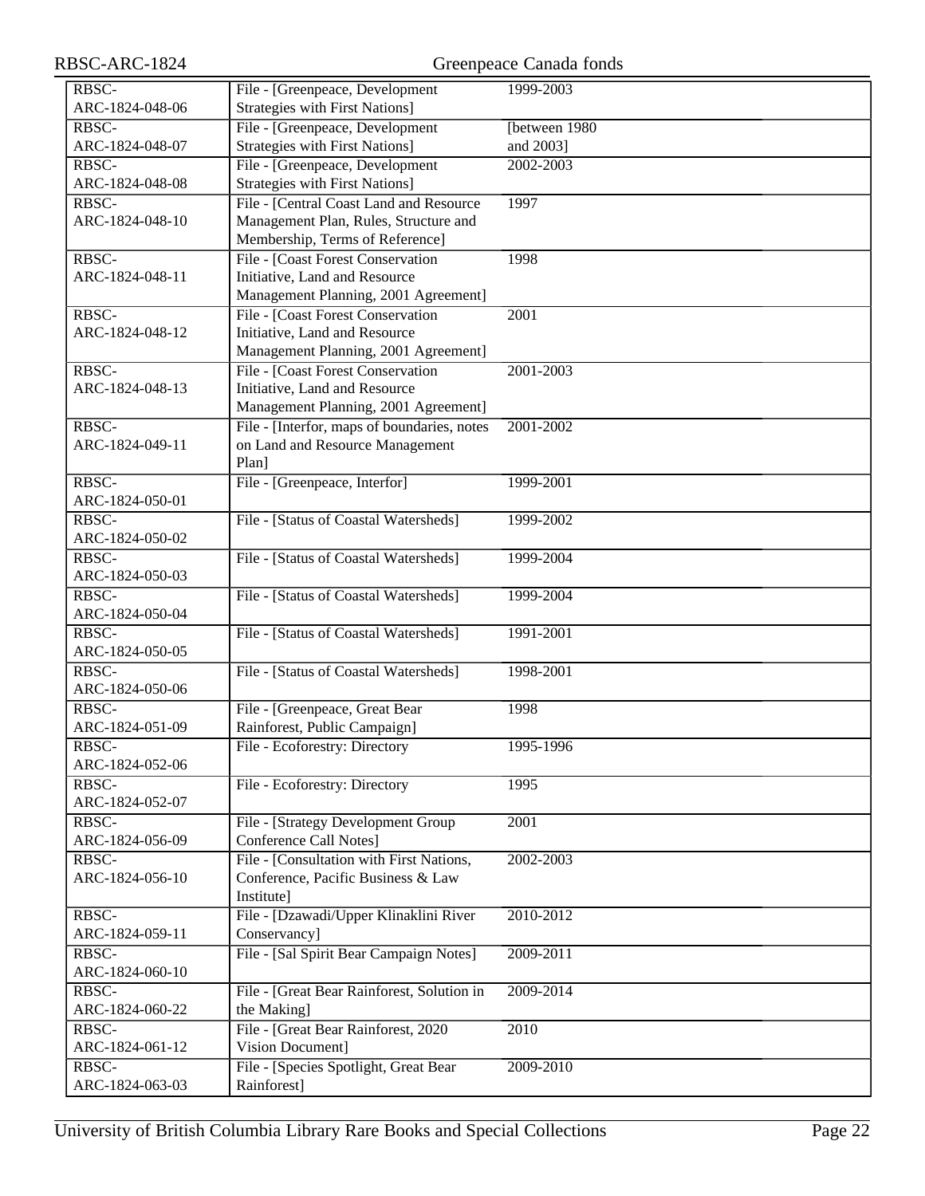| RBSC-ARC-1824-048-06 | File - [Greenpeace, Development Strategies with First Nations] | 1999-2003 |
|---|---|---|
| RBSC-ARC-1824-048-07 | File - [Greenpeace, Development Strategies with First Nations] | [between 1980 and 2003] |
| RBSC-ARC-1824-048-08 | File - [Greenpeace, Development Strategies with First Nations] | 2002-2003 |
| RBSC-ARC-1824-048-10 | File - [Central Coast Land and Resource Management Plan, Rules, Structure and Membership, Terms of Reference] | 1997 |
| RBSC-ARC-1824-048-11 | File - [Coast Forest Conservation Initiative, Land and Resource Management Planning, 2001 Agreement] | 1998 |
| RBSC-ARC-1824-048-12 | File - [Coast Forest Conservation Initiative, Land and Resource Management Planning, 2001 Agreement] | 2001 |
| RBSC-ARC-1824-048-13 | File - [Coast Forest Conservation Initiative, Land and Resource Management Planning, 2001 Agreement] | 2001-2003 |
| RBSC-ARC-1824-049-11 | File - [Interfor, maps of boundaries, notes on Land and Resource Management Plan] | 2001-2002 |
| RBSC-ARC-1824-050-01 | File - [Greenpeace, Interfor] | 1999-2001 |
| RBSC-ARC-1824-050-02 | File - [Status of Coastal Watersheds] | 1999-2002 |
| RBSC-ARC-1824-050-03 | File - [Status of Coastal Watersheds] | 1999-2004 |
| RBSC-ARC-1824-050-04 | File - [Status of Coastal Watersheds] | 1999-2004 |
| RBSC-ARC-1824-050-05 | File - [Status of Coastal Watersheds] | 1991-2001 |
| RBSC-ARC-1824-050-06 | File - [Status of Coastal Watersheds] | 1998-2001 |
| RBSC-ARC-1824-051-09 | File - [Greenpeace, Great Bear Rainforest, Public Campaign] | 1998 |
| RBSC-ARC-1824-052-06 | File - Ecoforestry: Directory | 1995-1996 |
| RBSC-ARC-1824-052-07 | File - Ecoforestry: Directory | 1995 |
| RBSC-ARC-1824-056-09 | File - [Strategy Development Group Conference Call Notes] | 2001 |
| RBSC-ARC-1824-056-10 | File - [Consultation with First Nations, Conference, Pacific Business & Law Institute] | 2002-2003 |
| RBSC-ARC-1824-059-11 | File - [Dzawadi/Upper Klinaklini River Conservancy] | 2010-2012 |
| RBSC-ARC-1824-060-10 | File - [Sal Spirit Bear Campaign Notes] | 2009-2011 |
| RBSC-ARC-1824-060-22 | File - [Great Bear Rainforest, Solution in the Making] | 2009-2014 |
| RBSC-ARC-1824-061-12 | File - [Great Bear Rainforest, 2020 Vision Document] | 2010 |
| RBSC-ARC-1824-063-03 | File - [Species Spotlight, Great Bear Rainforest] | 2009-2010 |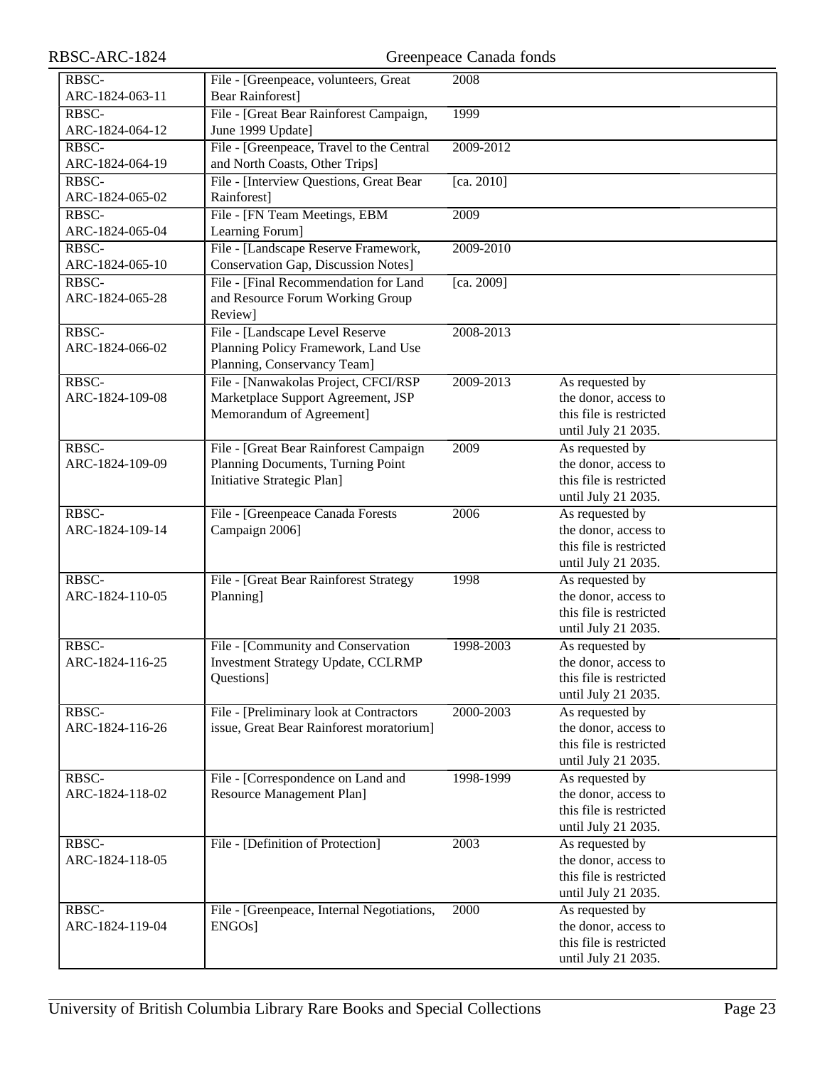| | | | |
|---|---|---|---|
| RBSC-ARC-1824-063-11 | File - [Greenpeace, volunteers, Great Bear Rainforest] | 2008 | |
| RBSC-ARC-1824-064-12 | File - [Great Bear Rainforest Campaign, June 1999 Update] | 1999 | |
| RBSC-ARC-1824-064-19 | File - [Greenpeace, Travel to the Central and North Coasts, Other Trips] | 2009-2012 | |
| RBSC-ARC-1824-065-02 | File - [Interview Questions, Great Bear Rainforest] | [ca. 2010] | |
| RBSC-ARC-1824-065-04 | File - [FN Team Meetings, EBM Learning Forum] | 2009 | |
| RBSC-ARC-1824-065-10 | File - [Landscape Reserve Framework, Conservation Gap, Discussion Notes] | 2009-2010 | |
| RBSC-ARC-1824-065-28 | File - [Final Recommendation for Land and Resource Forum Working Group Review] | [ca. 2009] | |
| RBSC-ARC-1824-066-02 | File - [Landscape Level Reserve Planning Policy Framework, Land Use Planning, Conservancy Team] | 2008-2013 | |
| RBSC-ARC-1824-109-08 | File - [Nanwakolas Project, CFCI/RSP Marketplace Support Agreement, JSP Memorandum of Agreement] | 2009-2013 | As requested by the donor, access to this file is restricted until July 21 2035. |
| RBSC-ARC-1824-109-09 | File - [Great Bear Rainforest Campaign Planning Documents, Turning Point Initiative Strategic Plan] | 2009 | As requested by the donor, access to this file is restricted until July 21 2035. |
| RBSC-ARC-1824-109-14 | File - [Greenpeace Canada Forests Campaign 2006] | 2006 | As requested by the donor, access to this file is restricted until July 21 2035. |
| RBSC-ARC-1824-110-05 | File - [Great Bear Rainforest Strategy Planning] | 1998 | As requested by the donor, access to this file is restricted until July 21 2035. |
| RBSC-ARC-1824-116-25 | File - [Community and Conservation Investment Strategy Update, CCLRMP Questions] | 1998-2003 | As requested by the donor, access to this file is restricted until July 21 2035. |
| RBSC-ARC-1824-116-26 | File - [Preliminary look at Contractors issue, Great Bear Rainforest moratorium] | 2000-2003 | As requested by the donor, access to this file is restricted until July 21 2035. |
| RBSC-ARC-1824-118-02 | File - [Correspondence on Land and Resource Management Plan] | 1998-1999 | As requested by the donor, access to this file is restricted until July 21 2035. |
| RBSC-ARC-1824-118-05 | File - [Definition of Protection] | 2003 | As requested by the donor, access to this file is restricted until July 21 2035. |
| RBSC-ARC-1824-119-04 | File - [Greenpeace, Internal Negotiations, ENGOs] | 2000 | As requested by the donor, access to this file is restricted until July 21 2035. |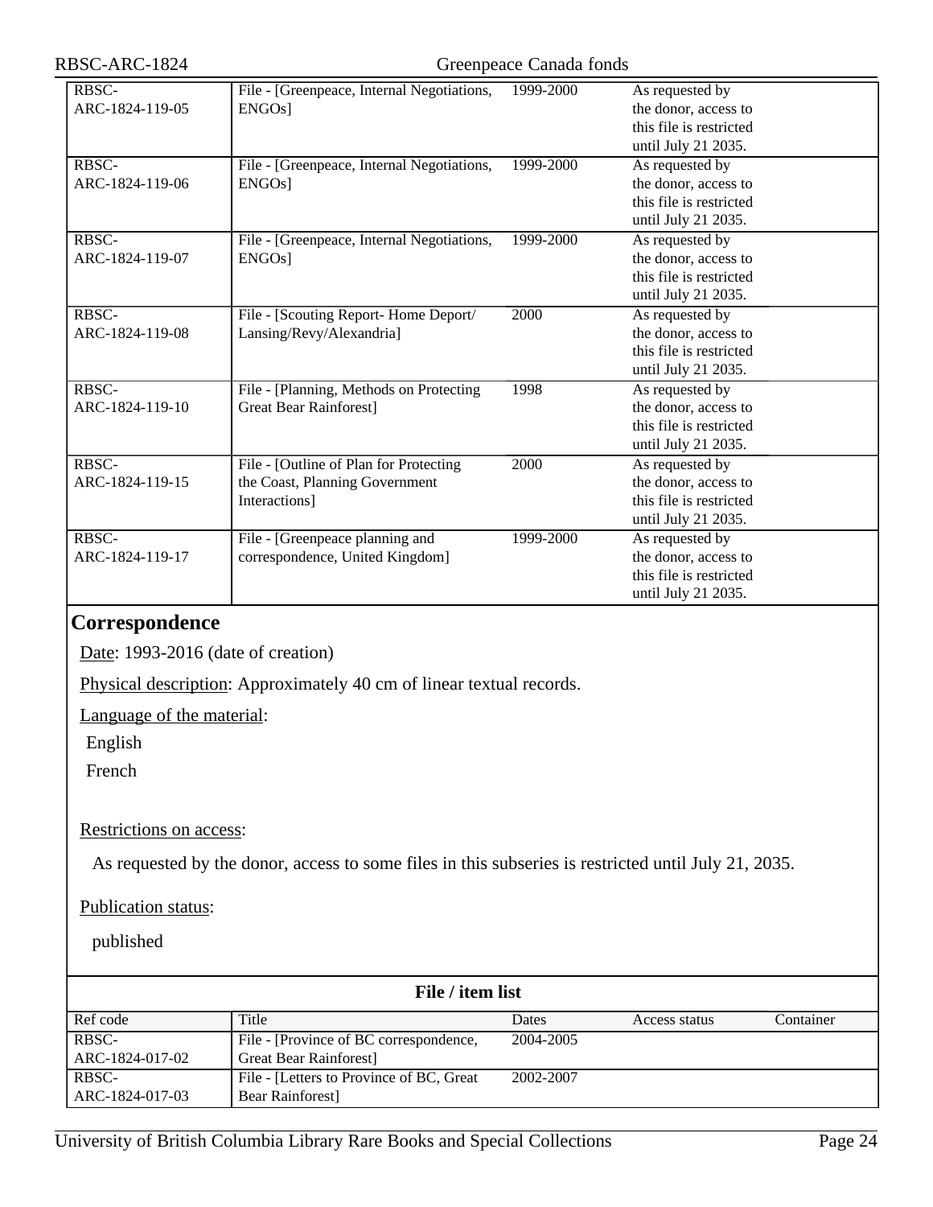| RBSC-ARC-1824-119-05 | File - [Greenpeace, Internal Negotiations, ENGOs] | 1999-2000 | As requested by the donor, access to this file is restricted until July 21 2035. | |
|---|---|---|---|---|
| RBSC-ARC-1824-119-06 | File - [Greenpeace, Internal Negotiations, ENGOs] | 1999-2000 | As requested by the donor, access to this file is restricted until July 21 2035. | |
| RBSC-ARC-1824-119-07 | File - [Greenpeace, Internal Negotiations, ENGOs] | 1999-2000 | As requested by the donor, access to this file is restricted until July 21 2035. | |
| RBSC-ARC-1824-119-08 | File - [Scouting Report- Home Deport/ Lansing/Revy/Alexandria] | 2000 | As requested by the donor, access to this file is restricted until July 21 2035. | |
| RBSC-ARC-1824-119-10 | File - [Planning, Methods on Protecting Great Bear Rainforest] | 1998 | As requested by the donor, access to this file is restricted until July 21 2035. | |
| RBSC-ARC-1824-119-15 | File - [Outline of Plan for Protecting the Coast, Planning Government Interactions] | 2000 | As requested by the donor, access to this file is restricted until July 21 2035. | |
| RBSC-ARC-1824-119-17 | File - [Greenpeace planning and correspondence, United Kingdom] | 1999-2000 | As requested by the donor, access to this file is restricted until July 21 2035. | |

## Correspondence

Date: 1993-2016 (date of creation)

Physical description: Approximately 40 cm of linear textual records.

Language of the material:

English

French

Restrictions on access:

As requested by the donor, access to some files in this subseries is restricted until July 21, 2035.

Publication status:

published

**File / item list**

| Ref code | Title | Dates | Access status | Container |
|---|---|---|---|---|
| RBSC-ARC-1824-017-02 | File - [Province of BC correspondence, Great Bear Rainforest] | 2004-2005 | | |
| RBSC-ARC-1824-017-03 | File - [Letters to Province of BC, Great Bear Rainforest] | 2002-2007 | | |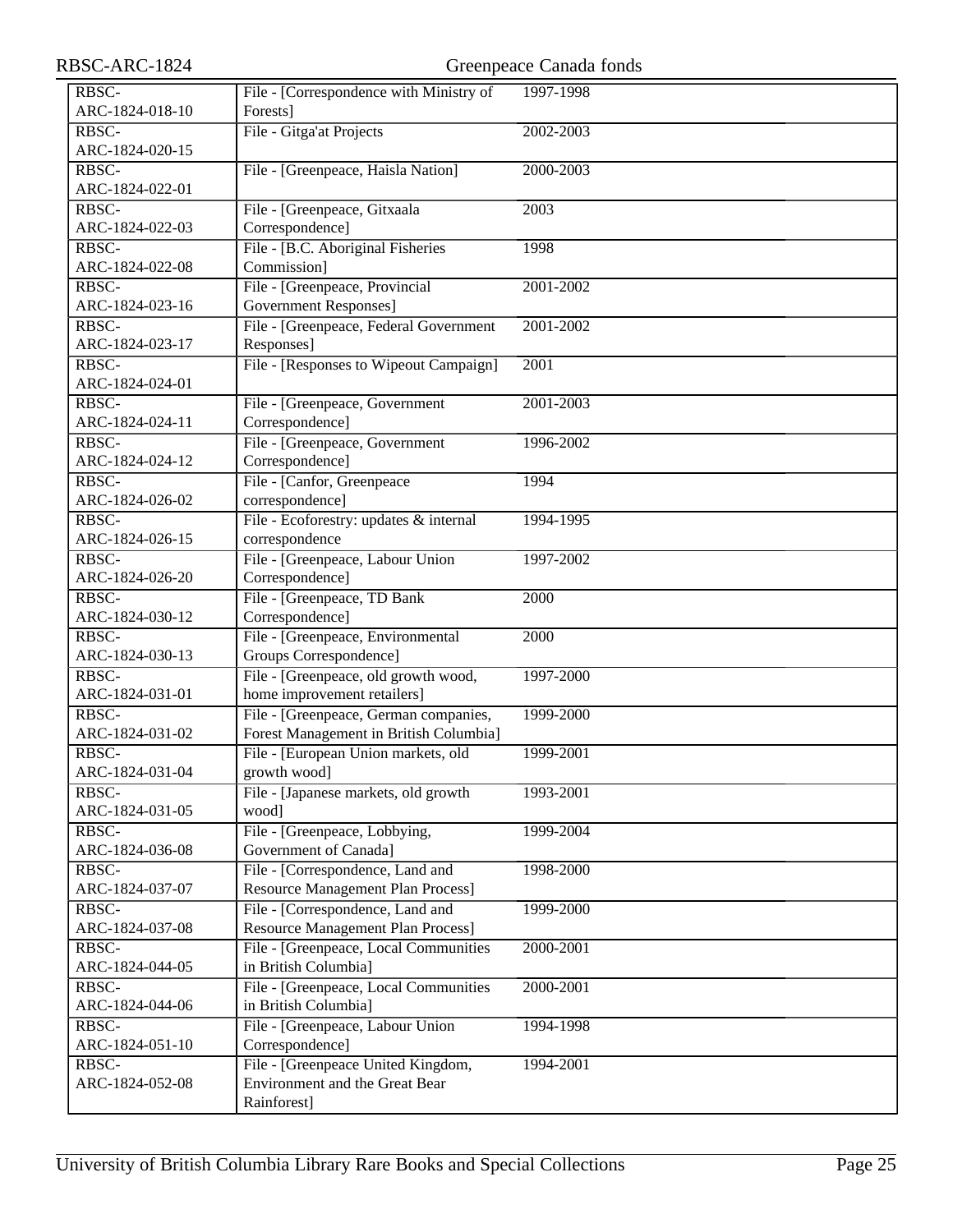| | | | |
|---|---|---|---|
| RBSC-ARC-1824-018-10 | File - [Correspondence with Ministry of Forests] | 1997-1998 | |
| RBSC-ARC-1824-020-15 | File - Gitga'at Projects | 2002-2003 | |
| RBSC-ARC-1824-022-01 | File - [Greenpeace, Haisla Nation] | 2000-2003 | |
| RBSC-ARC-1824-022-03 | File - [Greenpeace, Gitxaala Correspondence] | 2003 | |
| RBSC-ARC-1824-022-08 | File - [B.C. Aboriginal Fisheries Commission] | 1998 | |
| RBSC-ARC-1824-023-16 | File - [Greenpeace, Provincial Government Responses] | 2001-2002 | |
| RBSC-ARC-1824-023-17 | File - [Greenpeace, Federal Government Responses] | 2001-2002 | |
| RBSC-ARC-1824-024-01 | File - [Responses to Wipeout Campaign] | 2001 | |
| RBSC-ARC-1824-024-11 | File - [Greenpeace, Government Correspondence] | 2001-2003 | |
| RBSC-ARC-1824-024-12 | File - [Greenpeace, Government Correspondence] | 1996-2002 | |
| RBSC-ARC-1824-026-02 | File - [Canfor, Greenpeace correspondence] | 1994 | |
| RBSC-ARC-1824-026-15 | File - Ecoforestry: updates & internal correspondence | 1994-1995 | |
| RBSC-ARC-1824-026-20 | File - [Greenpeace, Labour Union Correspondence] | 1997-2002 | |
| RBSC-ARC-1824-030-12 | File - [Greenpeace, TD Bank Correspondence] | 2000 | |
| RBSC-ARC-1824-030-13 | File - [Greenpeace, Environmental Groups Correspondence] | 2000 | |
| RBSC-ARC-1824-031-01 | File - [Greenpeace, old growth wood, home improvement retailers] | 1997-2000 | |
| RBSC-ARC-1824-031-02 | File - [Greenpeace, German companies, Forest Management in British Columbia] | 1999-2000 | |
| RBSC-ARC-1824-031-04 | File - [European Union markets, old growth wood] | 1999-2001 | |
| RBSC-ARC-1824-031-05 | File - [Japanese markets, old growth wood] | 1993-2001 | |
| RBSC-ARC-1824-036-08 | File - [Greenpeace, Lobbying, Government of Canada] | 1999-2004 | |
| RBSC-ARC-1824-037-07 | File - [Correspondence, Land and Resource Management Plan Process] | 1998-2000 | |
| RBSC-ARC-1824-037-08 | File - [Correspondence, Land and Resource Management Plan Process] | 1999-2000 | |
| RBSC-ARC-1824-044-05 | File - [Greenpeace, Local Communities in British Columbia] | 2000-2001 | |
| RBSC-ARC-1824-044-06 | File - [Greenpeace, Local Communities in British Columbia] | 2000-2001 | |
| RBSC-ARC-1824-051-10 | File - [Greenpeace, Labour Union Correspondence] | 1994-1998 | |
| RBSC-ARC-1824-052-08 | File - [Greenpeace United Kingdom, Environment and the Great Bear Rainforest] | 1994-2001 | |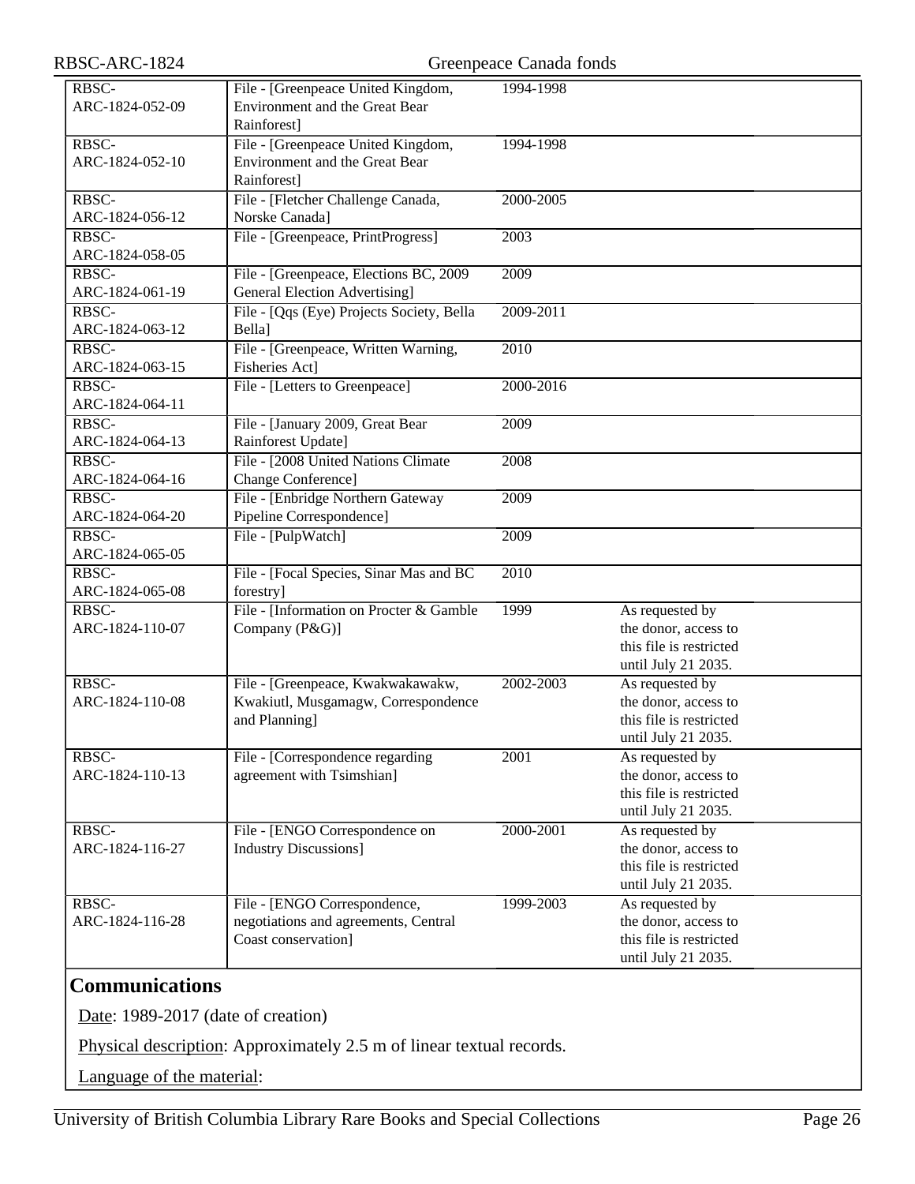| | | | |
|---|---|---|---|
| RBSC-ARC-1824-052-09 | File - [Greenpeace United Kingdom, Environment and the Great Bear Rainforest] | 1994-1998 | |
| RBSC-ARC-1824-052-10 | File - [Greenpeace United Kingdom, Environment and the Great Bear Rainforest] | 1994-1998 | |
| RBSC-ARC-1824-056-12 | File - [Fletcher Challenge Canada, Norske Canada] | 2000-2005 | |
| RBSC-ARC-1824-058-05 | File - [Greenpeace, PrintProgress] | 2003 | |
| RBSC-ARC-1824-061-19 | File - [Greenpeace, Elections BC, 2009 General Election Advertising] | 2009 | |
| RBSC-ARC-1824-063-12 | File - [Qqs (Eye) Projects Society, Bella Bella] | 2009-2011 | |
| RBSC-ARC-1824-063-15 | File - [Greenpeace, Written Warning, Fisheries Act] | 2010 | |
| RBSC-ARC-1824-064-11 | File - [Letters to Greenpeace] | 2000-2016 | |
| RBSC-ARC-1824-064-13 | File - [January 2009, Great Bear Rainforest Update] | 2009 | |
| RBSC-ARC-1824-064-16 | File - [2008 United Nations Climate Change Conference] | 2008 | |
| RBSC-ARC-1824-064-20 | File - [Enbridge Northern Gateway Pipeline Correspondence] | 2009 | |
| RBSC-ARC-1824-065-05 | File - [PulpWatch] | 2009 | |
| RBSC-ARC-1824-065-08 | File - [Focal Species, Sinar Mas and BC forestry] | 2010 | |
| RBSC-ARC-1824-110-07 | File - [Information on Procter & Gamble Company (P&G)] | 1999 | As requested by the donor, access to this file is restricted until July 21 2035. |
| RBSC-ARC-1824-110-08 | File - [Greenpeace, Kwakwakawakw, Kwakiutl, Musgamagw, Correspondence and Planning] | 2002-2003 | As requested by the donor, access to this file is restricted until July 21 2035. |
| RBSC-ARC-1824-110-13 | File - [Correspondence regarding agreement with Tsimshian] | 2001 | As requested by the donor, access to this file is restricted until July 21 2035. |
| RBSC-ARC-1824-116-27 | File - [ENGO Correspondence on Industry Discussions] | 2000-2001 | As requested by the donor, access to this file is restricted until July 21 2035. |
| RBSC-ARC-1824-116-28 | File - [ENGO Correspondence, negotiations and agreements, Central Coast conservation] | 1999-2003 | As requested by the donor, access to this file is restricted until July 21 2035. |

## Communications

Date: 1989-2017 (date of creation)

Physical description: Approximately 2.5 m of linear textual records.

Language of the material: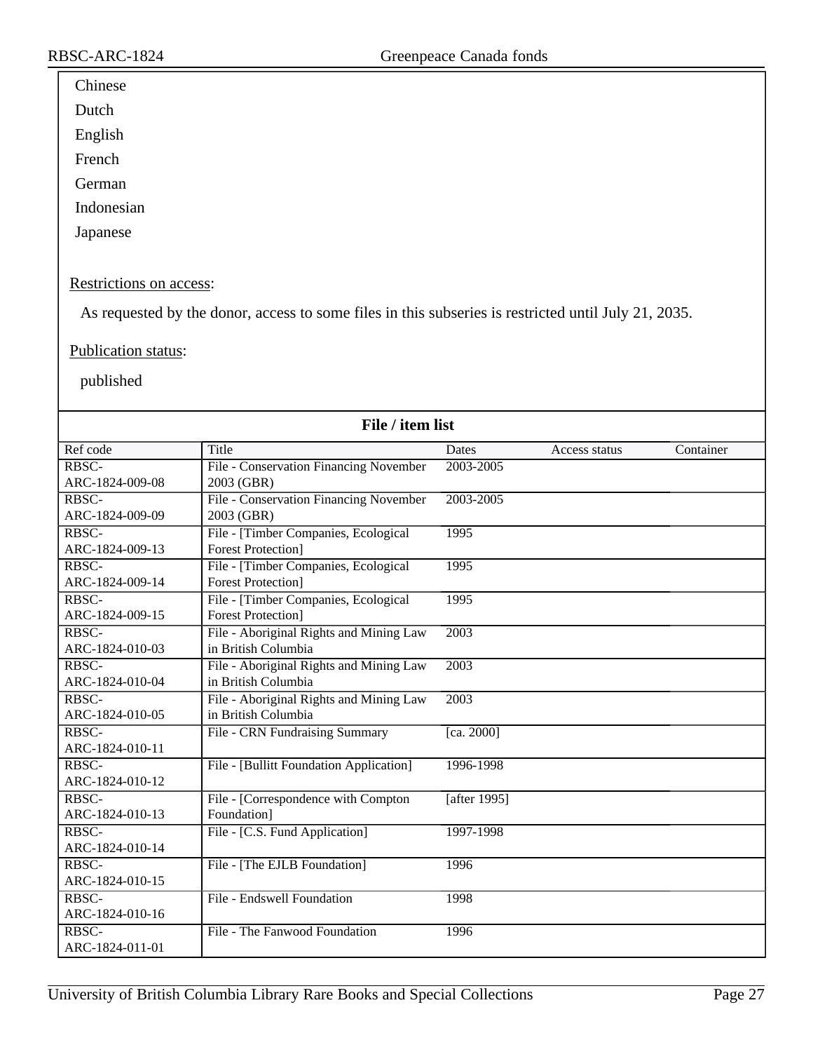Chinese

Dutch

English

French

German

Indonesian

Japanese

Restrictions on access:

As requested by the donor, access to some files in this subseries is restricted until July 21, 2035.

Publication status:

published

**File / item list**

| Ref code | Title | Dates | Access status | Container |
|---|---|---|---|---|
| RBSC-ARC-1824-009-08 | File - Conservation Financing November 2003 (GBR) | 2003-2005 | | |
| RBSC-ARC-1824-009-09 | File - Conservation Financing November 2003 (GBR) | 2003-2005 | | |
| RBSC-ARC-1824-009-13 | File - [Timber Companies, Ecological Forest Protection] | 1995 | | |
| RBSC-ARC-1824-009-14 | File - [Timber Companies, Ecological Forest Protection] | 1995 | | |
| RBSC-ARC-1824-009-15 | File - [Timber Companies, Ecological Forest Protection] | 1995 | | |
| RBSC-ARC-1824-010-03 | File - Aboriginal Rights and Mining Law in British Columbia | 2003 | | |
| RBSC-ARC-1824-010-04 | File - Aboriginal Rights and Mining Law in British Columbia | 2003 | | |
| RBSC-ARC-1824-010-05 | File - Aboriginal Rights and Mining Law in British Columbia | 2003 | | |
| RBSC-ARC-1824-010-11 | File - CRN Fundraising Summary | [ca. 2000] | | |
| RBSC-ARC-1824-010-12 | File - [Bullitt Foundation Application] | 1996-1998 | | |
| RBSC-ARC-1824-010-13 | File - [Correspondence with Compton Foundation] | [after 1995] | | |
| RBSC-ARC-1824-010-14 | File - [C.S. Fund Application] | 1997-1998 | | |
| RBSC-ARC-1824-010-15 | File - [The EJLB Foundation] | 1996 | | |
| RBSC-ARC-1824-010-16 | File - Endswell Foundation | 1998 | | |
| RBSC-ARC-1824-011-01 | File - The Fanwood Foundation | 1996 | | |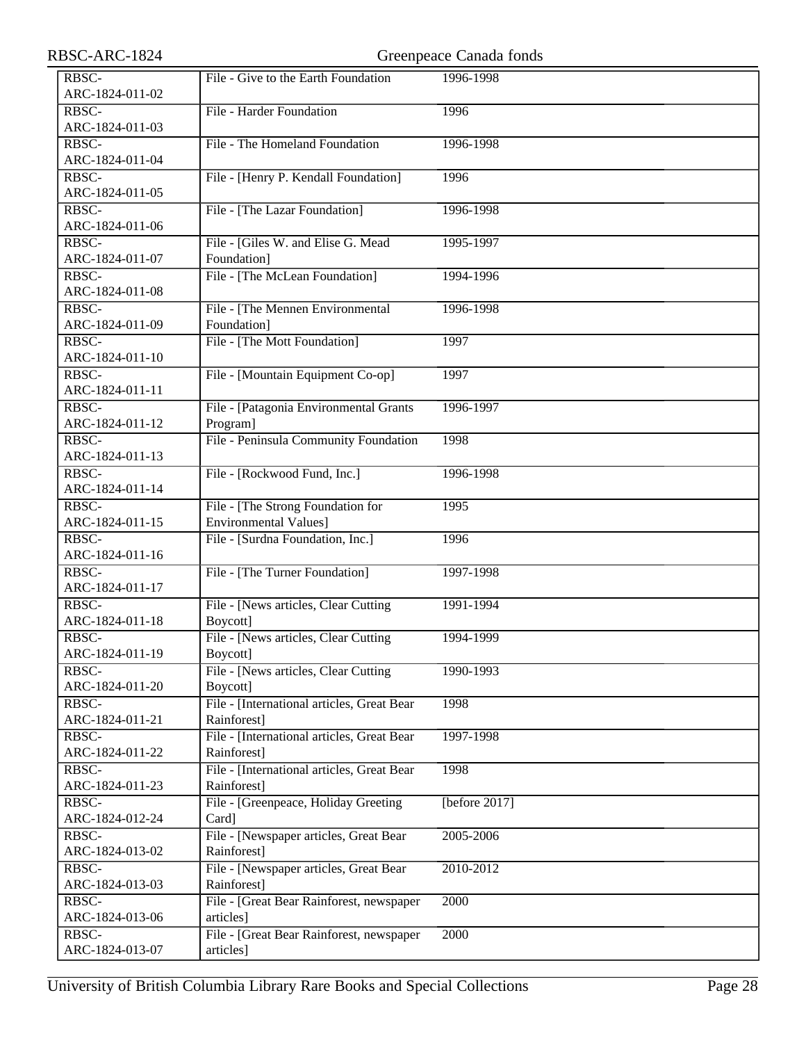| | | | |
|---|---|---|---|
| RBSC-ARC-1824-011-02 | File - Give to the Earth Foundation | 1996-1998 | |
| RBSC-ARC-1824-011-03 | File - Harder Foundation | 1996 | |
| RBSC-ARC-1824-011-04 | File - The Homeland Foundation | 1996-1998 | |
| RBSC-ARC-1824-011-05 | File - [Henry P. Kendall Foundation] | 1996 | |
| RBSC-ARC-1824-011-06 | File - [The Lazar Foundation] | 1996-1998 | |
| RBSC-ARC-1824-011-07 | File - [Giles W. and Elise G. Mead Foundation] | 1995-1997 | |
| RBSC-ARC-1824-011-08 | File - [The McLean Foundation] | 1994-1996 | |
| RBSC-ARC-1824-011-09 | File - [The Mennen Environmental Foundation] | 1996-1998 | |
| RBSC-ARC-1824-011-10 | File - [The Mott Foundation] | 1997 | |
| RBSC-ARC-1824-011-11 | File - [Mountain Equipment Co-op] | 1997 | |
| RBSC-ARC-1824-011-12 | File - [Patagonia Environmental Grants Program] | 1996-1997 | |
| RBSC-ARC-1824-011-13 | File - Peninsula Community Foundation | 1998 | |
| RBSC-ARC-1824-011-14 | File - [Rockwood Fund, Inc.] | 1996-1998 | |
| RBSC-ARC-1824-011-15 | File - [The Strong Foundation for Environmental Values] | 1995 | |
| RBSC-ARC-1824-011-16 | File - [Surdna Foundation, Inc.] | 1996 | |
| RBSC-ARC-1824-011-17 | File - [The Turner Foundation] | 1997-1998 | |
| RBSC-ARC-1824-011-18 | File - [News articles, Clear Cutting Boycott] | 1991-1994 | |
| RBSC-ARC-1824-011-19 | File - [News articles, Clear Cutting Boycott] | 1994-1999 | |
| RBSC-ARC-1824-011-20 | File - [News articles, Clear Cutting Boycott] | 1990-1993 | |
| RBSC-ARC-1824-011-21 | File - [International articles, Great Bear Rainforest] | 1998 | |
| RBSC-ARC-1824-011-22 | File - [International articles, Great Bear Rainforest] | 1997-1998 | |
| RBSC-ARC-1824-011-23 | File - [International articles, Great Bear Rainforest] | 1998 | |
| RBSC-ARC-1824-012-24 | File - [Greenpeace, Holiday Greeting Card] | [before 2017] | |
| RBSC-ARC-1824-013-02 | File - [Newspaper articles, Great Bear Rainforest] | 2005-2006 | |
| RBSC-ARC-1824-013-03 | File - [Newspaper articles, Great Bear Rainforest] | 2010-2012 | |
| RBSC-ARC-1824-013-06 | File - [Great Bear Rainforest, newspaper articles] | 2000 | |
| RBSC-ARC-1824-013-07 | File - [Great Bear Rainforest, newspaper articles] | 2000 | |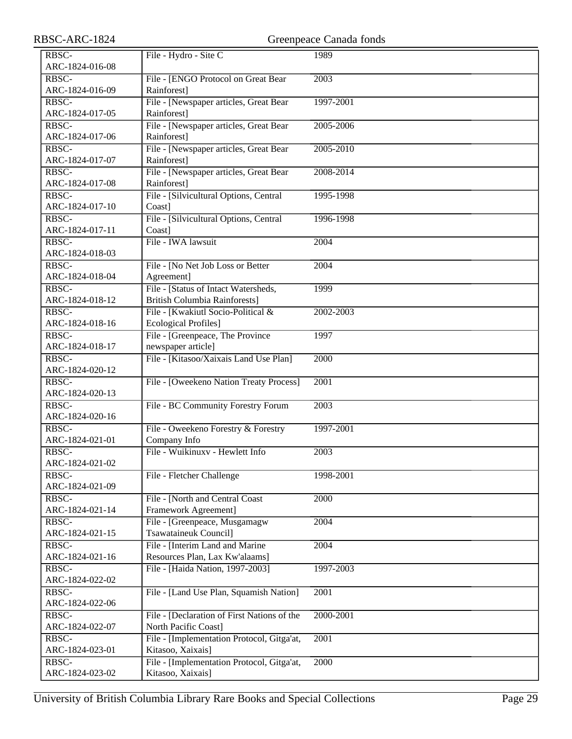| | | |
|---|---|---|
| RBSC-ARC-1824-016-08 | File - Hydro - Site C | 1989 |
| RBSC-ARC-1824-016-09 | File - [ENGO Protocol on Great Bear Rainforest] | 2003 |
| RBSC-ARC-1824-017-05 | File - [Newspaper articles, Great Bear Rainforest] | 1997-2001 |
| RBSC-ARC-1824-017-06 | File - [Newspaper articles, Great Bear Rainforest] | 2005-2006 |
| RBSC-ARC-1824-017-07 | File - [Newspaper articles, Great Bear Rainforest] | 2005-2010 |
| RBSC-ARC-1824-017-08 | File - [Newspaper articles, Great Bear Rainforest] | 2008-2014 |
| RBSC-ARC-1824-017-10 | File - [Silvicultural Options, Central Coast] | 1995-1998 |
| RBSC-ARC-1824-017-11 | File - [Silvicultural Options, Central Coast] | 1996-1998 |
| RBSC-ARC-1824-018-03 | File - IWA lawsuit | 2004 |
| RBSC-ARC-1824-018-04 | File - [No Net Job Loss or Better Agreement] | 2004 |
| RBSC-ARC-1824-018-12 | File - [Status of Intact Watersheds, British Columbia Rainforests] | 1999 |
| RBSC-ARC-1824-018-16 | File - [Kwakiutl Socio-Political & Ecological Profiles] | 2002-2003 |
| RBSC-ARC-1824-018-17 | File - [Greenpeace, The Province newspaper article] | 1997 |
| RBSC-ARC-1824-020-12 | File - [Kitasoo/Xaixais Land Use Plan] | 2000 |
| RBSC-ARC-1824-020-13 | File - [Oweekeno Nation Treaty Process] | 2001 |
| RBSC-ARC-1824-020-16 | File - BC Community Forestry Forum | 2003 |
| RBSC-ARC-1824-021-01 | File - Oweekeno Forestry & Forestry Company Info | 1997-2001 |
| RBSC-ARC-1824-021-02 | File - Wuikinuxv - Hewlett Info | 2003 |
| RBSC-ARC-1824-021-09 | File - Fletcher Challenge | 1998-2001 |
| RBSC-ARC-1824-021-14 | File - [North and Central Coast Framework Agreement] | 2000 |
| RBSC-ARC-1824-021-15 | File - [Greenpeace, Musgamagw Tsawataineuk Council] | 2004 |
| RBSC-ARC-1824-021-16 | File - [Interim Land and Marine Resources Plan, Lax Kw'alaams] | 2004 |
| RBSC-ARC-1824-022-02 | File - [Haida Nation, 1997-2003] | 1997-2003 |
| RBSC-ARC-1824-022-06 | File - [Land Use Plan, Squamish Nation] | 2001 |
| RBSC-ARC-1824-022-07 | File - [Declaration of First Nations of the North Pacific Coast] | 2000-2001 |
| RBSC-ARC-1824-023-01 | File - [Implementation Protocol, Gitga'at, Kitasoo, Xaixais] | 2001 |
| RBSC-ARC-1824-023-02 | File - [Implementation Protocol, Gitga'at, Kitasoo, Xaixais] | 2000 |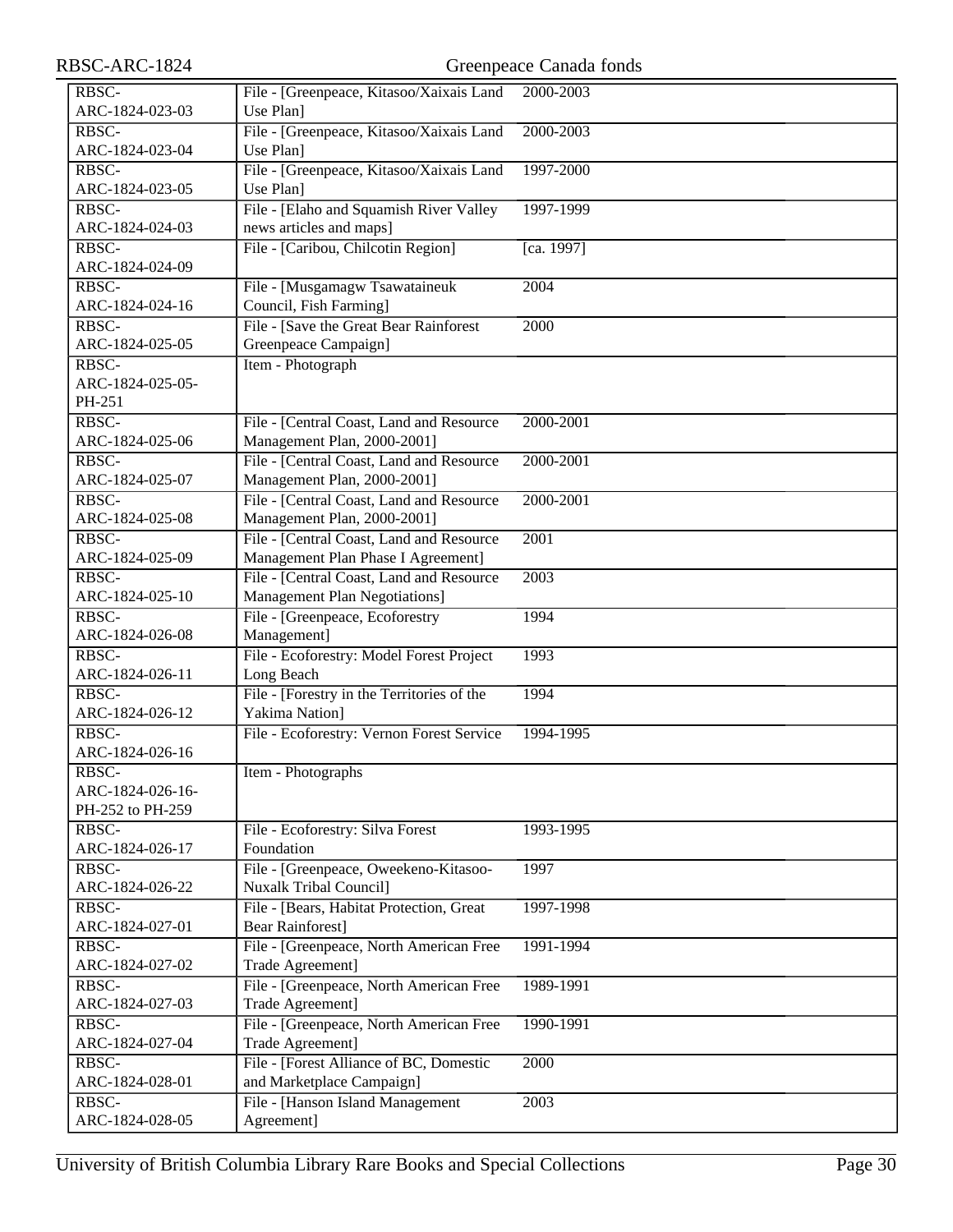| | | |
|---|---|---|
| RBSC-ARC-1824-023-03 | File - [Greenpeace, Kitasoo/Xaixais Land Use Plan] | 2000-2003 |
| RBSC-ARC-1824-023-04 | File - [Greenpeace, Kitasoo/Xaixais Land Use Plan] | 2000-2003 |
| RBSC-ARC-1824-023-05 | File - [Greenpeace, Kitasoo/Xaixais Land Use Plan] | 1997-2000 |
| RBSC-ARC-1824-024-03 | File - [Elaho and Squamish River Valley news articles and maps] | 1997-1999 |
| RBSC-ARC-1824-024-09 | File - [Caribou, Chilcotin Region] | [ca. 1997] |
| RBSC-ARC-1824-024-16 | File - [Musgamagw Tsawataineuk Council, Fish Farming] | 2004 |
| RBSC-ARC-1824-025-05 | File - [Save the Great Bear Rainforest Greenpeace Campaign] | 2000 |
| RBSC-ARC-1824-025-05-PH-251 | Item - Photograph | |
| RBSC-ARC-1824-025-06 | File - [Central Coast, Land and Resource Management Plan, 2000-2001] | 2000-2001 |
| RBSC-ARC-1824-025-07 | File - [Central Coast, Land and Resource Management Plan, 2000-2001] | 2000-2001 |
| RBSC-ARC-1824-025-08 | File - [Central Coast, Land and Resource Management Plan, 2000-2001] | 2000-2001 |
| RBSC-ARC-1824-025-09 | File - [Central Coast, Land and Resource Management Plan Phase I Agreement] | 2001 |
| RBSC-ARC-1824-025-10 | File - [Central Coast, Land and Resource Management Plan Negotiations] | 2003 |
| RBSC-ARC-1824-026-08 | File - [Greenpeace, Ecoforestry Management] | 1994 |
| RBSC-ARC-1824-026-11 | File - Ecoforestry: Model Forest Project Long Beach | 1993 |
| RBSC-ARC-1824-026-12 | File - [Forestry in the Territories of the Yakima Nation] | 1994 |
| RBSC-ARC-1824-026-16 | File - Ecoforestry: Vernon Forest Service | 1994-1995 |
| RBSC-ARC-1824-026-16-PH-252 to PH-259 | Item - Photographs | |
| RBSC-ARC-1824-026-17 | File - Ecoforestry: Silva Forest Foundation | 1993-1995 |
| RBSC-ARC-1824-026-22 | File - [Greenpeace, Oweekeno-Kitasoo-Nuxalk Tribal Council] | 1997 |
| RBSC-ARC-1824-027-01 | File - [Bears, Habitat Protection, Great Bear Rainforest] | 1997-1998 |
| RBSC-ARC-1824-027-02 | File - [Greenpeace, North American Free Trade Agreement] | 1991-1994 |
| RBSC-ARC-1824-027-03 | File - [Greenpeace, North American Free Trade Agreement] | 1989-1991 |
| RBSC-ARC-1824-027-04 | File - [Greenpeace, North American Free Trade Agreement] | 1990-1991 |
| RBSC-ARC-1824-028-01 | File - [Forest Alliance of BC, Domestic and Marketplace Campaign] | 2000 |
| RBSC-ARC-1824-028-05 | File - [Hanson Island Management Agreement] | 2003 |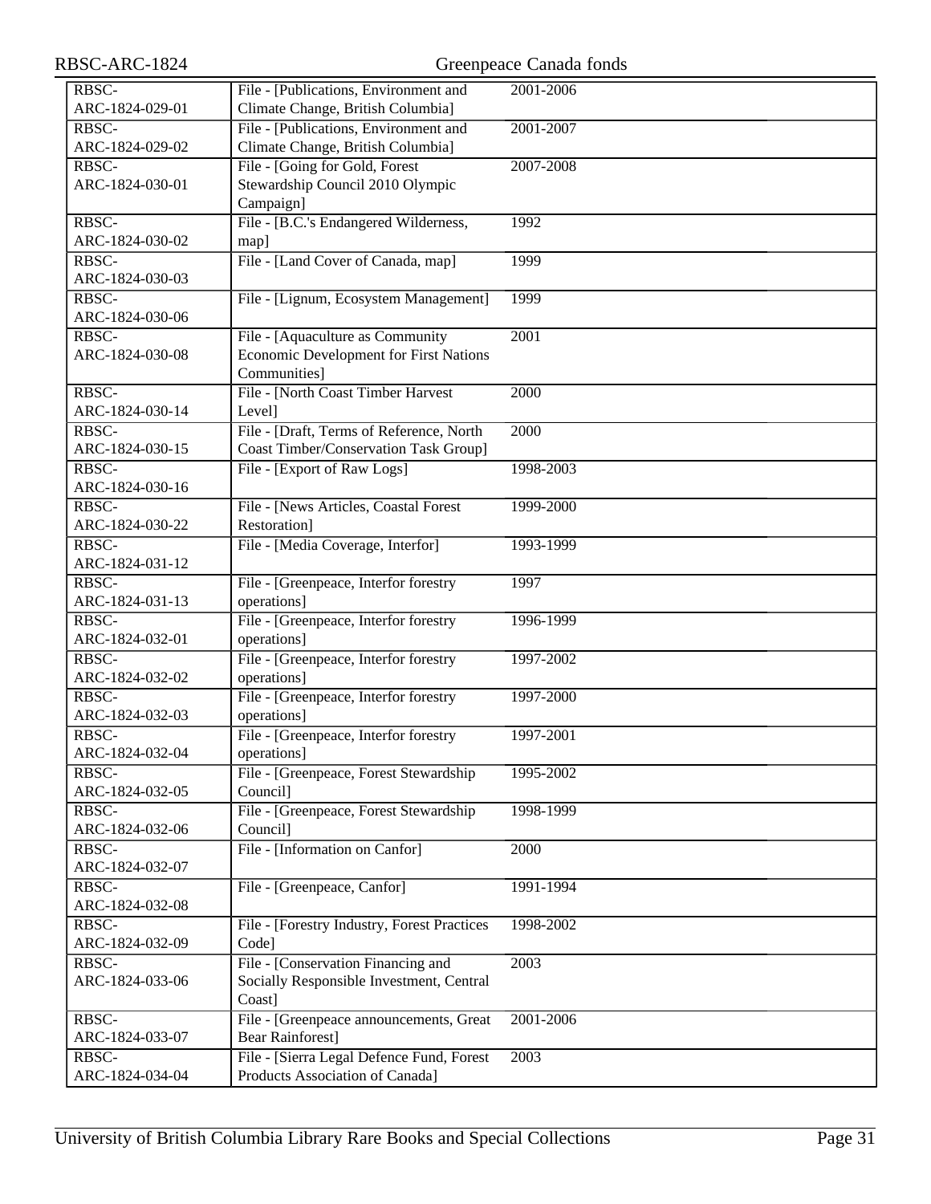| | | |
|---|---|---|
| RBSC-ARC-1824-029-01 | File - [Publications, Environment and Climate Change, British Columbia] | 2001-2006 |
| RBSC-ARC-1824-029-02 | File - [Publications, Environment and Climate Change, British Columbia] | 2001-2007 |
| RBSC-ARC-1824-030-01 | File - [Going for Gold, Forest Stewardship Council 2010 Olympic Campaign] | 2007-2008 |
| RBSC-ARC-1824-030-02 | File - [B.C.'s Endangered Wilderness, map] | 1992 |
| RBSC-ARC-1824-030-03 | File - [Land Cover of Canada, map] | 1999 |
| RBSC-ARC-1824-030-06 | File - [Lignum, Ecosystem Management] | 1999 |
| RBSC-ARC-1824-030-08 | File - [Aquaculture as Community Economic Development for First Nations Communities] | 2001 |
| RBSC-ARC-1824-030-14 | File - [North Coast Timber Harvest Level] | 2000 |
| RBSC-ARC-1824-030-15 | File - [Draft, Terms of Reference, North Coast Timber/Conservation Task Group] | 2000 |
| RBSC-ARC-1824-030-16 | File - [Export of Raw Logs] | 1998-2003 |
| RBSC-ARC-1824-030-22 | File - [News Articles, Coastal Forest Restoration] | 1999-2000 |
| RBSC-ARC-1824-031-12 | File - [Media Coverage, Interfor] | 1993-1999 |
| RBSC-ARC-1824-031-13 | File - [Greenpeace, Interfor forestry operations] | 1997 |
| RBSC-ARC-1824-032-01 | File - [Greenpeace, Interfor forestry operations] | 1996-1999 |
| RBSC-ARC-1824-032-02 | File - [Greenpeace, Interfor forestry operations] | 1997-2002 |
| RBSC-ARC-1824-032-03 | File - [Greenpeace, Interfor forestry operations] | 1997-2000 |
| RBSC-ARC-1824-032-04 | File - [Greenpeace, Interfor forestry operations] | 1997-2001 |
| RBSC-ARC-1824-032-05 | File - [Greenpeace, Forest Stewardship Council] | 1995-2002 |
| RBSC-ARC-1824-032-06 | File - [Greenpeace, Forest Stewardship Council] | 1998-1999 |
| RBSC-ARC-1824-032-07 | File - [Information on Canfor] | 2000 |
| RBSC-ARC-1824-032-08 | File - [Greenpeace, Canfor] | 1991-1994 |
| RBSC-ARC-1824-032-09 | File - [Forestry Industry, Forest Practices Code] | 1998-2002 |
| RBSC-ARC-1824-033-06 | File - [Conservation Financing and Socially Responsible Investment, Central Coast] | 2003 |
| RBSC-ARC-1824-033-07 | File - [Greenpeace announcements, Great Bear Rainforest] | 2001-2006 |
| RBSC-ARC-1824-034-04 | File - [Sierra Legal Defence Fund, Forest Products Association of Canada] | 2003 |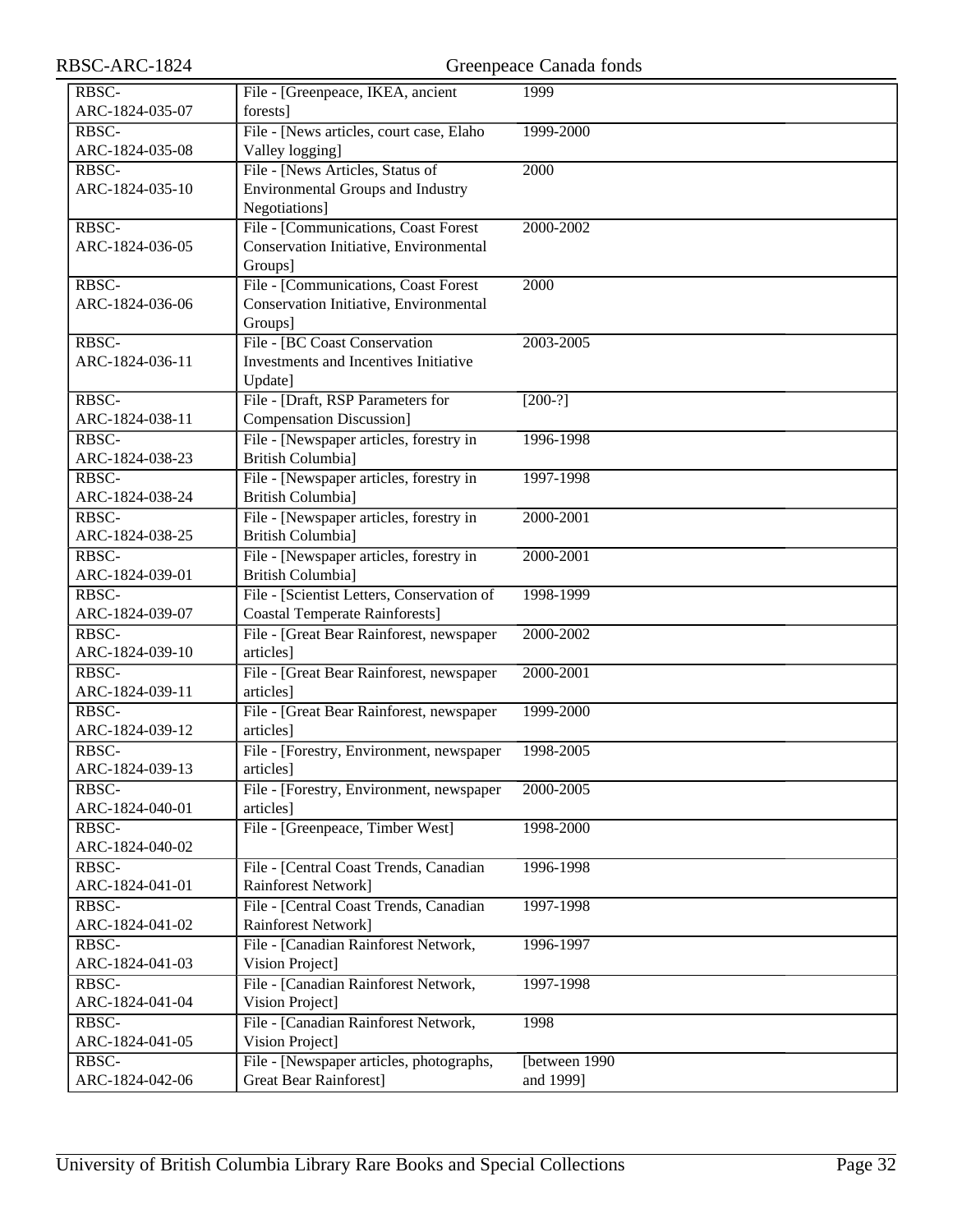| | | | |
|---|---|---|---|
| RBSC-ARC-1824-035-07 | File - [Greenpeace, IKEA, ancient forests] | 1999 | |
| RBSC-ARC-1824-035-08 | File - [News articles, court case, Elaho Valley logging] | 1999-2000 | |
| RBSC-ARC-1824-035-10 | File - [News Articles, Status of Environmental Groups and Industry Negotiations] | 2000 | |
| RBSC-ARC-1824-036-05 | File - [Communications, Coast Forest Conservation Initiative, Environmental Groups] | 2000-2002 | |
| RBSC-ARC-1824-036-06 | File - [Communications, Coast Forest Conservation Initiative, Environmental Groups] | 2000 | |
| RBSC-ARC-1824-036-11 | File - [BC Coast Conservation Investments and Incentives Initiative Update] | 2003-2005 | |
| RBSC-ARC-1824-038-11 | File - [Draft, RSP Parameters for Compensation Discussion] | [200-?] | |
| RBSC-ARC-1824-038-23 | File - [Newspaper articles, forestry in British Columbia] | 1996-1998 | |
| RBSC-ARC-1824-038-24 | File - [Newspaper articles, forestry in British Columbia] | 1997-1998 | |
| RBSC-ARC-1824-038-25 | File - [Newspaper articles, forestry in British Columbia] | 2000-2001 | |
| RBSC-ARC-1824-039-01 | File - [Newspaper articles, forestry in British Columbia] | 2000-2001 | |
| RBSC-ARC-1824-039-07 | File - [Scientist Letters, Conservation of Coastal Temperate Rainforests] | 1998-1999 | |
| RBSC-ARC-1824-039-10 | File - [Great Bear Rainforest, newspaper articles] | 2000-2002 | |
| RBSC-ARC-1824-039-11 | File - [Great Bear Rainforest, newspaper articles] | 2000-2001 | |
| RBSC-ARC-1824-039-12 | File - [Great Bear Rainforest, newspaper articles] | 1999-2000 | |
| RBSC-ARC-1824-039-13 | File - [Forestry, Environment, newspaper articles] | 1998-2005 | |
| RBSC-ARC-1824-040-01 | File - [Forestry, Environment, newspaper articles] | 2000-2005 | |
| RBSC-ARC-1824-040-02 | File - [Greenpeace, Timber West] | 1998-2000 | |
| RBSC-ARC-1824-041-01 | File - [Central Coast Trends, Canadian Rainforest Network] | 1996-1998 | |
| RBSC-ARC-1824-041-02 | File - [Central Coast Trends, Canadian Rainforest Network] | 1997-1998 | |
| RBSC-ARC-1824-041-03 | File - [Canadian Rainforest Network, Vision Project] | 1996-1997 | |
| RBSC-ARC-1824-041-04 | File - [Canadian Rainforest Network, Vision Project] | 1997-1998 | |
| RBSC-ARC-1824-041-05 | File - [Canadian Rainforest Network, Vision Project] | 1998 | |
| RBSC-ARC-1824-042-06 | File - [Newspaper articles, photographs, Great Bear Rainforest] | [between 1990 and 1999] | |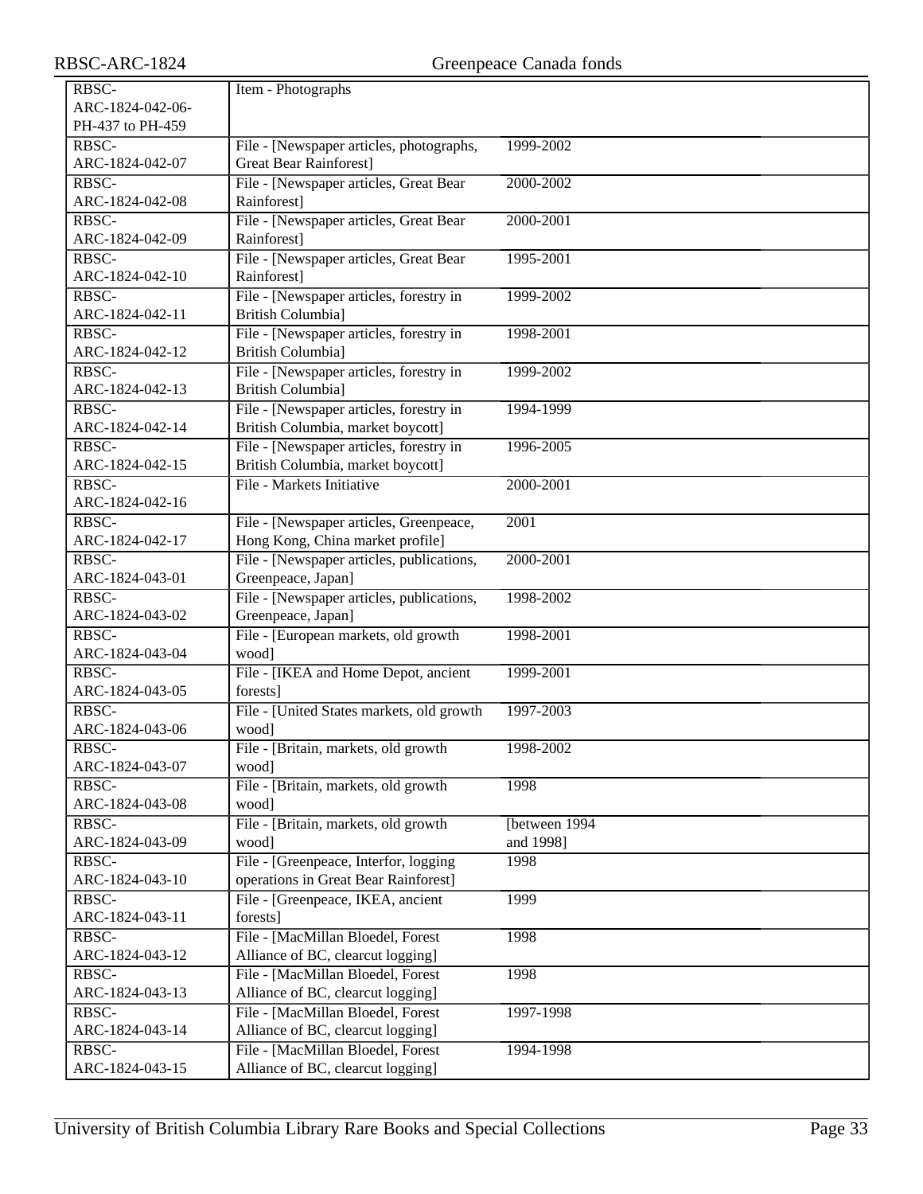| | | |
|---|---|---|
| RBSC-ARC-1824-042-06-PH-437 to PH-459 | Item - Photographs | |
| RBSC-ARC-1824-042-07 | File - [Newspaper articles, photographs, Great Bear Rainforest] | 1999-2002 |
| RBSC-ARC-1824-042-08 | File - [Newspaper articles, Great Bear Rainforest] | 2000-2002 |
| RBSC-ARC-1824-042-09 | File - [Newspaper articles, Great Bear Rainforest] | 2000-2001 |
| RBSC-ARC-1824-042-10 | File - [Newspaper articles, Great Bear Rainforest] | 1995-2001 |
| RBSC-ARC-1824-042-11 | File - [Newspaper articles, forestry in British Columbia] | 1999-2002 |
| RBSC-ARC-1824-042-12 | File - [Newspaper articles, forestry in British Columbia] | 1998-2001 |
| RBSC-ARC-1824-042-13 | File - [Newspaper articles, forestry in British Columbia] | 1999-2002 |
| RBSC-ARC-1824-042-14 | File - [Newspaper articles, forestry in British Columbia, market boycott] | 1994-1999 |
| RBSC-ARC-1824-042-15 | File - [Newspaper articles, forestry in British Columbia, market boycott] | 1996-2005 |
| RBSC-ARC-1824-042-16 | File - Markets Initiative | 2000-2001 |
| RBSC-ARC-1824-042-17 | File - [Newspaper articles, Greenpeace, Hong Kong, China market profile] | 2001 |
| RBSC-ARC-1824-043-01 | File - [Newspaper articles, publications, Greenpeace, Japan] | 2000-2001 |
| RBSC-ARC-1824-043-02 | File - [Newspaper articles, publications, Greenpeace, Japan] | 1998-2002 |
| RBSC-ARC-1824-043-04 | File - [European markets, old growth wood] | 1998-2001 |
| RBSC-ARC-1824-043-05 | File - [IKEA and Home Depot, ancient forests] | 1999-2001 |
| RBSC-ARC-1824-043-06 | File - [United States markets, old growth wood] | 1997-2003 |
| RBSC-ARC-1824-043-07 | File - [Britain, markets, old growth wood] | 1998-2002 |
| RBSC-ARC-1824-043-08 | File - [Britain, markets, old growth wood] | 1998 |
| RBSC-ARC-1824-043-09 | File - [Britain, markets, old growth wood] | [between 1994 and 1998] |
| RBSC-ARC-1824-043-10 | File - [Greenpeace, Interfor, logging operations in Great Bear Rainforest] | 1998 |
| RBSC-ARC-1824-043-11 | File - [Greenpeace, IKEA, ancient forests] | 1999 |
| RBSC-ARC-1824-043-12 | File - [MacMillan Bloedel, Forest Alliance of BC, clearcut logging] | 1998 |
| RBSC-ARC-1824-043-13 | File - [MacMillan Bloedel, Forest Alliance of BC, clearcut logging] | 1998 |
| RBSC-ARC-1824-043-14 | File - [MacMillan Bloedel, Forest Alliance of BC, clearcut logging] | 1997-1998 |
| RBSC-ARC-1824-043-15 | File - [MacMillan Bloedel, Forest Alliance of BC, clearcut logging] | 1994-1998 |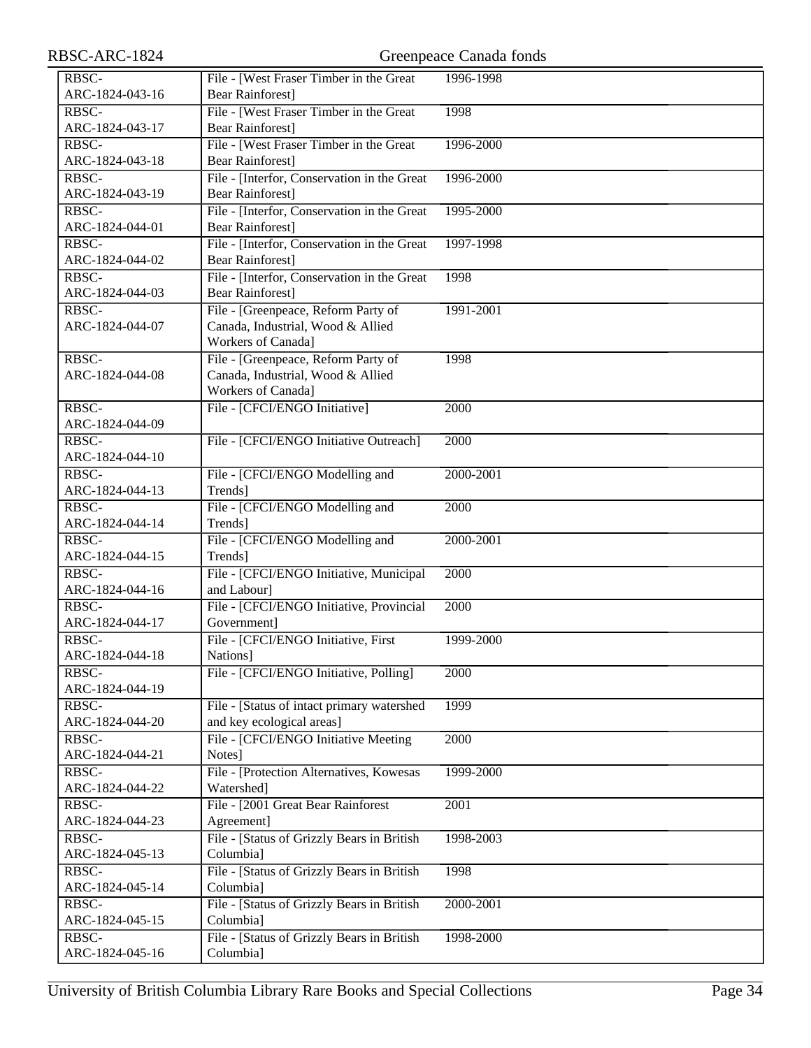| | | | |
|---|---|---|---|
| RBSC-ARC-1824-043-16 | File - [West Fraser Timber in the Great Bear Rainforest] | 1996-1998 | |
| RBSC-ARC-1824-043-17 | File - [West Fraser Timber in the Great Bear Rainforest] | 1998 | |
| RBSC-ARC-1824-043-18 | File - [West Fraser Timber in the Great Bear Rainforest] | 1996-2000 | |
| RBSC-ARC-1824-043-19 | File - [Interfor, Conservation in the Great Bear Rainforest] | 1996-2000 | |
| RBSC-ARC-1824-044-01 | File - [Interfor, Conservation in the Great Bear Rainforest] | 1995-2000 | |
| RBSC-ARC-1824-044-02 | File - [Interfor, Conservation in the Great Bear Rainforest] | 1997-1998 | |
| RBSC-ARC-1824-044-03 | File - [Interfor, Conservation in the Great Bear Rainforest] | 1998 | |
| RBSC-ARC-1824-044-07 | File - [Greenpeace, Reform Party of Canada, Industrial, Wood & Allied Workers of Canada] | 1991-2001 | |
| RBSC-ARC-1824-044-08 | File - [Greenpeace, Reform Party of Canada, Industrial, Wood & Allied Workers of Canada] | 1998 | |
| RBSC-ARC-1824-044-09 | File - [CFCI/ENGO Initiative] | 2000 | |
| RBSC-ARC-1824-044-10 | File - [CFCI/ENGO Initiative Outreach] | 2000 | |
| RBSC-ARC-1824-044-13 | File - [CFCI/ENGO Modelling and Trends] | 2000-2001 | |
| RBSC-ARC-1824-044-14 | File - [CFCI/ENGO Modelling and Trends] | 2000 | |
| RBSC-ARC-1824-044-15 | File - [CFCI/ENGO Modelling and Trends] | 2000-2001 | |
| RBSC-ARC-1824-044-16 | File - [CFCI/ENGO Initiative, Municipal and Labour] | 2000 | |
| RBSC-ARC-1824-044-17 | File - [CFCI/ENGO Initiative, Provincial Government] | 2000 | |
| RBSC-ARC-1824-044-18 | File - [CFCI/ENGO Initiative, First Nations] | 1999-2000 | |
| RBSC-ARC-1824-044-19 | File - [CFCI/ENGO Initiative, Polling] | 2000 | |
| RBSC-ARC-1824-044-20 | File - [Status of intact primary watershed and key ecological areas] | 1999 | |
| RBSC-ARC-1824-044-21 | File - [CFCI/ENGO Initiative Meeting Notes] | 2000 | |
| RBSC-ARC-1824-044-22 | File - [Protection Alternatives, Kowesas Watershed] | 1999-2000 | |
| RBSC-ARC-1824-044-23 | File - [2001 Great Bear Rainforest Agreement] | 2001 | |
| RBSC-ARC-1824-045-13 | File - [Status of Grizzly Bears in British Columbia] | 1998-2003 | |
| RBSC-ARC-1824-045-14 | File - [Status of Grizzly Bears in British Columbia] | 1998 | |
| RBSC-ARC-1824-045-15 | File - [Status of Grizzly Bears in British Columbia] | 2000-2001 | |
| RBSC-ARC-1824-045-16 | File - [Status of Grizzly Bears in British Columbia] | 1998-2000 | |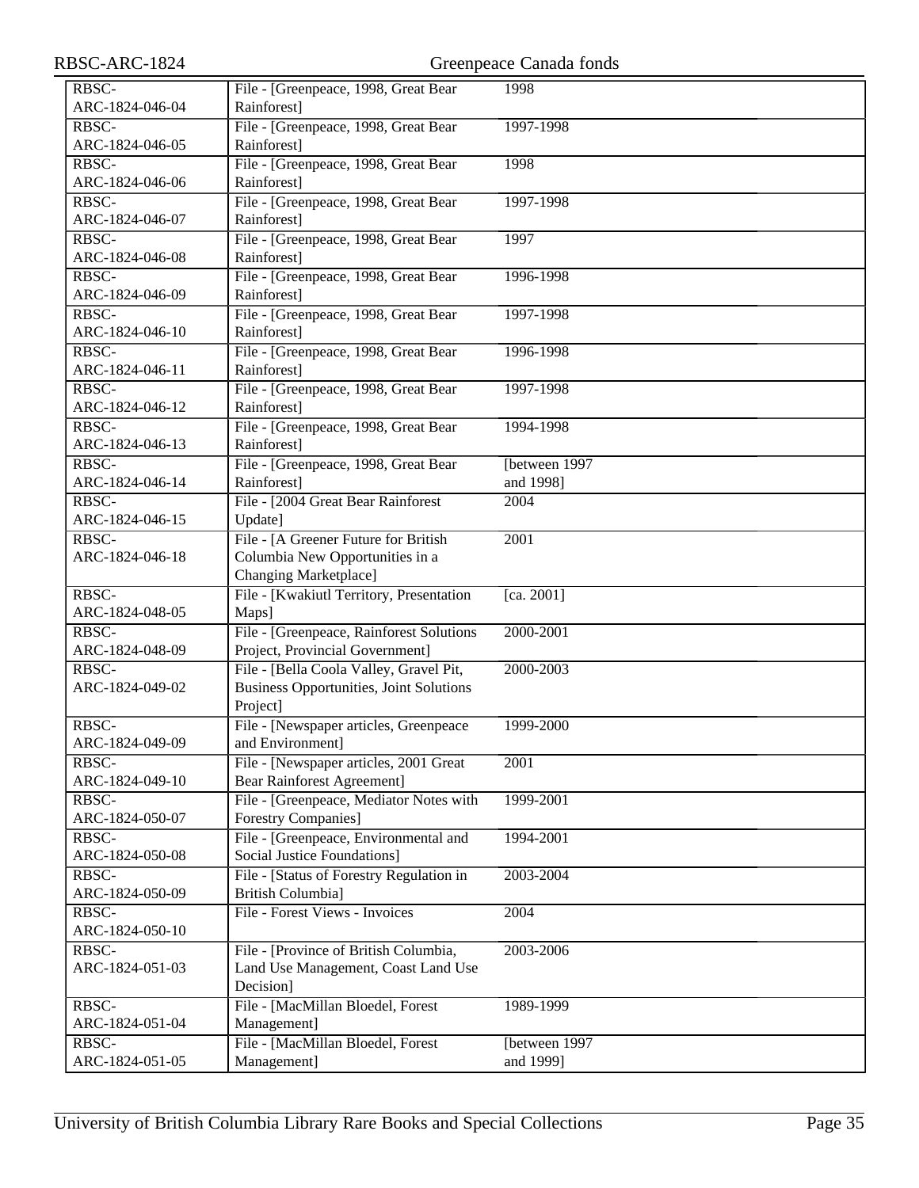| | | |
|---|---|---|
| RBSC-ARC-1824-046-04 | File - [Greenpeace, 1998, Great Bear Rainforest] | 1998 |
| RBSC-ARC-1824-046-05 | File - [Greenpeace, 1998, Great Bear Rainforest] | 1997-1998 |
| RBSC-ARC-1824-046-06 | File - [Greenpeace, 1998, Great Bear Rainforest] | 1998 |
| RBSC-ARC-1824-046-07 | File - [Greenpeace, 1998, Great Bear Rainforest] | 1997-1998 |
| RBSC-ARC-1824-046-08 | File - [Greenpeace, 1998, Great Bear Rainforest] | 1997 |
| RBSC-ARC-1824-046-09 | File - [Greenpeace, 1998, Great Bear Rainforest] | 1996-1998 |
| RBSC-ARC-1824-046-10 | File - [Greenpeace, 1998, Great Bear Rainforest] | 1997-1998 |
| RBSC-ARC-1824-046-11 | File - [Greenpeace, 1998, Great Bear Rainforest] | 1996-1998 |
| RBSC-ARC-1824-046-12 | File - [Greenpeace, 1998, Great Bear Rainforest] | 1997-1998 |
| RBSC-ARC-1824-046-13 | File - [Greenpeace, 1998, Great Bear Rainforest] | 1994-1998 |
| RBSC-ARC-1824-046-14 | File - [Greenpeace, 1998, Great Bear Rainforest] | [between 1997 and 1998] |
| RBSC-ARC-1824-046-15 | File - [2004 Great Bear Rainforest Update] | 2004 |
| RBSC-ARC-1824-046-18 | File - [A Greener Future for British Columbia New Opportunities in a Changing Marketplace] | 2001 |
| RBSC-ARC-1824-048-05 | File - [Kwakiutl Territory, Presentation Maps] | [ca. 2001] |
| RBSC-ARC-1824-048-09 | File - [Greenpeace, Rainforest Solutions Project, Provincial Government] | 2000-2001 |
| RBSC-ARC-1824-049-02 | File - [Bella Coola Valley, Gravel Pit, Business Opportunities, Joint Solutions Project] | 2000-2003 |
| RBSC-ARC-1824-049-09 | File - [Newspaper articles, Greenpeace and Environment] | 1999-2000 |
| RBSC-ARC-1824-049-10 | File - [Newspaper articles, 2001 Great Bear Rainforest Agreement] | 2001 |
| RBSC-ARC-1824-050-07 | File - [Greenpeace, Mediator Notes with Forestry Companies] | 1999-2001 |
| RBSC-ARC-1824-050-08 | File - [Greenpeace, Environmental and Social Justice Foundations] | 1994-2001 |
| RBSC-ARC-1824-050-09 | File - [Status of Forestry Regulation in British Columbia] | 2003-2004 |
| RBSC-ARC-1824-050-10 | File - Forest Views - Invoices | 2004 |
| RBSC-ARC-1824-051-03 | File - [Province of British Columbia, Land Use Management, Coast Land Use Decision] | 2003-2006 |
| RBSC-ARC-1824-051-04 | File - [MacMillan Bloedel, Forest Management] | 1989-1999 |
| RBSC-ARC-1824-051-05 | File - [MacMillan Bloedel, Forest Management] | [between 1997 and 1999] |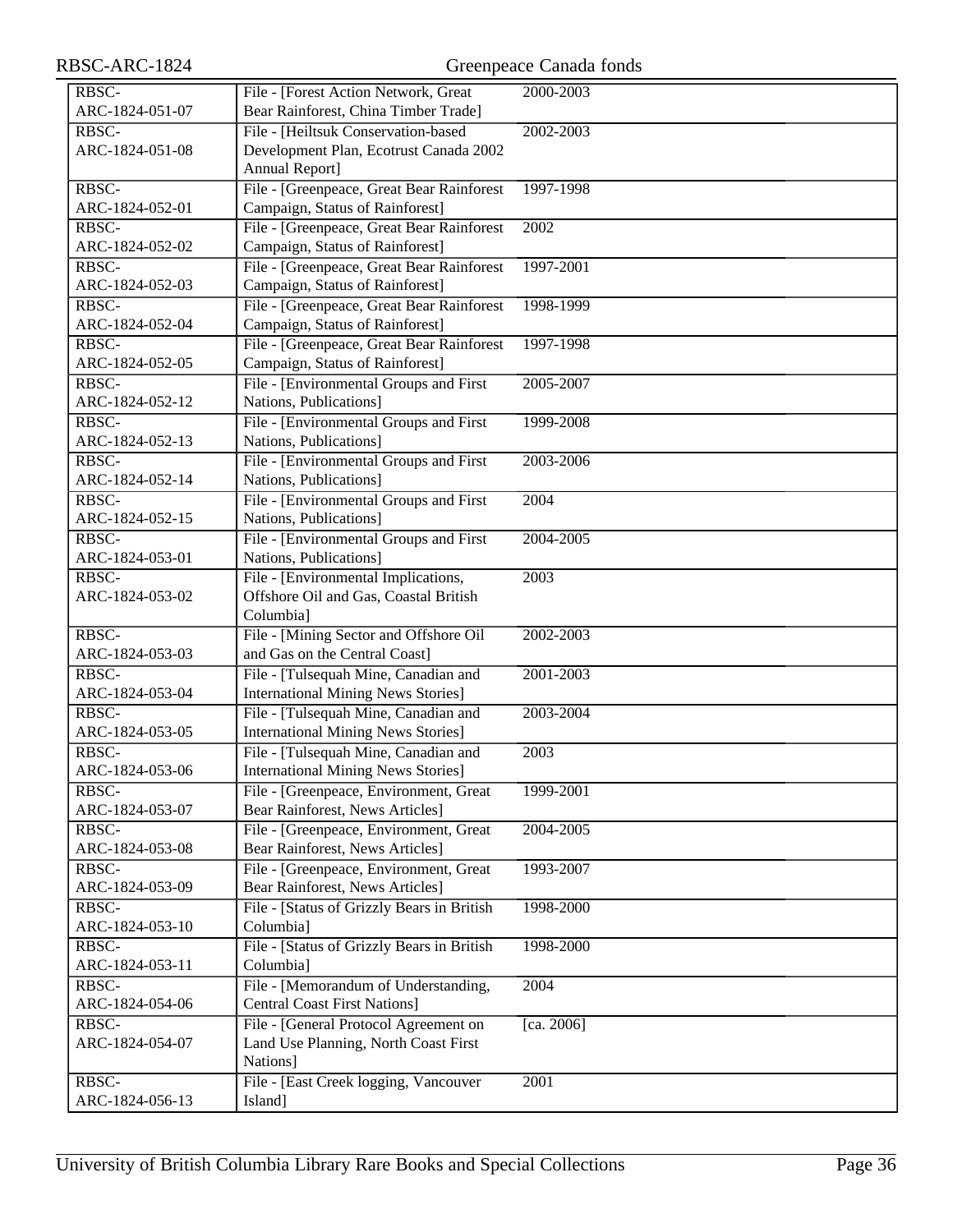| | | |
|---|---|---|
| RBSC-ARC-1824-051-07 | File - [Forest Action Network, Great Bear Rainforest, China Timber Trade] | 2000-2003 |
| RBSC-ARC-1824-051-08 | File - [Heiltsuk Conservation-based Development Plan, Ecotrust Canada 2002 Annual Report] | 2002-2003 |
| RBSC-ARC-1824-052-01 | File - [Greenpeace, Great Bear Rainforest Campaign, Status of Rainforest] | 1997-1998 |
| RBSC-ARC-1824-052-02 | File - [Greenpeace, Great Bear Rainforest Campaign, Status of Rainforest] | 2002 |
| RBSC-ARC-1824-052-03 | File - [Greenpeace, Great Bear Rainforest Campaign, Status of Rainforest] | 1997-2001 |
| RBSC-ARC-1824-052-04 | File - [Greenpeace, Great Bear Rainforest Campaign, Status of Rainforest] | 1998-1999 |
| RBSC-ARC-1824-052-05 | File - [Greenpeace, Great Bear Rainforest Campaign, Status of Rainforest] | 1997-1998 |
| RBSC-ARC-1824-052-12 | File - [Environmental Groups and First Nations, Publications] | 2005-2007 |
| RBSC-ARC-1824-052-13 | File - [Environmental Groups and First Nations, Publications] | 1999-2008 |
| RBSC-ARC-1824-052-14 | File - [Environmental Groups and First Nations, Publications] | 2003-2006 |
| RBSC-ARC-1824-052-15 | File - [Environmental Groups and First Nations, Publications] | 2004 |
| RBSC-ARC-1824-053-01 | File - [Environmental Groups and First Nations, Publications] | 2004-2005 |
| RBSC-ARC-1824-053-02 | File - [Environmental Implications, Offshore Oil and Gas, Coastal British Columbia] | 2003 |
| RBSC-ARC-1824-053-03 | File - [Mining Sector and Offshore Oil and Gas on the Central Coast] | 2002-2003 |
| RBSC-ARC-1824-053-04 | File - [Tulsequah Mine, Canadian and International Mining News Stories] | 2001-2003 |
| RBSC-ARC-1824-053-05 | File - [Tulsequah Mine, Canadian and International Mining News Stories] | 2003-2004 |
| RBSC-ARC-1824-053-06 | File - [Tulsequah Mine, Canadian and International Mining News Stories] | 2003 |
| RBSC-ARC-1824-053-07 | File - [Greenpeace, Environment, Great Bear Rainforest, News Articles] | 1999-2001 |
| RBSC-ARC-1824-053-08 | File - [Greenpeace, Environment, Great Bear Rainforest, News Articles] | 2004-2005 |
| RBSC-ARC-1824-053-09 | File - [Greenpeace, Environment, Great Bear Rainforest, News Articles] | 1993-2007 |
| RBSC-ARC-1824-053-10 | File - [Status of Grizzly Bears in British Columbia] | 1998-2000 |
| RBSC-ARC-1824-053-11 | File - [Status of Grizzly Bears in British Columbia] | 1998-2000 |
| RBSC-ARC-1824-054-06 | File - [Memorandum of Understanding, Central Coast First Nations] | 2004 |
| RBSC-ARC-1824-054-07 | File - [General Protocol Agreement on Land Use Planning, North Coast First Nations] | [ca. 2006] |
| RBSC-ARC-1824-056-13 | File - [East Creek logging, Vancouver Island] | 2001 |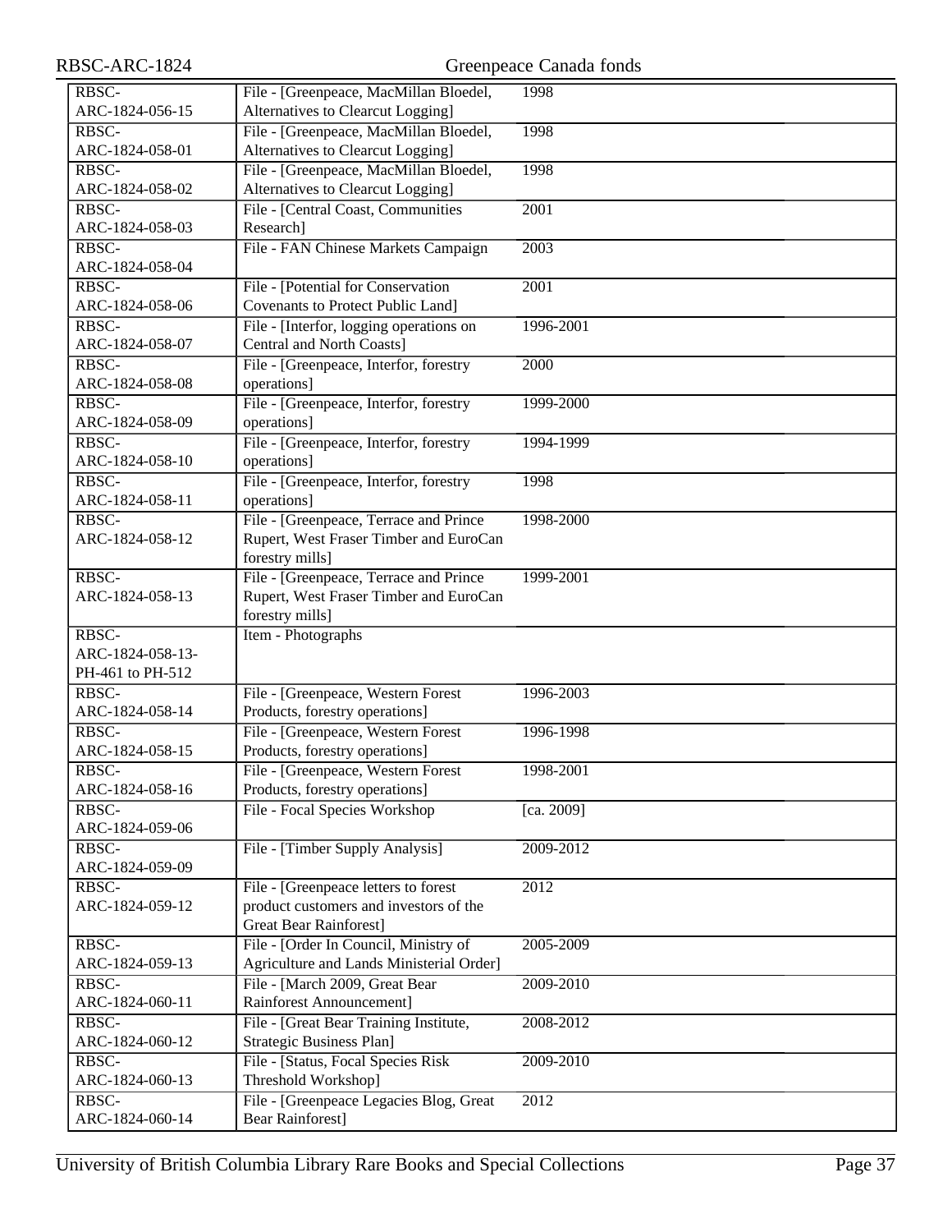| | | |
|---|---|---|
| RBSC-ARC-1824-056-15 | File - [Greenpeace, MacMillan Bloedel, Alternatives to Clearcut Logging] | 1998 |
| RBSC-ARC-1824-058-01 | File - [Greenpeace, MacMillan Bloedel, Alternatives to Clearcut Logging] | 1998 |
| RBSC-ARC-1824-058-02 | File - [Greenpeace, MacMillan Bloedel, Alternatives to Clearcut Logging] | 1998 |
| RBSC-ARC-1824-058-03 | File - [Central Coast, Communities Research] | 2001 |
| RBSC-ARC-1824-058-04 | File - FAN Chinese Markets Campaign | 2003 |
| RBSC-ARC-1824-058-06 | File - [Potential for Conservation Covenants to Protect Public Land] | 2001 |
| RBSC-ARC-1824-058-07 | File - [Interfor, logging operations on Central and North Coasts] | 1996-2001 |
| RBSC-ARC-1824-058-08 | File - [Greenpeace, Interfor, forestry operations] | 2000 |
| RBSC-ARC-1824-058-09 | File - [Greenpeace, Interfor, forestry operations] | 1999-2000 |
| RBSC-ARC-1824-058-10 | File - [Greenpeace, Interfor, forestry operations] | 1994-1999 |
| RBSC-ARC-1824-058-11 | File - [Greenpeace, Interfor, forestry operations] | 1998 |
| RBSC-ARC-1824-058-12 | File - [Greenpeace, Terrace and Prince Rupert, West Fraser Timber and EuroCan forestry mills] | 1998-2000 |
| RBSC-ARC-1824-058-13 | File - [Greenpeace, Terrace and Prince Rupert, West Fraser Timber and EuroCan forestry mills] | 1999-2001 |
| RBSC-ARC-1824-058-13-PH-461 to PH-512 | Item - Photographs | |
| RBSC-ARC-1824-058-14 | File - [Greenpeace, Western Forest Products, forestry operations] | 1996-2003 |
| RBSC-ARC-1824-058-15 | File - [Greenpeace, Western Forest Products, forestry operations] | 1996-1998 |
| RBSC-ARC-1824-058-16 | File - [Greenpeace, Western Forest Products, forestry operations] | 1998-2001 |
| RBSC-ARC-1824-059-06 | File - Focal Species Workshop | [ca. 2009] |
| RBSC-ARC-1824-059-09 | File - [Timber Supply Analysis] | 2009-2012 |
| RBSC-ARC-1824-059-12 | File - [Greenpeace letters to forest product customers and investors of the Great Bear Rainforest] | 2012 |
| RBSC-ARC-1824-059-13 | File - [Order In Council, Ministry of Agriculture and Lands Ministerial Order] | 2005-2009 |
| RBSC-ARC-1824-060-11 | File - [March 2009, Great Bear Rainforest Announcement] | 2009-2010 |
| RBSC-ARC-1824-060-12 | File - [Great Bear Training Institute, Strategic Business Plan] | 2008-2012 |
| RBSC-ARC-1824-060-13 | File - [Status, Focal Species Risk Threshold Workshop] | 2009-2010 |
| RBSC-ARC-1824-060-14 | File - [Greenpeace Legacies Blog, Great Bear Rainforest] | 2012 |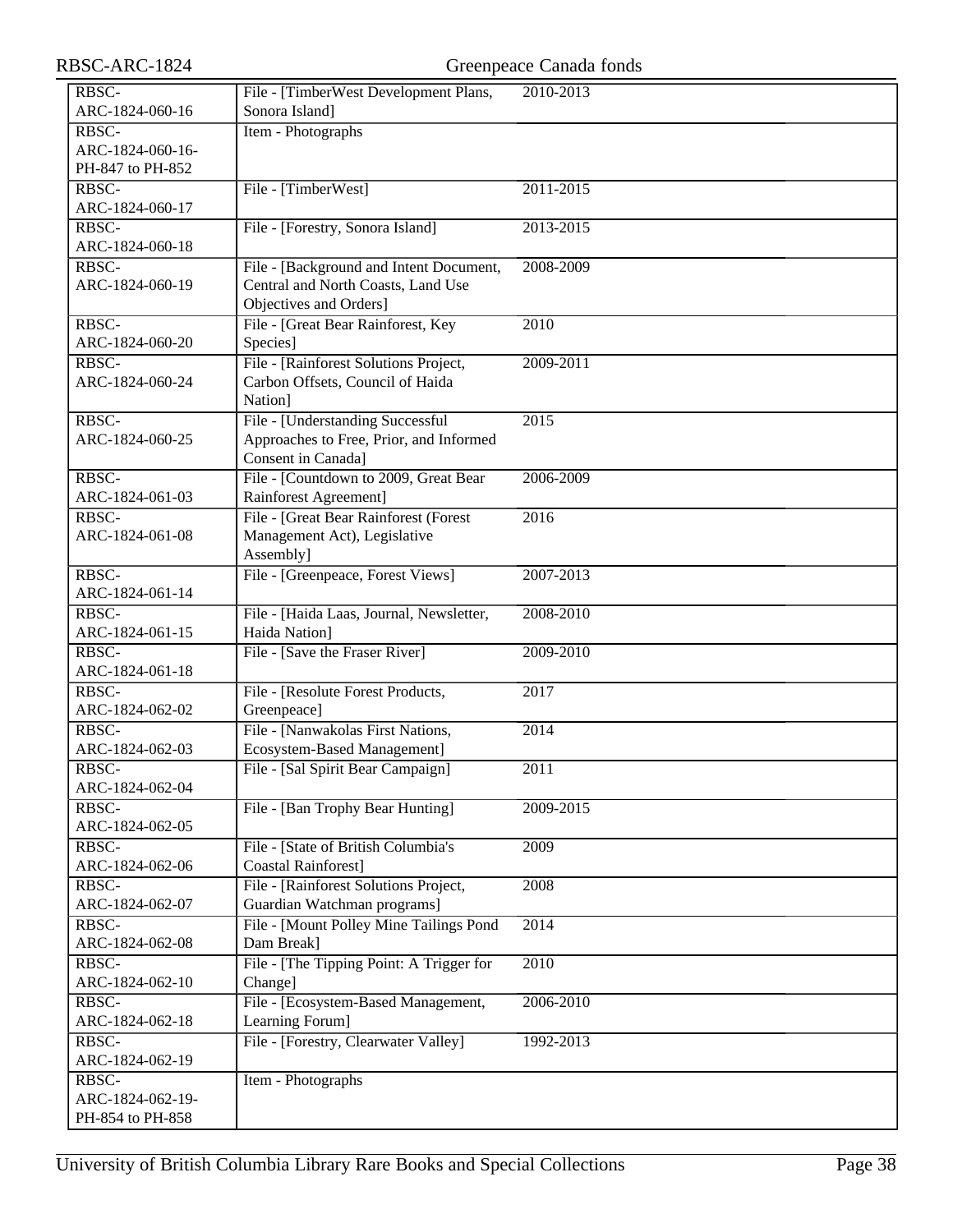| | | | |
|---|---|---|---|
| RBSC-ARC-1824-060-16 | File - [TimberWest Development Plans, Sonora Island] | 2010-2013 | |
| RBSC-ARC-1824-060-16-PH-847 to PH-852 | Item - Photographs | | |
| RBSC-ARC-1824-060-17 | File - [TimberWest] | 2011-2015 | |
| RBSC-ARC-1824-060-18 | File - [Forestry, Sonora Island] | 2013-2015 | |
| RBSC-ARC-1824-060-19 | File - [Background and Intent Document, Central and North Coasts, Land Use Objectives and Orders] | 2008-2009 | |
| RBSC-ARC-1824-060-20 | File - [Great Bear Rainforest, Key Species] | 2010 | |
| RBSC-ARC-1824-060-24 | File - [Rainforest Solutions Project, Carbon Offsets, Council of Haida Nation] | 2009-2011 | |
| RBSC-ARC-1824-060-25 | File - [Understanding Successful Approaches to Free, Prior, and Informed Consent in Canada] | 2015 | |
| RBSC-ARC-1824-061-03 | File - [Countdown to 2009, Great Bear Rainforest Agreement] | 2006-2009 | |
| RBSC-ARC-1824-061-08 | File - [Great Bear Rainforest (Forest Management Act), Legislative Assembly] | 2016 | |
| RBSC-ARC-1824-061-14 | File - [Greenpeace, Forest Views] | 2007-2013 | |
| RBSC-ARC-1824-061-15 | File - [Haida Laas, Journal, Newsletter, Haida Nation] | 2008-2010 | |
| RBSC-ARC-1824-061-18 | File - [Save the Fraser River] | 2009-2010 | |
| RBSC-ARC-1824-062-02 | File - [Resolute Forest Products, Greenpeace] | 2017 | |
| RBSC-ARC-1824-062-03 | File - [Nanwakolas First Nations, Ecosystem-Based Management] | 2014 | |
| RBSC-ARC-1824-062-04 | File - [Sal Spirit Bear Campaign] | 2011 | |
| RBSC-ARC-1824-062-05 | File - [Ban Trophy Bear Hunting] | 2009-2015 | |
| RBSC-ARC-1824-062-06 | File - [State of British Columbia's Coastal Rainforest] | 2009 | |
| RBSC-ARC-1824-062-07 | File - [Rainforest Solutions Project, Guardian Watchman programs] | 2008 | |
| RBSC-ARC-1824-062-08 | File - [Mount Polley Mine Tailings Pond Dam Break] | 2014 | |
| RBSC-ARC-1824-062-10 | File - [The Tipping Point: A Trigger for Change] | 2010 | |
| RBSC-ARC-1824-062-18 | File - [Ecosystem-Based Management, Learning Forum] | 2006-2010 | |
| RBSC-ARC-1824-062-19 | File - [Forestry, Clearwater Valley] | 1992-2013 | |
| RBSC-ARC-1824-062-19-PH-854 to PH-858 | Item - Photographs | | |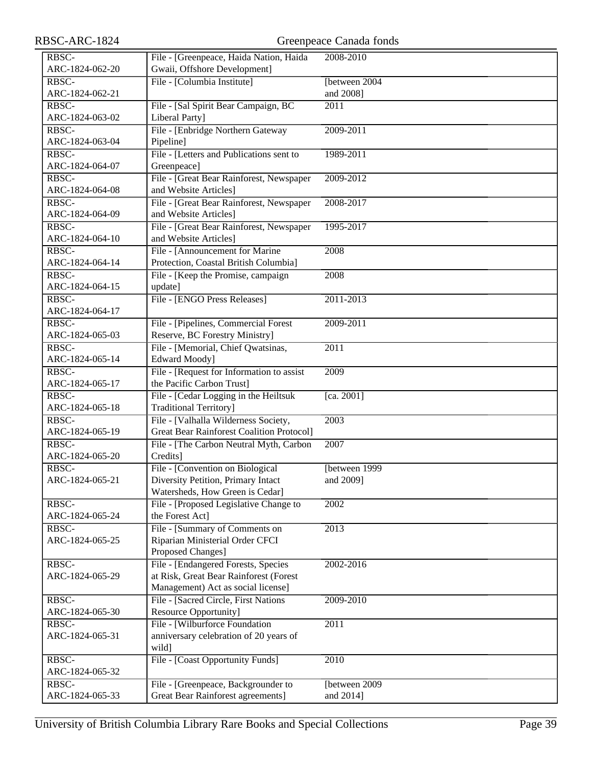| | | | |
|---|---|---|---|
| RBSC-ARC-1824-062-20 | File - [Greenpeace, Haida Nation, Haida Gwaii, Offshore Development] | 2008-2010 | |
| RBSC-ARC-1824-062-21 | File - [Columbia Institute] | [between 2004 and 2008] | |
| RBSC-ARC-1824-063-02 | File - [Sal Spirit Bear Campaign, BC Liberal Party] | 2011 | |
| RBSC-ARC-1824-063-04 | File - [Enbridge Northern Gateway Pipeline] | 2009-2011 | |
| RBSC-ARC-1824-064-07 | File - [Letters and Publications sent to Greenpeace] | 1989-2011 | |
| RBSC-ARC-1824-064-08 | File - [Great Bear Rainforest, Newspaper and Website Articles] | 2009-2012 | |
| RBSC-ARC-1824-064-09 | File - [Great Bear Rainforest, Newspaper and Website Articles] | 2008-2017 | |
| RBSC-ARC-1824-064-10 | File - [Great Bear Rainforest, Newspaper and Website Articles] | 1995-2017 | |
| RBSC-ARC-1824-064-14 | File - [Announcement for Marine Protection, Coastal British Columbia] | 2008 | |
| RBSC-ARC-1824-064-15 | File - [Keep the Promise, campaign update] | 2008 | |
| RBSC-ARC-1824-064-17 | File - [ENGO Press Releases] | 2011-2013 | |
| RBSC-ARC-1824-065-03 | File - [Pipelines, Commercial Forest Reserve, BC Forestry Ministry] | 2009-2011 | |
| RBSC-ARC-1824-065-14 | File - [Memorial, Chief Qwatsinas, Edward Moody] | 2011 | |
| RBSC-ARC-1824-065-17 | File - [Request for Information to assist the Pacific Carbon Trust] | 2009 | |
| RBSC-ARC-1824-065-18 | File - [Cedar Logging in the Heiltsuk Traditional Territory] | [ca. 2001] | |
| RBSC-ARC-1824-065-19 | File - [Valhalla Wilderness Society, Great Bear Rainforest Coalition Protocol] | 2003 | |
| RBSC-ARC-1824-065-20 | File - [The Carbon Neutral Myth, Carbon Credits] | 2007 | |
| RBSC-ARC-1824-065-21 | File - [Convention on Biological Diversity Petition, Primary Intact Watersheds, How Green is Cedar] | [between 1999 and 2009] | |
| RBSC-ARC-1824-065-24 | File - [Proposed Legislative Change to the Forest Act] | 2002 | |
| RBSC-ARC-1824-065-25 | File - [Summary of Comments on Riparian Ministerial Order CFCI Proposed Changes] | 2013 | |
| RBSC-ARC-1824-065-29 | File - [Endangered Forests, Species at Risk, Great Bear Rainforest (Forest Management) Act as social license] | 2002-2016 | |
| RBSC-ARC-1824-065-30 | File - [Sacred Circle, First Nations Resource Opportunity] | 2009-2010 | |
| RBSC-ARC-1824-065-31 | File - [Wilburforce Foundation anniversary celebration of 20 years of wild] | 2011 | |
| RBSC-ARC-1824-065-32 | File - [Coast Opportunity Funds] | 2010 | |
| RBSC-ARC-1824-065-33 | File - [Greenpeace, Backgrounder to Great Bear Rainforest agreements] | [between 2009 and 2014] | |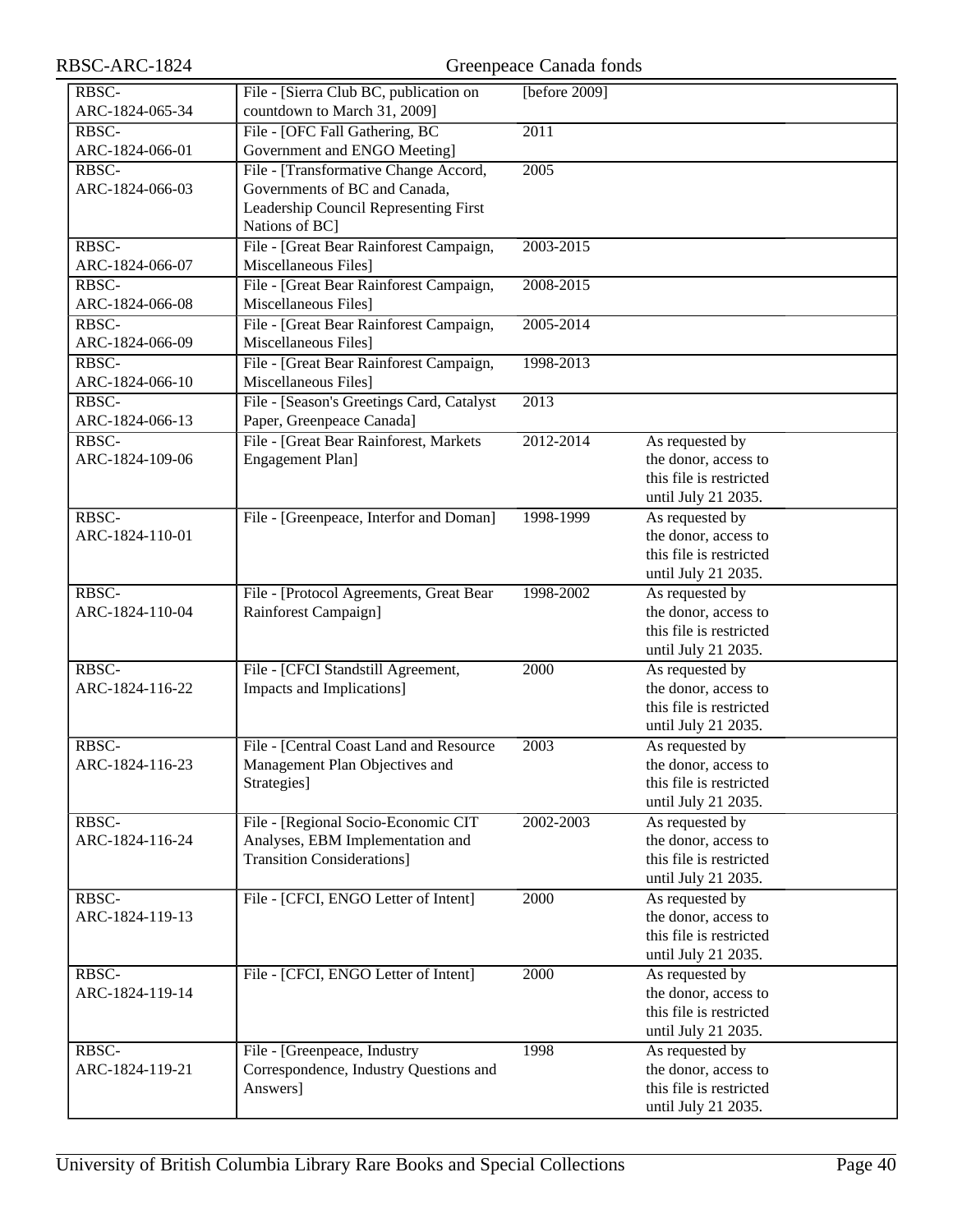| | | | |
|---|---|---|---|
| RBSC-ARC-1824-065-34 | File - [Sierra Club BC, publication on countdown to March 31, 2009] | [before 2009] | |
| RBSC-ARC-1824-066-01 | File - [OFC Fall Gathering, BC Government and ENGO Meeting] | 2011 | |
| RBSC-ARC-1824-066-03 | File - [Transformative Change Accord, Governments of BC and Canada, Leadership Council Representing First Nations of BC] | 2005 | |
| RBSC-ARC-1824-066-07 | File - [Great Bear Rainforest Campaign, Miscellaneous Files] | 2003-2015 | |
| RBSC-ARC-1824-066-08 | File - [Great Bear Rainforest Campaign, Miscellaneous Files] | 2008-2015 | |
| RBSC-ARC-1824-066-09 | File - [Great Bear Rainforest Campaign, Miscellaneous Files] | 2005-2014 | |
| RBSC-ARC-1824-066-10 | File - [Great Bear Rainforest Campaign, Miscellaneous Files] | 1998-2013 | |
| RBSC-ARC-1824-066-13 | File - [Season's Greetings Card, Catalyst Paper, Greenpeace Canada] | 2013 | |
| RBSC-ARC-1824-109-06 | File - [Great Bear Rainforest, Markets Engagement Plan] | 2012-2014 | As requested by the donor, access to this file is restricted until July 21 2035. |
| RBSC-ARC-1824-110-01 | File - [Greenpeace, Interfor and Doman] | 1998-1999 | As requested by the donor, access to this file is restricted until July 21 2035. |
| RBSC-ARC-1824-110-04 | File - [Protocol Agreements, Great Bear Rainforest Campaign] | 1998-2002 | As requested by the donor, access to this file is restricted until July 21 2035. |
| RBSC-ARC-1824-116-22 | File - [CFCI Standstill Agreement, Impacts and Implications] | 2000 | As requested by the donor, access to this file is restricted until July 21 2035. |
| RBSC-ARC-1824-116-23 | File - [Central Coast Land and Resource Management Plan Objectives and Strategies] | 2003 | As requested by the donor, access to this file is restricted until July 21 2035. |
| RBSC-ARC-1824-116-24 | File - [Regional Socio-Economic CIT Analyses, EBM Implementation and Transition Considerations] | 2002-2003 | As requested by the donor, access to this file is restricted until July 21 2035. |
| RBSC-ARC-1824-119-13 | File - [CFCI, ENGO Letter of Intent] | 2000 | As requested by the donor, access to this file is restricted until July 21 2035. |
| RBSC-ARC-1824-119-14 | File - [CFCI, ENGO Letter of Intent] | 2000 | As requested by the donor, access to this file is restricted until July 21 2035. |
| RBSC-ARC-1824-119-21 | File - [Greenpeace, Industry Correspondence, Industry Questions and Answers] | 1998 | As requested by the donor, access to this file is restricted until July 21 2035. |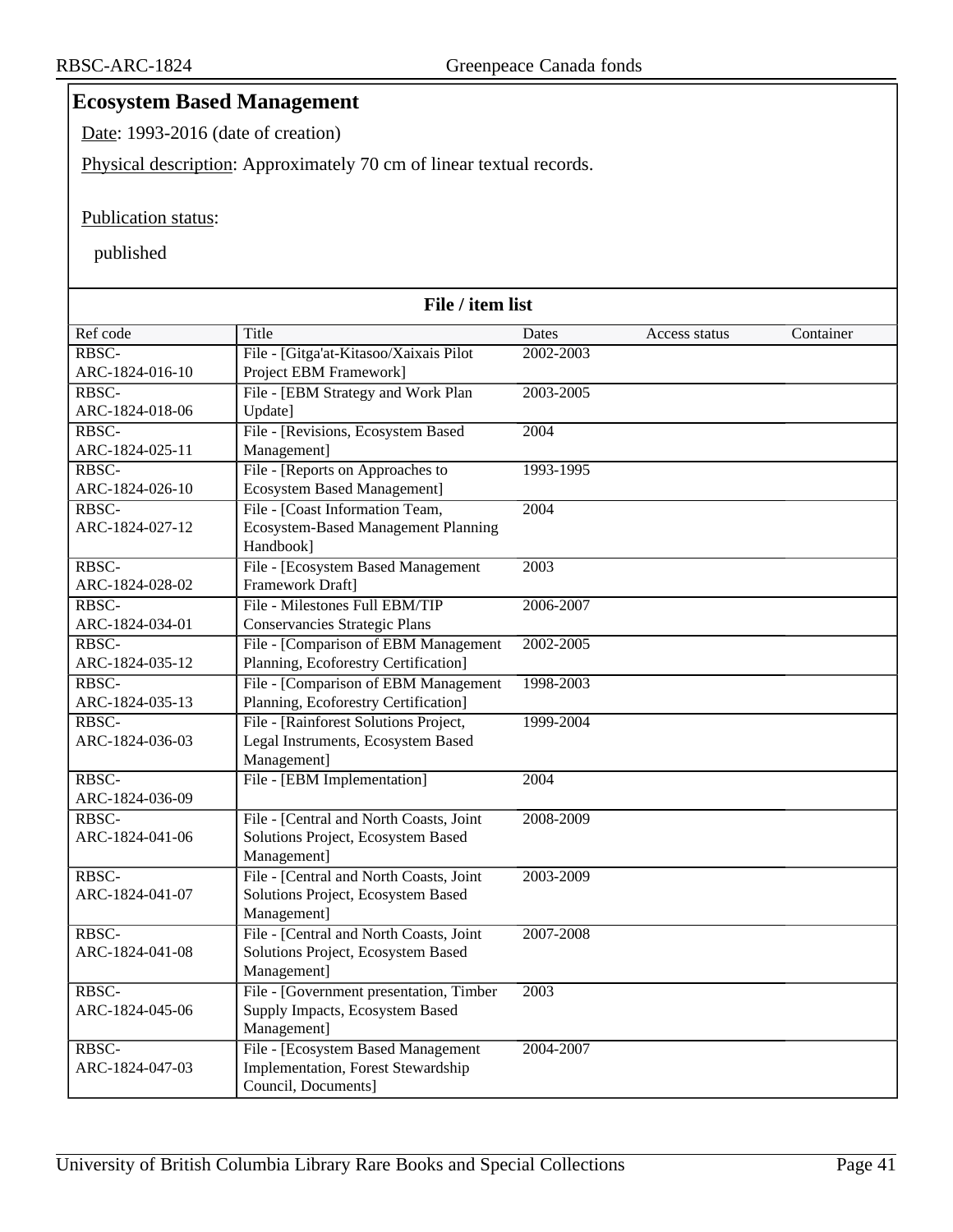## Ecosystem Based Management

Date: 1993-2016 (date of creation)

Physical description: Approximately 70 cm of linear textual records.

Publication status:

published

**File / item list**

| Ref code | Title | Dates | Access status | Container |
|---|---|---|---|---|
| RBSC-ARC-1824-016-10 | File - [Gitga'at-Kitasoo/Xaixais Pilot Project EBM Framework] | 2002-2003 | | |
| RBSC-ARC-1824-018-06 | File - [EBM Strategy and Work Plan Update] | 2003-2005 | | |
| RBSC-ARC-1824-025-11 | File - [Revisions, Ecosystem Based Management] | 2004 | | |
| RBSC-ARC-1824-026-10 | File - [Reports on Approaches to Ecosystem Based Management] | 1993-1995 | | |
| RBSC-ARC-1824-027-12 | File - [Coast Information Team, Ecosystem-Based Management Planning Handbook] | 2004 | | |
| RBSC-ARC-1824-028-02 | File - [Ecosystem Based Management Framework Draft] | 2003 | | |
| RBSC-ARC-1824-034-01 | File - Milestones Full EBM/TIP Conservancies Strategic Plans | 2006-2007 | | |
| RBSC-ARC-1824-035-12 | File - [Comparison of EBM Management Planning, Ecoforestry Certification] | 2002-2005 | | |
| RBSC-ARC-1824-035-13 | File - [Comparison of EBM Management Planning, Ecoforestry Certification] | 1998-2003 | | |
| RBSC-ARC-1824-036-03 | File - [Rainforest Solutions Project, Legal Instruments, Ecosystem Based Management] | 1999-2004 | | |
| RBSC-ARC-1824-036-09 | File - [EBM Implementation] | 2004 | | |
| RBSC-ARC-1824-041-06 | File - [Central and North Coasts, Joint Solutions Project, Ecosystem Based Management] | 2008-2009 | | |
| RBSC-ARC-1824-041-07 | File - [Central and North Coasts, Joint Solutions Project, Ecosystem Based Management] | 2003-2009 | | |
| RBSC-ARC-1824-041-08 | File - [Central and North Coasts, Joint Solutions Project, Ecosystem Based Management] | 2007-2008 | | |
| RBSC-ARC-1824-045-06 | File - [Government presentation, Timber Supply Impacts, Ecosystem Based Management] | 2003 | | |
| RBSC-ARC-1824-047-03 | File - [Ecosystem Based Management Implementation, Forest Stewardship Council, Documents] | 2004-2007 | | |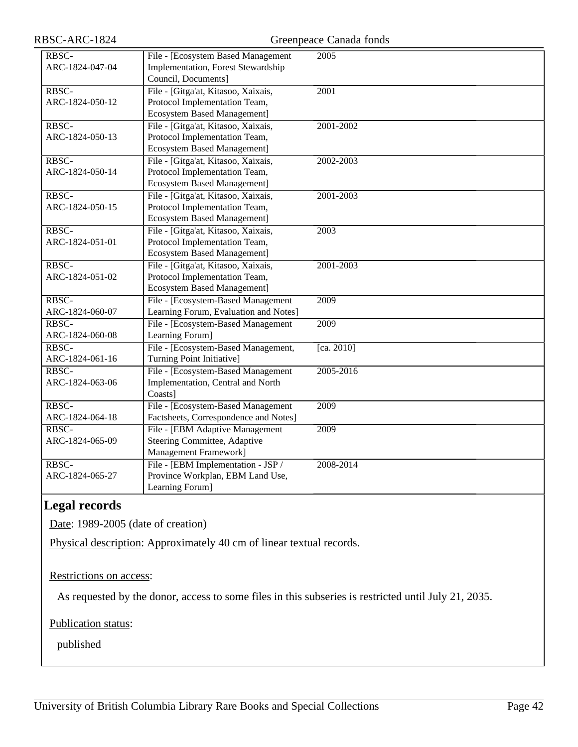| | | |
|---|---|---|
| RBSC-ARC-1824-047-04 | File - [Ecosystem Based Management Implementation, Forest Stewardship Council, Documents] | 2005 |
| RBSC-ARC-1824-050-12 | File - [Gitga'at, Kitasoo, Xaixais, Protocol Implementation Team, Ecosystem Based Management] | 2001 |
| RBSC-ARC-1824-050-13 | File - [Gitga'at, Kitasoo, Xaixais, Protocol Implementation Team, Ecosystem Based Management] | 2001-2002 |
| RBSC-ARC-1824-050-14 | File - [Gitga'at, Kitasoo, Xaixais, Protocol Implementation Team, Ecosystem Based Management] | 2002-2003 |
| RBSC-ARC-1824-050-15 | File - [Gitga'at, Kitasoo, Xaixais, Protocol Implementation Team, Ecosystem Based Management] | 2001-2003 |
| RBSC-ARC-1824-051-01 | File - [Gitga'at, Kitasoo, Xaixais, Protocol Implementation Team, Ecosystem Based Management] | 2003 |
| RBSC-ARC-1824-051-02 | File - [Gitga'at, Kitasoo, Xaixais, Protocol Implementation Team, Ecosystem Based Management] | 2001-2003 |
| RBSC-ARC-1824-060-07 | File - [Ecosystem-Based Management Learning Forum, Evaluation and Notes] | 2009 |
| RBSC-ARC-1824-060-08 | File - [Ecosystem-Based Management Learning Forum] | 2009 |
| RBSC-ARC-1824-061-16 | File - [Ecosystem-Based Management, Turning Point Initiative] | [ca. 2010] |
| RBSC-ARC-1824-063-06 | File - [Ecosystem-Based Management Implementation, Central and North Coasts] | 2005-2016 |
| RBSC-ARC-1824-064-18 | File - [Ecosystem-Based Management Factsheets, Correspondence and Notes] | 2009 |
| RBSC-ARC-1824-065-09 | File - [EBM Adaptive Management Steering Committee, Adaptive Management Framework] | 2009 |
| RBSC-ARC-1824-065-27 | File - [EBM Implementation - JSP / Province Workplan, EBM Land Use, Learning Forum] | 2008-2014 |

## Legal records

Date: 1989-2005 (date of creation)

Physical description: Approximately 40 cm of linear textual records.

Restrictions on access:

As requested by the donor, access to some files in this subseries is restricted until July 21, 2035.

Publication status:

published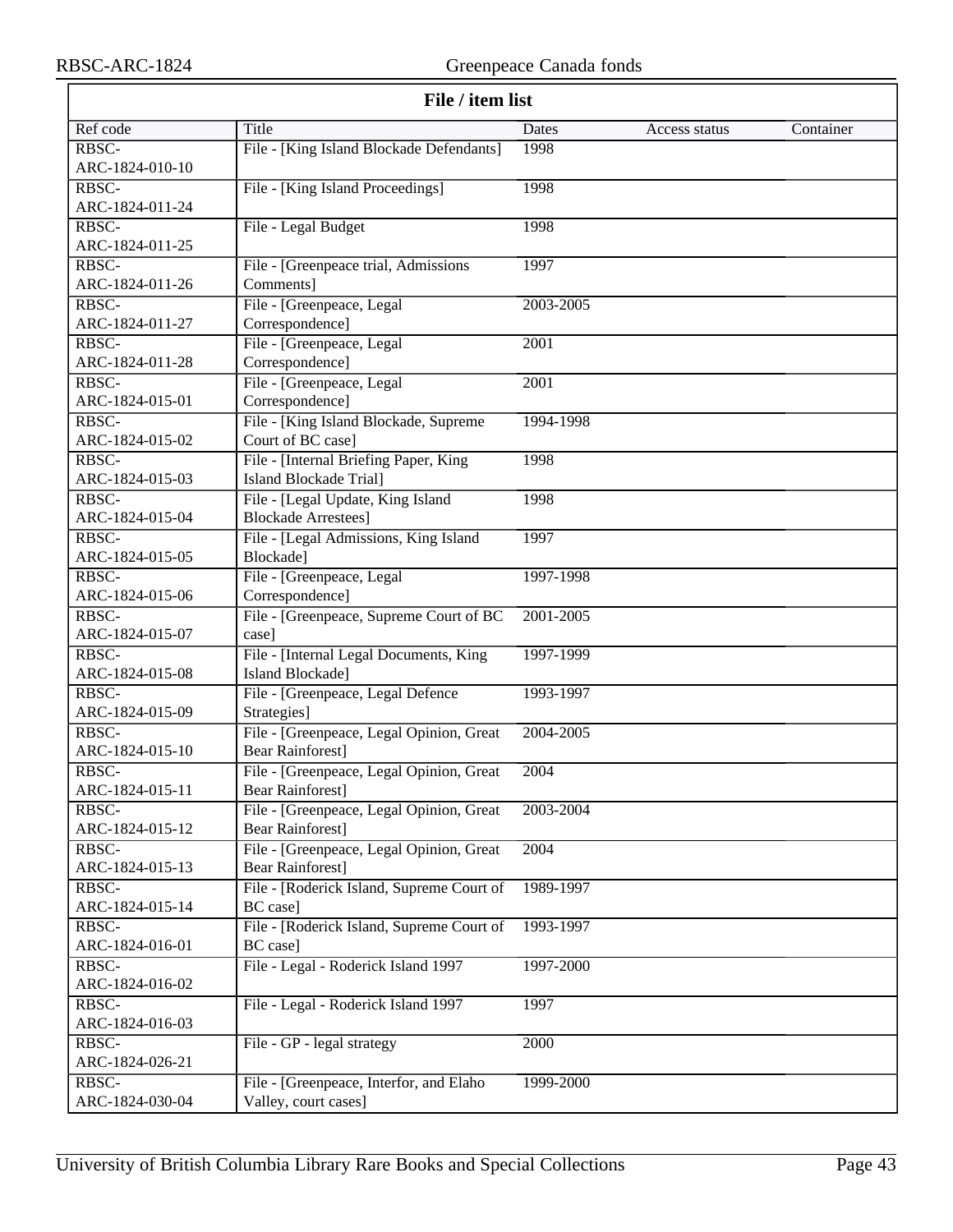## File / item list

| Ref code | Title | Dates | Access status | Container |
|---|---|---|---|---|
| RBSC-ARC-1824-010-10 | File - [King Island Blockade Defendants] | 1998 | | |
| RBSC-ARC-1824-011-24 | File - [King Island Proceedings] | 1998 | | |
| RBSC-ARC-1824-011-25 | File - Legal Budget | 1998 | | |
| RBSC-ARC-1824-011-26 | File - [Greenpeace trial, Admissions Comments] | 1997 | | |
| RBSC-ARC-1824-011-27 | File - [Greenpeace, Legal Correspondence] | 2003-2005 | | |
| RBSC-ARC-1824-011-28 | File - [Greenpeace, Legal Correspondence] | 2001 | | |
| RBSC-ARC-1824-015-01 | File - [Greenpeace, Legal Correspondence] | 2001 | | |
| RBSC-ARC-1824-015-02 | File - [King Island Blockade, Supreme Court of BC case] | 1994-1998 | | |
| RBSC-ARC-1824-015-03 | File - [Internal Briefing Paper, King Island Blockade Trial] | 1998 | | |
| RBSC-ARC-1824-015-04 | File - [Legal Update, King Island Blockade Arrestees] | 1998 | | |
| RBSC-ARC-1824-015-05 | File - [Legal Admissions, King Island Blockade] | 1997 | | |
| RBSC-ARC-1824-015-06 | File - [Greenpeace, Legal Correspondence] | 1997-1998 | | |
| RBSC-ARC-1824-015-07 | File - [Greenpeace, Supreme Court of BC case] | 2001-2005 | | |
| RBSC-ARC-1824-015-08 | File - [Internal Legal Documents, King Island Blockade] | 1997-1999 | | |
| RBSC-ARC-1824-015-09 | File - [Greenpeace, Legal Defence Strategies] | 1993-1997 | | |
| RBSC-ARC-1824-015-10 | File - [Greenpeace, Legal Opinion, Great Bear Rainforest] | 2004-2005 | | |
| RBSC-ARC-1824-015-11 | File - [Greenpeace, Legal Opinion, Great Bear Rainforest] | 2004 | | |
| RBSC-ARC-1824-015-12 | File - [Greenpeace, Legal Opinion, Great Bear Rainforest] | 2003-2004 | | |
| RBSC-ARC-1824-015-13 | File - [Greenpeace, Legal Opinion, Great Bear Rainforest] | 2004 | | |
| RBSC-ARC-1824-015-14 | File - [Roderick Island, Supreme Court of BC case] | 1989-1997 | | |
| RBSC-ARC-1824-016-01 | File - [Roderick Island, Supreme Court of BC case] | 1993-1997 | | |
| RBSC-ARC-1824-016-02 | File - Legal - Roderick Island 1997 | 1997-2000 | | |
| RBSC-ARC-1824-016-03 | File - Legal - Roderick Island 1997 | 1997 | | |
| RBSC-ARC-1824-026-21 | File - GP - legal strategy | 2000 | | |
| RBSC-ARC-1824-030-04 | File - [Greenpeace, Interfor, and Elaho Valley, court cases] | 1999-2000 | | |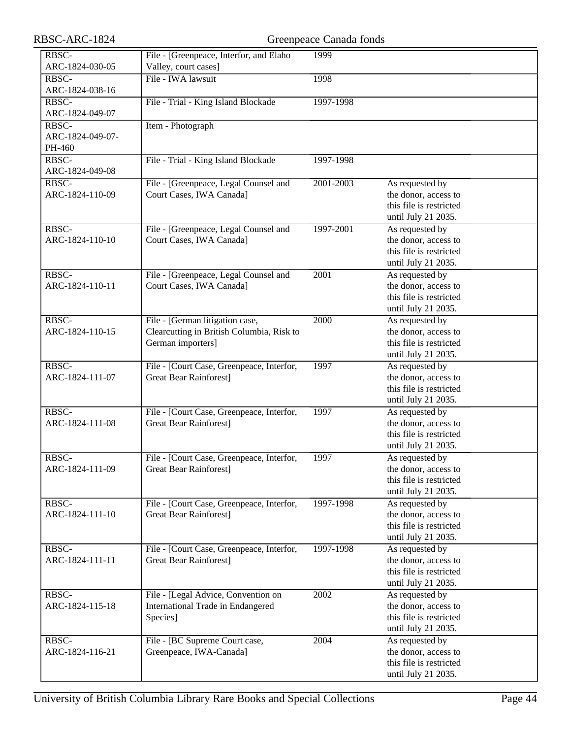| | | | |
|---|---|---|---|
| RBSC-ARC-1824-030-05 | File - [Greenpeace, Interfor, and Elaho Valley, court cases] | 1999 | |
| RBSC-ARC-1824-038-16 | File - IWA lawsuit | 1998 | |
| RBSC-ARC-1824-049-07 | File - Trial - King Island Blockade | 1997-1998 | |
| RBSC-ARC-1824-049-07-PH-460 | Item - Photograph | | |
| RBSC-ARC-1824-049-08 | File - Trial - King Island Blockade | 1997-1998 | |
| RBSC-ARC-1824-110-09 | File - [Greenpeace, Legal Counsel and Court Cases, IWA Canada] | 2001-2003 | As requested by the donor, access to this file is restricted until July 21 2035. |
| RBSC-ARC-1824-110-10 | File - [Greenpeace, Legal Counsel and Court Cases, IWA Canada] | 1997-2001 | As requested by the donor, access to this file is restricted until July 21 2035. |
| RBSC-ARC-1824-110-11 | File - [Greenpeace, Legal Counsel and Court Cases, IWA Canada] | 2001 | As requested by the donor, access to this file is restricted until July 21 2035. |
| RBSC-ARC-1824-110-15 | File - [German litigation case, Clearcutting in British Columbia, Risk to German importers] | 2000 | As requested by the donor, access to this file is restricted until July 21 2035. |
| RBSC-ARC-1824-111-07 | File - [Court Case, Greenpeace, Interfor, Great Bear Rainforest] | 1997 | As requested by the donor, access to this file is restricted until July 21 2035. |
| RBSC-ARC-1824-111-08 | File - [Court Case, Greenpeace, Interfor, Great Bear Rainforest] | 1997 | As requested by the donor, access to this file is restricted until July 21 2035. |
| RBSC-ARC-1824-111-09 | File - [Court Case, Greenpeace, Interfor, Great Bear Rainforest] | 1997 | As requested by the donor, access to this file is restricted until July 21 2035. |
| RBSC-ARC-1824-111-10 | File - [Court Case, Greenpeace, Interfor, Great Bear Rainforest] | 1997-1998 | As requested by the donor, access to this file is restricted until July 21 2035. |
| RBSC-ARC-1824-111-11 | File - [Court Case, Greenpeace, Interfor, Great Bear Rainforest] | 1997-1998 | As requested by the donor, access to this file is restricted until July 21 2035. |
| RBSC-ARC-1824-115-18 | File - [Legal Advice, Convention on International Trade in Endangered Species] | 2002 | As requested by the donor, access to this file is restricted until July 21 2035. |
| RBSC-ARC-1824-116-21 | File - [BC Supreme Court case, Greenpeace, IWA-Canada] | 2004 | As requested by the donor, access to this file is restricted until July 21 2035. |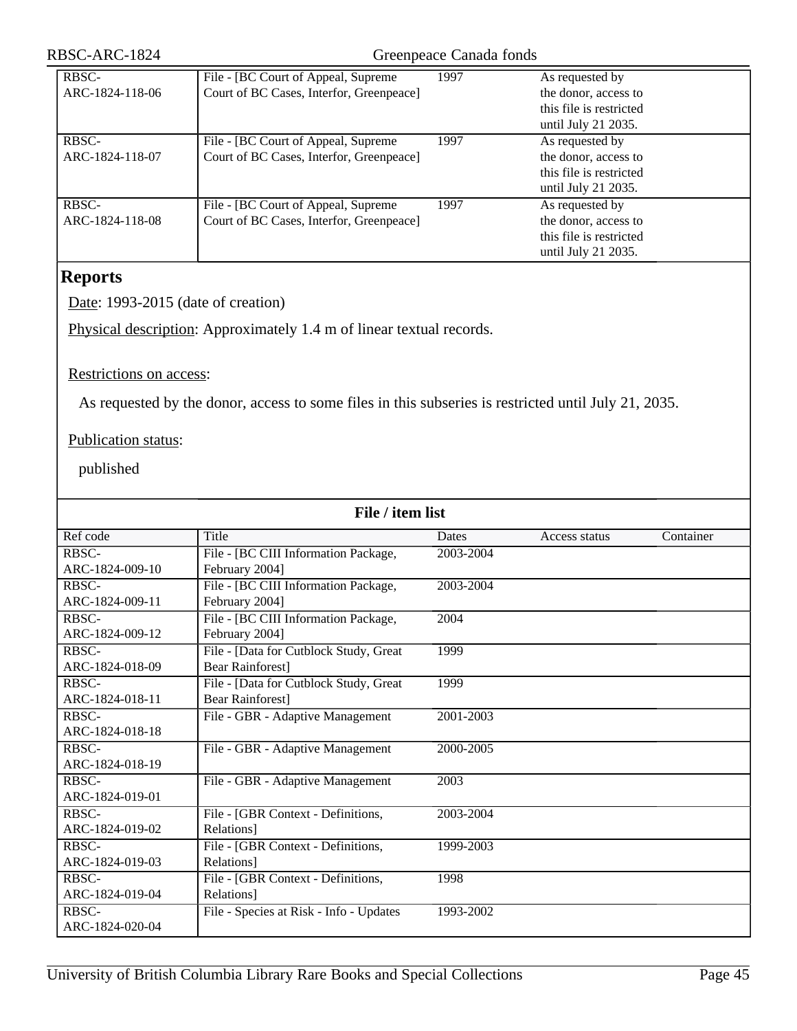| RBSC-ARC-1824-118-06 | File - [BC Court of Appeal, Supreme Court of BC Cases, Interfor, Greenpeace] | 1997 | As requested by the donor, access to this file is restricted until July 21 2035. | |
|---|---|---|---|---|
| RBSC-ARC-1824-118-07 | File - [BC Court of Appeal, Supreme Court of BC Cases, Interfor, Greenpeace] | 1997 | As requested by the donor, access to this file is restricted until July 21 2035. | |
| RBSC-ARC-1824-118-08 | File - [BC Court of Appeal, Supreme Court of BC Cases, Interfor, Greenpeace] | 1997 | As requested by the donor, access to this file is restricted until July 21 2035. | |

## Reports

Date: 1993-2015 (date of creation)

Physical description: Approximately 1.4 m of linear textual records.

Restrictions on access:

As requested by the donor, access to some files in this subseries is restricted until July 21, 2035.

Publication status:

published

**File / item list**

| Ref code | Title | Dates | Access status | Container |
|---|---|---|---|---|
| RBSC-ARC-1824-009-10 | File - [BC CIII Information Package, February 2004] | 2003-2004 | | |
| RBSC-ARC-1824-009-11 | File - [BC CIII Information Package, February 2004] | 2003-2004 | | |
| RBSC-ARC-1824-009-12 | File - [BC CIII Information Package, February 2004] | 2004 | | |
| RBSC-ARC-1824-018-09 | File - [Data for Cutblock Study, Great Bear Rainforest] | 1999 | | |
| RBSC-ARC-1824-018-11 | File - [Data for Cutblock Study, Great Bear Rainforest] | 1999 | | |
| RBSC-ARC-1824-018-18 | File - GBR - Adaptive Management | 2001-2003 | | |
| RBSC-ARC-1824-018-19 | File - GBR - Adaptive Management | 2000-2005 | | |
| RBSC-ARC-1824-019-01 | File - GBR - Adaptive Management | 2003 | | |
| RBSC-ARC-1824-019-02 | File - [GBR Context - Definitions, Relations] | 2003-2004 | | |
| RBSC-ARC-1824-019-03 | File - [GBR Context - Definitions, Relations] | 1999-2003 | | |
| RBSC-ARC-1824-019-04 | File - [GBR Context - Definitions, Relations] | 1998 | | |
| RBSC-ARC-1824-020-04 | File - Species at Risk - Info - Updates | 1993-2002 | | |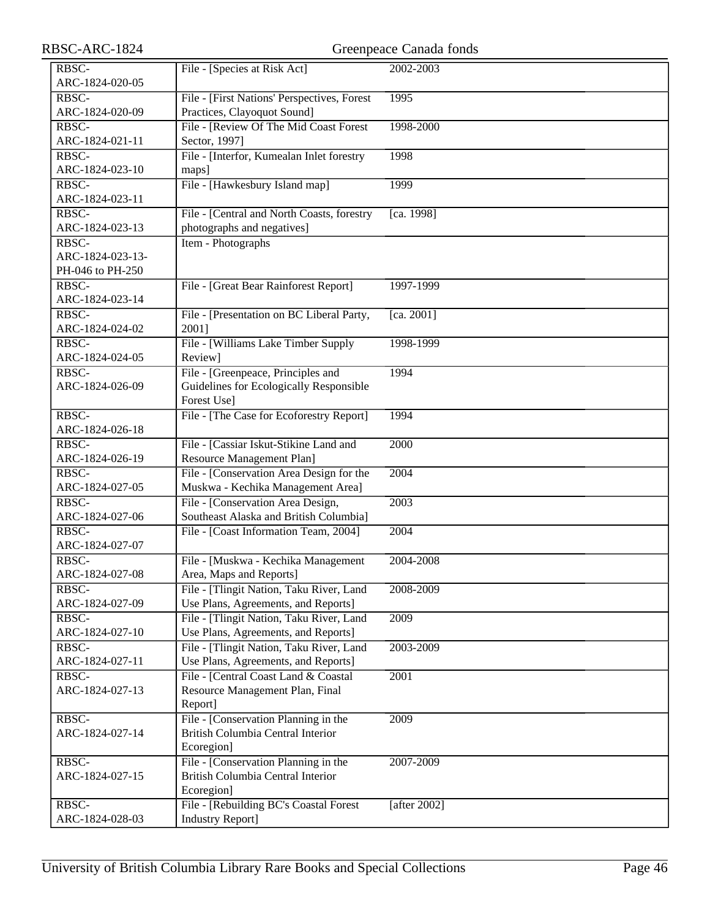| | | |
|---|---|---|
| RBSC-ARC-1824-020-05 | File - [Species at Risk Act] | 2002-2003 |
| RBSC-ARC-1824-020-09 | File - [First Nations' Perspectives, Forest Practices, Clayoquot Sound] | 1995 |
| RBSC-ARC-1824-021-11 | File - [Review Of The Mid Coast Forest Sector, 1997] | 1998-2000 |
| RBSC-ARC-1824-023-10 | File - [Interfor, Kumealan Inlet forestry maps] | 1998 |
| RBSC-ARC-1824-023-11 | File - [Hawkesbury Island map] | 1999 |
| RBSC-ARC-1824-023-13 | File - [Central and North Coasts, forestry photographs and negatives] | [ca. 1998] |
| RBSC-ARC-1824-023-13-PH-046 to PH-250 | Item - Photographs | |
| RBSC-ARC-1824-023-14 | File - [Great Bear Rainforest Report] | 1997-1999 |
| RBSC-ARC-1824-024-02 | File - [Presentation on BC Liberal Party, 2001] | [ca. 2001] |
| RBSC-ARC-1824-024-05 | File - [Williams Lake Timber Supply Review] | 1998-1999 |
| RBSC-ARC-1824-026-09 | File - [Greenpeace, Principles and Guidelines for Ecologically Responsible Forest Use] | 1994 |
| RBSC-ARC-1824-026-18 | File - [The Case for Ecoforestry Report] | 1994 |
| RBSC-ARC-1824-026-19 | File - [Cassiar Iskut-Stikine Land and Resource Management Plan] | 2000 |
| RBSC-ARC-1824-027-05 | File - [Conservation Area Design for the Muskwa - Kechika Management Area] | 2004 |
| RBSC-ARC-1824-027-06 | File - [Conservation Area Design, Southeast Alaska and British Columbia] | 2003 |
| RBSC-ARC-1824-027-07 | File - [Coast Information Team, 2004] | 2004 |
| RBSC-ARC-1824-027-08 | File - [Muskwa - Kechika Management Area, Maps and Reports] | 2004-2008 |
| RBSC-ARC-1824-027-09 | File - [Tlingit Nation, Taku River, Land Use Plans, Agreements, and Reports] | 2008-2009 |
| RBSC-ARC-1824-027-10 | File - [Tlingit Nation, Taku River, Land Use Plans, Agreements, and Reports] | 2009 |
| RBSC-ARC-1824-027-11 | File - [Tlingit Nation, Taku River, Land Use Plans, Agreements, and Reports] | 2003-2009 |
| RBSC-ARC-1824-027-13 | File - [Central Coast Land & Coastal Resource Management Plan, Final Report] | 2001 |
| RBSC-ARC-1824-027-14 | File - [Conservation Planning in the British Columbia Central Interior Ecoregion] | 2009 |
| RBSC-ARC-1824-027-15 | File - [Conservation Planning in the British Columbia Central Interior Ecoregion] | 2007-2009 |
| RBSC-ARC-1824-028-03 | File - [Rebuilding BC's Coastal Forest Industry Report] | [after 2002] |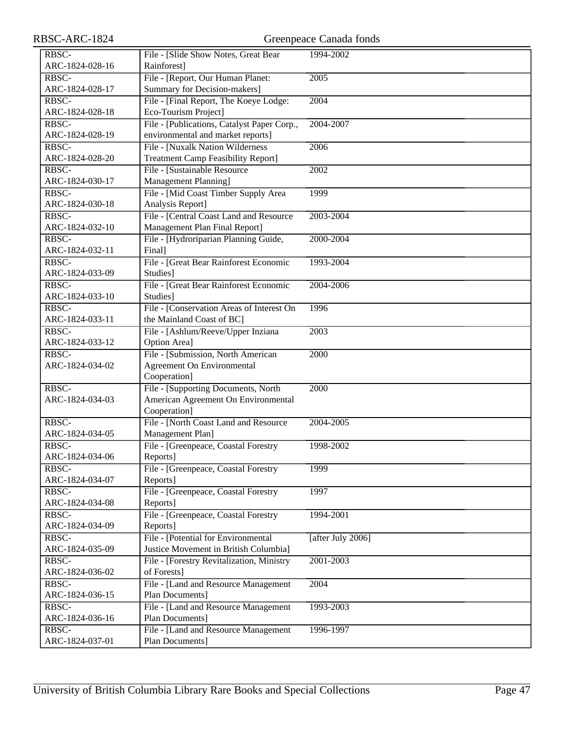| | | | |
|---|---|---|---|
| RBSC-ARC-1824-028-16 | File - [Slide Show Notes, Great Bear Rainforest] | 1994-2002 | |
| RBSC-ARC-1824-028-17 | File - [Report, Our Human Planet: Summary for Decision-makers] | 2005 | |
| RBSC-ARC-1824-028-18 | File - [Final Report, The Koeye Lodge: Eco-Tourism Project] | 2004 | |
| RBSC-ARC-1824-028-19 | File - [Publications, Catalyst Paper Corp., environmental and market reports] | 2004-2007 | |
| RBSC-ARC-1824-028-20 | File - [Nuxalk Nation Wilderness Treatment Camp Feasibility Report] | 2006 | |
| RBSC-ARC-1824-030-17 | File - [Sustainable Resource Management Planning] | 2002 | |
| RBSC-ARC-1824-030-18 | File - [Mid Coast Timber Supply Area Analysis Report] | 1999 | |
| RBSC-ARC-1824-032-10 | File - [Central Coast Land and Resource Management Plan Final Report] | 2003-2004 | |
| RBSC-ARC-1824-032-11 | File - [Hydroriparian Planning Guide, Final] | 2000-2004 | |
| RBSC-ARC-1824-033-09 | File - [Great Bear Rainforest Economic Studies] | 1993-2004 | |
| RBSC-ARC-1824-033-10 | File - [Great Bear Rainforest Economic Studies] | 2004-2006 | |
| RBSC-ARC-1824-033-11 | File - [Conservation Areas of Interest On the Mainland Coast of BC] | 1996 | |
| RBSC-ARC-1824-033-12 | File - [Ashlum/Reeve/Upper Inziana Option Area] | 2003 | |
| RBSC-ARC-1824-034-02 | File - [Submission, North American Agreement On Environmental Cooperation] | 2000 | |
| RBSC-ARC-1824-034-03 | File - [Supporting Documents, North American Agreement On Environmental Cooperation] | 2000 | |
| RBSC-ARC-1824-034-05 | File - [North Coast Land and Resource Management Plan] | 2004-2005 | |
| RBSC-ARC-1824-034-06 | File - [Greenpeace, Coastal Forestry Reports] | 1998-2002 | |
| RBSC-ARC-1824-034-07 | File - [Greenpeace, Coastal Forestry Reports] | 1999 | |
| RBSC-ARC-1824-034-08 | File - [Greenpeace, Coastal Forestry Reports] | 1997 | |
| RBSC-ARC-1824-034-09 | File - [Greenpeace, Coastal Forestry Reports] | 1994-2001 | |
| RBSC-ARC-1824-035-09 | File - [Potential for Environmental Justice Movement in British Columbia] | [after July 2006] | |
| RBSC-ARC-1824-036-02 | File - [Forestry Revitalization, Ministry of Forests] | 2001-2003 | |
| RBSC-ARC-1824-036-15 | File - [Land and Resource Management Plan Documents] | 2004 | |
| RBSC-ARC-1824-036-16 | File - [Land and Resource Management Plan Documents] | 1993-2003 | |
| RBSC-ARC-1824-037-01 | File - [Land and Resource Management Plan Documents] | 1996-1997 | |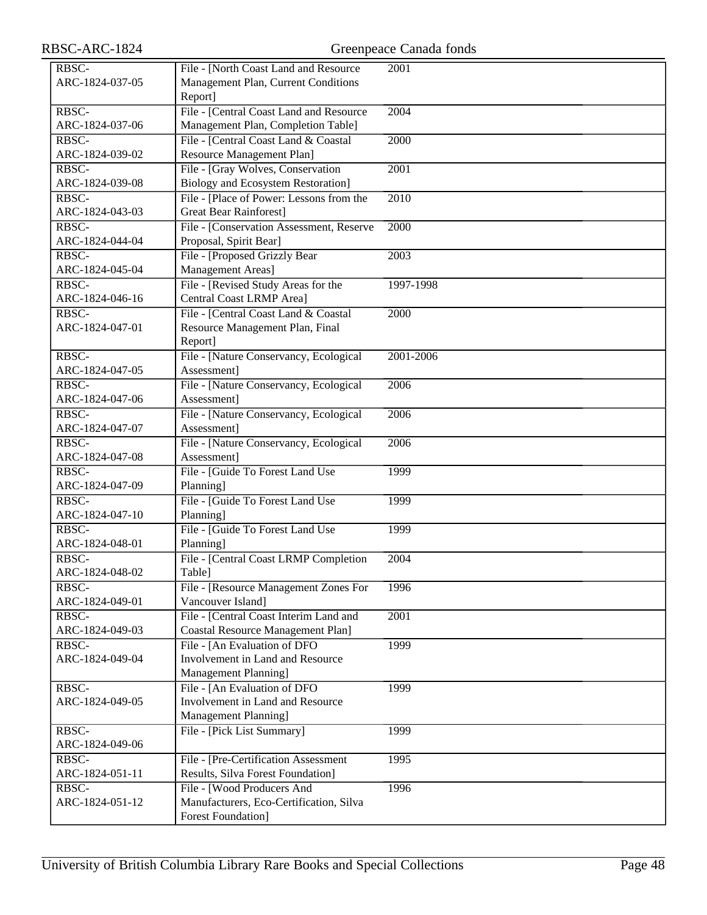| | | |
|---|---|---|
| RBSC-ARC-1824-037-05 | File - [North Coast Land and Resource Management Plan, Current Conditions Report] | 2001 |
| RBSC-ARC-1824-037-06 | File - [Central Coast Land and Resource Management Plan, Completion Table] | 2004 |
| RBSC-ARC-1824-039-02 | File - [Central Coast Land & Coastal Resource Management Plan] | 2000 |
| RBSC-ARC-1824-039-08 | File - [Gray Wolves, Conservation Biology and Ecosystem Restoration] | 2001 |
| RBSC-ARC-1824-043-03 | File - [Place of Power: Lessons from the Great Bear Rainforest] | 2010 |
| RBSC-ARC-1824-044-04 | File - [Conservation Assessment, Reserve Proposal, Spirit Bear] | 2000 |
| RBSC-ARC-1824-045-04 | File - [Proposed Grizzly Bear Management Areas] | 2003 |
| RBSC-ARC-1824-046-16 | File - [Revised Study Areas for the Central Coast LRMP Area] | 1997-1998 |
| RBSC-ARC-1824-047-01 | File - [Central Coast Land & Coastal Resource Management Plan, Final Report] | 2000 |
| RBSC-ARC-1824-047-05 | File - [Nature Conservancy, Ecological Assessment] | 2001-2006 |
| RBSC-ARC-1824-047-06 | File - [Nature Conservancy, Ecological Assessment] | 2006 |
| RBSC-ARC-1824-047-07 | File - [Nature Conservancy, Ecological Assessment] | 2006 |
| RBSC-ARC-1824-047-08 | File - [Nature Conservancy, Ecological Assessment] | 2006 |
| RBSC-ARC-1824-047-09 | File - [Guide To Forest Land Use Planning] | 1999 |
| RBSC-ARC-1824-047-10 | File - [Guide To Forest Land Use Planning] | 1999 |
| RBSC-ARC-1824-048-01 | File - [Guide To Forest Land Use Planning] | 1999 |
| RBSC-ARC-1824-048-02 | File - [Central Coast LRMP Completion Table] | 2004 |
| RBSC-ARC-1824-049-01 | File - [Resource Management Zones For Vancouver Island] | 1996 |
| RBSC-ARC-1824-049-03 | File - [Central Coast Interim Land and Coastal Resource Management Plan] | 2001 |
| RBSC-ARC-1824-049-04 | File - [An Evaluation of DFO Involvement in Land and Resource Management Planning] | 1999 |
| RBSC-ARC-1824-049-05 | File - [An Evaluation of DFO Involvement in Land and Resource Management Planning] | 1999 |
| RBSC-ARC-1824-049-06 | File - [Pick List Summary] | 1999 |
| RBSC-ARC-1824-051-11 | File - [Pre-Certification Assessment Results, Silva Forest Foundation] | 1995 |
| RBSC-ARC-1824-051-12 | File - [Wood Producers And Manufacturers, Eco-Certification, Silva Forest Foundation] | 1996 |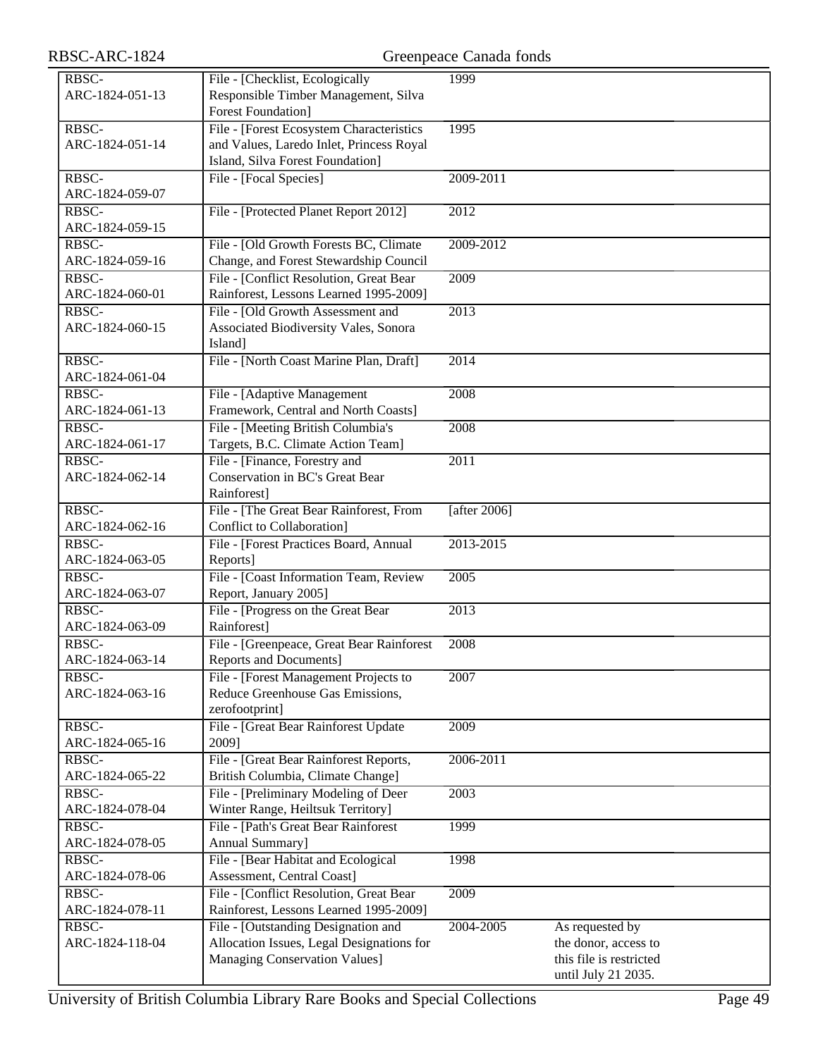| | | | |
|---|---|---|---|
| RBSC-ARC-1824-051-13 | File - [Checklist, Ecologically Responsible Timber Management, Silva Forest Foundation] | 1999 | |
| RBSC-ARC-1824-051-14 | File - [Forest Ecosystem Characteristics and Values, Laredo Inlet, Princess Royal Island, Silva Forest Foundation] | 1995 | |
| RBSC-ARC-1824-059-07 | File - [Focal Species] | 2009-2011 | |
| RBSC-ARC-1824-059-15 | File - [Protected Planet Report 2012] | 2012 | |
| RBSC-ARC-1824-059-16 | File - [Old Growth Forests BC, Climate Change, and Forest Stewardship Council | 2009-2012 | |
| RBSC-ARC-1824-060-01 | File - [Conflict Resolution, Great Bear Rainforest, Lessons Learned 1995-2009] | 2009 | |
| RBSC-ARC-1824-060-15 | File - [Old Growth Assessment and Associated Biodiversity Vales, Sonora Island] | 2013 | |
| RBSC-ARC-1824-061-04 | File - [North Coast Marine Plan, Draft] | 2014 | |
| RBSC-ARC-1824-061-13 | File - [Adaptive Management Framework, Central and North Coasts] | 2008 | |
| RBSC-ARC-1824-061-17 | File - [Meeting British Columbia's Targets, B.C. Climate Action Team] | 2008 | |
| RBSC-ARC-1824-062-14 | File - [Finance, Forestry and Conservation in BC's Great Bear Rainforest] | 2011 | |
| RBSC-ARC-1824-062-16 | File - [The Great Bear Rainforest, From Conflict to Collaboration] | [after 2006] | |
| RBSC-ARC-1824-063-05 | File - [Forest Practices Board, Annual Reports] | 2013-2015 | |
| RBSC-ARC-1824-063-07 | File - [Coast Information Team, Review Report, January 2005] | 2005 | |
| RBSC-ARC-1824-063-09 | File - [Progress on the Great Bear Rainforest] | 2013 | |
| RBSC-ARC-1824-063-14 | File - [Greenpeace, Great Bear Rainforest Reports and Documents] | 2008 | |
| RBSC-ARC-1824-063-16 | File - [Forest Management Projects to Reduce Greenhouse Gas Emissions, zerofootprint] | 2007 | |
| RBSC-ARC-1824-065-16 | File - [Great Bear Rainforest Update 2009] | 2009 | |
| RBSC-ARC-1824-065-22 | File - [Great Bear Rainforest Reports, British Columbia, Climate Change] | 2006-2011 | |
| RBSC-ARC-1824-078-04 | File - [Preliminary Modeling of Deer Winter Range, Heiltsuk Territory] | 2003 | |
| RBSC-ARC-1824-078-05 | File - [Path's Great Bear Rainforest Annual Summary] | 1999 | |
| RBSC-ARC-1824-078-06 | File - [Bear Habitat and Ecological Assessment, Central Coast] | 1998 | |
| RBSC-ARC-1824-078-11 | File - [Conflict Resolution, Great Bear Rainforest, Lessons Learned 1995-2009] | 2009 | |
| RBSC-ARC-1824-118-04 | File - [Outstanding Designation and Allocation Issues, Legal Designations for Managing Conservation Values] | 2004-2005 | As requested by the donor, access to this file is restricted until July 21 2035. |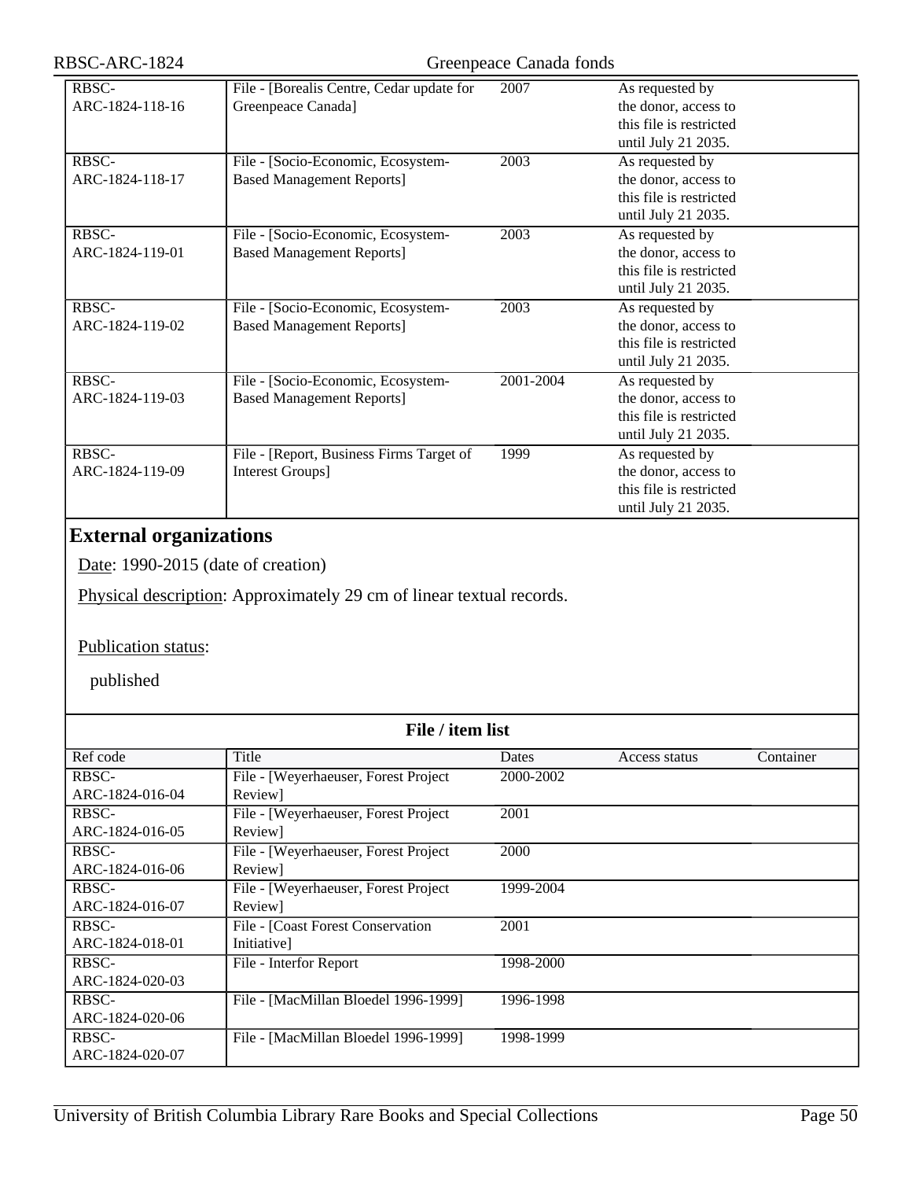| Ref code | Title | Dates | Access status | Container |
| --- | --- | --- | --- | --- |
| RBSC-ARC-1824-118-16 | File - [Borealis Centre, Cedar update for Greenpeace Canada] | 2007 | As requested by the donor, access to this file is restricted until July 21 2035. | |
| RBSC-ARC-1824-118-17 | File - [Socio-Economic, Ecosystem-Based Management Reports] | 2003 | As requested by the donor, access to this file is restricted until July 21 2035. | |
| RBSC-ARC-1824-119-01 | File - [Socio-Economic, Ecosystem-Based Management Reports] | 2003 | As requested by the donor, access to this file is restricted until July 21 2035. | |
| RBSC-ARC-1824-119-02 | File - [Socio-Economic, Ecosystem-Based Management Reports] | 2003 | As requested by the donor, access to this file is restricted until July 21 2035. | |
| RBSC-ARC-1824-119-03 | File - [Socio-Economic, Ecosystem-Based Management Reports] | 2001-2004 | As requested by the donor, access to this file is restricted until July 21 2035. | |
| RBSC-ARC-1824-119-09 | File - [Report, Business Firms Target of Interest Groups] | 1999 | As requested by the donor, access to this file is restricted until July 21 2035. | |

## External organizations

Date: 1990-2015 (date of creation)

Physical description: Approximately 29 cm of linear textual records.

Publication status:

published

**File / item list**

| Ref code | Title | Dates | Access status | Container |
| --- | --- | --- | --- | --- |
| RBSC-ARC-1824-016-04 | File - [Weyerhaeuser, Forest Project Review] | 2000-2002 | | |
| RBSC-ARC-1824-016-05 | File - [Weyerhaeuser, Forest Project Review] | 2001 | | |
| RBSC-ARC-1824-016-06 | File - [Weyerhaeuser, Forest Project Review] | 2000 | | |
| RBSC-ARC-1824-016-07 | File - [Weyerhaeuser, Forest Project Review] | 1999-2004 | | |
| RBSC-ARC-1824-018-01 | File - [Coast Forest Conservation Initiative] | 2001 | | |
| RBSC-ARC-1824-020-03 | File - Interfor Report | 1998-2000 | | |
| RBSC-ARC-1824-020-06 | File - [MacMillan Bloedel 1996-1999] | 1996-1998 | | |
| RBSC-ARC-1824-020-07 | File - [MacMillan Bloedel 1996-1999] | 1998-1999 | | |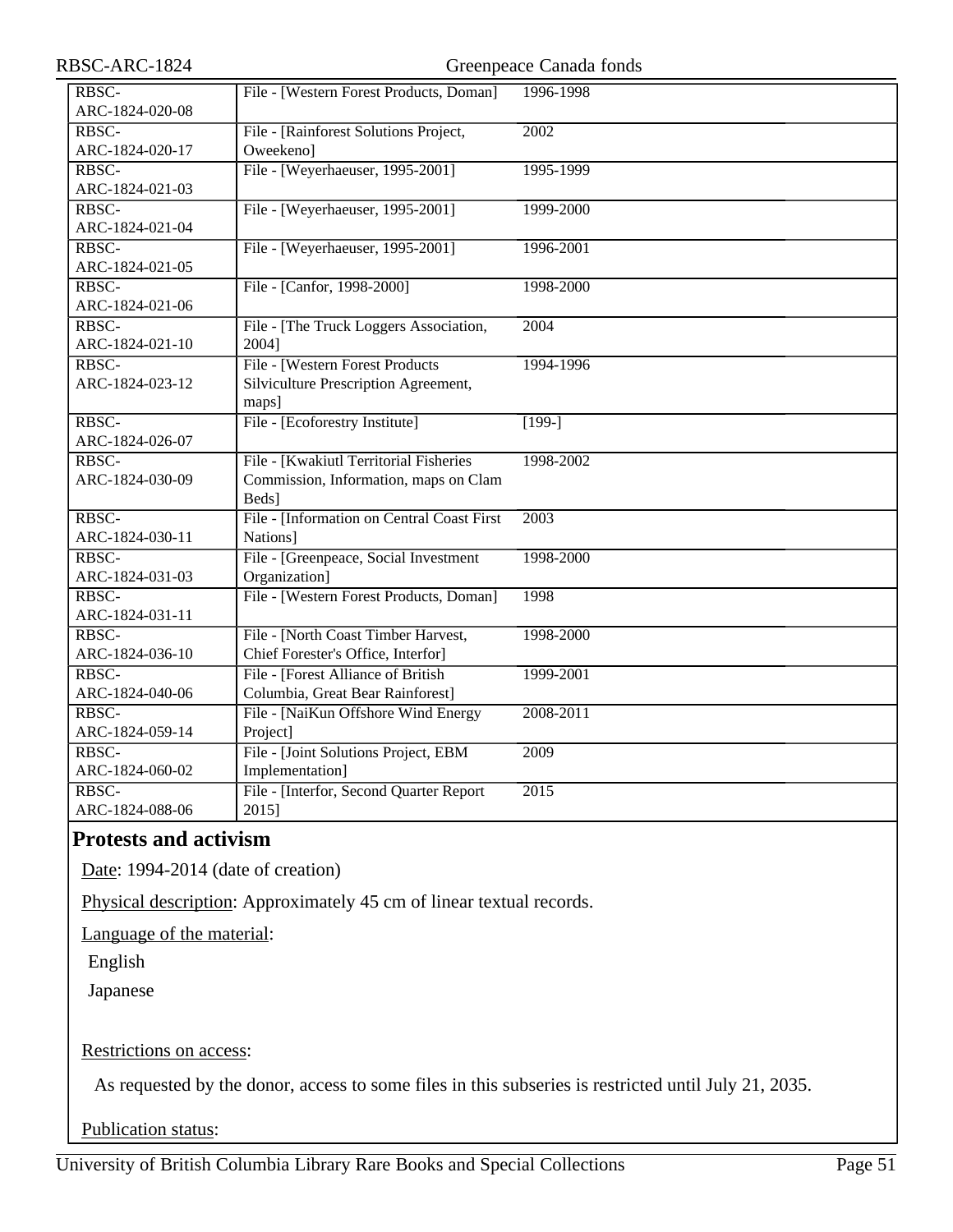| | | |
|---|---|---|
| RBSC-ARC-1824-020-08 | File - [Western Forest Products, Doman] | 1996-1998 |
| RBSC-ARC-1824-020-17 | File - [Rainforest Solutions Project, Oweekeno] | 2002 |
| RBSC-ARC-1824-021-03 | File - [Weyerhaeuser, 1995-2001] | 1995-1999 |
| RBSC-ARC-1824-021-04 | File - [Weyerhaeuser, 1995-2001] | 1999-2000 |
| RBSC-ARC-1824-021-05 | File - [Weyerhaeuser, 1995-2001] | 1996-2001 |
| RBSC-ARC-1824-021-06 | File - [Canfor, 1998-2000] | 1998-2000 |
| RBSC-ARC-1824-021-10 | File - [The Truck Loggers Association, 2004] | 2004 |
| RBSC-ARC-1824-023-12 | File - [Western Forest Products Silviculture Prescription Agreement, maps] | 1994-1996 |
| RBSC-ARC-1824-026-07 | File - [Ecoforestry Institute] | [199-] |
| RBSC-ARC-1824-030-09 | File - [Kwakiutl Territorial Fisheries Commission, Information, maps on Clam Beds] | 1998-2002 |
| RBSC-ARC-1824-030-11 | File - [Information on Central Coast First Nations] | 2003 |
| RBSC-ARC-1824-031-03 | File - [Greenpeace, Social Investment Organization] | 1998-2000 |
| RBSC-ARC-1824-031-11 | File - [Western Forest Products, Doman] | 1998 |
| RBSC-ARC-1824-036-10 | File - [North Coast Timber Harvest, Chief Forester's Office, Interfor] | 1998-2000 |
| RBSC-ARC-1824-040-06 | File - [Forest Alliance of British Columbia, Great Bear Rainforest] | 1999-2001 |
| RBSC-ARC-1824-059-14 | File - [NaiKun Offshore Wind Energy Project] | 2008-2011 |
| RBSC-ARC-1824-060-02 | File - [Joint Solutions Project, EBM Implementation] | 2009 |
| RBSC-ARC-1824-088-06 | File - [Interfor, Second Quarter Report 2015] | 2015 |

## Protests and activism

Date: 1994-2014 (date of creation)

Physical description: Approximately 45 cm of linear textual records.

Language of the material:

English

Japanese

Restrictions on access:

As requested by the donor, access to some files in this subseries is restricted until July 21, 2035.

Publication status: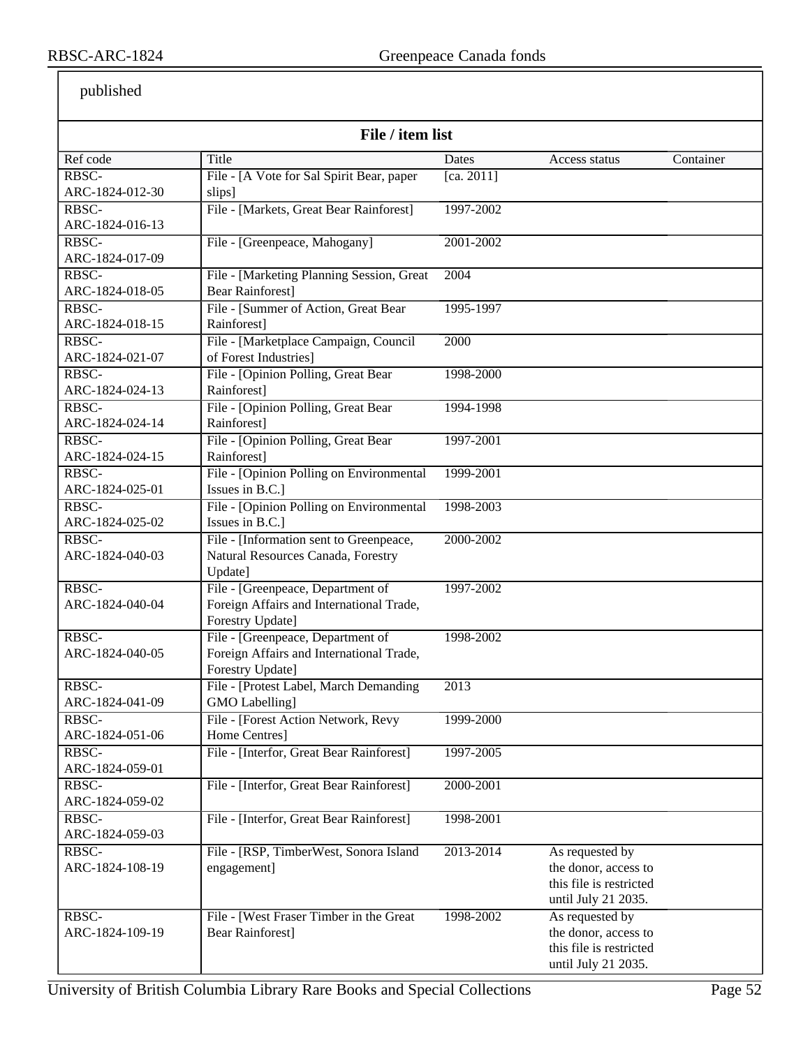published

### File / item list

| Ref code | Title | Dates | Access status | Container |
|---|---|---|---|---|
| RBSC-ARC-1824-012-30 | File - [A Vote for Sal Spirit Bear, paper slips] | [ca. 2011] | | |
| RBSC-ARC-1824-016-13 | File - [Markets, Great Bear Rainforest] | 1997-2002 | | |
| RBSC-ARC-1824-017-09 | File - [Greenpeace, Mahogany] | 2001-2002 | | |
| RBSC-ARC-1824-018-05 | File - [Marketing Planning Session, Great Bear Rainforest] | 2004 | | |
| RBSC-ARC-1824-018-15 | File - [Summer of Action, Great Bear Rainforest] | 1995-1997 | | |
| RBSC-ARC-1824-021-07 | File - [Marketplace Campaign, Council of Forest Industries] | 2000 | | |
| RBSC-ARC-1824-024-13 | File - [Opinion Polling, Great Bear Rainforest] | 1998-2000 | | |
| RBSC-ARC-1824-024-14 | File - [Opinion Polling, Great Bear Rainforest] | 1994-1998 | | |
| RBSC-ARC-1824-024-15 | File - [Opinion Polling, Great Bear Rainforest] | 1997-2001 | | |
| RBSC-ARC-1824-025-01 | File - [Opinion Polling on Environmental Issues in B.C.] | 1999-2001 | | |
| RBSC-ARC-1824-025-02 | File - [Opinion Polling on Environmental Issues in B.C.] | 1998-2003 | | |
| RBSC-ARC-1824-040-03 | File - [Information sent to Greenpeace, Natural Resources Canada, Forestry Update] | 2000-2002 | | |
| RBSC-ARC-1824-040-04 | File - [Greenpeace, Department of Foreign Affairs and International Trade, Forestry Update] | 1997-2002 | | |
| RBSC-ARC-1824-040-05 | File - [Greenpeace, Department of Foreign Affairs and International Trade, Forestry Update] | 1998-2002 | | |
| RBSC-ARC-1824-041-09 | File - [Protest Label, March Demanding GMO Labelling] | 2013 | | |
| RBSC-ARC-1824-051-06 | File - [Forest Action Network, Revy Home Centres] | 1999-2000 | | |
| RBSC-ARC-1824-059-01 | File - [Interfor, Great Bear Rainforest] | 1997-2005 | | |
| RBSC-ARC-1824-059-02 | File - [Interfor, Great Bear Rainforest] | 2000-2001 | | |
| RBSC-ARC-1824-059-03 | File - [Interfor, Great Bear Rainforest] | 1998-2001 | | |
| RBSC-ARC-1824-108-19 | File - [RSP, TimberWest, Sonora Island engagement] | 2013-2014 | As requested by the donor, access to this file is restricted until July 21 2035. | |
| RBSC-ARC-1824-109-19 | File - [West Fraser Timber in the Great Bear Rainforest] | 1998-2002 | As requested by the donor, access to this file is restricted until July 21 2035. | |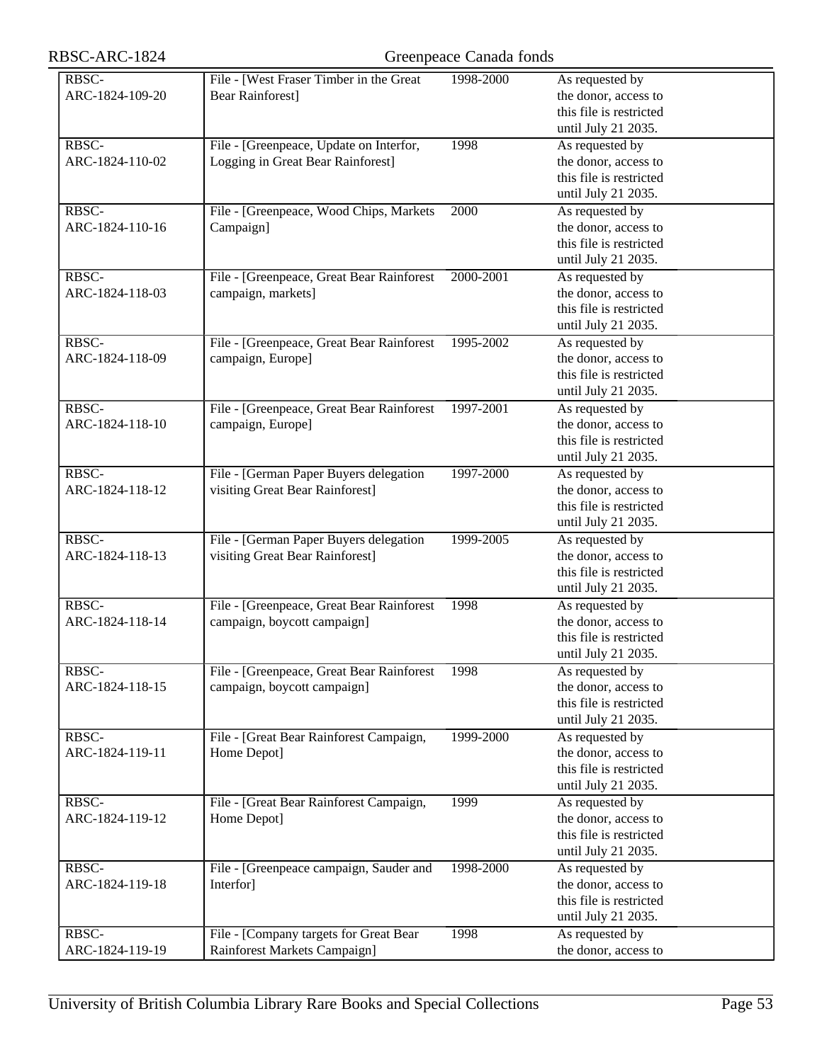| | | | |
|---|---|---|---|
| RBSC-ARC-1824-109-20 | File - [West Fraser Timber in the Great Bear Rainforest] | 1998-2000 | As requested by the donor, access to this file is restricted until July 21 2035. |
| RBSC-ARC-1824-110-02 | File - [Greenpeace, Update on Interfor, Logging in Great Bear Rainforest] | 1998 | As requested by the donor, access to this file is restricted until July 21 2035. |
| RBSC-ARC-1824-110-16 | File - [Greenpeace, Wood Chips, Markets Campaign] | 2000 | As requested by the donor, access to this file is restricted until July 21 2035. |
| RBSC-ARC-1824-118-03 | File - [Greenpeace, Great Bear Rainforest campaign, markets] | 2000-2001 | As requested by the donor, access to this file is restricted until July 21 2035. |
| RBSC-ARC-1824-118-09 | File - [Greenpeace, Great Bear Rainforest campaign, Europe] | 1995-2002 | As requested by the donor, access to this file is restricted until July 21 2035. |
| RBSC-ARC-1824-118-10 | File - [Greenpeace, Great Bear Rainforest campaign, Europe] | 1997-2001 | As requested by the donor, access to this file is restricted until July 21 2035. |
| RBSC-ARC-1824-118-12 | File - [German Paper Buyers delegation visiting Great Bear Rainforest] | 1997-2000 | As requested by the donor, access to this file is restricted until July 21 2035. |
| RBSC-ARC-1824-118-13 | File - [German Paper Buyers delegation visiting Great Bear Rainforest] | 1999-2005 | As requested by the donor, access to this file is restricted until July 21 2035. |
| RBSC-ARC-1824-118-14 | File - [Greenpeace, Great Bear Rainforest campaign, boycott campaign] | 1998 | As requested by the donor, access to this file is restricted until July 21 2035. |
| RBSC-ARC-1824-118-15 | File - [Greenpeace, Great Bear Rainforest campaign, boycott campaign] | 1998 | As requested by the donor, access to this file is restricted until July 21 2035. |
| RBSC-ARC-1824-119-11 | File - [Great Bear Rainforest Campaign, Home Depot] | 1999-2000 | As requested by the donor, access to this file is restricted until July 21 2035. |
| RBSC-ARC-1824-119-12 | File - [Great Bear Rainforest Campaign, Home Depot] | 1999 | As requested by the donor, access to this file is restricted until July 21 2035. |
| RBSC-ARC-1824-119-18 | File - [Greenpeace campaign, Sauder and Interfor] | 1998-2000 | As requested by the donor, access to this file is restricted until July 21 2035. |
| RBSC-ARC-1824-119-19 | File - [Company targets for Great Bear Rainforest Markets Campaign] | 1998 | As requested by the donor, access to |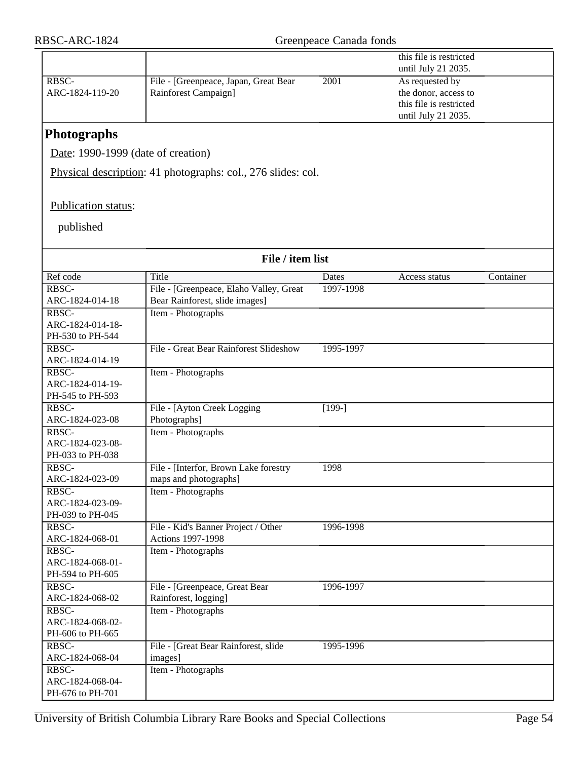| | | | this file is restricted until July 21 2035. | |
|---|---|---|---|---|
| RBSC-ARC-1824-119-20 | File - [Greenpeace, Japan, Great Bear Rainforest Campaign] | 2001 | As requested by the donor, access to this file is restricted until July 21 2035. | |

## Photographs

Date: 1990-1999 (date of creation)

Physical description: 41 photographs: col., 276 slides: col.

Publication status:

published

**File / item list**

| Ref code | Title | Dates | Access status | Container |
|---|---|---|---|---|
| RBSC-ARC-1824-014-18 | File - [Greenpeace, Elaho Valley, Great Bear Rainforest, slide images] | 1997-1998 | | |
| RBSC-ARC-1824-014-18-PH-530 to PH-544 | Item - Photographs | | | |
| RBSC-ARC-1824-014-19 | File - Great Bear Rainforest Slideshow | 1995-1997 | | |
| RBSC-ARC-1824-014-19-PH-545 to PH-593 | Item - Photographs | | | |
| RBSC-ARC-1824-023-08 | File - [Ayton Creek Logging Photographs] | [199-] | | |
| RBSC-ARC-1824-023-08-PH-033 to PH-038 | Item - Photographs | | | |
| RBSC-ARC-1824-023-09 | File - [Interfor, Brown Lake forestry maps and photographs] | 1998 | | |
| RBSC-ARC-1824-023-09-PH-039 to PH-045 | Item - Photographs | | | |
| RBSC-ARC-1824-068-01 | File - Kid's Banner Project / Other Actions 1997-1998 | 1996-1998 | | |
| RBSC-ARC-1824-068-01-PH-594 to PH-605 | Item - Photographs | | | |
| RBSC-ARC-1824-068-02 | File - [Greenpeace, Great Bear Rainforest, logging] | 1996-1997 | | |
| RBSC-ARC-1824-068-02-PH-606 to PH-665 | Item - Photographs | | | |
| RBSC-ARC-1824-068-04 | File - [Great Bear Rainforest, slide images] | 1995-1996 | | |
| RBSC-ARC-1824-068-04-PH-676 to PH-701 | Item - Photographs | | | |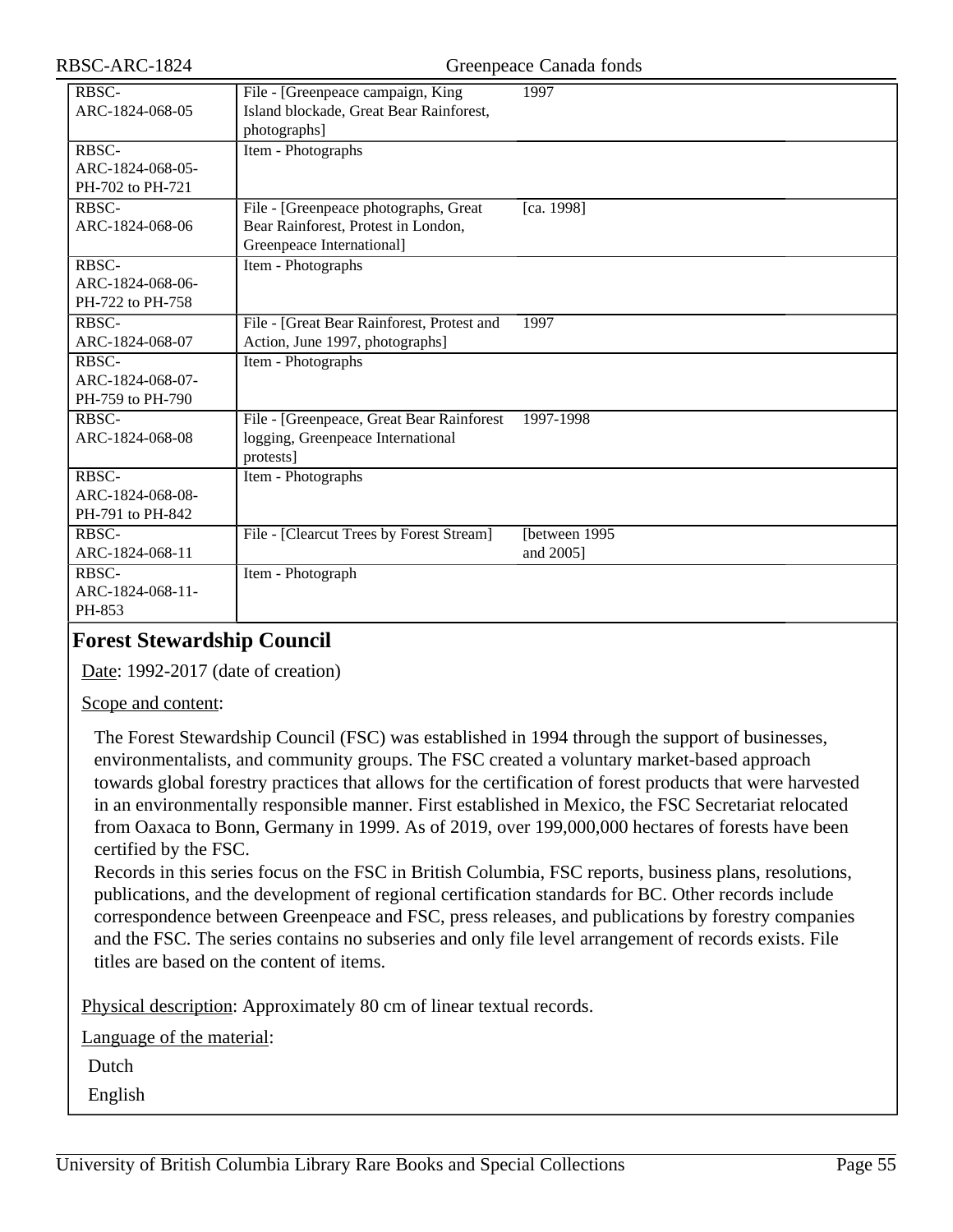| | | |
|---|---|---|
| RBSC-ARC-1824-068-05 | File - [Greenpeace campaign, King Island blockade, Great Bear Rainforest, photographs] | 1997 |
| RBSC-ARC-1824-068-05-PH-702 to PH-721 | Item - Photographs | |
| RBSC-ARC-1824-068-06 | File - [Greenpeace photographs, Great Bear Rainforest, Protest in London, Greenpeace International] | [ca. 1998] |
| RBSC-ARC-1824-068-06-PH-722 to PH-758 | Item - Photographs | |
| RBSC-ARC-1824-068-07 | File - [Great Bear Rainforest, Protest and Action, June 1997, photographs] | 1997 |
| RBSC-ARC-1824-068-07-PH-759 to PH-790 | Item - Photographs | |
| RBSC-ARC-1824-068-08 | File - [Greenpeace, Great Bear Rainforest logging, Greenpeace International protests] | 1997-1998 |
| RBSC-ARC-1824-068-08-PH-791 to PH-842 | Item - Photographs | |
| RBSC-ARC-1824-068-11 | File - [Clearcut Trees by Forest Stream] | [between 1995 and 2005] |
| RBSC-ARC-1824-068-11-PH-853 | Item - Photograph | |

## Forest Stewardship Council

Date: 1992-2017 (date of creation)

Scope and content:

The Forest Stewardship Council (FSC) was established in 1994 through the support of businesses, environmentalists, and community groups. The FSC created a voluntary market-based approach towards global forestry practices that allows for the certification of forest products that were harvested in an environmentally responsible manner. First established in Mexico, the FSC Secretariat relocated from Oaxaca to Bonn, Germany in 1999. As of 2019, over 199,000,000 hectares of forests have been certified by the FSC.
Records in this series focus on the FSC in British Columbia, FSC reports, business plans, resolutions, publications, and the development of regional certification standards for BC. Other records include correspondence between Greenpeace and FSC, press releases, and publications by forestry companies and the FSC. The series contains no subseries and only file level arrangement of records exists. File titles are based on the content of items.

Physical description: Approximately 80 cm of linear textual records.

Language of the material:

Dutch

English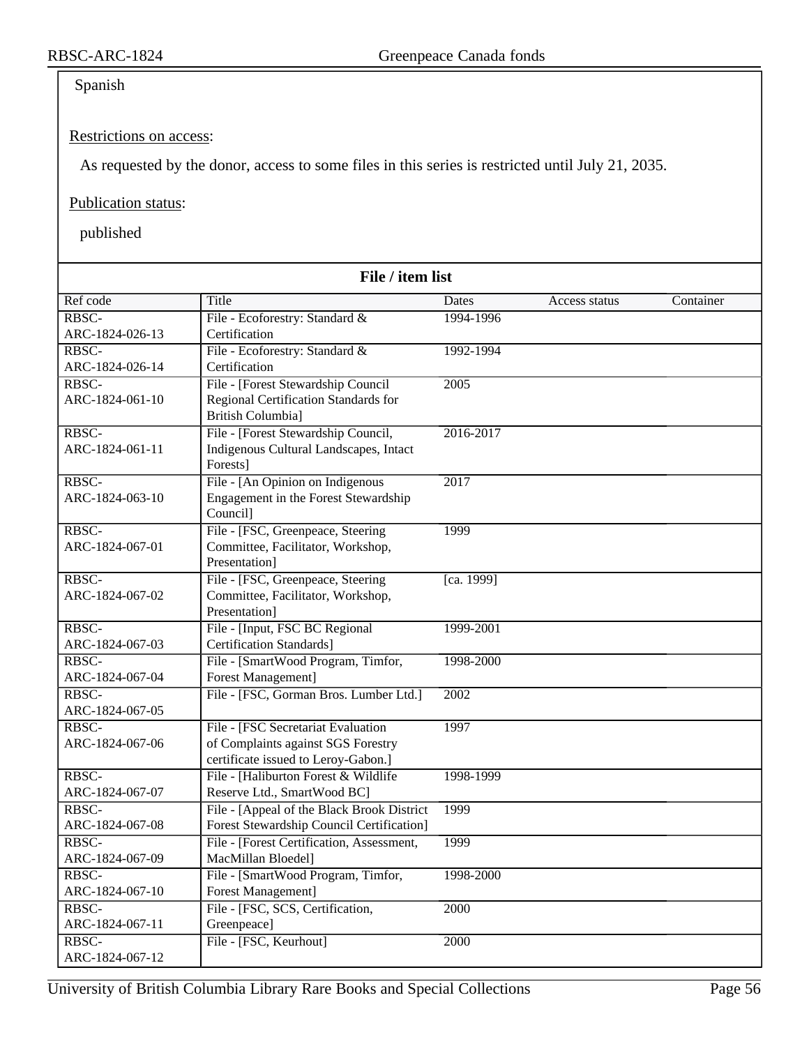Spanish

Restrictions on access:

As requested by the donor, access to some files in this series is restricted until July 21, 2035.

Publication status:

published

**File / item list**

| Ref code | Title | Dates | Access status | Container |
|---|---|---|---|---|
| RBSC-ARC-1824-026-13 | File - Ecoforestry: Standard & Certification | 1994-1996 | | |
| RBSC-ARC-1824-026-14 | File - Ecoforestry: Standard & Certification | 1992-1994 | | |
| RBSC-ARC-1824-061-10 | File - [Forest Stewardship Council Regional Certification Standards for British Columbia] | 2005 | | |
| RBSC-ARC-1824-061-11 | File - [Forest Stewardship Council, Indigenous Cultural Landscapes, Intact Forests] | 2016-2017 | | |
| RBSC-ARC-1824-063-10 | File - [An Opinion on Indigenous Engagement in the Forest Stewardship Council] | 2017 | | |
| RBSC-ARC-1824-067-01 | File - [FSC, Greenpeace, Steering Committee, Facilitator, Workshop, Presentation] | 1999 | | |
| RBSC-ARC-1824-067-02 | File - [FSC, Greenpeace, Steering Committee, Facilitator, Workshop, Presentation] | [ca. 1999] | | |
| RBSC-ARC-1824-067-03 | File - [Input, FSC BC Regional Certification Standards] | 1999-2001 | | |
| RBSC-ARC-1824-067-04 | File - [SmartWood Program, Timfor, Forest Management] | 1998-2000 | | |
| RBSC-ARC-1824-067-05 | File - [FSC, Gorman Bros. Lumber Ltd.] | 2002 | | |
| RBSC-ARC-1824-067-06 | File - [FSC Secretariat Evaluation of Complaints against SGS Forestry certificate issued to Leroy-Gabon.] | 1997 | | |
| RBSC-ARC-1824-067-07 | File - [Haliburton Forest & Wildlife Reserve Ltd., SmartWood BC] | 1998-1999 | | |
| RBSC-ARC-1824-067-08 | File - [Appeal of the Black Brook District Forest Stewardship Council Certification] | 1999 | | |
| RBSC-ARC-1824-067-09 | File - [Forest Certification, Assessment, MacMillan Bloedel] | 1999 | | |
| RBSC-ARC-1824-067-10 | File - [SmartWood Program, Timfor, Forest Management] | 1998-2000 | | |
| RBSC-ARC-1824-067-11 | File - [FSC, SCS, Certification, Greenpeace] | 2000 | | |
| RBSC-ARC-1824-067-12 | File - [FSC, Keurhout] | 2000 | | |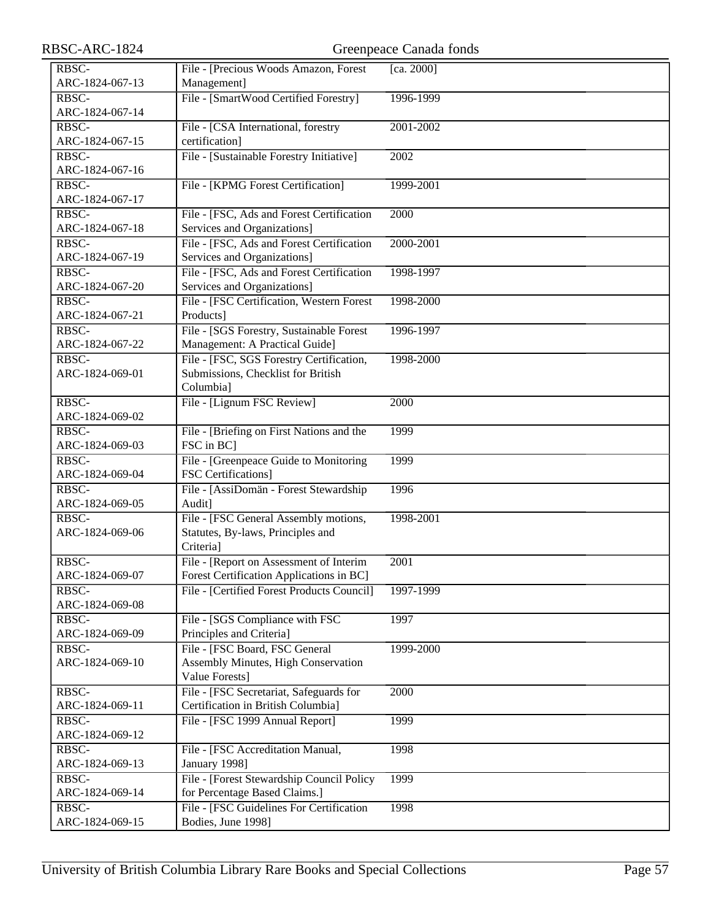| RBSC-ARC-1824-067-13 | File - [Precious Woods Amazon, Forest Management] | [ca. 2000] |
|---|---|---|
| RBSC-ARC-1824-067-14 | File - [SmartWood Certified Forestry] | 1996-1999 |
| RBSC-ARC-1824-067-15 | File - [CSA International, forestry certification] | 2001-2002 |
| RBSC-ARC-1824-067-16 | File - [Sustainable Forestry Initiative] | 2002 |
| RBSC-ARC-1824-067-17 | File - [KPMG Forest Certification] | 1999-2001 |
| RBSC-ARC-1824-067-18 | File - [FSC, Ads and Forest Certification Services and Organizations] | 2000 |
| RBSC-ARC-1824-067-19 | File - [FSC, Ads and Forest Certification Services and Organizations] | 2000-2001 |
| RBSC-ARC-1824-067-20 | File - [FSC, Ads and Forest Certification Services and Organizations] | 1998-1997 |
| RBSC-ARC-1824-067-21 | File - [FSC Certification, Western Forest Products] | 1998-2000 |
| RBSC-ARC-1824-067-22 | File - [SGS Forestry, Sustainable Forest Management: A Practical Guide] | 1996-1997 |
| RBSC-ARC-1824-069-01 | File - [FSC, SGS Forestry Certification, Submissions, Checklist for British Columbia] | 1998-2000 |
| RBSC-ARC-1824-069-02 | File - [Lignum FSC Review] | 2000 |
| RBSC-ARC-1824-069-03 | File - [Briefing on First Nations and the FSC in BC] | 1999 |
| RBSC-ARC-1824-069-04 | File - [Greenpeace Guide to Monitoring FSC Certifications] | 1999 |
| RBSC-ARC-1824-069-05 | File - [AssiDomän - Forest Stewardship Audit] | 1996 |
| RBSC-ARC-1824-069-06 | File - [FSC General Assembly motions, Statutes, By-laws, Principles and Criteria] | 1998-2001 |
| RBSC-ARC-1824-069-07 | File - [Report on Assessment of Interim Forest Certification Applications in BC] | 2001 |
| RBSC-ARC-1824-069-08 | File - [Certified Forest Products Council] | 1997-1999 |
| RBSC-ARC-1824-069-09 | File - [SGS Compliance with FSC Principles and Criteria] | 1997 |
| RBSC-ARC-1824-069-10 | File - [FSC Board, FSC General Assembly Minutes, High Conservation Value Forests] | 1999-2000 |
| RBSC-ARC-1824-069-11 | File - [FSC Secretariat, Safeguards for Certification in British Columbia] | 2000 |
| RBSC-ARC-1824-069-12 | File - [FSC 1999 Annual Report] | 1999 |
| RBSC-ARC-1824-069-13 | File - [FSC Accreditation Manual, January 1998] | 1998 |
| RBSC-ARC-1824-069-14 | File - [Forest Stewardship Council Policy for Percentage Based Claims.] | 1999 |
| RBSC-ARC-1824-069-15 | File - [FSC Guidelines For Certification Bodies, June 1998] | 1998 |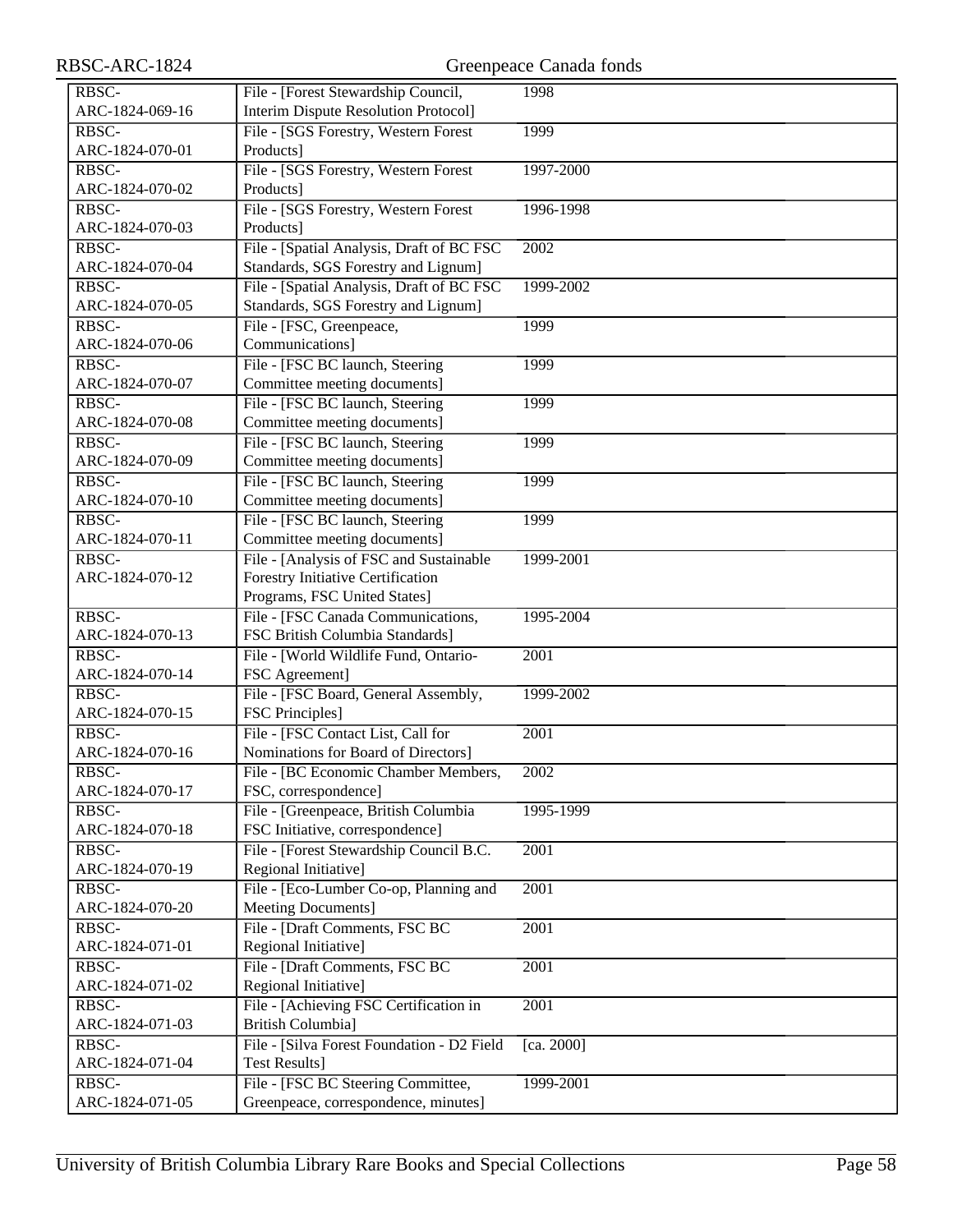| | | |
|---|---|---|
| RBSC-ARC-1824-069-16 | File - [Forest Stewardship Council, Interim Dispute Resolution Protocol] | 1998 |
| RBSC-ARC-1824-070-01 | File - [SGS Forestry, Western Forest Products] | 1999 |
| RBSC-ARC-1824-070-02 | File - [SGS Forestry, Western Forest Products] | 1997-2000 |
| RBSC-ARC-1824-070-03 | File - [SGS Forestry, Western Forest Products] | 1996-1998 |
| RBSC-ARC-1824-070-04 | File - [Spatial Analysis, Draft of BC FSC Standards, SGS Forestry and Lignum] | 2002 |
| RBSC-ARC-1824-070-05 | File - [Spatial Analysis, Draft of BC FSC Standards, SGS Forestry and Lignum] | 1999-2002 |
| RBSC-ARC-1824-070-06 | File - [FSC, Greenpeace, Communications] | 1999 |
| RBSC-ARC-1824-070-07 | File - [FSC BC launch, Steering Committee meeting documents] | 1999 |
| RBSC-ARC-1824-070-08 | File - [FSC BC launch, Steering Committee meeting documents] | 1999 |
| RBSC-ARC-1824-070-09 | File - [FSC BC launch, Steering Committee meeting documents] | 1999 |
| RBSC-ARC-1824-070-10 | File - [FSC BC launch, Steering Committee meeting documents] | 1999 |
| RBSC-ARC-1824-070-11 | File - [FSC BC launch, Steering Committee meeting documents] | 1999 |
| RBSC-ARC-1824-070-12 | File - [Analysis of FSC and Sustainable Forestry Initiative Certification Programs, FSC United States] | 1999-2001 |
| RBSC-ARC-1824-070-13 | File - [FSC Canada Communications, FSC British Columbia Standards] | 1995-2004 |
| RBSC-ARC-1824-070-14 | File - [World Wildlife Fund, Ontario-FSC Agreement] | 2001 |
| RBSC-ARC-1824-070-15 | File - [FSC Board, General Assembly, FSC Principles] | 1999-2002 |
| RBSC-ARC-1824-070-16 | File - [FSC Contact List, Call for Nominations for Board of Directors] | 2001 |
| RBSC-ARC-1824-070-17 | File - [BC Economic Chamber Members, FSC, correspondence] | 2002 |
| RBSC-ARC-1824-070-18 | File - [Greenpeace, British Columbia FSC Initiative, correspondence] | 1995-1999 |
| RBSC-ARC-1824-070-19 | File - [Forest Stewardship Council B.C. Regional Initiative] | 2001 |
| RBSC-ARC-1824-070-20 | File - [Eco-Lumber Co-op, Planning and Meeting Documents] | 2001 |
| RBSC-ARC-1824-071-01 | File - [Draft Comments, FSC BC Regional Initiative] | 2001 |
| RBSC-ARC-1824-071-02 | File - [Draft Comments, FSC BC Regional Initiative] | 2001 |
| RBSC-ARC-1824-071-03 | File - [Achieving FSC Certification in British Columbia] | 2001 |
| RBSC-ARC-1824-071-04 | File - [Silva Forest Foundation - D2 Field Test Results] | [ca. 2000] |
| RBSC-ARC-1824-071-05 | File - [FSC BC Steering Committee, Greenpeace, correspondence, minutes] | 1999-2001 |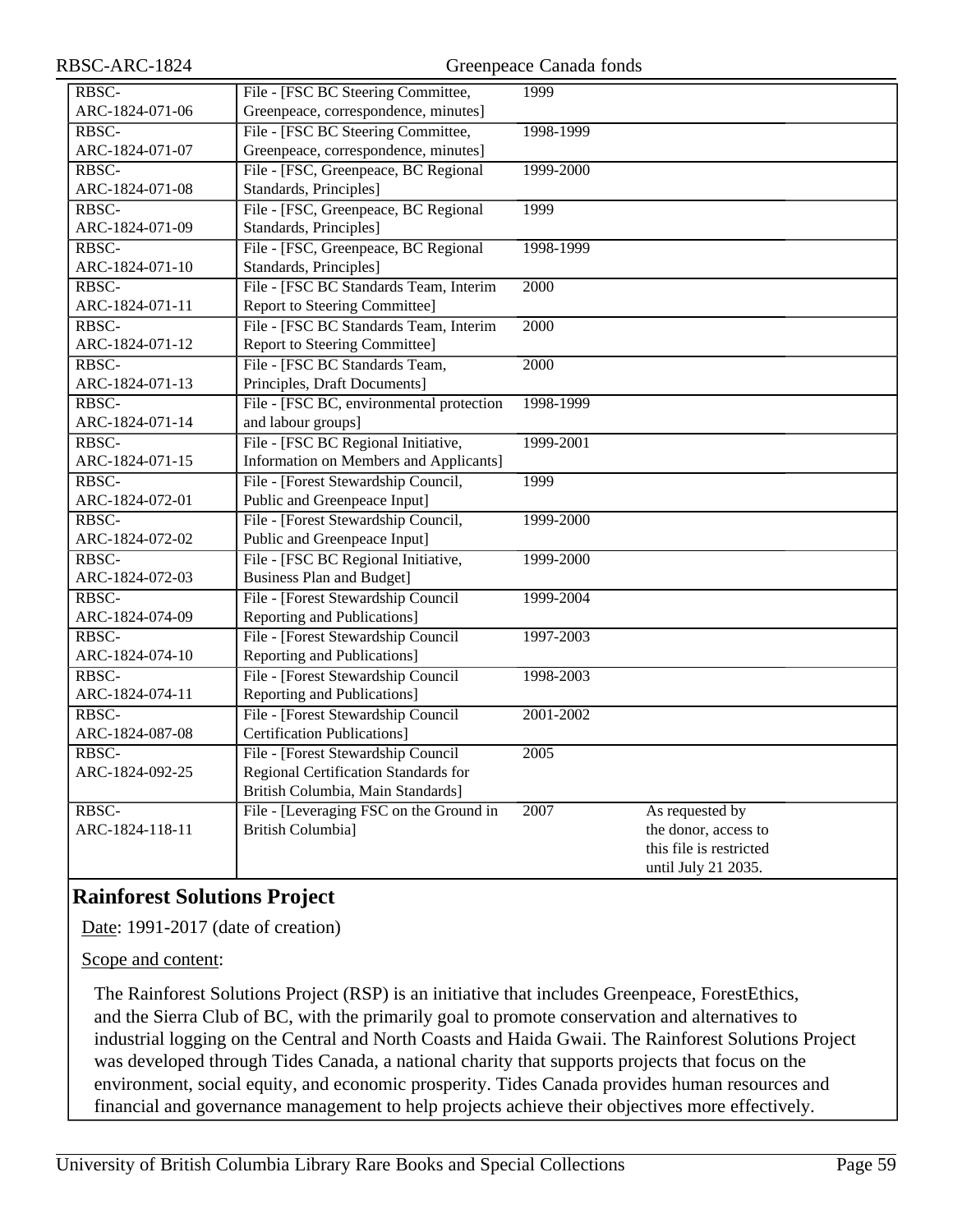| | | | |
|---|---|---|---|
| RBSC-ARC-1824-071-06 | File - [FSC BC Steering Committee, Greenpeace, correspondence, minutes] | 1999 | |
| RBSC-ARC-1824-071-07 | File - [FSC BC Steering Committee, Greenpeace, correspondence, minutes] | 1998-1999 | |
| RBSC-ARC-1824-071-08 | File - [FSC, Greenpeace, BC Regional Standards, Principles] | 1999-2000 | |
| RBSC-ARC-1824-071-09 | File - [FSC, Greenpeace, BC Regional Standards, Principles] | 1999 | |
| RBSC-ARC-1824-071-10 | File - [FSC, Greenpeace, BC Regional Standards, Principles] | 1998-1999 | |
| RBSC-ARC-1824-071-11 | File - [FSC BC Standards Team, Interim Report to Steering Committee] | 2000 | |
| RBSC-ARC-1824-071-12 | File - [FSC BC Standards Team, Interim Report to Steering Committee] | 2000 | |
| RBSC-ARC-1824-071-13 | File - [FSC BC Standards Team, Principles, Draft Documents] | 2000 | |
| RBSC-ARC-1824-071-14 | File - [FSC BC, environmental protection and labour groups] | 1998-1999 | |
| RBSC-ARC-1824-071-15 | File - [FSC BC Regional Initiative, Information on Members and Applicants] | 1999-2001 | |
| RBSC-ARC-1824-072-01 | File - [Forest Stewardship Council, Public and Greenpeace Input] | 1999 | |
| RBSC-ARC-1824-072-02 | File - [Forest Stewardship Council, Public and Greenpeace Input] | 1999-2000 | |
| RBSC-ARC-1824-072-03 | File - [FSC BC Regional Initiative, Business Plan and Budget] | 1999-2000 | |
| RBSC-ARC-1824-074-09 | File - [Forest Stewardship Council Reporting and Publications] | 1999-2004 | |
| RBSC-ARC-1824-074-10 | File - [Forest Stewardship Council Reporting and Publications] | 1997-2003 | |
| RBSC-ARC-1824-074-11 | File - [Forest Stewardship Council Reporting and Publications] | 1998-2003 | |
| RBSC-ARC-1824-087-08 | File - [Forest Stewardship Council Certification Publications] | 2001-2002 | |
| RBSC-ARC-1824-092-25 | File - [Forest Stewardship Council Regional Certification Standards for British Columbia, Main Standards] | 2005 | |
| RBSC-ARC-1824-118-11 | File - [Leveraging FSC on the Ground in British Columbia] | 2007 | As requested by the donor, access to this file is restricted until July 21 2035. |

## Rainforest Solutions Project

Date: 1991-2017 (date of creation)

Scope and content:

The Rainforest Solutions Project (RSP) is an initiative that includes Greenpeace, ForestEthics, and the Sierra Club of BC, with the primarily goal to promote conservation and alternatives to industrial logging on the Central and North Coasts and Haida Gwaii. The Rainforest Solutions Project was developed through Tides Canada, a national charity that supports projects that focus on the environment, social equity, and economic prosperity. Tides Canada provides human resources and financial and governance management to help projects achieve their objectives more effectively.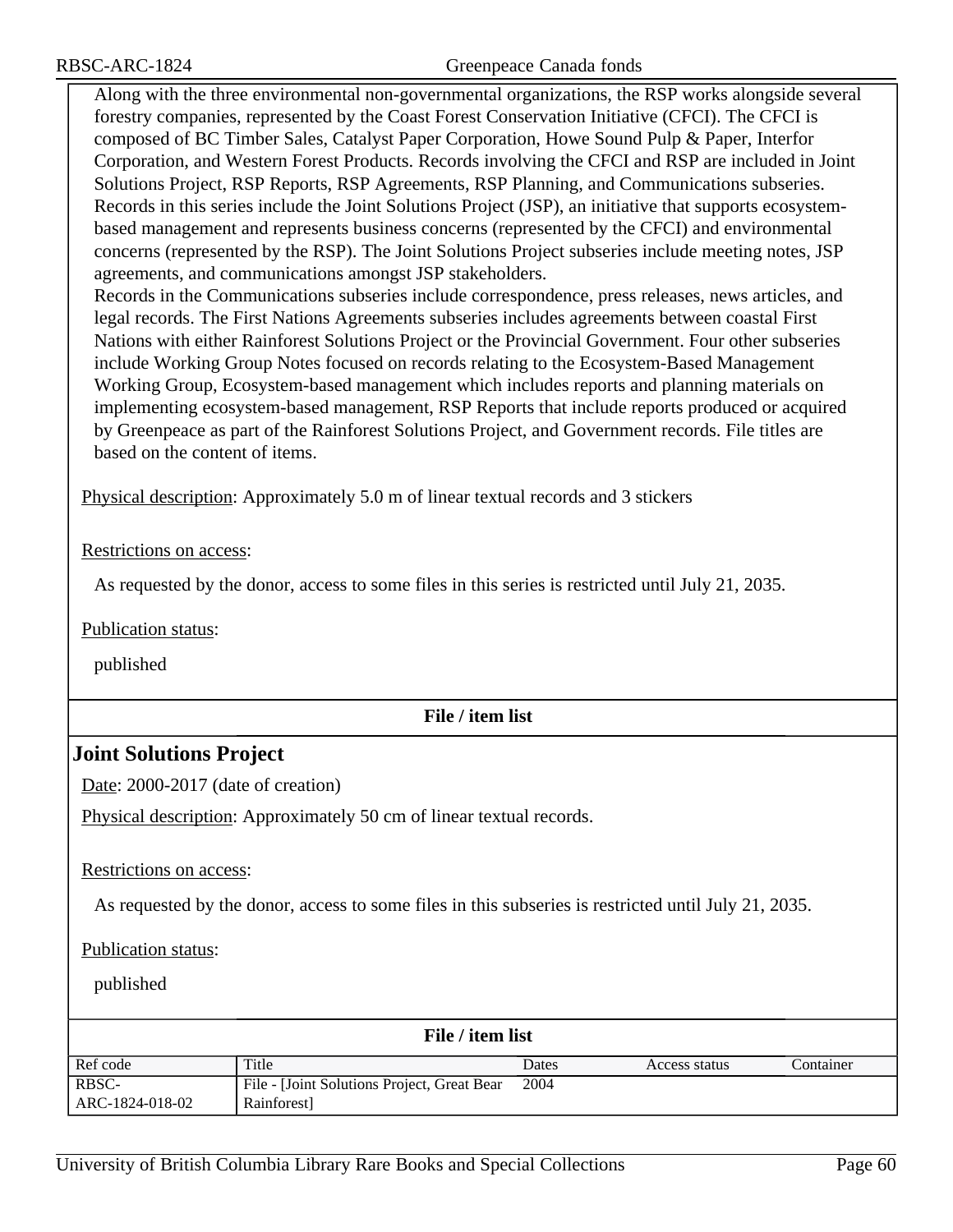Along with the three environmental non-governmental organizations, the RSP works alongside several forestry companies, represented by the Coast Forest Conservation Initiative (CFCI). The CFCI is composed of BC Timber Sales, Catalyst Paper Corporation, Howe Sound Pulp & Paper, Interfor Corporation, and Western Forest Products. Records involving the CFCI and RSP are included in Joint Solutions Project, RSP Reports, RSP Agreements, RSP Planning, and Communications subseries. Records in this series include the Joint Solutions Project (JSP), an initiative that supports ecosystem-based management and represents business concerns (represented by the CFCI) and environmental concerns (represented by the RSP). The Joint Solutions Project subseries include meeting notes, JSP agreements, and communications amongst JSP stakeholders.

Records in the Communications subseries include correspondence, press releases, news articles, and legal records. The First Nations Agreements subseries includes agreements between coastal First Nations with either Rainforest Solutions Project or the Provincial Government. Four other subseries include Working Group Notes focused on records relating to the Ecosystem-Based Management Working Group, Ecosystem-based management which includes reports and planning materials on implementing ecosystem-based management, RSP Reports that include reports produced or acquired by Greenpeace as part of the Rainforest Solutions Project, and Government records. File titles are based on the content of items.

Physical description: Approximately 5.0 m of linear textual records and 3 stickers

Restrictions on access:

As requested by the donor, access to some files in this series is restricted until July 21, 2035.

Publication status:

published

**File / item list**

## Joint Solutions Project

Date: 2000-2017 (date of creation)

Physical description: Approximately 50 cm of linear textual records.

Restrictions on access:

As requested by the donor, access to some files in this subseries is restricted until July 21, 2035.

Publication status:

published

**File / item list**

| Ref code | Title | Dates | Access status | Container |
|---|---|---|---|---|
| RBSC-ARC-1824-018-02 | File - [Joint Solutions Project, Great Bear Rainforest] | 2004 | | |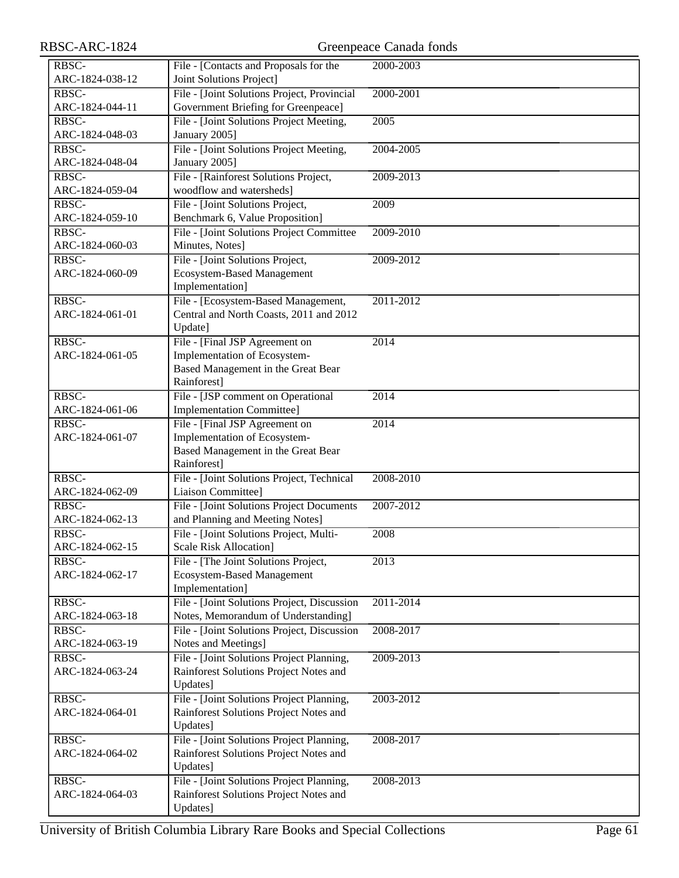| | | | |
|---|---|---|---|
| RBSC-ARC-1824-038-12 | File - [Contacts and Proposals for the Joint Solutions Project] | 2000-2003 | |
| RBSC-ARC-1824-044-11 | File - [Joint Solutions Project, Provincial Government Briefing for Greenpeace] | 2000-2001 | |
| RBSC-ARC-1824-048-03 | File - [Joint Solutions Project Meeting, January 2005] | 2005 | |
| RBSC-ARC-1824-048-04 | File - [Joint Solutions Project Meeting, January 2005] | 2004-2005 | |
| RBSC-ARC-1824-059-04 | File - [Rainforest Solutions Project, woodflow and watersheds] | 2009-2013 | |
| RBSC-ARC-1824-059-10 | File - [Joint Solutions Project, Benchmark 6, Value Proposition] | 2009 | |
| RBSC-ARC-1824-060-03 | File - [Joint Solutions Project Committee Minutes, Notes] | 2009-2010 | |
| RBSC-ARC-1824-060-09 | File - [Joint Solutions Project, Ecosystem-Based Management Implementation] | 2009-2012 | |
| RBSC-ARC-1824-061-01 | File - [Ecosystem-Based Management, Central and North Coasts, 2011 and 2012 Update] | 2011-2012 | |
| RBSC-ARC-1824-061-05 | File - [Final JSP Agreement on Implementation of Ecosystem-Based Management in the Great Bear Rainforest] | 2014 | |
| RBSC-ARC-1824-061-06 | File - [JSP comment on Operational Implementation Committee] | 2014 | |
| RBSC-ARC-1824-061-07 | File - [Final JSP Agreement on Implementation of Ecosystem-Based Management in the Great Bear Rainforest] | 2014 | |
| RBSC-ARC-1824-062-09 | File - [Joint Solutions Project, Technical Liaison Committee] | 2008-2010 | |
| RBSC-ARC-1824-062-13 | File - [Joint Solutions Project Documents and Planning and Meeting Notes] | 2007-2012 | |
| RBSC-ARC-1824-062-15 | File - [Joint Solutions Project, Multi-Scale Risk Allocation] | 2008 | |
| RBSC-ARC-1824-062-17 | File - [The Joint Solutions Project, Ecosystem-Based Management Implementation] | 2013 | |
| RBSC-ARC-1824-063-18 | File - [Joint Solutions Project, Discussion Notes, Memorandum of Understanding] | 2011-2014 | |
| RBSC-ARC-1824-063-19 | File - [Joint Solutions Project, Discussion Notes and Meetings] | 2008-2017 | |
| RBSC-ARC-1824-063-24 | File - [Joint Solutions Project Planning, Rainforest Solutions Project Notes and Updates] | 2009-2013 | |
| RBSC-ARC-1824-064-01 | File - [Joint Solutions Project Planning, Rainforest Solutions Project Notes and Updates] | 2003-2012 | |
| RBSC-ARC-1824-064-02 | File - [Joint Solutions Project Planning, Rainforest Solutions Project Notes and Updates] | 2008-2017 | |
| RBSC-ARC-1824-064-03 | File - [Joint Solutions Project Planning, Rainforest Solutions Project Notes and Updates] | 2008-2013 | |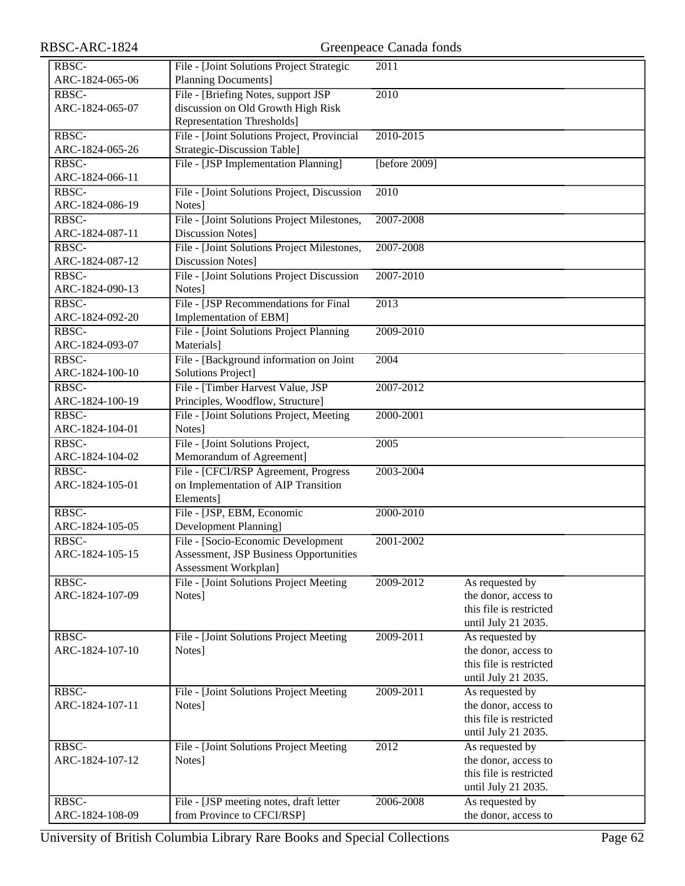| | | | |
|---|---|---|---|
| RBSC-ARC-1824-065-06 | File - [Joint Solutions Project Strategic Planning Documents] | 2011 | |
| RBSC-ARC-1824-065-07 | File - [Briefing Notes, support JSP discussion on Old Growth High Risk Representation Thresholds] | 2010 | |
| RBSC-ARC-1824-065-26 | File - [Joint Solutions Project, Provincial Strategic-Discussion Table] | 2010-2015 | |
| RBSC-ARC-1824-066-11 | File - [JSP Implementation Planning] | [before 2009] | |
| RBSC-ARC-1824-086-19 | File - [Joint Solutions Project, Discussion Notes] | 2010 | |
| RBSC-ARC-1824-087-11 | File - [Joint Solutions Project Milestones, Discussion Notes] | 2007-2008 | |
| RBSC-ARC-1824-087-12 | File - [Joint Solutions Project Milestones, Discussion Notes] | 2007-2008 | |
| RBSC-ARC-1824-090-13 | File - [Joint Solutions Project Discussion Notes] | 2007-2010 | |
| RBSC-ARC-1824-092-20 | File - [JSP Recommendations for Final Implementation of EBM] | 2013 | |
| RBSC-ARC-1824-093-07 | File - [Joint Solutions Project Planning Materials] | 2009-2010 | |
| RBSC-ARC-1824-100-10 | File - [Background information on Joint Solutions Project] | 2004 | |
| RBSC-ARC-1824-100-19 | File - [Timber Harvest Value, JSP Principles, Woodflow, Structure] | 2007-2012 | |
| RBSC-ARC-1824-104-01 | File - [Joint Solutions Project, Meeting Notes] | 2000-2001 | |
| RBSC-ARC-1824-104-02 | File - [Joint Solutions Project, Memorandum of Agreement] | 2005 | |
| RBSC-ARC-1824-105-01 | File - [CFCI/RSP Agreement, Progress on Implementation of AIP Transition Elements] | 2003-2004 | |
| RBSC-ARC-1824-105-05 | File - [JSP, EBM, Economic Development Planning] | 2000-2010 | |
| RBSC-ARC-1824-105-15 | File - [Socio-Economic Development Assessment, JSP Business Opportunities Assessment Workplan] | 2001-2002 | |
| RBSC-ARC-1824-107-09 | File - [Joint Solutions Project Meeting Notes] | 2009-2012 | As requested by the donor, access to this file is restricted until July 21 2035. |
| RBSC-ARC-1824-107-10 | File - [Joint Solutions Project Meeting Notes] | 2009-2011 | As requested by the donor, access to this file is restricted until July 21 2035. |
| RBSC-ARC-1824-107-11 | File - [Joint Solutions Project Meeting Notes] | 2009-2011 | As requested by the donor, access to this file is restricted until July 21 2035. |
| RBSC-ARC-1824-107-12 | File - [Joint Solutions Project Meeting Notes] | 2012 | As requested by the donor, access to this file is restricted until July 21 2035. |
| RBSC-ARC-1824-108-09 | File - [JSP meeting notes, draft letter from Province to CFCI/RSP] | 2006-2008 | As requested by the donor, access to |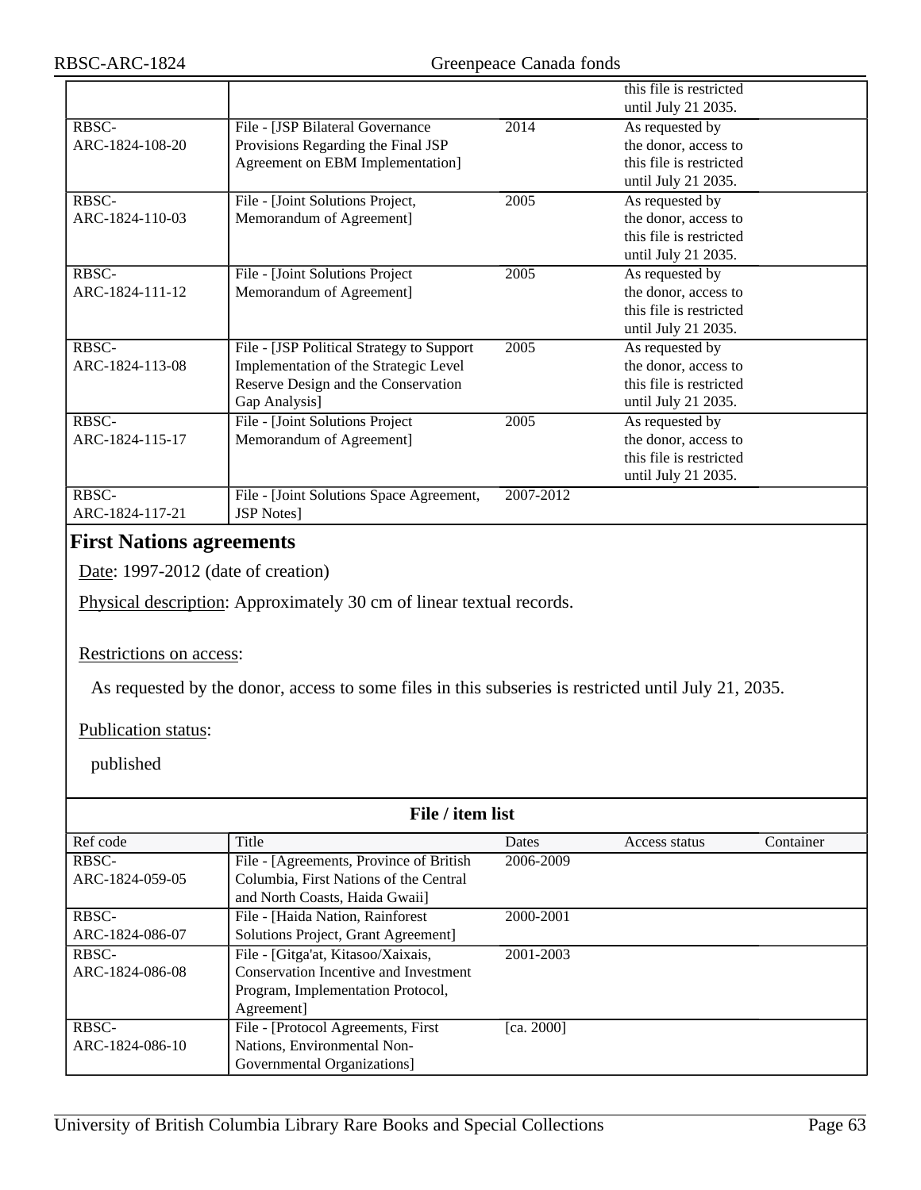| Ref code | Title | Dates | Access status | Container |
| --- | --- | --- | --- | --- |
| | | | this file is restricted until July 21 2035. | |
| RBSC-ARC-1824-108-20 | File - [JSP Bilateral Governance Provisions Regarding the Final JSP Agreement on EBM Implementation] | 2014 | As requested by the donor, access to this file is restricted until July 21 2035. | |
| RBSC-ARC-1824-110-03 | File - [Joint Solutions Project, Memorandum of Agreement] | 2005 | As requested by the donor, access to this file is restricted until July 21 2035. | |
| RBSC-ARC-1824-111-12 | File - [Joint Solutions Project Memorandum of Agreement] | 2005 | As requested by the donor, access to this file is restricted until July 21 2035. | |
| RBSC-ARC-1824-113-08 | File - [JSP Political Strategy to Support Implementation of the Strategic Level Reserve Design and the Conservation Gap Analysis] | 2005 | As requested by the donor, access to this file is restricted until July 21 2035. | |
| RBSC-ARC-1824-115-17 | File - [Joint Solutions Project Memorandum of Agreement] | 2005 | As requested by the donor, access to this file is restricted until July 21 2035. | |
| RBSC-ARC-1824-117-21 | File - [Joint Solutions Space Agreement, JSP Notes] | 2007-2012 | | |

## First Nations agreements

Date: 1997-2012 (date of creation)

Physical description: Approximately 30 cm of linear textual records.

Restrictions on access:

As requested by the donor, access to some files in this subseries is restricted until July 21, 2035.

Publication status:

published

**File / item list**

| Ref code | Title | Dates | Access status | Container |
| --- | --- | --- | --- | --- |
| RBSC-ARC-1824-059-05 | File - [Agreements, Province of British Columbia, First Nations of the Central and North Coasts, Haida Gwaii] | 2006-2009 | | |
| RBSC-ARC-1824-086-07 | File - [Haida Nation, Rainforest Solutions Project, Grant Agreement] | 2000-2001 | | |
| RBSC-ARC-1824-086-08 | File - [Gitga'at, Kitasoo/Xaixais, Conservation Incentive and Investment Program, Implementation Protocol, Agreement] | 2001-2003 | | |
| RBSC-ARC-1824-086-10 | File - [Protocol Agreements, First Nations, Environmental Non-Governmental Organizations] | [ca. 2000] | | |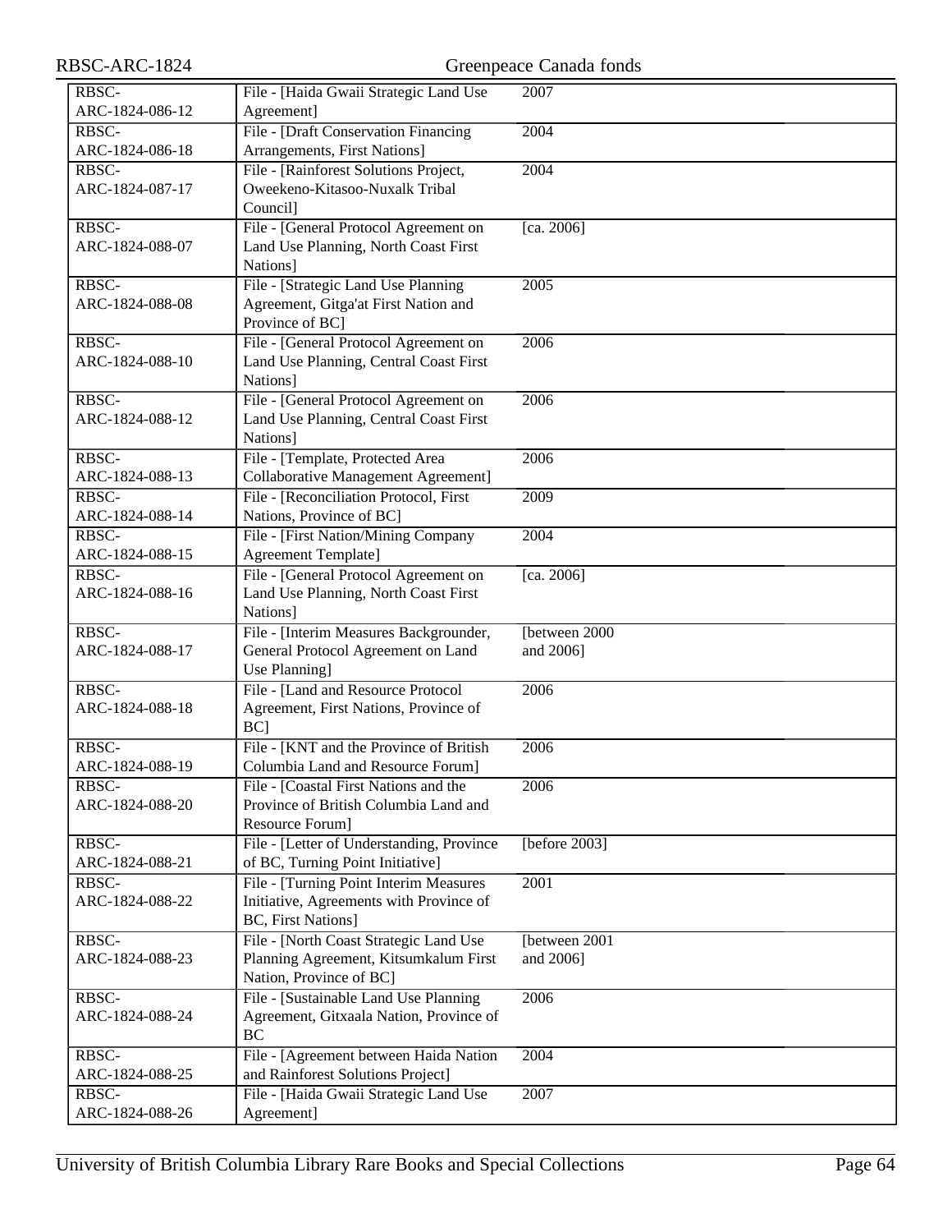| | | | |
|---|---|---|---|
| RBSC-ARC-1824-086-12 | File - [Haida Gwaii Strategic Land Use Agreement] | 2007 | |
| RBSC-ARC-1824-086-18 | File - [Draft Conservation Financing Arrangements, First Nations] | 2004 | |
| RBSC-ARC-1824-087-17 | File - [Rainforest Solutions Project, Oweekeno-Kitasoo-Nuxalk Tribal Council] | 2004 | |
| RBSC-ARC-1824-088-07 | File - [General Protocol Agreement on Land Use Planning, North Coast First Nations] | [ca. 2006] | |
| RBSC-ARC-1824-088-08 | File - [Strategic Land Use Planning Agreement, Gitga'at First Nation and Province of BC] | 2005 | |
| RBSC-ARC-1824-088-10 | File - [General Protocol Agreement on Land Use Planning, Central Coast First Nations] | 2006 | |
| RBSC-ARC-1824-088-12 | File - [General Protocol Agreement on Land Use Planning, Central Coast First Nations] | 2006 | |
| RBSC-ARC-1824-088-13 | File - [Template, Protected Area Collaborative Management Agreement] | 2006 | |
| RBSC-ARC-1824-088-14 | File - [Reconciliation Protocol, First Nations, Province of BC] | 2009 | |
| RBSC-ARC-1824-088-15 | File - [First Nation/Mining Company Agreement Template] | 2004 | |
| RBSC-ARC-1824-088-16 | File - [General Protocol Agreement on Land Use Planning, North Coast First Nations] | [ca. 2006] | |
| RBSC-ARC-1824-088-17 | File - [Interim Measures Backgrounder, General Protocol Agreement on Land Use Planning] | [between 2000 and 2006] | |
| RBSC-ARC-1824-088-18 | File - [Land and Resource Protocol Agreement, First Nations, Province of BC] | 2006 | |
| RBSC-ARC-1824-088-19 | File - [KNT and the Province of British Columbia Land and Resource Forum] | 2006 | |
| RBSC-ARC-1824-088-20 | File - [Coastal First Nations and the Province of British Columbia Land and Resource Forum] | 2006 | |
| RBSC-ARC-1824-088-21 | File - [Letter of Understanding, Province of BC, Turning Point Initiative] | [before 2003] | |
| RBSC-ARC-1824-088-22 | File - [Turning Point Interim Measures Initiative, Agreements with Province of BC, First Nations] | 2001 | |
| RBSC-ARC-1824-088-23 | File - [North Coast Strategic Land Use Planning Agreement, Kitsumkalum First Nation, Province of BC] | [between 2001 and 2006] | |
| RBSC-ARC-1824-088-24 | File - [Sustainable Land Use Planning Agreement, Gitxaala Nation, Province of BC | 2006 | |
| RBSC-ARC-1824-088-25 | File - [Agreement between Haida Nation and Rainforest Solutions Project] | 2004 | |
| RBSC-ARC-1824-088-26 | File - [Haida Gwaii Strategic Land Use Agreement] | 2007 | |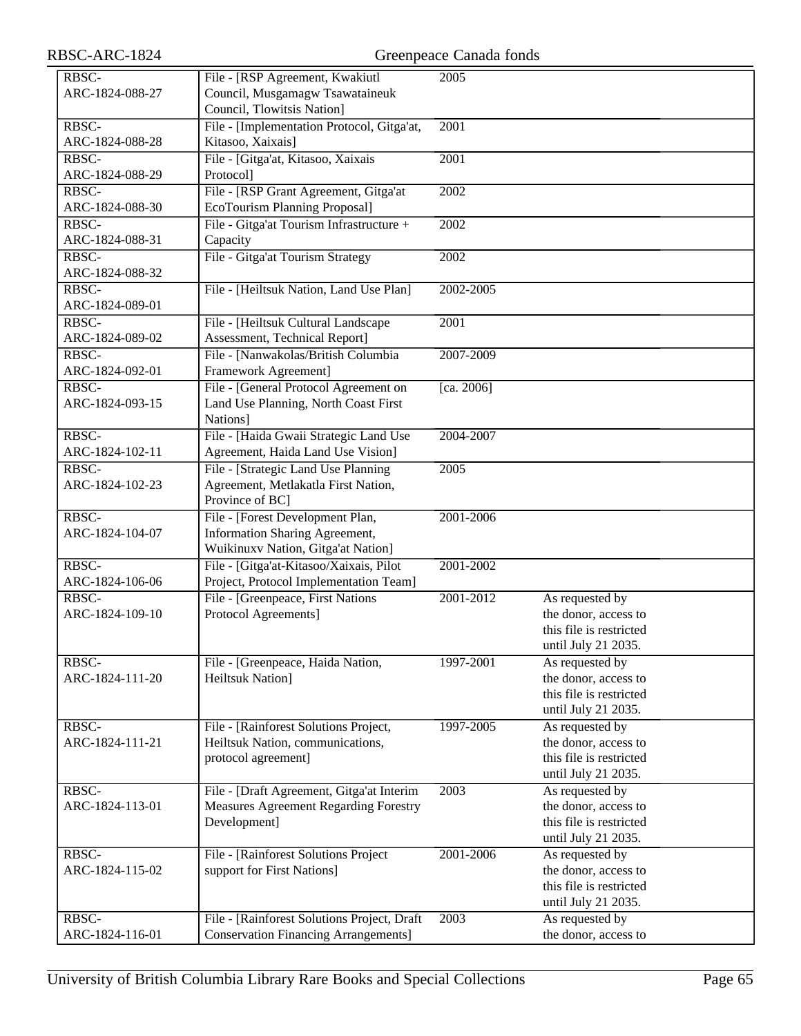| | | | |
|---|---|---|---|
| RBSC-ARC-1824-088-27 | File - [RSP Agreement, Kwakiutl Council, Musgamagw Tsawataineuk Council, Tlowitsis Nation] | 2005 | |
| RBSC-ARC-1824-088-28 | File - [Implementation Protocol, Gitga'at, Kitasoo, Xaixais] | 2001 | |
| RBSC-ARC-1824-088-29 | File - [Gitga'at, Kitasoo, Xaixais Protocol] | 2001 | |
| RBSC-ARC-1824-088-30 | File - [RSP Grant Agreement, Gitga'at EcoTourism Planning Proposal] | 2002 | |
| RBSC-ARC-1824-088-31 | File - Gitga'at Tourism Infrastructure + Capacity | 2002 | |
| RBSC-ARC-1824-088-32 | File - Gitga'at Tourism Strategy | 2002 | |
| RBSC-ARC-1824-089-01 | File - [Heiltsuk Nation, Land Use Plan] | 2002-2005 | |
| RBSC-ARC-1824-089-02 | File - [Heiltsuk Cultural Landscape Assessment, Technical Report] | 2001 | |
| RBSC-ARC-1824-092-01 | File - [Nanwakolas/British Columbia Framework Agreement] | 2007-2009 | |
| RBSC-ARC-1824-093-15 | File - [General Protocol Agreement on Land Use Planning, North Coast First Nations] | [ca. 2006] | |
| RBSC-ARC-1824-102-11 | File - [Haida Gwaii Strategic Land Use Agreement, Haida Land Use Vision] | 2004-2007 | |
| RBSC-ARC-1824-102-23 | File - [Strategic Land Use Planning Agreement, Metlakatla First Nation, Province of BC] | 2005 | |
| RBSC-ARC-1824-104-07 | File - [Forest Development Plan, Information Sharing Agreement, Wuikinuxv Nation, Gitga'at Nation] | 2001-2006 | |
| RBSC-ARC-1824-106-06 | File - [Gitga'at-Kitasoo/Xaixais, Pilot Project, Protocol Implementation Team] | 2001-2002 | |
| RBSC-ARC-1824-109-10 | File - [Greenpeace, First Nations Protocol Agreements] | 2001-2012 | As requested by the donor, access to this file is restricted until July 21 2035. |
| RBSC-ARC-1824-111-20 | File - [Greenpeace, Haida Nation, Heiltsuk Nation] | 1997-2001 | As requested by the donor, access to this file is restricted until July 21 2035. |
| RBSC-ARC-1824-111-21 | File - [Rainforest Solutions Project, Heiltsuk Nation, communications, protocol agreement] | 1997-2005 | As requested by the donor, access to this file is restricted until July 21 2035. |
| RBSC-ARC-1824-113-01 | File - [Draft Agreement, Gitga'at Interim Measures Agreement Regarding Forestry Development] | 2003 | As requested by the donor, access to this file is restricted until July 21 2035. |
| RBSC-ARC-1824-115-02 | File - [Rainforest Solutions Project support for First Nations] | 2001-2006 | As requested by the donor, access to this file is restricted until July 21 2035. |
| RBSC-ARC-1824-116-01 | File - [Rainforest Solutions Project, Draft Conservation Financing Arrangements] | 2003 | As requested by the donor, access to |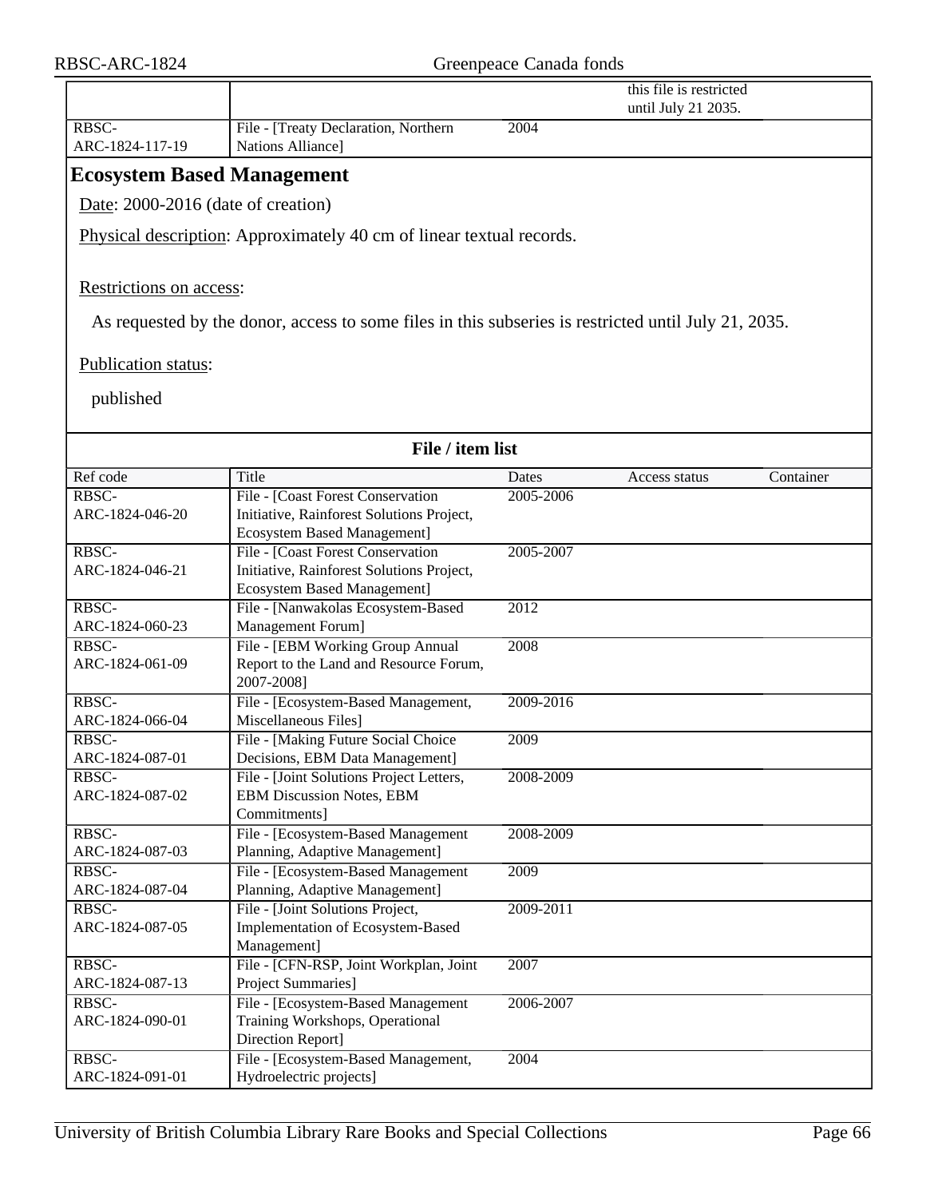| | | | this file is restricted until July 21 2035. | |
| --- | --- | --- | --- | --- |
| RBSC-ARC-1824-117-19 | File - [Treaty Declaration, Northern Nations Alliance] | 2004 | | |

## Ecosystem Based Management

Date: 2000-2016 (date of creation)

Physical description: Approximately 40 cm of linear textual records.

Restrictions on access:

As requested by the donor, access to some files in this subseries is restricted until July 21, 2035.

Publication status:

published

**File / item list**

| Ref code | Title | Dates | Access status | Container |
| --- | --- | --- | --- | --- |
| RBSC-ARC-1824-046-20 | File - [Coast Forest Conservation Initiative, Rainforest Solutions Project, Ecosystem Based Management] | 2005-2006 | | |
| RBSC-ARC-1824-046-21 | File - [Coast Forest Conservation Initiative, Rainforest Solutions Project, Ecosystem Based Management] | 2005-2007 | | |
| RBSC-ARC-1824-060-23 | File - [Nanwakolas Ecosystem-Based Management Forum] | 2012 | | |
| RBSC-ARC-1824-061-09 | File - [EBM Working Group Annual Report to the Land and Resource Forum, 2007-2008] | 2008 | | |
| RBSC-ARC-1824-066-04 | File - [Ecosystem-Based Management, Miscellaneous Files] | 2009-2016 | | |
| RBSC-ARC-1824-087-01 | File - [Making Future Social Choice Decisions, EBM Data Management] | 2009 | | |
| RBSC-ARC-1824-087-02 | File - [Joint Solutions Project Letters, EBM Discussion Notes, EBM Commitments] | 2008-2009 | | |
| RBSC-ARC-1824-087-03 | File - [Ecosystem-Based Management Planning, Adaptive Management] | 2008-2009 | | |
| RBSC-ARC-1824-087-04 | File - [Ecosystem-Based Management Planning, Adaptive Management] | 2009 | | |
| RBSC-ARC-1824-087-05 | File - [Joint Solutions Project, Implementation of Ecosystem-Based Management] | 2009-2011 | | |
| RBSC-ARC-1824-087-13 | File - [CFN-RSP, Joint Workplan, Joint Project Summaries] | 2007 | | |
| RBSC-ARC-1824-090-01 | File - [Ecosystem-Based Management Training Workshops, Operational Direction Report] | 2006-2007 | | |
| RBSC-ARC-1824-091-01 | File - [Ecosystem-Based Management, Hydroelectric projects] | 2004 | | |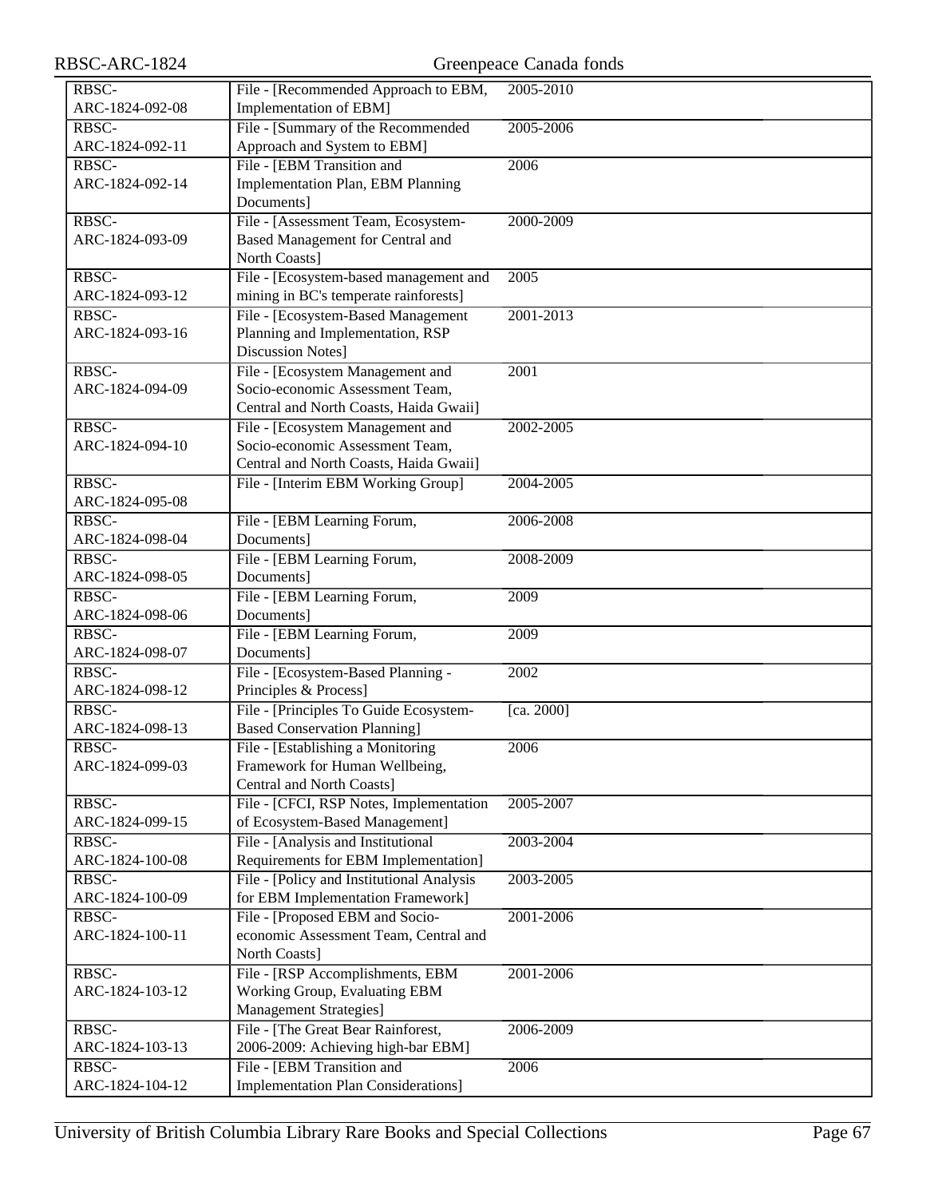| | | | |
|---|---|---|---|
| RBSC-ARC-1824-092-08 | File - [Recommended Approach to EBM, Implementation of EBM] | 2005-2010 | |
| RBSC-ARC-1824-092-11 | File - [Summary of the Recommended Approach and System to EBM] | 2005-2006 | |
| RBSC-ARC-1824-092-14 | File - [EBM Transition and Implementation Plan, EBM Planning Documents] | 2006 | |
| RBSC-ARC-1824-093-09 | File - [Assessment Team, Ecosystem-Based Management for Central and North Coasts] | 2000-2009 | |
| RBSC-ARC-1824-093-12 | File - [Ecosystem-based management and mining in BC's temperate rainforests] | 2005 | |
| RBSC-ARC-1824-093-16 | File - [Ecosystem-Based Management Planning and Implementation, RSP Discussion Notes] | 2001-2013 | |
| RBSC-ARC-1824-094-09 | File - [Ecosystem Management and Socio-economic Assessment Team, Central and North Coasts, Haida Gwaii] | 2001 | |
| RBSC-ARC-1824-094-10 | File - [Ecosystem Management and Socio-economic Assessment Team, Central and North Coasts, Haida Gwaii] | 2002-2005 | |
| RBSC-ARC-1824-095-08 | File - [Interim EBM Working Group] | 2004-2005 | |
| RBSC-ARC-1824-098-04 | File - [EBM Learning Forum, Documents] | 2006-2008 | |
| RBSC-ARC-1824-098-05 | File - [EBM Learning Forum, Documents] | 2008-2009 | |
| RBSC-ARC-1824-098-06 | File - [EBM Learning Forum, Documents] | 2009 | |
| RBSC-ARC-1824-098-07 | File - [EBM Learning Forum, Documents] | 2009 | |
| RBSC-ARC-1824-098-12 | File - [Ecosystem-Based Planning - Principles & Process] | 2002 | |
| RBSC-ARC-1824-098-13 | File - [Principles To Guide Ecosystem-Based Conservation Planning] | [ca. 2000] | |
| RBSC-ARC-1824-099-03 | File - [Establishing a Monitoring Framework for Human Wellbeing, Central and North Coasts] | 2006 | |
| RBSC-ARC-1824-099-15 | File - [CFCI, RSP Notes, Implementation of Ecosystem-Based Management] | 2005-2007 | |
| RBSC-ARC-1824-100-08 | File - [Analysis and Institutional Requirements for EBM Implementation] | 2003-2004 | |
| RBSC-ARC-1824-100-09 | File - [Policy and Institutional Analysis for EBM Implementation Framework] | 2003-2005 | |
| RBSC-ARC-1824-100-11 | File - [Proposed EBM and Socio-economic Assessment Team, Central and North Coasts] | 2001-2006 | |
| RBSC-ARC-1824-103-12 | File - [RSP Accomplishments, EBM Working Group, Evaluating EBM Management Strategies] | 2001-2006 | |
| RBSC-ARC-1824-103-13 | File - [The Great Bear Rainforest, 2006-2009: Achieving high-bar EBM] | 2006-2009 | |
| RBSC-ARC-1824-104-12 | File - [EBM Transition and Implementation Plan Considerations] | 2006 | |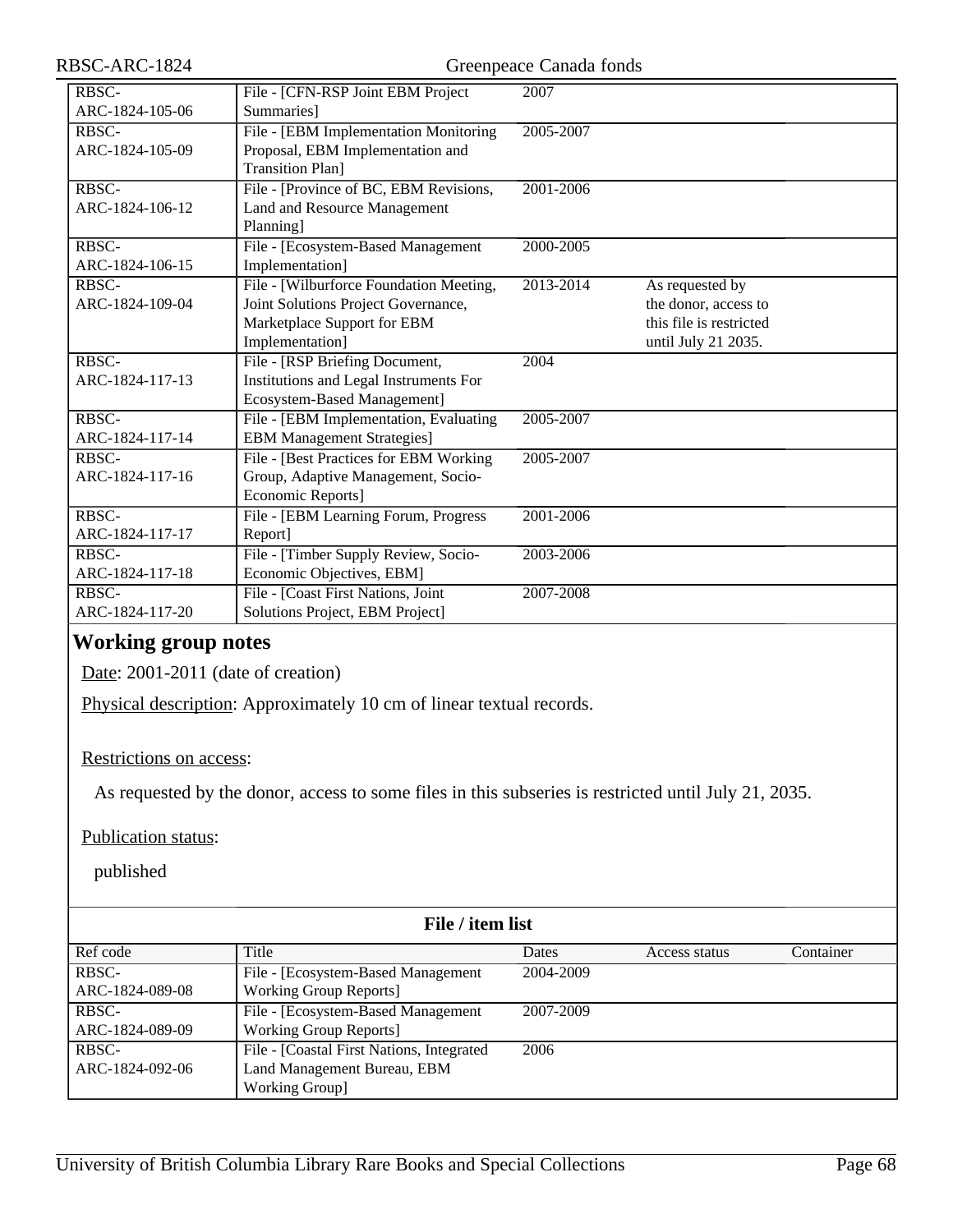| Ref code | Title | Dates | Access status | Container |
|---|---|---|---|---|
| RBSC-ARC-1824-105-06 | File - [CFN-RSP Joint EBM Project Summaries] | 2007 | | |
| RBSC-ARC-1824-105-09 | File - [EBM Implementation Monitoring Proposal, EBM Implementation and Transition Plan] | 2005-2007 | | |
| RBSC-ARC-1824-106-12 | File - [Province of BC, EBM Revisions, Land and Resource Management Planning] | 2001-2006 | | |
| RBSC-ARC-1824-106-15 | File - [Ecosystem-Based Management Implementation] | 2000-2005 | | |
| RBSC-ARC-1824-109-04 | File - [Wilburforce Foundation Meeting, Joint Solutions Project Governance, Marketplace Support for EBM Implementation] | 2013-2014 | As requested by the donor, access to this file is restricted until July 21 2035. | |
| RBSC-ARC-1824-117-13 | File - [RSP Briefing Document, Institutions and Legal Instruments For Ecosystem-Based Management] | 2004 | | |
| RBSC-ARC-1824-117-14 | File - [EBM Implementation, Evaluating EBM Management Strategies] | 2005-2007 | | |
| RBSC-ARC-1824-117-16 | File - [Best Practices for EBM Working Group, Adaptive Management, Socio-Economic Reports] | 2005-2007 | | |
| RBSC-ARC-1824-117-17 | File - [EBM Learning Forum, Progress Report] | 2001-2006 | | |
| RBSC-ARC-1824-117-18 | File - [Timber Supply Review, Socio-Economic Objectives, EBM] | 2003-2006 | | |
| RBSC-ARC-1824-117-20 | File - [Coast First Nations, Joint Solutions Project, EBM Project] | 2007-2008 | | |

## Working group notes

Date: 2001-2011 (date of creation)

Physical description: Approximately 10 cm of linear textual records.

Restrictions on access:

As requested by the donor, access to some files in this subseries is restricted until July 21, 2035.

Publication status:

published

**File / item list**

| Ref code | Title | Dates | Access status | Container |
|---|---|---|---|---|
| RBSC-ARC-1824-089-08 | File - [Ecosystem-Based Management Working Group Reports] | 2004-2009 | | |
| RBSC-ARC-1824-089-09 | File - [Ecosystem-Based Management Working Group Reports] | 2007-2009 | | |
| RBSC-ARC-1824-092-06 | File - [Coastal First Nations, Integrated Land Management Bureau, EBM Working Group] | 2006 | | |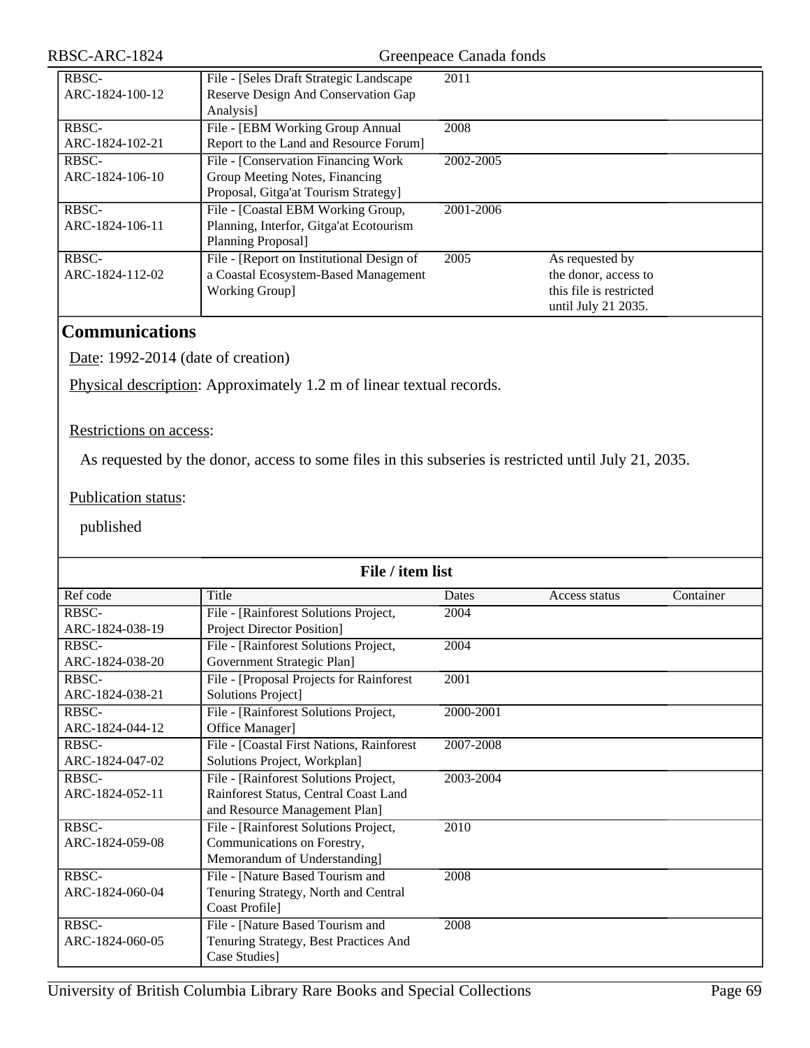| Ref code | Title | Dates | Access status | Container |
|---|---|---|---|---|
| RBSC-ARC-1824-100-12 | File - [Seles Draft Strategic Landscape Reserve Design And Conservation Gap Analysis] | 2011 | | |
| RBSC-ARC-1824-102-21 | File - [EBM Working Group Annual Report to the Land and Resource Forum] | 2008 | | |
| RBSC-ARC-1824-106-10 | File - [Conservation Financing Work Group Meeting Notes, Financing Proposal, Gitga'at Tourism Strategy] | 2002-2005 | | |
| RBSC-ARC-1824-106-11 | File - [Coastal EBM Working Group, Planning, Interfor, Gitga'at Ecotourism Planning Proposal] | 2001-2006 | | |
| RBSC-ARC-1824-112-02 | File - [Report on Institutional Design of a Coastal Ecosystem-Based Management Working Group] | 2005 | As requested by the donor, access to this file is restricted until July 21 2035. | |

## Communications

Date: 1992-2014 (date of creation)

Physical description: Approximately 1.2 m of linear textual records.

Restrictions on access:

As requested by the donor, access to some files in this subseries is restricted until July 21, 2035.

Publication status:

published

**File / item list**

| Ref code | Title | Dates | Access status | Container |
|---|---|---|---|---|
| RBSC-ARC-1824-038-19 | File - [Rainforest Solutions Project, Project Director Position] | 2004 | | |
| RBSC-ARC-1824-038-20 | File - [Rainforest Solutions Project, Government Strategic Plan] | 2004 | | |
| RBSC-ARC-1824-038-21 | File - [Proposal Projects for Rainforest Solutions Project] | 2001 | | |
| RBSC-ARC-1824-044-12 | File - [Rainforest Solutions Project, Office Manager] | 2000-2001 | | |
| RBSC-ARC-1824-047-02 | File - [Coastal First Nations, Rainforest Solutions Project, Workplan] | 2007-2008 | | |
| RBSC-ARC-1824-052-11 | File - [Rainforest Solutions Project, Rainforest Status, Central Coast Land and Resource Management Plan] | 2003-2004 | | |
| RBSC-ARC-1824-059-08 | File - [Rainforest Solutions Project, Communications on Forestry, Memorandum of Understanding] | 2010 | | |
| RBSC-ARC-1824-060-04 | File - [Nature Based Tourism and Tenuring Strategy, North and Central Coast Profile] | 2008 | | |
| RBSC-ARC-1824-060-05 | File - [Nature Based Tourism and Tenuring Strategy, Best Practices And Case Studies] | 2008 | | |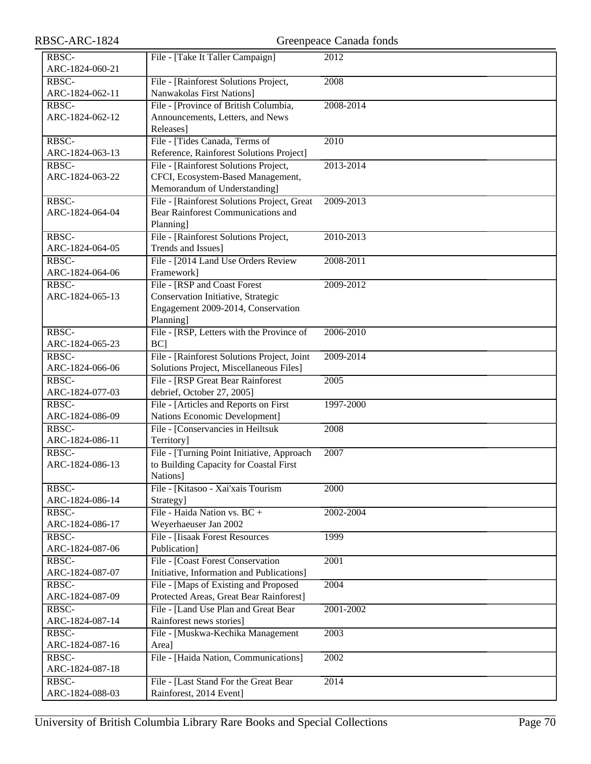| | | |
|---|---|---|
| RBSC-ARC-1824-060-21 | File - [Take It Taller Campaign] | 2012 |
| RBSC-ARC-1824-062-11 | File - [Rainforest Solutions Project, Nanwakolas First Nations] | 2008 |
| RBSC-ARC-1824-062-12 | File - [Province of British Columbia, Announcements, Letters, and News Releases] | 2008-2014 |
| RBSC-ARC-1824-063-13 | File - [Tides Canada, Terms of Reference, Rainforest Solutions Project] | 2010 |
| RBSC-ARC-1824-063-22 | File - [Rainforest Solutions Project, CFCI, Ecosystem-Based Management, Memorandum of Understanding] | 2013-2014 |
| RBSC-ARC-1824-064-04 | File - [Rainforest Solutions Project, Great Bear Rainforest Communications and Planning] | 2009-2013 |
| RBSC-ARC-1824-064-05 | File - [Rainforest Solutions Project, Trends and Issues] | 2010-2013 |
| RBSC-ARC-1824-064-06 | File - [2014 Land Use Orders Review Framework] | 2008-2011 |
| RBSC-ARC-1824-065-13 | File - [RSP and Coast Forest Conservation Initiative, Strategic Engagement 2009-2014, Conservation Planning] | 2009-2012 |
| RBSC-ARC-1824-065-23 | File - [RSP, Letters with the Province of BC] | 2006-2010 |
| RBSC-ARC-1824-066-06 | File - [Rainforest Solutions Project, Joint Solutions Project, Miscellaneous Files] | 2009-2014 |
| RBSC-ARC-1824-077-03 | File - [RSP Great Bear Rainforest debrief, October 27, 2005] | 2005 |
| RBSC-ARC-1824-086-09 | File - [Articles and Reports on First Nations Economic Development] | 1997-2000 |
| RBSC-ARC-1824-086-11 | File - [Conservancies in Heiltsuk Territory] | 2008 |
| RBSC-ARC-1824-086-13 | File - [Turning Point Initiative, Approach to Building Capacity for Coastal First Nations] | 2007 |
| RBSC-ARC-1824-086-14 | File - [Kitasoo - Xai'xais Tourism Strategy] | 2000 |
| RBSC-ARC-1824-086-17 | File - Haida Nation vs. BC + Weyerhaeuser Jan 2002 | 2002-2004 |
| RBSC-ARC-1824-087-06 | File - [Iisaak Forest Resources Publication] | 1999 |
| RBSC-ARC-1824-087-07 | File - [Coast Forest Conservation Initiative, Information and Publications] | 2001 |
| RBSC-ARC-1824-087-09 | File - [Maps of Existing and Proposed Protected Areas, Great Bear Rainforest] | 2004 |
| RBSC-ARC-1824-087-14 | File - [Land Use Plan and Great Bear Rainforest news stories] | 2001-2002 |
| RBSC-ARC-1824-087-16 | File - [Muskwa-Kechika Management Area] | 2003 |
| RBSC-ARC-1824-087-18 | File - [Haida Nation, Communications] | 2002 |
| RBSC-ARC-1824-088-03 | File - [Last Stand For the Great Bear Rainforest, 2014 Event] | 2014 |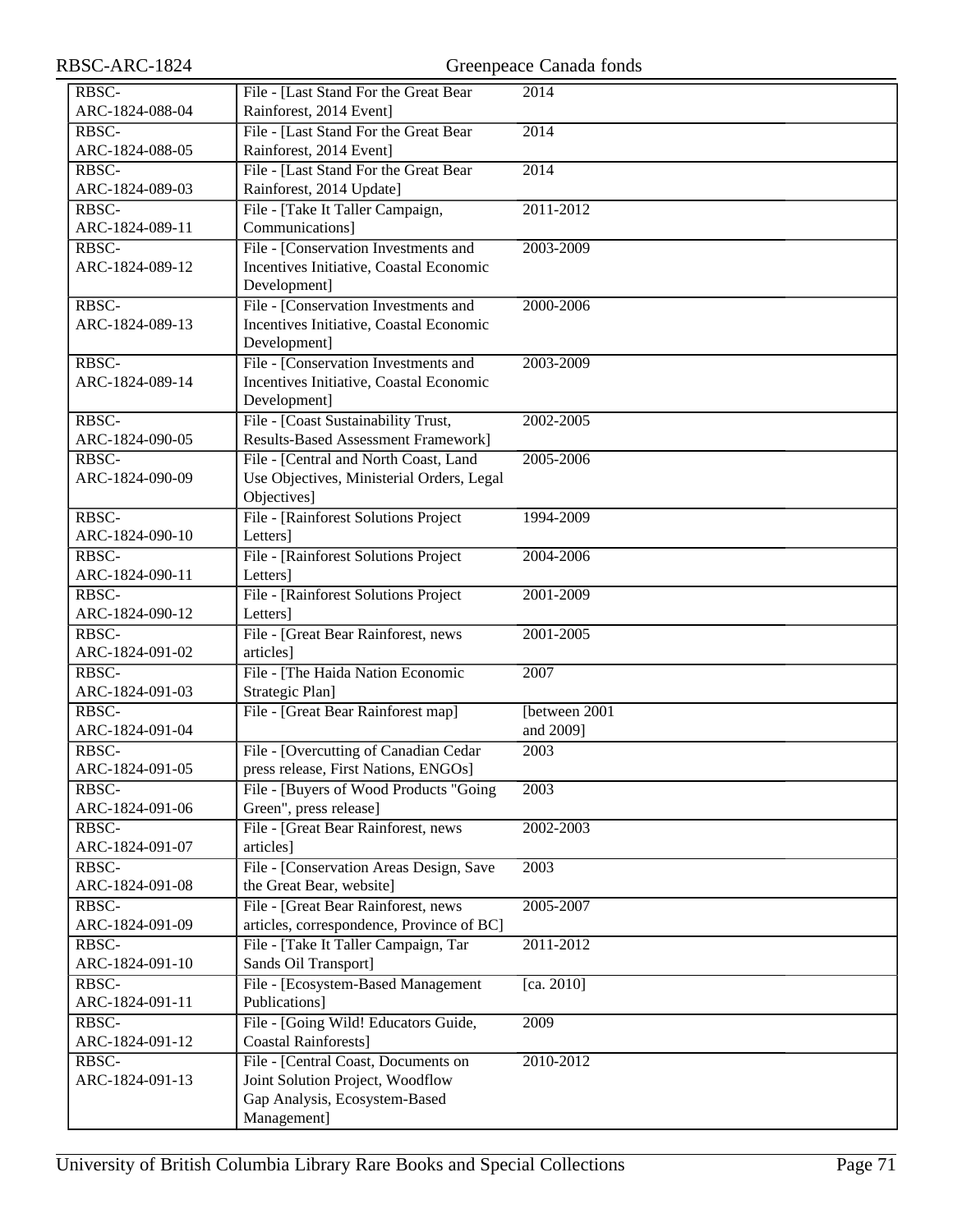| | | | |
|---|---|---|---|
| RBSC-ARC-1824-088-04 | File - [Last Stand For the Great Bear Rainforest, 2014 Event] | 2014 | |
| RBSC-ARC-1824-088-05 | File - [Last Stand For the Great Bear Rainforest, 2014 Event] | 2014 | |
| RBSC-ARC-1824-089-03 | File - [Last Stand For the Great Bear Rainforest, 2014 Update] | 2014 | |
| RBSC-ARC-1824-089-11 | File - [Take It Taller Campaign, Communications] | 2011-2012 | |
| RBSC-ARC-1824-089-12 | File - [Conservation Investments and Incentives Initiative, Coastal Economic Development] | 2003-2009 | |
| RBSC-ARC-1824-089-13 | File - [Conservation Investments and Incentives Initiative, Coastal Economic Development] | 2000-2006 | |
| RBSC-ARC-1824-089-14 | File - [Conservation Investments and Incentives Initiative, Coastal Economic Development] | 2003-2009 | |
| RBSC-ARC-1824-090-05 | File - [Coast Sustainability Trust, Results-Based Assessment Framework] | 2002-2005 | |
| RBSC-ARC-1824-090-09 | File - [Central and North Coast, Land Use Objectives, Ministerial Orders, Legal Objectives] | 2005-2006 | |
| RBSC-ARC-1824-090-10 | File - [Rainforest Solutions Project Letters] | 1994-2009 | |
| RBSC-ARC-1824-090-11 | File - [Rainforest Solutions Project Letters] | 2004-2006 | |
| RBSC-ARC-1824-090-12 | File - [Rainforest Solutions Project Letters] | 2001-2009 | |
| RBSC-ARC-1824-091-02 | File - [Great Bear Rainforest, news articles] | 2001-2005 | |
| RBSC-ARC-1824-091-03 | File - [The Haida Nation Economic Strategic Plan] | 2007 | |
| RBSC-ARC-1824-091-04 | File - [Great Bear Rainforest map] | [between 2001 and 2009] | |
| RBSC-ARC-1824-091-05 | File - [Overcutting of Canadian Cedar press release, First Nations, ENGOs] | 2003 | |
| RBSC-ARC-1824-091-06 | File - [Buyers of Wood Products "Going Green", press release] | 2003 | |
| RBSC-ARC-1824-091-07 | File - [Great Bear Rainforest, news articles] | 2002-2003 | |
| RBSC-ARC-1824-091-08 | File - [Conservation Areas Design, Save the Great Bear, website] | 2003 | |
| RBSC-ARC-1824-091-09 | File - [Great Bear Rainforest, news articles, correspondence, Province of BC] | 2005-2007 | |
| RBSC-ARC-1824-091-10 | File - [Take It Taller Campaign, Tar Sands Oil Transport] | 2011-2012 | |
| RBSC-ARC-1824-091-11 | File - [Ecosystem-Based Management Publications] | [ca. 2010] | |
| RBSC-ARC-1824-091-12 | File - [Going Wild! Educators Guide, Coastal Rainforests] | 2009 | |
| RBSC-ARC-1824-091-13 | File - [Central Coast, Documents on Joint Solution Project, Woodflow Gap Analysis, Ecosystem-Based Management] | 2010-2012 | |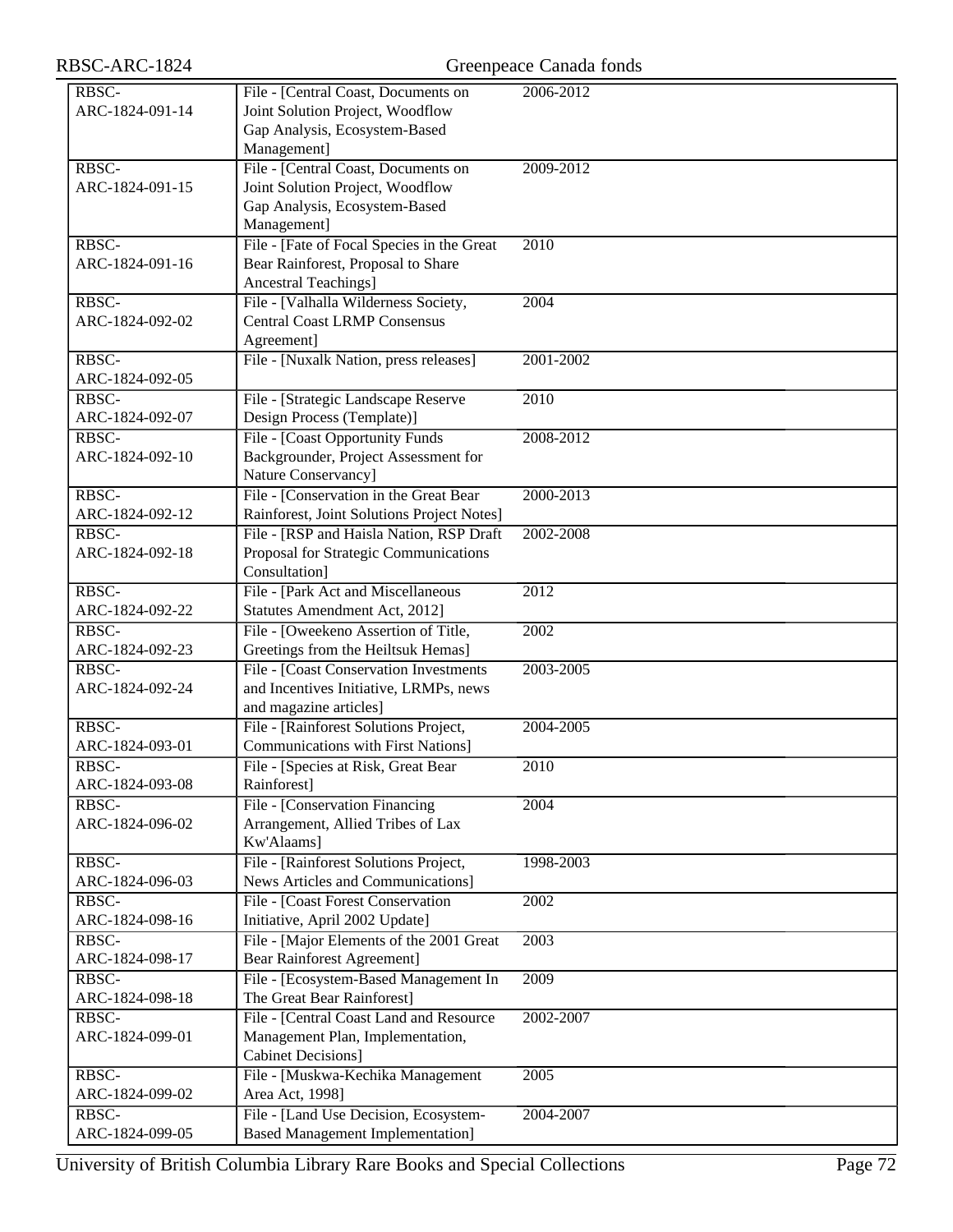| | | |
|---|---|---|
| RBSC-ARC-1824-091-14 | File - [Central Coast, Documents on Joint Solution Project, Woodflow Gap Analysis, Ecosystem-Based Management] | 2006-2012 |
| RBSC-ARC-1824-091-15 | File - [Central Coast, Documents on Joint Solution Project, Woodflow Gap Analysis, Ecosystem-Based Management] | 2009-2012 |
| RBSC-ARC-1824-091-16 | File - [Fate of Focal Species in the Great Bear Rainforest, Proposal to Share Ancestral Teachings] | 2010 |
| RBSC-ARC-1824-092-02 | File - [Valhalla Wilderness Society, Central Coast LRMP Consensus Agreement] | 2004 |
| RBSC-ARC-1824-092-05 | File - [Nuxalk Nation, press releases] | 2001-2002 |
| RBSC-ARC-1824-092-07 | File - [Strategic Landscape Reserve Design Process (Template)] | 2010 |
| RBSC-ARC-1824-092-10 | File - [Coast Opportunity Funds Backgrounder, Project Assessment for Nature Conservancy] | 2008-2012 |
| RBSC-ARC-1824-092-12 | File - [Conservation in the Great Bear Rainforest, Joint Solutions Project Notes] | 2000-2013 |
| RBSC-ARC-1824-092-18 | File - [RSP and Haisla Nation, RSP Draft Proposal for Strategic Communications Consultation] | 2002-2008 |
| RBSC-ARC-1824-092-22 | File - [Park Act and Miscellaneous Statutes Amendment Act, 2012] | 2012 |
| RBSC-ARC-1824-092-23 | File - [Oweekeno Assertion of Title, Greetings from the Heiltsuk Hemas] | 2002 |
| RBSC-ARC-1824-092-24 | File - [Coast Conservation Investments and Incentives Initiative, LRMPs, news and magazine articles] | 2003-2005 |
| RBSC-ARC-1824-093-01 | File - [Rainforest Solutions Project, Communications with First Nations] | 2004-2005 |
| RBSC-ARC-1824-093-08 | File - [Species at Risk, Great Bear Rainforest] | 2010 |
| RBSC-ARC-1824-096-02 | File - [Conservation Financing Arrangement, Allied Tribes of Lax Kw'Alaams] | 2004 |
| RBSC-ARC-1824-096-03 | File - [Rainforest Solutions Project, News Articles and Communications] | 1998-2003 |
| RBSC-ARC-1824-098-16 | File - [Coast Forest Conservation Initiative, April 2002 Update] | 2002 |
| RBSC-ARC-1824-098-17 | File - [Major Elements of the 2001 Great Bear Rainforest Agreement] | 2003 |
| RBSC-ARC-1824-098-18 | File - [Ecosystem-Based Management In The Great Bear Rainforest] | 2009 |
| RBSC-ARC-1824-099-01 | File - [Central Coast Land and Resource Management Plan, Implementation, Cabinet Decisions] | 2002-2007 |
| RBSC-ARC-1824-099-02 | File - [Muskwa-Kechika Management Area Act, 1998] | 2005 |
| RBSC-ARC-1824-099-05 | File - [Land Use Decision, Ecosystem-Based Management Implementation] | 2004-2007 |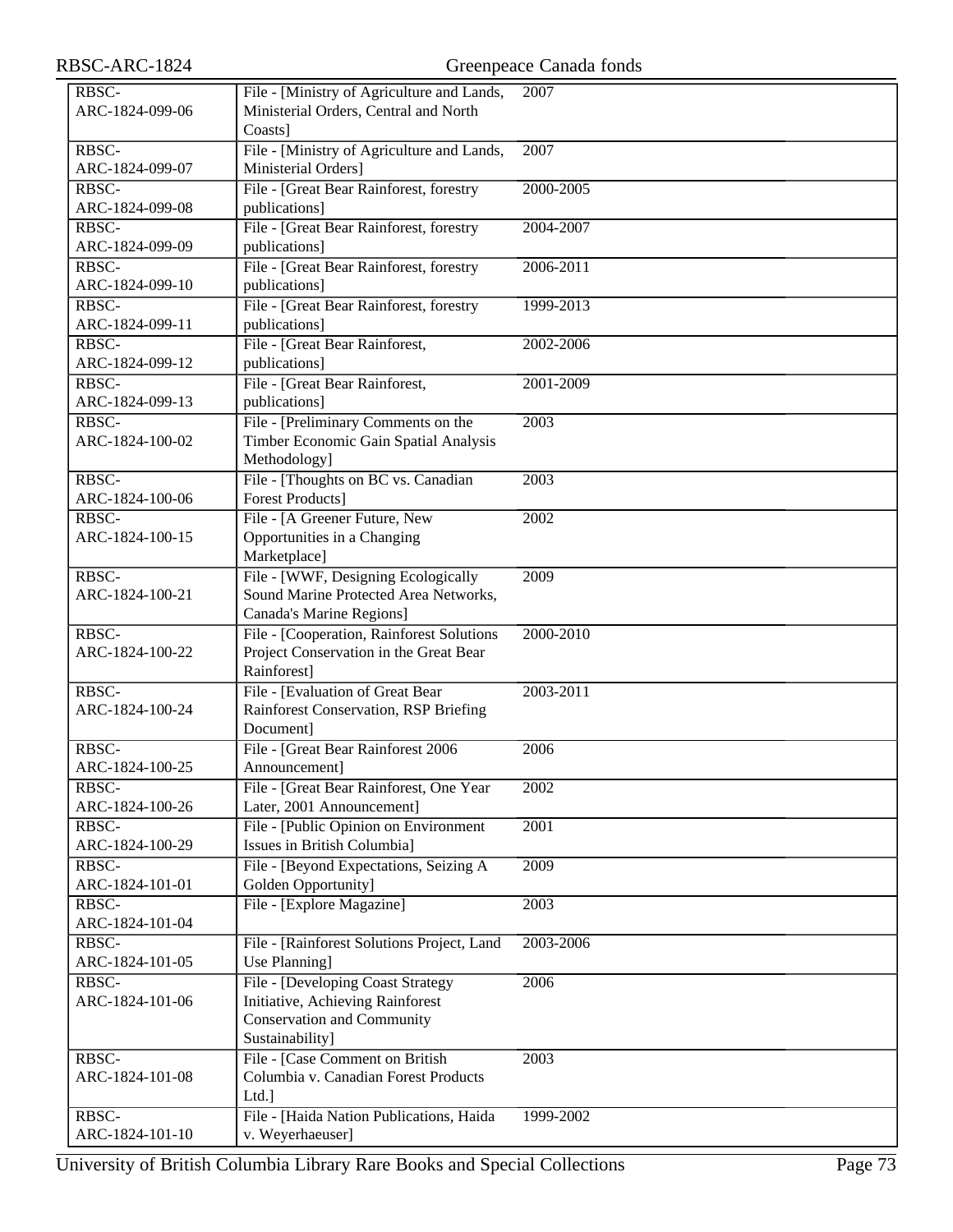| | | |
|---|---|---|
| RBSC-ARC-1824-099-06 | File - [Ministry of Agriculture and Lands, Ministerial Orders, Central and North Coasts] | 2007 |
| RBSC-ARC-1824-099-07 | File - [Ministry of Agriculture and Lands, Ministerial Orders] | 2007 |
| RBSC-ARC-1824-099-08 | File - [Great Bear Rainforest, forestry publications] | 2000-2005 |
| RBSC-ARC-1824-099-09 | File - [Great Bear Rainforest, forestry publications] | 2004-2007 |
| RBSC-ARC-1824-099-10 | File - [Great Bear Rainforest, forestry publications] | 2006-2011 |
| RBSC-ARC-1824-099-11 | File - [Great Bear Rainforest, forestry publications] | 1999-2013 |
| RBSC-ARC-1824-099-12 | File - [Great Bear Rainforest, publications] | 2002-2006 |
| RBSC-ARC-1824-099-13 | File - [Great Bear Rainforest, publications] | 2001-2009 |
| RBSC-ARC-1824-100-02 | File - [Preliminary Comments on the Timber Economic Gain Spatial Analysis Methodology] | 2003 |
| RBSC-ARC-1824-100-06 | File - [Thoughts on BC vs. Canadian Forest Products] | 2003 |
| RBSC-ARC-1824-100-15 | File - [A Greener Future, New Opportunities in a Changing Marketplace] | 2002 |
| RBSC-ARC-1824-100-21 | File - [WWF, Designing Ecologically Sound Marine Protected Area Networks, Canada's Marine Regions] | 2009 |
| RBSC-ARC-1824-100-22 | File - [Cooperation, Rainforest Solutions Project Conservation in the Great Bear Rainforest] | 2000-2010 |
| RBSC-ARC-1824-100-24 | File - [Evaluation of Great Bear Rainforest Conservation, RSP Briefing Document] | 2003-2011 |
| RBSC-ARC-1824-100-25 | File - [Great Bear Rainforest 2006 Announcement] | 2006 |
| RBSC-ARC-1824-100-26 | File - [Great Bear Rainforest, One Year Later, 2001 Announcement] | 2002 |
| RBSC-ARC-1824-100-29 | File - [Public Opinion on Environment Issues in British Columbia] | 2001 |
| RBSC-ARC-1824-101-01 | File - [Beyond Expectations, Seizing A Golden Opportunity] | 2009 |
| RBSC-ARC-1824-101-04 | File - [Explore Magazine] | 2003 |
| RBSC-ARC-1824-101-05 | File - [Rainforest Solutions Project, Land Use Planning] | 2003-2006 |
| RBSC-ARC-1824-101-06 | File - [Developing Coast Strategy Initiative, Achieving Rainforest Conservation and Community Sustainability] | 2006 |
| RBSC-ARC-1824-101-08 | File - [Case Comment on British Columbia v. Canadian Forest Products Ltd.] | 2003 |
| RBSC-ARC-1824-101-10 | File - [Haida Nation Publications, Haida v. Weyerhaeuser] | 1999-2002 |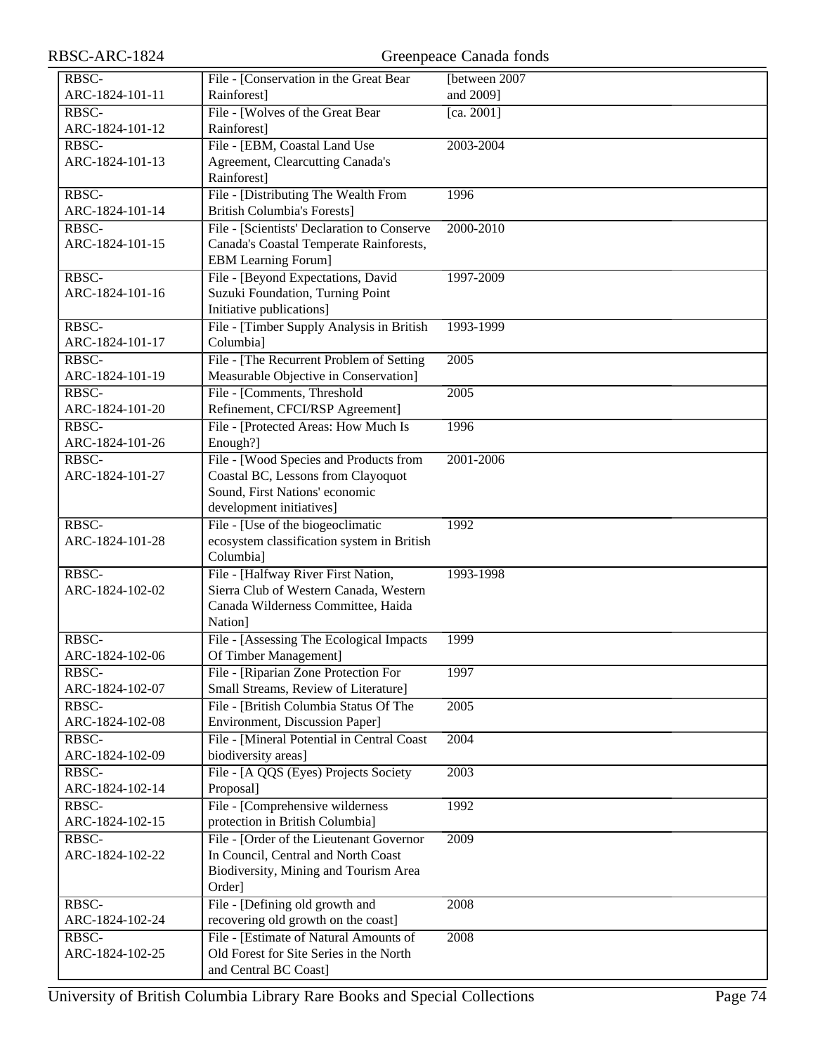| RBSC-ARC-1824-101-11 | File - [Conservation in the Great Bear Rainforest] | [between 2007 and 2009] |
|---|---|---|
| RBSC-ARC-1824-101-12 | File - [Wolves of the Great Bear Rainforest] | [ca. 2001] |
| RBSC-ARC-1824-101-13 | File - [EBM, Coastal Land Use Agreement, Clearcutting Canada's Rainforest] | 2003-2004 |
| RBSC-ARC-1824-101-14 | File - [Distributing The Wealth From British Columbia's Forests] | 1996 |
| RBSC-ARC-1824-101-15 | File - [Scientists' Declaration to Conserve Canada's Coastal Temperate Rainforests, EBM Learning Forum] | 2000-2010 |
| RBSC-ARC-1824-101-16 | File - [Beyond Expectations, David Suzuki Foundation, Turning Point Initiative publications] | 1997-2009 |
| RBSC-ARC-1824-101-17 | File - [Timber Supply Analysis in British Columbia] | 1993-1999 |
| RBSC-ARC-1824-101-19 | File - [The Recurrent Problem of Setting Measurable Objective in Conservation] | 2005 |
| RBSC-ARC-1824-101-20 | File - [Comments, Threshold Refinement, CFCI/RSP Agreement] | 2005 |
| RBSC-ARC-1824-101-26 | File - [Protected Areas: How Much Is Enough?] | 1996 |
| RBSC-ARC-1824-101-27 | File - [Wood Species and Products from Coastal BC, Lessons from Clayoquot Sound, First Nations' economic development initiatives] | 2001-2006 |
| RBSC-ARC-1824-101-28 | File - [Use of the biogeoclimatic ecosystem classification system in British Columbia] | 1992 |
| RBSC-ARC-1824-102-02 | File - [Halfway River First Nation, Sierra Club of Western Canada, Western Canada Wilderness Committee, Haida Nation] | 1993-1998 |
| RBSC-ARC-1824-102-06 | File - [Assessing The Ecological Impacts Of Timber Management] | 1999 |
| RBSC-ARC-1824-102-07 | File - [Riparian Zone Protection For Small Streams, Review of Literature] | 1997 |
| RBSC-ARC-1824-102-08 | File - [British Columbia Status Of The Environment, Discussion Paper] | 2005 |
| RBSC-ARC-1824-102-09 | File - [Mineral Potential in Central Coast biodiversity areas] | 2004 |
| RBSC-ARC-1824-102-14 | File - [A QQS (Eyes) Projects Society Proposal] | 2003 |
| RBSC-ARC-1824-102-15 | File - [Comprehensive wilderness protection in British Columbia] | 1992 |
| RBSC-ARC-1824-102-22 | File - [Order of the Lieutenant Governor In Council, Central and North Coast Biodiversity, Mining and Tourism Area Order] | 2009 |
| RBSC-ARC-1824-102-24 | File - [Defining old growth and recovering old growth on the coast] | 2008 |
| RBSC-ARC-1824-102-25 | File - [Estimate of Natural Amounts of Old Forest for Site Series in the North and Central BC Coast] | 2008 |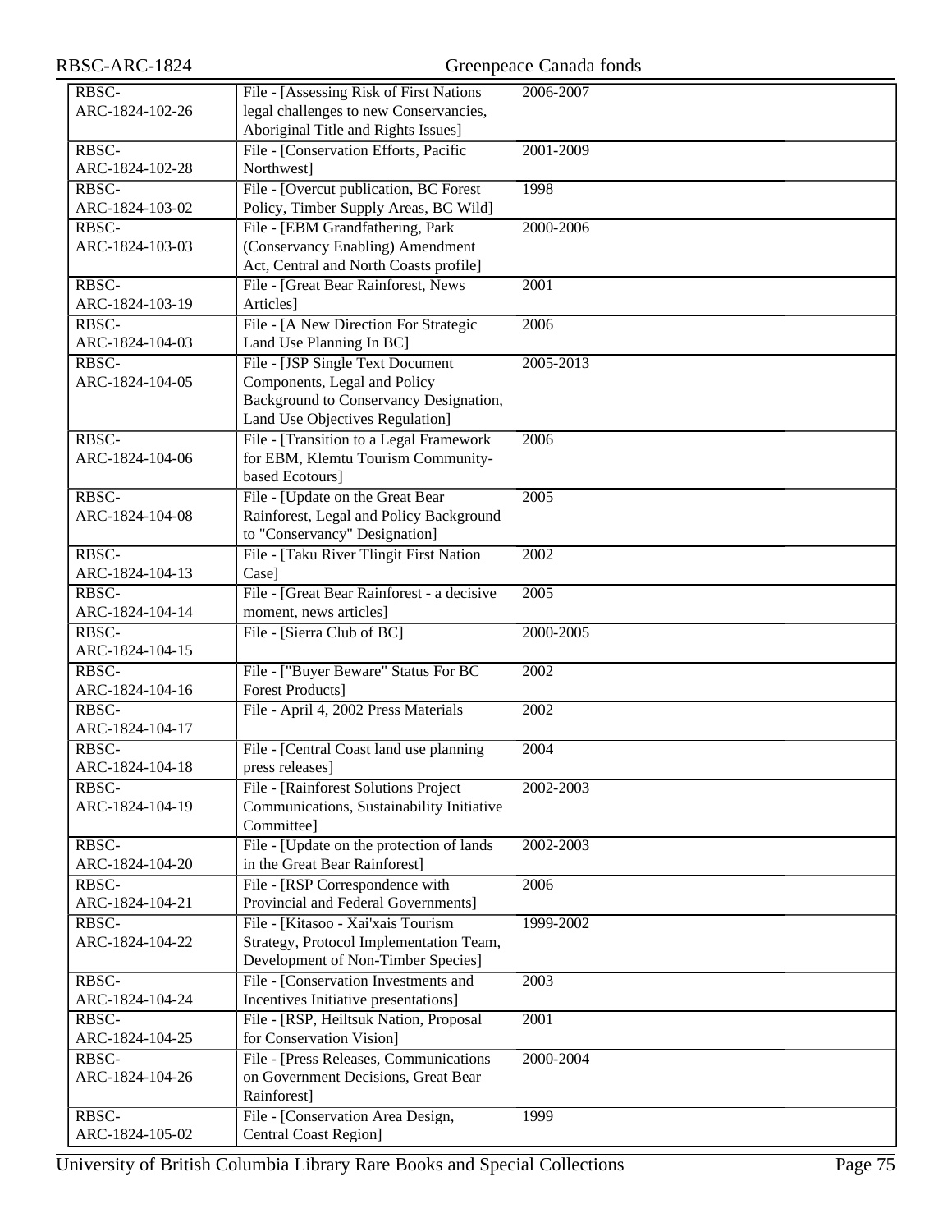| | | | |
|---|---|---|---|
| RBSC-ARC-1824-102-26 | File - [Assessing Risk of First Nations legal challenges to new Conservancies, Aboriginal Title and Rights Issues] | 2006-2007 | |
| RBSC-ARC-1824-102-28 | File - [Conservation Efforts, Pacific Northwest] | 2001-2009 | |
| RBSC-ARC-1824-103-02 | File - [Overcut publication, BC Forest Policy, Timber Supply Areas, BC Wild] | 1998 | |
| RBSC-ARC-1824-103-03 | File - [EBM Grandfathering, Park (Conservancy Enabling) Amendment Act, Central and North Coasts profile] | 2000-2006 | |
| RBSC-ARC-1824-103-19 | File - [Great Bear Rainforest, News Articles] | 2001 | |
| RBSC-ARC-1824-104-03 | File - [A New Direction For Strategic Land Use Planning In BC] | 2006 | |
| RBSC-ARC-1824-104-05 | File - [JSP Single Text Document Components, Legal and Policy Background to Conservancy Designation, Land Use Objectives Regulation] | 2005-2013 | |
| RBSC-ARC-1824-104-06 | File - [Transition to a Legal Framework for EBM, Klemtu Tourism Community-based Ecotours] | 2006 | |
| RBSC-ARC-1824-104-08 | File - [Update on the Great Bear Rainforest, Legal and Policy Background to "Conservancy" Designation] | 2005 | |
| RBSC-ARC-1824-104-13 | File - [Taku River Tlingit First Nation Case] | 2002 | |
| RBSC-ARC-1824-104-14 | File - [Great Bear Rainforest - a decisive moment, news articles] | 2005 | |
| RBSC-ARC-1824-104-15 | File - [Sierra Club of BC] | 2000-2005 | |
| RBSC-ARC-1824-104-16 | File - ["Buyer Beware" Status For BC Forest Products] | 2002 | |
| RBSC-ARC-1824-104-17 | File - April 4, 2002 Press Materials | 2002 | |
| RBSC-ARC-1824-104-18 | File - [Central Coast land use planning press releases] | 2004 | |
| RBSC-ARC-1824-104-19 | File - [Rainforest Solutions Project Communications, Sustainability Initiative Committee] | 2002-2003 | |
| RBSC-ARC-1824-104-20 | File - [Update on the protection of lands in the Great Bear Rainforest] | 2002-2003 | |
| RBSC-ARC-1824-104-21 | File - [RSP Correspondence with Provincial and Federal Governments] | 2006 | |
| RBSC-ARC-1824-104-22 | File - [Kitasoo - Xai'xais Tourism Strategy, Protocol Implementation Team, Development of Non-Timber Species] | 1999-2002 | |
| RBSC-ARC-1824-104-24 | File - [Conservation Investments and Incentives Initiative presentations] | 2003 | |
| RBSC-ARC-1824-104-25 | File - [RSP, Heiltsuk Nation, Proposal for Conservation Vision] | 2001 | |
| RBSC-ARC-1824-104-26 | File - [Press Releases, Communications on Government Decisions, Great Bear Rainforest] | 2000-2004 | |
| RBSC-ARC-1824-105-02 | File - [Conservation Area Design, Central Coast Region] | 1999 | |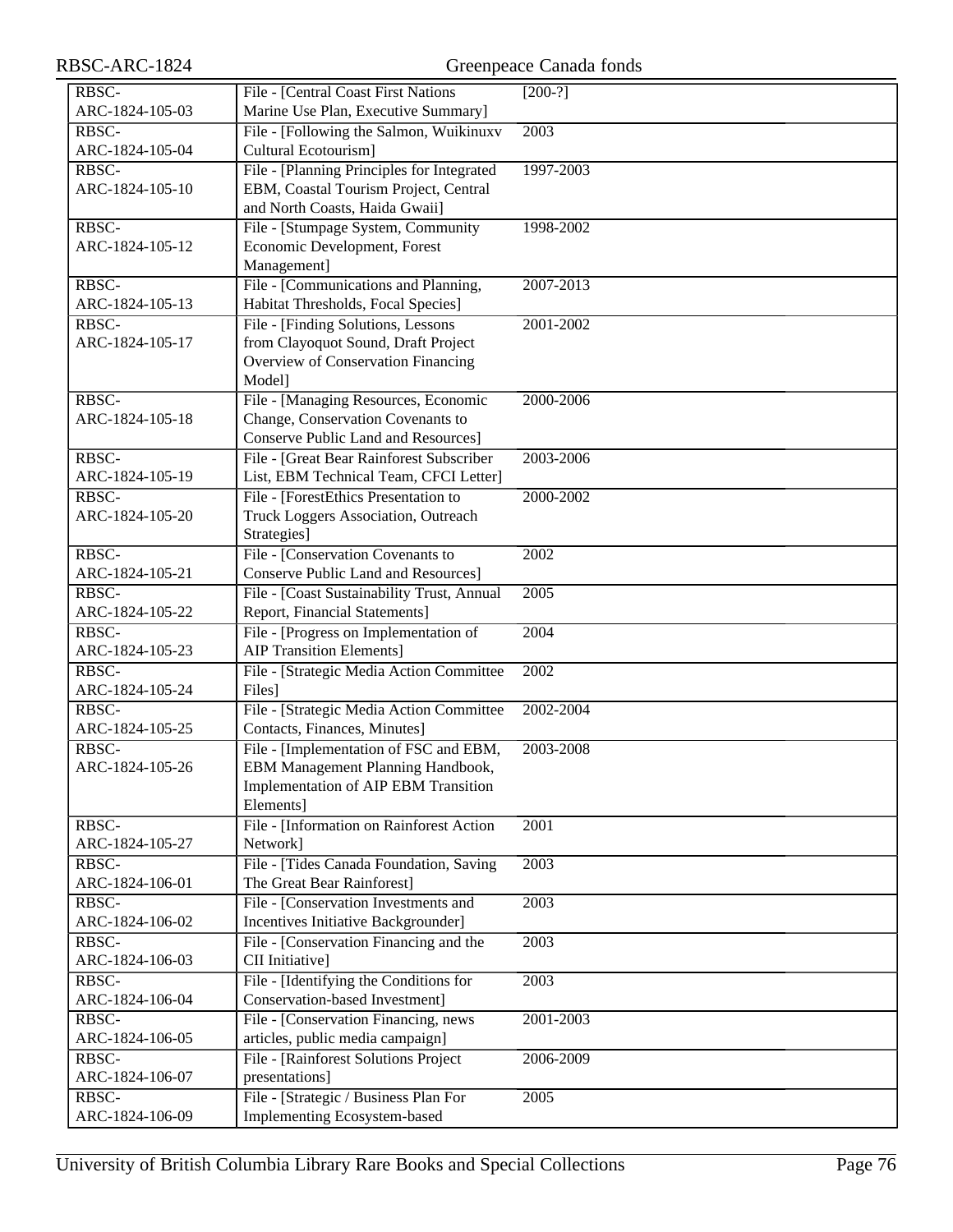| | | |
|---|---|---|
| RBSC-ARC-1824-105-03 | File - [Central Coast First Nations Marine Use Plan, Executive Summary] | [200-?] |
| RBSC-ARC-1824-105-04 | File - [Following the Salmon, Wuikinuxv Cultural Ecotourism] | 2003 |
| RBSC-ARC-1824-105-10 | File - [Planning Principles for Integrated EBM, Coastal Tourism Project, Central and North Coasts, Haida Gwaii] | 1997-2003 |
| RBSC-ARC-1824-105-12 | File - [Stumpage System, Community Economic Development, Forest Management] | 1998-2002 |
| RBSC-ARC-1824-105-13 | File - [Communications and Planning, Habitat Thresholds, Focal Species] | 2007-2013 |
| RBSC-ARC-1824-105-17 | File - [Finding Solutions, Lessons from Clayoquot Sound, Draft Project Overview of Conservation Financing Model] | 2001-2002 |
| RBSC-ARC-1824-105-18 | File - [Managing Resources, Economic Change, Conservation Covenants to Conserve Public Land and Resources] | 2000-2006 |
| RBSC-ARC-1824-105-19 | File - [Great Bear Rainforest Subscriber List, EBM Technical Team, CFCI Letter] | 2003-2006 |
| RBSC-ARC-1824-105-20 | File - [ForestEthics Presentation to Truck Loggers Association, Outreach Strategies] | 2000-2002 |
| RBSC-ARC-1824-105-21 | File - [Conservation Covenants to Conserve Public Land and Resources] | 2002 |
| RBSC-ARC-1824-105-22 | File - [Coast Sustainability Trust, Annual Report, Financial Statements] | 2005 |
| RBSC-ARC-1824-105-23 | File - [Progress on Implementation of AIP Transition Elements] | 2004 |
| RBSC-ARC-1824-105-24 | File - [Strategic Media Action Committee Files] | 2002 |
| RBSC-ARC-1824-105-25 | File - [Strategic Media Action Committee Contacts, Finances, Minutes] | 2002-2004 |
| RBSC-ARC-1824-105-26 | File - [Implementation of FSC and EBM, EBM Management Planning Handbook, Implementation of AIP EBM Transition Elements] | 2003-2008 |
| RBSC-ARC-1824-105-27 | File - [Information on Rainforest Action Network] | 2001 |
| RBSC-ARC-1824-106-01 | File - [Tides Canada Foundation, Saving The Great Bear Rainforest] | 2003 |
| RBSC-ARC-1824-106-02 | File - [Conservation Investments and Incentives Initiative Backgrounder] | 2003 |
| RBSC-ARC-1824-106-03 | File - [Conservation Financing and the CII Initiative] | 2003 |
| RBSC-ARC-1824-106-04 | File - [Identifying the Conditions for Conservation-based Investment] | 2003 |
| RBSC-ARC-1824-106-05 | File - [Conservation Financing, news articles, public media campaign] | 2001-2003 |
| RBSC-ARC-1824-106-07 | File - [Rainforest Solutions Project presentations] | 2006-2009 |
| RBSC-ARC-1824-106-09 | File - [Strategic / Business Plan For Implementing Ecosystem-based | 2005 |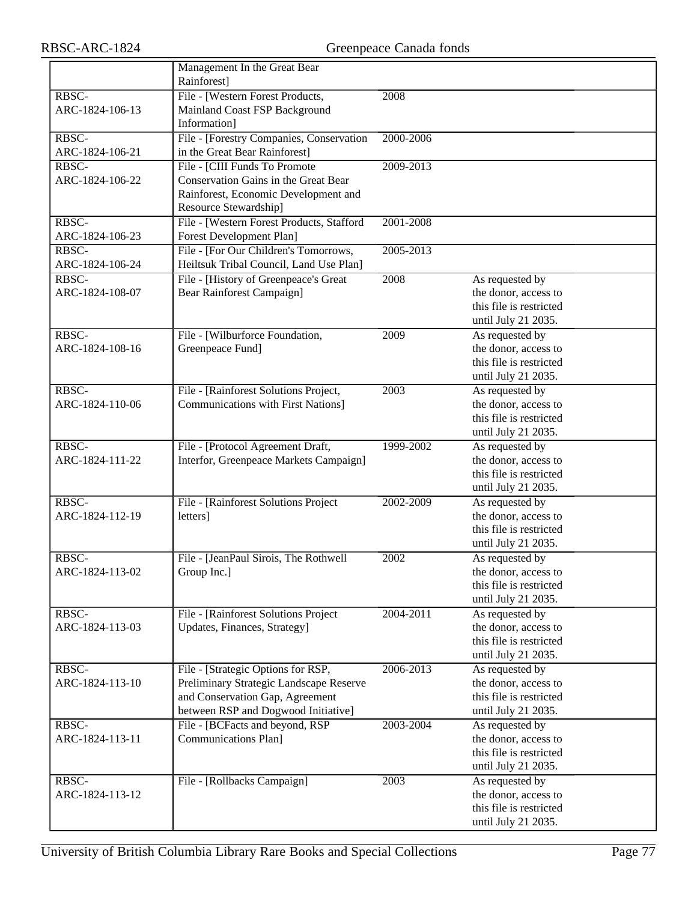| | | | |
|---|---|---|---|
| | Management In the Great Bear Rainforest] | | |
| RBSC-ARC-1824-106-13 | File - [Western Forest Products, Mainland Coast FSP Background Information] | 2008 | |
| RBSC-ARC-1824-106-21 | File - [Forestry Companies, Conservation in the Great Bear Rainforest] | 2000-2006 | |
| RBSC-ARC-1824-106-22 | File - [CIII Funds To Promote Conservation Gains in the Great Bear Rainforest, Economic Development and Resource Stewardship] | 2009-2013 | |
| RBSC-ARC-1824-106-23 | File - [Western Forest Products, Stafford Forest Development Plan] | 2001-2008 | |
| RBSC-ARC-1824-106-24 | File - [For Our Children's Tomorrows, Heiltsuk Tribal Council, Land Use Plan] | 2005-2013 | |
| RBSC-ARC-1824-108-07 | File - [History of Greenpeace's Great Bear Rainforest Campaign] | 2008 | As requested by the donor, access to this file is restricted until July 21 2035. |
| RBSC-ARC-1824-108-16 | File - [Wilburforce Foundation, Greenpeace Fund] | 2009 | As requested by the donor, access to this file is restricted until July 21 2035. |
| RBSC-ARC-1824-110-06 | File - [Rainforest Solutions Project, Communications with First Nations] | 2003 | As requested by the donor, access to this file is restricted until July 21 2035. |
| RBSC-ARC-1824-111-22 | File - [Protocol Agreement Draft, Interfor, Greenpeace Markets Campaign] | 1999-2002 | As requested by the donor, access to this file is restricted until July 21 2035. |
| RBSC-ARC-1824-112-19 | File - [Rainforest Solutions Project letters] | 2002-2009 | As requested by the donor, access to this file is restricted until July 21 2035. |
| RBSC-ARC-1824-113-02 | File - [JeanPaul Sirois, The Rothwell Group Inc.] | 2002 | As requested by the donor, access to this file is restricted until July 21 2035. |
| RBSC-ARC-1824-113-03 | File - [Rainforest Solutions Project Updates, Finances, Strategy] | 2004-2011 | As requested by the donor, access to this file is restricted until July 21 2035. |
| RBSC-ARC-1824-113-10 | File - [Strategic Options for RSP, Preliminary Strategic Landscape Reserve and Conservation Gap, Agreement between RSP and Dogwood Initiative] | 2006-2013 | As requested by the donor, access to this file is restricted until July 21 2035. |
| RBSC-ARC-1824-113-11 | File - [BCFacts and beyond, RSP Communications Plan] | 2003-2004 | As requested by the donor, access to this file is restricted until July 21 2035. |
| RBSC-ARC-1824-113-12 | File - [Rollbacks Campaign] | 2003 | As requested by the donor, access to this file is restricted until July 21 2035. |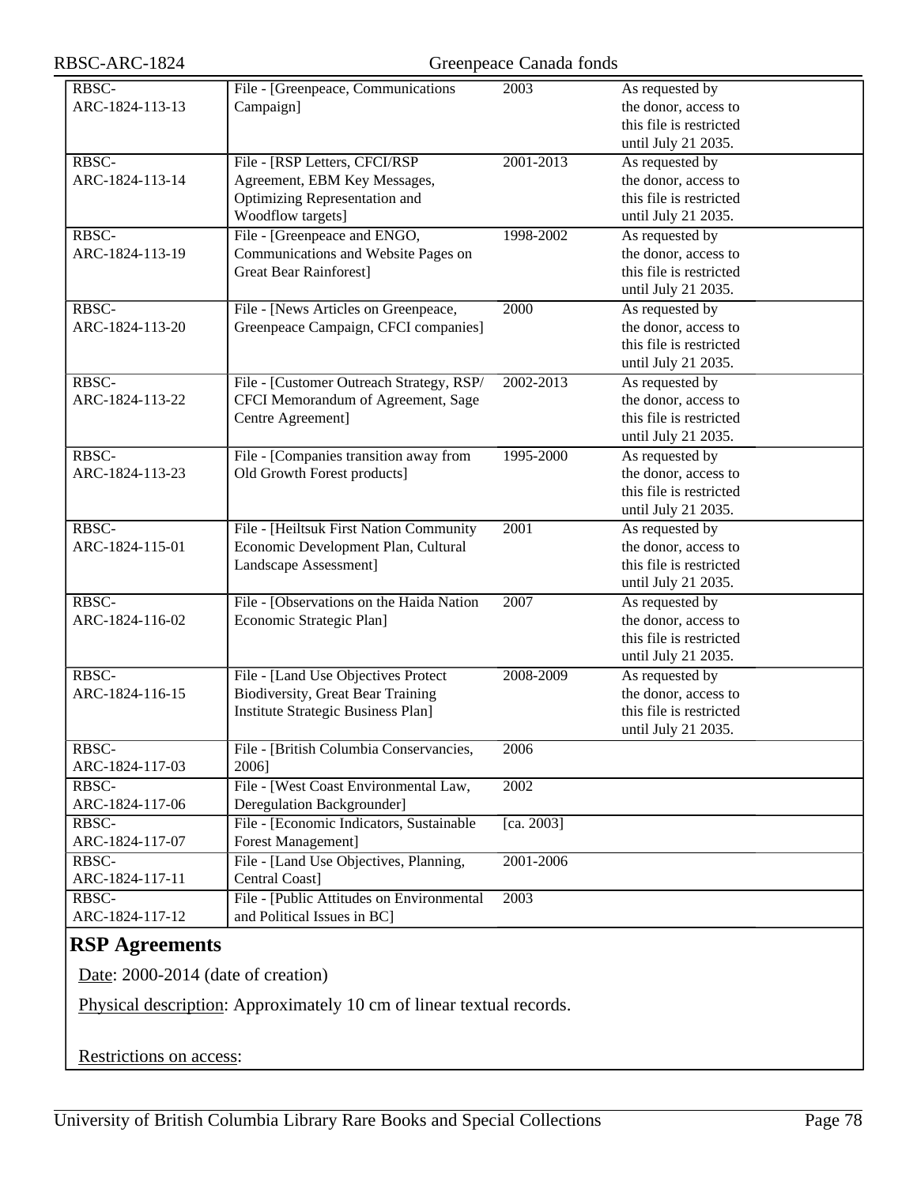| Reference code | Title | Dates | Access restrictions |
|---|---|---|---|
| RBSC-ARC-1824-113-13 | File - [Greenpeace, Communications Campaign] | 2003 | As requested by the donor, access to this file is restricted until July 21 2035. |
| RBSC-ARC-1824-113-14 | File - [RSP Letters, CFCI/RSP Agreement, EBM Key Messages, Optimizing Representation and Woodflow targets] | 2001-2013 | As requested by the donor, access to this file is restricted until July 21 2035. |
| RBSC-ARC-1824-113-19 | File - [Greenpeace and ENGO, Communications and Website Pages on Great Bear Rainforest] | 1998-2002 | As requested by the donor, access to this file is restricted until July 21 2035. |
| RBSC-ARC-1824-113-20 | File - [News Articles on Greenpeace, Greenpeace Campaign, CFCI companies] | 2000 | As requested by the donor, access to this file is restricted until July 21 2035. |
| RBSC-ARC-1824-113-22 | File - [Customer Outreach Strategy, RSP/CFCI Memorandum of Agreement, Sage Centre Agreement] | 2002-2013 | As requested by the donor, access to this file is restricted until July 21 2035. |
| RBSC-ARC-1824-113-23 | File - [Companies transition away from Old Growth Forest products] | 1995-2000 | As requested by the donor, access to this file is restricted until July 21 2035. |
| RBSC-ARC-1824-115-01 | File - [Heiltsuk First Nation Community Economic Development Plan, Cultural Landscape Assessment] | 2001 | As requested by the donor, access to this file is restricted until July 21 2035. |
| RBSC-ARC-1824-116-02 | File - [Observations on the Haida Nation Economic Strategic Plan] | 2007 | As requested by the donor, access to this file is restricted until July 21 2035. |
| RBSC-ARC-1824-116-15 | File - [Land Use Objectives Protect Biodiversity, Great Bear Training Institute Strategic Business Plan] | 2008-2009 | As requested by the donor, access to this file is restricted until July 21 2035. |
| RBSC-ARC-1824-117-03 | File - [British Columbia Conservancies, 2006] | 2006 | |
| RBSC-ARC-1824-117-06 | File - [West Coast Environmental Law, Deregulation Backgrounder] | 2002 | |
| RBSC-ARC-1824-117-07 | File - [Economic Indicators, Sustainable Forest Management] | [ca. 2003] | |
| RBSC-ARC-1824-117-11 | File - [Land Use Objectives, Planning, Central Coast] | 2001-2006 | |
| RBSC-ARC-1824-117-12 | File - [Public Attitudes on Environmental and Political Issues in BC] | 2003 | |

## RSP Agreements

Date: 2000-2014 (date of creation)

Physical description: Approximately 10 cm of linear textual records.

Restrictions on access: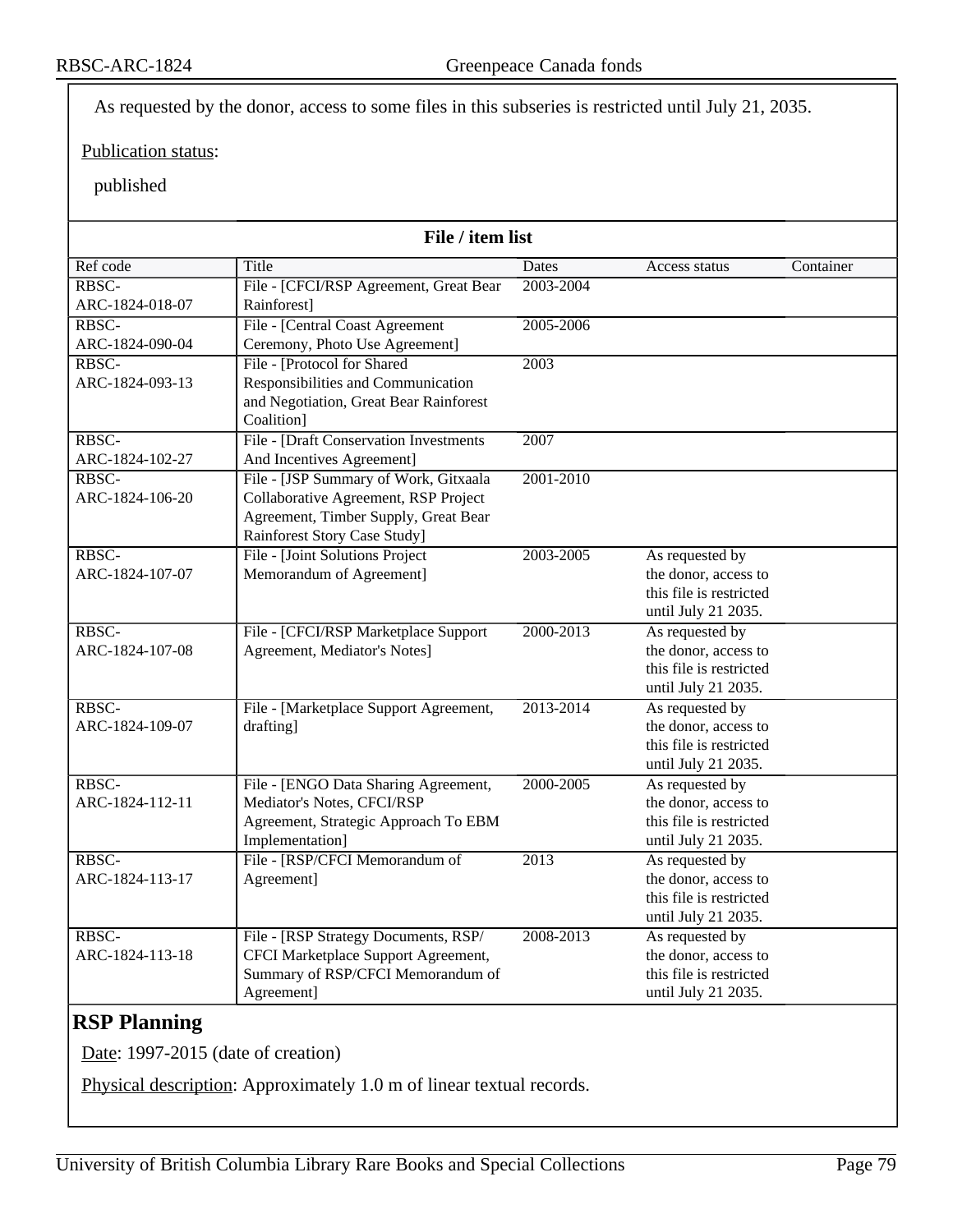As requested by the donor, access to some files in this subseries is restricted until July 21, 2035.

Publication status:

published

**File / item list**

| Ref code | Title | Dates | Access status | Container |
|---|---|---|---|---|
| RBSC-ARC-1824-018-07 | File - [CFCI/RSP Agreement, Great Bear Rainforest] | 2003-2004 | | |
| RBSC-ARC-1824-090-04 | File - [Central Coast Agreement Ceremony, Photo Use Agreement] | 2005-2006 | | |
| RBSC-ARC-1824-093-13 | File - [Protocol for Shared Responsibilities and Communication and Negotiation, Great Bear Rainforest Coalition] | 2003 | | |
| RBSC-ARC-1824-102-27 | File - [Draft Conservation Investments And Incentives Agreement] | 2007 | | |
| RBSC-ARC-1824-106-20 | File - [JSP Summary of Work, Gitxaala Collaborative Agreement, RSP Project Agreement, Timber Supply, Great Bear Rainforest Story Case Study] | 2001-2010 | | |
| RBSC-ARC-1824-107-07 | File - [Joint Solutions Project Memorandum of Agreement] | 2003-2005 | As requested by the donor, access to this file is restricted until July 21 2035. | |
| RBSC-ARC-1824-107-08 | File - [CFCI/RSP Marketplace Support Agreement, Mediator's Notes] | 2000-2013 | As requested by the donor, access to this file is restricted until July 21 2035. | |
| RBSC-ARC-1824-109-07 | File - [Marketplace Support Agreement, drafting] | 2013-2014 | As requested by the donor, access to this file is restricted until July 21 2035. | |
| RBSC-ARC-1824-112-11 | File - [ENGO Data Sharing Agreement, Mediator's Notes, CFCI/RSP Agreement, Strategic Approach To EBM Implementation] | 2000-2005 | As requested by the donor, access to this file is restricted until July 21 2035. | |
| RBSC-ARC-1824-113-17 | File - [RSP/CFCI Memorandum of Agreement] | 2013 | As requested by the donor, access to this file is restricted until July 21 2035. | |
| RBSC-ARC-1824-113-18 | File - [RSP Strategy Documents, RSP/CFCI Marketplace Support Agreement, Summary of RSP/CFCI Memorandum of Agreement] | 2008-2013 | As requested by the donor, access to this file is restricted until July 21 2035. | |

## RSP Planning

Date: 1997-2015 (date of creation)

Physical description: Approximately 1.0 m of linear textual records.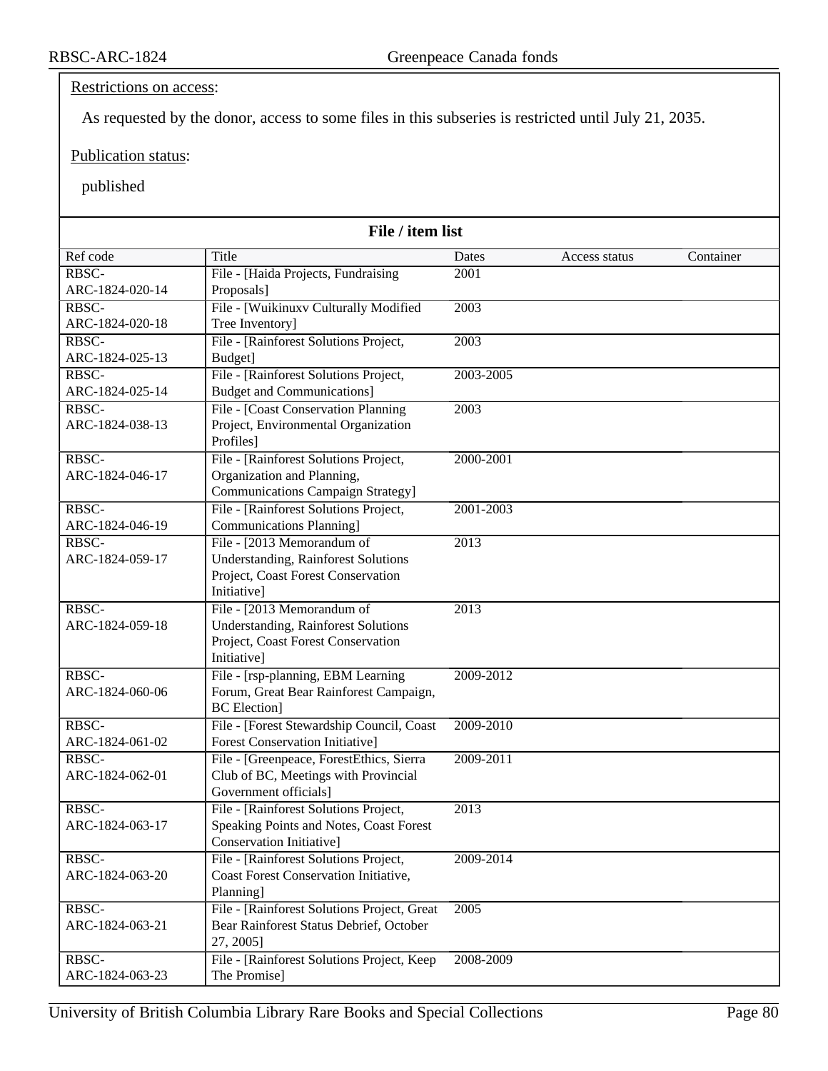Restrictions on access:

As requested by the donor, access to some files in this subseries is restricted until July 21, 2035.

Publication status:

published

**File / item list**

| Ref code | Title | Dates | Access status | Container |
|---|---|---|---|---|
| RBSC-ARC-1824-020-14 | File - [Haida Projects, Fundraising Proposals] | 2001 | | |
| RBSC-ARC-1824-020-18 | File - [Wuikinuxv Culturally Modified Tree Inventory] | 2003 | | |
| RBSC-ARC-1824-025-13 | File - [Rainforest Solutions Project, Budget] | 2003 | | |
| RBSC-ARC-1824-025-14 | File - [Rainforest Solutions Project, Budget and Communications] | 2003-2005 | | |
| RBSC-ARC-1824-038-13 | File - [Coast Conservation Planning Project, Environmental Organization Profiles] | 2003 | | |
| RBSC-ARC-1824-046-17 | File - [Rainforest Solutions Project, Organization and Planning, Communications Campaign Strategy] | 2000-2001 | | |
| RBSC-ARC-1824-046-19 | File - [Rainforest Solutions Project, Communications Planning] | 2001-2003 | | |
| RBSC-ARC-1824-059-17 | File - [2013 Memorandum of Understanding, Rainforest Solutions Project, Coast Forest Conservation Initiative] | 2013 | | |
| RBSC-ARC-1824-059-18 | File - [2013 Memorandum of Understanding, Rainforest Solutions Project, Coast Forest Conservation Initiative] | 2013 | | |
| RBSC-ARC-1824-060-06 | File - [rsp-planning, EBM Learning Forum, Great Bear Rainforest Campaign, BC Election] | 2009-2012 | | |
| RBSC-ARC-1824-061-02 | File - [Forest Stewardship Council, Coast Forest Conservation Initiative] | 2009-2010 | | |
| RBSC-ARC-1824-062-01 | File - [Greenpeace, ForestEthics, Sierra Club of BC, Meetings with Provincial Government officials] | 2009-2011 | | |
| RBSC-ARC-1824-063-17 | File - [Rainforest Solutions Project, Speaking Points and Notes, Coast Forest Conservation Initiative] | 2013 | | |
| RBSC-ARC-1824-063-20 | File - [Rainforest Solutions Project, Coast Forest Conservation Initiative, Planning] | 2009-2014 | | |
| RBSC-ARC-1824-063-21 | File - [Rainforest Solutions Project, Great Bear Rainforest Status Debrief, October 27, 2005] | 2005 | | |
| RBSC-ARC-1824-063-23 | File - [Rainforest Solutions Project, Keep The Promise] | 2008-2009 | | |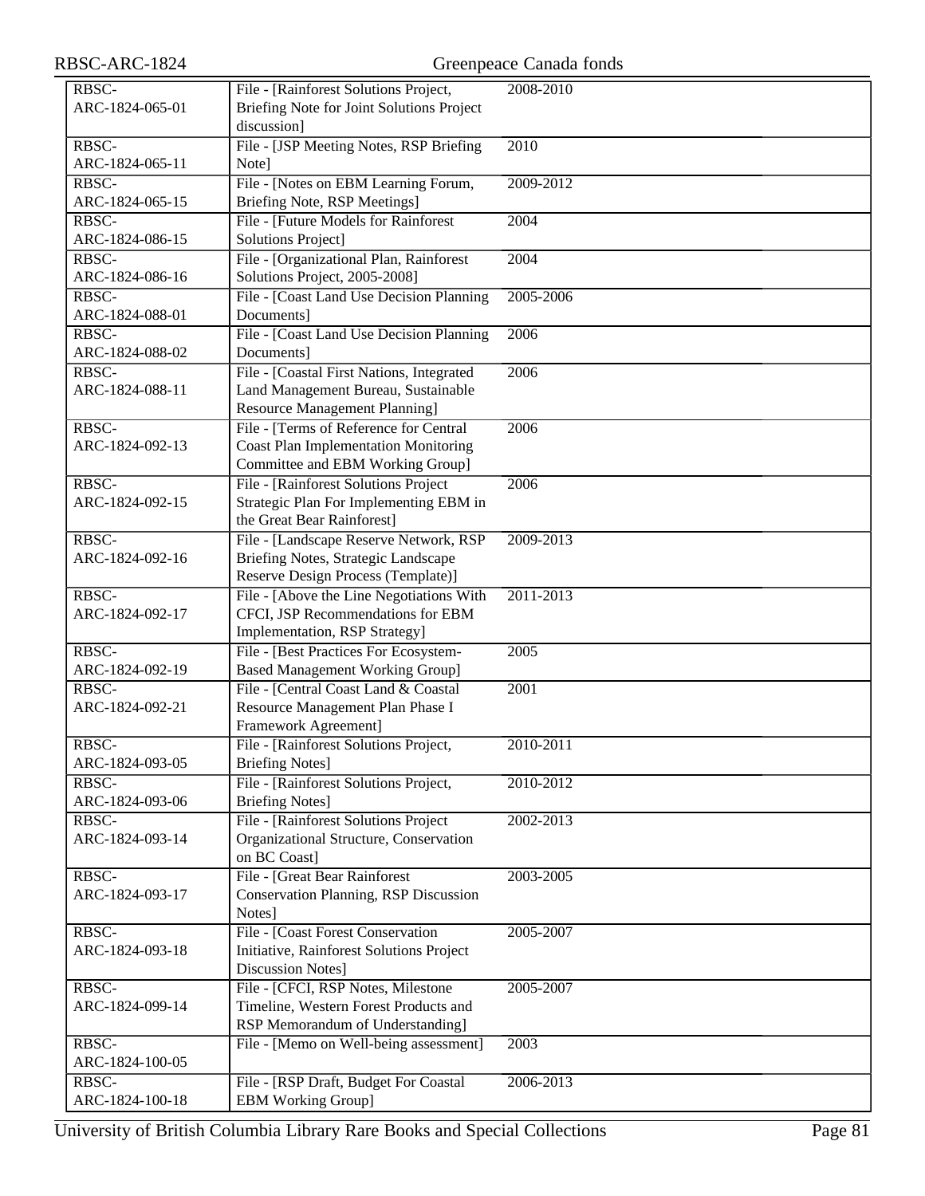| | | |
|---|---|---|
| RBSC-ARC-1824-065-01 | File - [Rainforest Solutions Project, Briefing Note for Joint Solutions Project discussion] | 2008-2010 |
| RBSC-ARC-1824-065-11 | File - [JSP Meeting Notes, RSP Briefing Note] | 2010 |
| RBSC-ARC-1824-065-15 | File - [Notes on EBM Learning Forum, Briefing Note, RSP Meetings] | 2009-2012 |
| RBSC-ARC-1824-086-15 | File - [Future Models for Rainforest Solutions Project] | 2004 |
| RBSC-ARC-1824-086-16 | File - [Organizational Plan, Rainforest Solutions Project, 2005-2008] | 2004 |
| RBSC-ARC-1824-088-01 | File - [Coast Land Use Decision Planning Documents] | 2005-2006 |
| RBSC-ARC-1824-088-02 | File - [Coast Land Use Decision Planning Documents] | 2006 |
| RBSC-ARC-1824-088-11 | File - [Coastal First Nations, Integrated Land Management Bureau, Sustainable Resource Management Planning] | 2006 |
| RBSC-ARC-1824-092-13 | File - [Terms of Reference for Central Coast Plan Implementation Monitoring Committee and EBM Working Group] | 2006 |
| RBSC-ARC-1824-092-15 | File - [Rainforest Solutions Project Strategic Plan For Implementing EBM in the Great Bear Rainforest] | 2006 |
| RBSC-ARC-1824-092-16 | File - [Landscape Reserve Network, RSP Briefing Notes, Strategic Landscape Reserve Design Process (Template)] | 2009-2013 |
| RBSC-ARC-1824-092-17 | File - [Above the Line Negotiations With CFCI, JSP Recommendations for EBM Implementation, RSP Strategy] | 2011-2013 |
| RBSC-ARC-1824-092-19 | File - [Best Practices For Ecosystem-Based Management Working Group] | 2005 |
| RBSC-ARC-1824-092-21 | File - [Central Coast Land & Coastal Resource Management Plan Phase I Framework Agreement] | 2001 |
| RBSC-ARC-1824-093-05 | File - [Rainforest Solutions Project, Briefing Notes] | 2010-2011 |
| RBSC-ARC-1824-093-06 | File - [Rainforest Solutions Project, Briefing Notes] | 2010-2012 |
| RBSC-ARC-1824-093-14 | File - [Rainforest Solutions Project Organizational Structure, Conservation on BC Coast] | 2002-2013 |
| RBSC-ARC-1824-093-17 | File - [Great Bear Rainforest Conservation Planning, RSP Discussion Notes] | 2003-2005 |
| RBSC-ARC-1824-093-18 | File - [Coast Forest Conservation Initiative, Rainforest Solutions Project Discussion Notes] | 2005-2007 |
| RBSC-ARC-1824-099-14 | File - [CFCI, RSP Notes, Milestone Timeline, Western Forest Products and RSP Memorandum of Understanding] | 2005-2007 |
| RBSC-ARC-1824-100-05 | File - [Memo on Well-being assessment] | 2003 |
| RBSC-ARC-1824-100-18 | File - [RSP Draft, Budget For Coastal EBM Working Group] | 2006-2013 |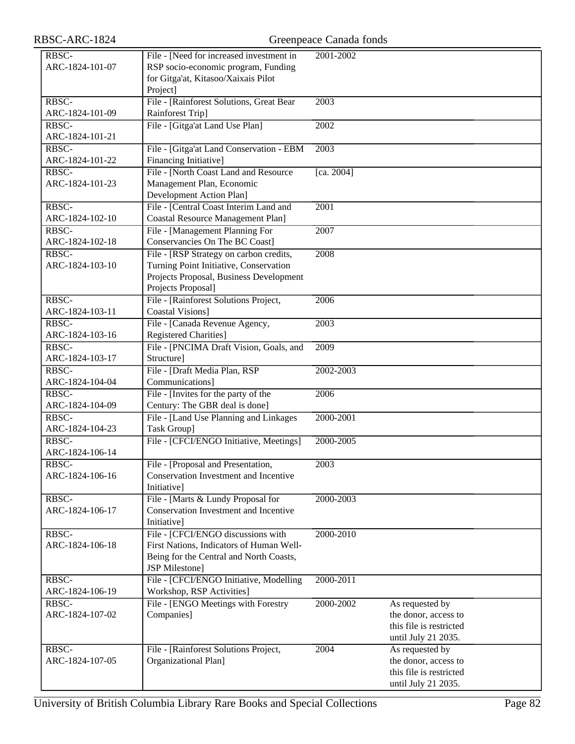| | | | |
|---|---|---|---|
| RBSC-ARC-1824-101-07 | File - [Need for increased investment in RSP socio-economic program, Funding for Gitga'at, Kitasoo/Xaixais Pilot Project] | 2001-2002 | |
| RBSC-ARC-1824-101-09 | File - [Rainforest Solutions, Great Bear Rainforest Trip] | 2003 | |
| RBSC-ARC-1824-101-21 | File - [Gitga'at Land Use Plan] | 2002 | |
| RBSC-ARC-1824-101-22 | File - [Gitga'at Land Conservation - EBM Financing Initiative] | 2003 | |
| RBSC-ARC-1824-101-23 | File - [North Coast Land and Resource Management Plan, Economic Development Action Plan] | [ca. 2004] | |
| RBSC-ARC-1824-102-10 | File - [Central Coast Interim Land and Coastal Resource Management Plan] | 2001 | |
| RBSC-ARC-1824-102-18 | File - [Management Planning For Conservancies On The BC Coast] | 2007 | |
| RBSC-ARC-1824-103-10 | File - [RSP Strategy on carbon credits, Turning Point Initiative, Conservation Projects Proposal, Business Development Projects Proposal] | 2008 | |
| RBSC-ARC-1824-103-11 | File - [Rainforest Solutions Project, Coastal Visions] | 2006 | |
| RBSC-ARC-1824-103-16 | File - [Canada Revenue Agency, Registered Charities] | 2003 | |
| RBSC-ARC-1824-103-17 | File - [PNCIMA Draft Vision, Goals, and Structure] | 2009 | |
| RBSC-ARC-1824-104-04 | File - [Draft Media Plan, RSP Communications] | 2002-2003 | |
| RBSC-ARC-1824-104-09 | File - [Invites for the party of the Century: The GBR deal is done] | 2006 | |
| RBSC-ARC-1824-104-23 | File - [Land Use Planning and Linkages Task Group] | 2000-2001 | |
| RBSC-ARC-1824-106-14 | File - [CFCI/ENGO Initiative, Meetings] | 2000-2005 | |
| RBSC-ARC-1824-106-16 | File - [Proposal and Presentation, Conservation Investment and Incentive Initiative] | 2003 | |
| RBSC-ARC-1824-106-17 | File - [Marts & Lundy Proposal for Conservation Investment and Incentive Initiative] | 2000-2003 | |
| RBSC-ARC-1824-106-18 | File - [CFCI/ENGO discussions with First Nations, Indicators of Human Well-Being for the Central and North Coasts, JSP Milestone] | 2000-2010 | |
| RBSC-ARC-1824-106-19 | File - [CFCI/ENGO Initiative, Modelling Workshop, RSP Activities] | 2000-2011 | |
| RBSC-ARC-1824-107-02 | File - [ENGO Meetings with Forestry Companies] | 2000-2002 | As requested by the donor, access to this file is restricted until July 21 2035. |
| RBSC-ARC-1824-107-05 | File - [Rainforest Solutions Project, Organizational Plan] | 2004 | As requested by the donor, access to this file is restricted until July 21 2035. |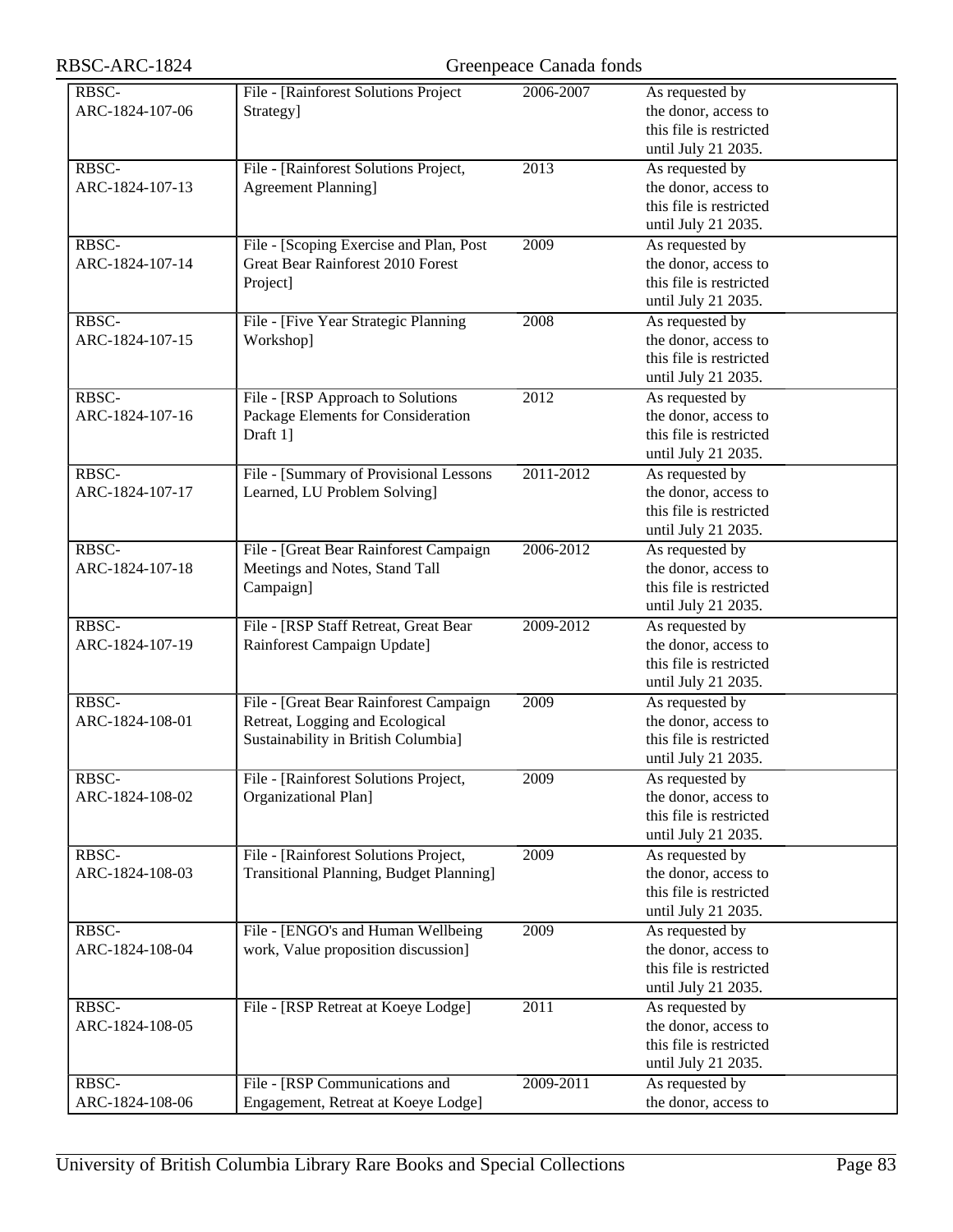| | | | |
|---|---|---|---|
| RBSC-ARC-1824-107-06 | File - [Rainforest Solutions Project Strategy] | 2006-2007 | As requested by the donor, access to this file is restricted until July 21 2035. |
| RBSC-ARC-1824-107-13 | File - [Rainforest Solutions Project, Agreement Planning] | 2013 | As requested by the donor, access to this file is restricted until July 21 2035. |
| RBSC-ARC-1824-107-14 | File - [Scoping Exercise and Plan, Post Great Bear Rainforest 2010 Forest Project] | 2009 | As requested by the donor, access to this file is restricted until July 21 2035. |
| RBSC-ARC-1824-107-15 | File - [Five Year Strategic Planning Workshop] | 2008 | As requested by the donor, access to this file is restricted until July 21 2035. |
| RBSC-ARC-1824-107-16 | File - [RSP Approach to Solutions Package Elements for Consideration Draft 1] | 2012 | As requested by the donor, access to this file is restricted until July 21 2035. |
| RBSC-ARC-1824-107-17 | File - [Summary of Provisional Lessons Learned, LU Problem Solving] | 2011-2012 | As requested by the donor, access to this file is restricted until July 21 2035. |
| RBSC-ARC-1824-107-18 | File - [Great Bear Rainforest Campaign Meetings and Notes, Stand Tall Campaign] | 2006-2012 | As requested by the donor, access to this file is restricted until July 21 2035. |
| RBSC-ARC-1824-107-19 | File - [RSP Staff Retreat, Great Bear Rainforest Campaign Update] | 2009-2012 | As requested by the donor, access to this file is restricted until July 21 2035. |
| RBSC-ARC-1824-108-01 | File - [Great Bear Rainforest Campaign Retreat, Logging and Ecological Sustainability in British Columbia] | 2009 | As requested by the donor, access to this file is restricted until July 21 2035. |
| RBSC-ARC-1824-108-02 | File - [Rainforest Solutions Project, Organizational Plan] | 2009 | As requested by the donor, access to this file is restricted until July 21 2035. |
| RBSC-ARC-1824-108-03 | File - [Rainforest Solutions Project, Transitional Planning, Budget Planning] | 2009 | As requested by the donor, access to this file is restricted until July 21 2035. |
| RBSC-ARC-1824-108-04 | File - [ENGO's and Human Wellbeing work, Value proposition discussion] | 2009 | As requested by the donor, access to this file is restricted until July 21 2035. |
| RBSC-ARC-1824-108-05 | File - [RSP Retreat at Koeye Lodge] | 2011 | As requested by the donor, access to this file is restricted until July 21 2035. |
| RBSC-ARC-1824-108-06 | File - [RSP Communications and Engagement, Retreat at Koeye Lodge] | 2009-2011 | As requested by the donor, access to |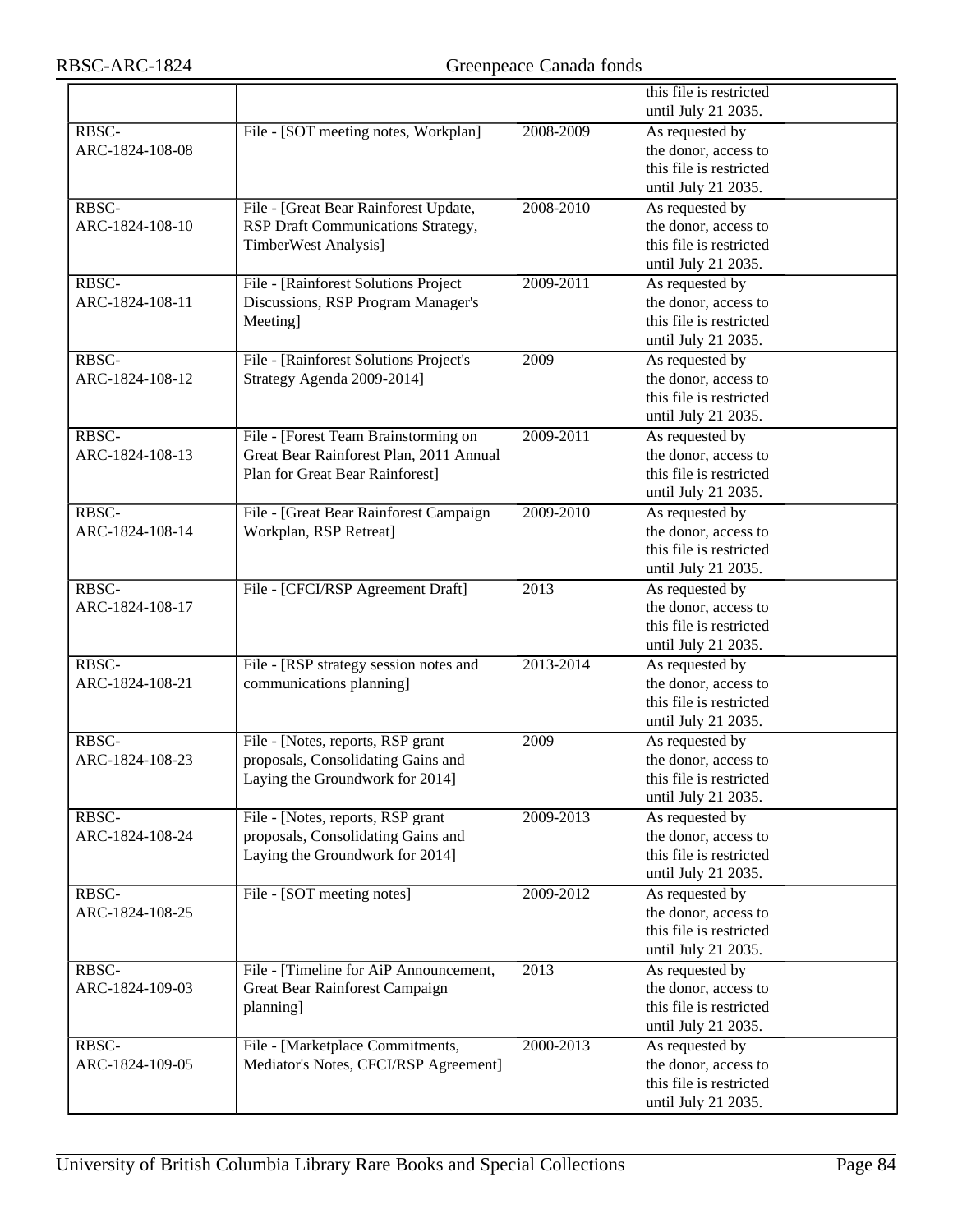| | | | this file is restricted until July 21 2035. |
|---|---|---|---|
| RBSC-ARC-1824-108-08 | File - [SOT meeting notes, Workplan] | 2008-2009 | As requested by the donor, access to this file is restricted until July 21 2035. |
| RBSC-ARC-1824-108-10 | File - [Great Bear Rainforest Update, RSP Draft Communications Strategy, TimberWest Analysis] | 2008-2010 | As requested by the donor, access to this file is restricted until July 21 2035. |
| RBSC-ARC-1824-108-11 | File - [Rainforest Solutions Project Discussions, RSP Program Manager's Meeting] | 2009-2011 | As requested by the donor, access to this file is restricted until July 21 2035. |
| RBSC-ARC-1824-108-12 | File - [Rainforest Solutions Project's Strategy Agenda 2009-2014] | 2009 | As requested by the donor, access to this file is restricted until July 21 2035. |
| RBSC-ARC-1824-108-13 | File - [Forest Team Brainstorming on Great Bear Rainforest Plan, 2011 Annual Plan for Great Bear Rainforest] | 2009-2011 | As requested by the donor, access to this file is restricted until July 21 2035. |
| RBSC-ARC-1824-108-14 | File - [Great Bear Rainforest Campaign Workplan, RSP Retreat] | 2009-2010 | As requested by the donor, access to this file is restricted until July 21 2035. |
| RBSC-ARC-1824-108-17 | File - [CFCI/RSP Agreement Draft] | 2013 | As requested by the donor, access to this file is restricted until July 21 2035. |
| RBSC-ARC-1824-108-21 | File - [RSP strategy session notes and communications planning] | 2013-2014 | As requested by the donor, access to this file is restricted until July 21 2035. |
| RBSC-ARC-1824-108-23 | File - [Notes, reports, RSP grant proposals, Consolidating Gains and Laying the Groundwork for 2014] | 2009 | As requested by the donor, access to this file is restricted until July 21 2035. |
| RBSC-ARC-1824-108-24 | File - [Notes, reports, RSP grant proposals, Consolidating Gains and Laying the Groundwork for 2014] | 2009-2013 | As requested by the donor, access to this file is restricted until July 21 2035. |
| RBSC-ARC-1824-108-25 | File - [SOT meeting notes] | 2009-2012 | As requested by the donor, access to this file is restricted until July 21 2035. |
| RBSC-ARC-1824-109-03 | File - [Timeline for AiP Announcement, Great Bear Rainforest Campaign planning] | 2013 | As requested by the donor, access to this file is restricted until July 21 2035. |
| RBSC-ARC-1824-109-05 | File - [Marketplace Commitments, Mediator's Notes, CFCI/RSP Agreement] | 2000-2013 | As requested by the donor, access to this file is restricted until July 21 2035. |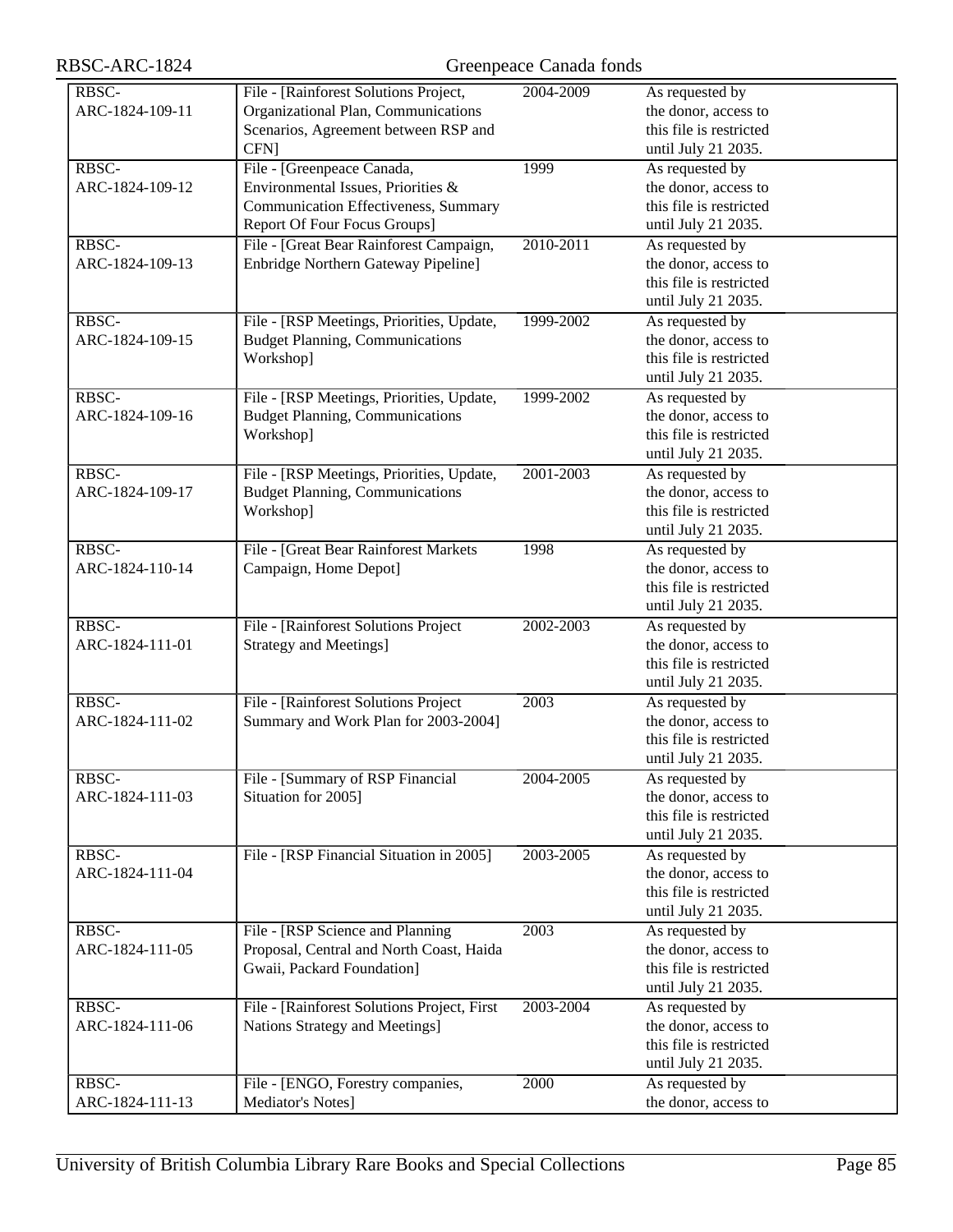| | | | |
|---|---|---|---|
| RBSC-ARC-1824-109-11 | File - [Rainforest Solutions Project, Organizational Plan, Communications Scenarios, Agreement between RSP and CFN] | 2004-2009 | As requested by the donor, access to this file is restricted until July 21 2035. |
| RBSC-ARC-1824-109-12 | File - [Greenpeace Canada, Environmental Issues, Priorities & Communication Effectiveness, Summary Report Of Four Focus Groups] | 1999 | As requested by the donor, access to this file is restricted until July 21 2035. |
| RBSC-ARC-1824-109-13 | File - [Great Bear Rainforest Campaign, Enbridge Northern Gateway Pipeline] | 2010-2011 | As requested by the donor, access to this file is restricted until July 21 2035. |
| RBSC-ARC-1824-109-15 | File - [RSP Meetings, Priorities, Update, Budget Planning, Communications Workshop] | 1999-2002 | As requested by the donor, access to this file is restricted until July 21 2035. |
| RBSC-ARC-1824-109-16 | File - [RSP Meetings, Priorities, Update, Budget Planning, Communications Workshop] | 1999-2002 | As requested by the donor, access to this file is restricted until July 21 2035. |
| RBSC-ARC-1824-109-17 | File - [RSP Meetings, Priorities, Update, Budget Planning, Communications Workshop] | 2001-2003 | As requested by the donor, access to this file is restricted until July 21 2035. |
| RBSC-ARC-1824-110-14 | File - [Great Bear Rainforest Markets Campaign, Home Depot] | 1998 | As requested by the donor, access to this file is restricted until July 21 2035. |
| RBSC-ARC-1824-111-01 | File - [Rainforest Solutions Project Strategy and Meetings] | 2002-2003 | As requested by the donor, access to this file is restricted until July 21 2035. |
| RBSC-ARC-1824-111-02 | File - [Rainforest Solutions Project Summary and Work Plan for 2003-2004] | 2003 | As requested by the donor, access to this file is restricted until July 21 2035. |
| RBSC-ARC-1824-111-03 | File - [Summary of RSP Financial Situation for 2005] | 2004-2005 | As requested by the donor, access to this file is restricted until July 21 2035. |
| RBSC-ARC-1824-111-04 | File - [RSP Financial Situation in 2005] | 2003-2005 | As requested by the donor, access to this file is restricted until July 21 2035. |
| RBSC-ARC-1824-111-05 | File - [RSP Science and Planning Proposal, Central and North Coast, Haida Gwaii, Packard Foundation] | 2003 | As requested by the donor, access to this file is restricted until July 21 2035. |
| RBSC-ARC-1824-111-06 | File - [Rainforest Solutions Project, First Nations Strategy and Meetings] | 2003-2004 | As requested by the donor, access to this file is restricted until July 21 2035. |
| RBSC-ARC-1824-111-13 | File - [ENGO, Forestry companies, Mediator's Notes] | 2000 | As requested by the donor, access to |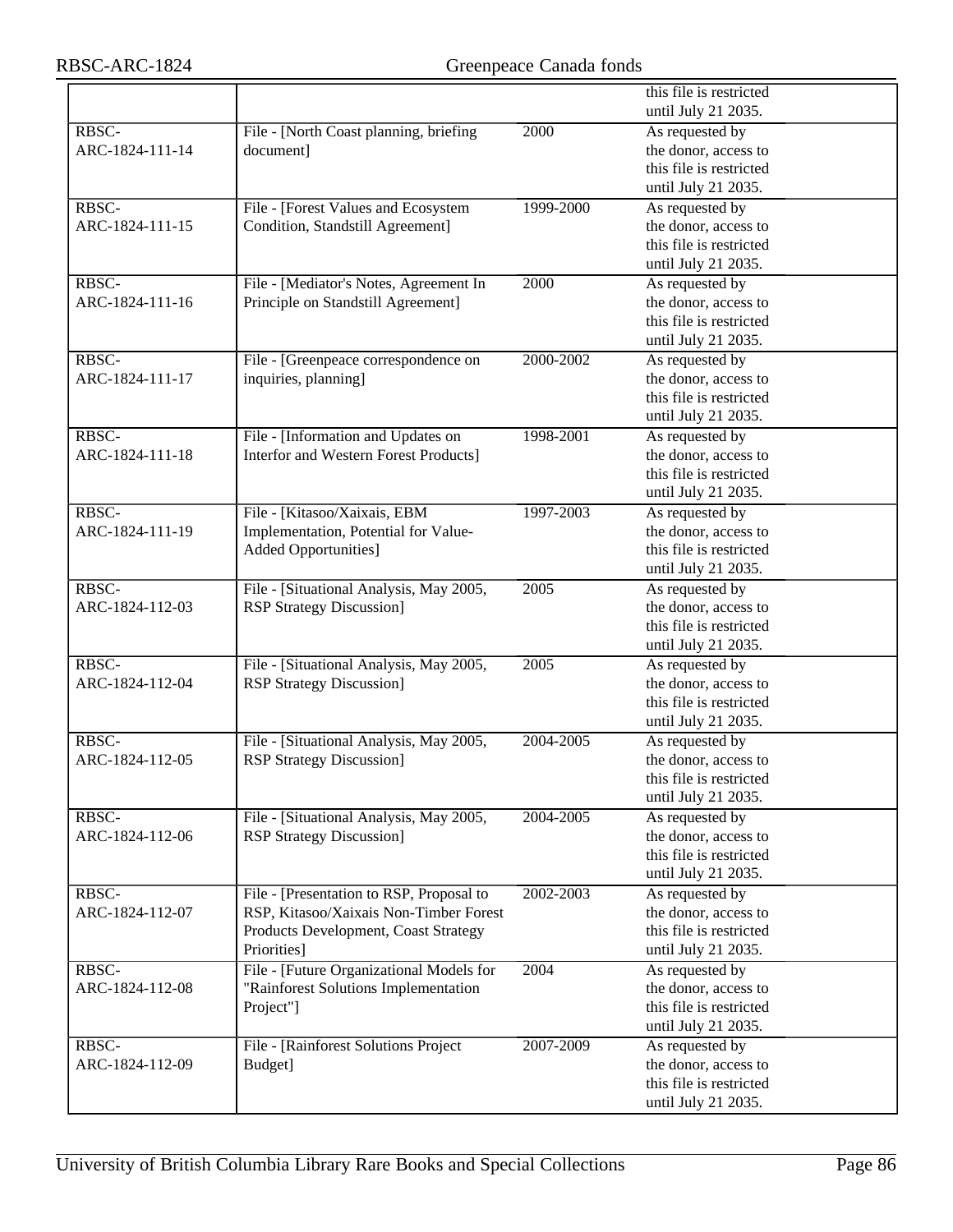| | | | |
|---|---|---|---|
| | | | this file is restricted until July 21 2035. |
| RBSC-ARC-1824-111-14 | File - [North Coast planning, briefing document] | 2000 | As requested by the donor, access to this file is restricted until July 21 2035. |
| RBSC-ARC-1824-111-15 | File - [Forest Values and Ecosystem Condition, Standstill Agreement] | 1999-2000 | As requested by the donor, access to this file is restricted until July 21 2035. |
| RBSC-ARC-1824-111-16 | File - [Mediator's Notes, Agreement In Principle on Standstill Agreement] | 2000 | As requested by the donor, access to this file is restricted until July 21 2035. |
| RBSC-ARC-1824-111-17 | File - [Greenpeace correspondence on inquiries, planning] | 2000-2002 | As requested by the donor, access to this file is restricted until July 21 2035. |
| RBSC-ARC-1824-111-18 | File - [Information and Updates on Interfor and Western Forest Products] | 1998-2001 | As requested by the donor, access to this file is restricted until July 21 2035. |
| RBSC-ARC-1824-111-19 | File - [Kitasoo/Xaixais, EBM Implementation, Potential for Value-Added Opportunities] | 1997-2003 | As requested by the donor, access to this file is restricted until July 21 2035. |
| RBSC-ARC-1824-112-03 | File - [Situational Analysis, May 2005, RSP Strategy Discussion] | 2005 | As requested by the donor, access to this file is restricted until July 21 2035. |
| RBSC-ARC-1824-112-04 | File - [Situational Analysis, May 2005, RSP Strategy Discussion] | 2005 | As requested by the donor, access to this file is restricted until July 21 2035. |
| RBSC-ARC-1824-112-05 | File - [Situational Analysis, May 2005, RSP Strategy Discussion] | 2004-2005 | As requested by the donor, access to this file is restricted until July 21 2035. |
| RBSC-ARC-1824-112-06 | File - [Situational Analysis, May 2005, RSP Strategy Discussion] | 2004-2005 | As requested by the donor, access to this file is restricted until July 21 2035. |
| RBSC-ARC-1824-112-07 | File - [Presentation to RSP, Proposal to RSP, Kitasoo/Xaixais Non-Timber Forest Products Development, Coast Strategy Priorities] | 2002-2003 | As requested by the donor, access to this file is restricted until July 21 2035. |
| RBSC-ARC-1824-112-08 | File - [Future Organizational Models for "Rainforest Solutions Implementation Project"] | 2004 | As requested by the donor, access to this file is restricted until July 21 2035. |
| RBSC-ARC-1824-112-09 | File - [Rainforest Solutions Project Budget] | 2007-2009 | As requested by the donor, access to this file is restricted until July 21 2035. |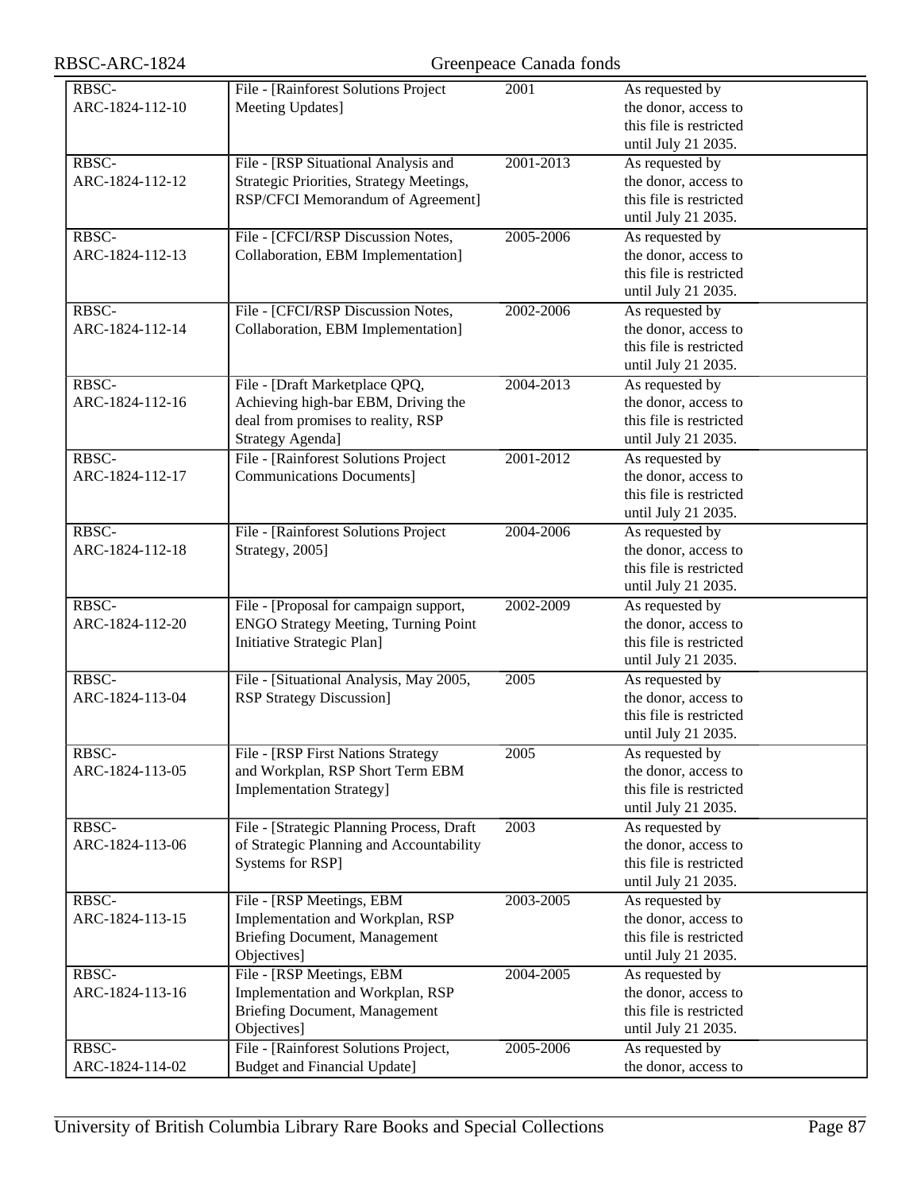| | | | |
|---|---|---|---|
| RBSC-ARC-1824-112-10 | File - [Rainforest Solutions Project Meeting Updates] | 2001 | As requested by the donor, access to this file is restricted until July 21 2035. |
| RBSC-ARC-1824-112-12 | File - [RSP Situational Analysis and Strategic Priorities, Strategy Meetings, RSP/CFCI Memorandum of Agreement] | 2001-2013 | As requested by the donor, access to this file is restricted until July 21 2035. |
| RBSC-ARC-1824-112-13 | File - [CFCI/RSP Discussion Notes, Collaboration, EBM Implementation] | 2005-2006 | As requested by the donor, access to this file is restricted until July 21 2035. |
| RBSC-ARC-1824-112-14 | File - [CFCI/RSP Discussion Notes, Collaboration, EBM Implementation] | 2002-2006 | As requested by the donor, access to this file is restricted until July 21 2035. |
| RBSC-ARC-1824-112-16 | File - [Draft Marketplace QPQ, Achieving high-bar EBM, Driving the deal from promises to reality, RSP Strategy Agenda] | 2004-2013 | As requested by the donor, access to this file is restricted until July 21 2035. |
| RBSC-ARC-1824-112-17 | File - [Rainforest Solutions Project Communications Documents] | 2001-2012 | As requested by the donor, access to this file is restricted until July 21 2035. |
| RBSC-ARC-1824-112-18 | File - [Rainforest Solutions Project Strategy, 2005] | 2004-2006 | As requested by the donor, access to this file is restricted until July 21 2035. |
| RBSC-ARC-1824-112-20 | File - [Proposal for campaign support, ENGO Strategy Meeting, Turning Point Initiative Strategic Plan] | 2002-2009 | As requested by the donor, access to this file is restricted until July 21 2035. |
| RBSC-ARC-1824-113-04 | File - [Situational Analysis, May 2005, RSP Strategy Discussion] | 2005 | As requested by the donor, access to this file is restricted until July 21 2035. |
| RBSC-ARC-1824-113-05 | File - [RSP First Nations Strategy and Workplan, RSP Short Term EBM Implementation Strategy] | 2005 | As requested by the donor, access to this file is restricted until July 21 2035. |
| RBSC-ARC-1824-113-06 | File - [Strategic Planning Process, Draft of Strategic Planning and Accountability Systems for RSP] | 2003 | As requested by the donor, access to this file is restricted until July 21 2035. |
| RBSC-ARC-1824-113-15 | File - [RSP Meetings, EBM Implementation and Workplan, RSP Briefing Document, Management Objectives] | 2003-2005 | As requested by the donor, access to this file is restricted until July 21 2035. |
| RBSC-ARC-1824-113-16 | File - [RSP Meetings, EBM Implementation and Workplan, RSP Briefing Document, Management Objectives] | 2004-2005 | As requested by the donor, access to this file is restricted until July 21 2035. |
| RBSC-ARC-1824-114-02 | File - [Rainforest Solutions Project, Budget and Financial Update] | 2005-2006 | As requested by the donor, access to |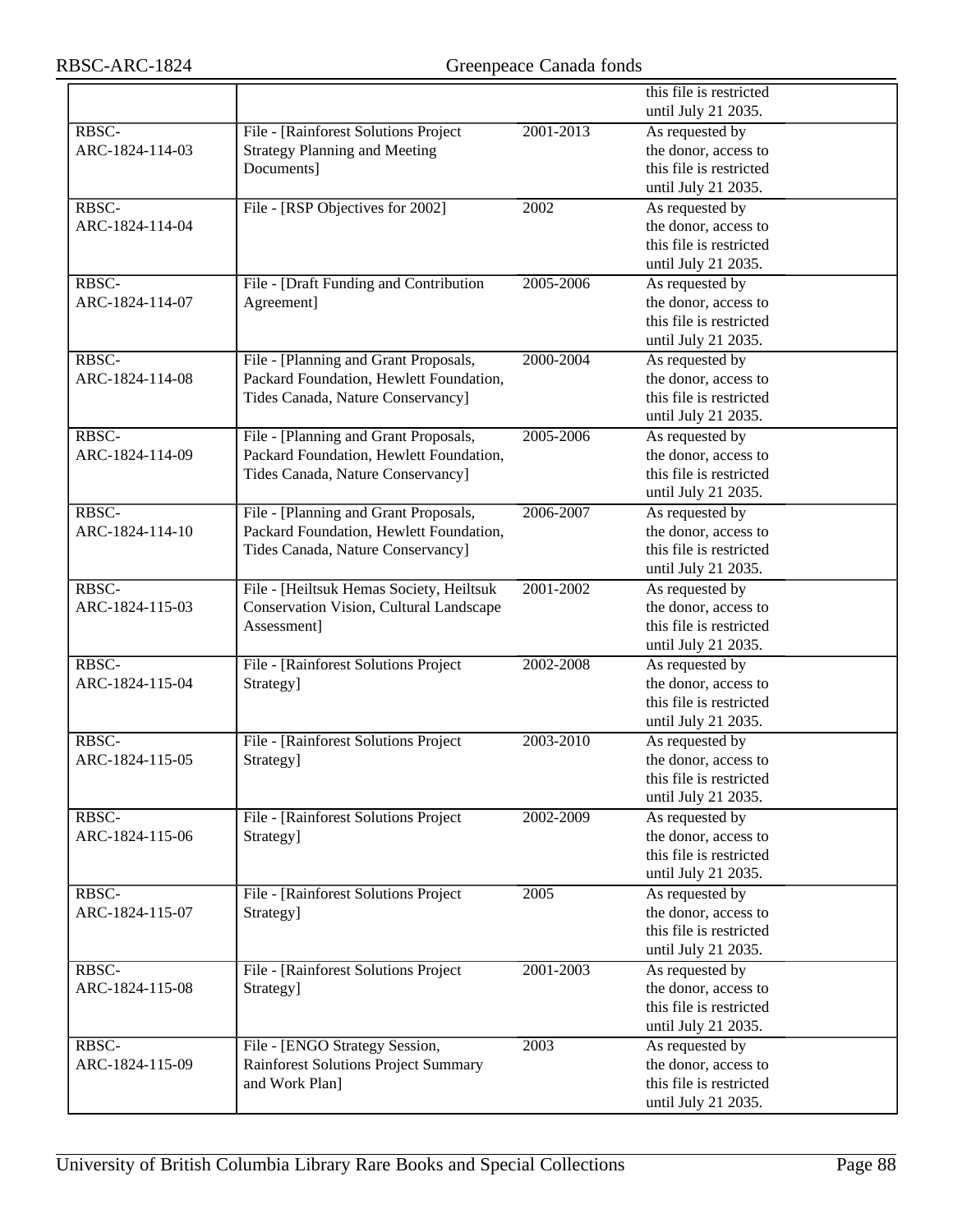| | | | |
|---|---|---|---|
| | | | this file is restricted until July 21 2035. |
| RBSC-ARC-1824-114-03 | File - [Rainforest Solutions Project Strategy Planning and Meeting Documents] | 2001-2013 | As requested by the donor, access to this file is restricted until July 21 2035. |
| RBSC-ARC-1824-114-04 | File - [RSP Objectives for 2002] | 2002 | As requested by the donor, access to this file is restricted until July 21 2035. |
| RBSC-ARC-1824-114-07 | File - [Draft Funding and Contribution Agreement] | 2005-2006 | As requested by the donor, access to this file is restricted until July 21 2035. |
| RBSC-ARC-1824-114-08 | File - [Planning and Grant Proposals, Packard Foundation, Hewlett Foundation, Tides Canada, Nature Conservancy] | 2000-2004 | As requested by the donor, access to this file is restricted until July 21 2035. |
| RBSC-ARC-1824-114-09 | File - [Planning and Grant Proposals, Packard Foundation, Hewlett Foundation, Tides Canada, Nature Conservancy] | 2005-2006 | As requested by the donor, access to this file is restricted until July 21 2035. |
| RBSC-ARC-1824-114-10 | File - [Planning and Grant Proposals, Packard Foundation, Hewlett Foundation, Tides Canada, Nature Conservancy] | 2006-2007 | As requested by the donor, access to this file is restricted until July 21 2035. |
| RBSC-ARC-1824-115-03 | File - [Heiltsuk Hemas Society, Heiltsuk Conservation Vision, Cultural Landscape Assessment] | 2001-2002 | As requested by the donor, access to this file is restricted until July 21 2035. |
| RBSC-ARC-1824-115-04 | File - [Rainforest Solutions Project Strategy] | 2002-2008 | As requested by the donor, access to this file is restricted until July 21 2035. |
| RBSC-ARC-1824-115-05 | File - [Rainforest Solutions Project Strategy] | 2003-2010 | As requested by the donor, access to this file is restricted until July 21 2035. |
| RBSC-ARC-1824-115-06 | File - [Rainforest Solutions Project Strategy] | 2002-2009 | As requested by the donor, access to this file is restricted until July 21 2035. |
| RBSC-ARC-1824-115-07 | File - [Rainforest Solutions Project Strategy] | 2005 | As requested by the donor, access to this file is restricted until July 21 2035. |
| RBSC-ARC-1824-115-08 | File - [Rainforest Solutions Project Strategy] | 2001-2003 | As requested by the donor, access to this file is restricted until July 21 2035. |
| RBSC-ARC-1824-115-09 | File - [ENGO Strategy Session, Rainforest Solutions Project Summary and Work Plan] | 2003 | As requested by the donor, access to this file is restricted until July 21 2035. |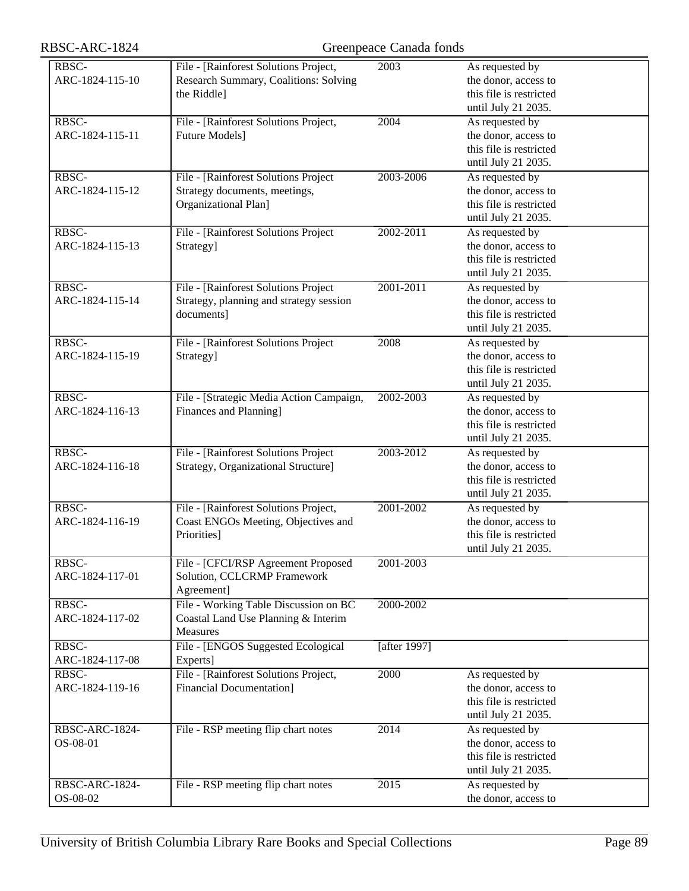| | | | |
|---|---|---|---|
| RBSC-ARC-1824-115-10 | File - [Rainforest Solutions Project, Research Summary, Coalitions: Solving the Riddle] | 2003 | As requested by the donor, access to this file is restricted until July 21 2035. |
| RBSC-ARC-1824-115-11 | File - [Rainforest Solutions Project, Future Models] | 2004 | As requested by the donor, access to this file is restricted until July 21 2035. |
| RBSC-ARC-1824-115-12 | File - [Rainforest Solutions Project Strategy documents, meetings, Organizational Plan] | 2003-2006 | As requested by the donor, access to this file is restricted until July 21 2035. |
| RBSC-ARC-1824-115-13 | File - [Rainforest Solutions Project Strategy] | 2002-2011 | As requested by the donor, access to this file is restricted until July 21 2035. |
| RBSC-ARC-1824-115-14 | File - [Rainforest Solutions Project Strategy, planning and strategy session documents] | 2001-2011 | As requested by the donor, access to this file is restricted until July 21 2035. |
| RBSC-ARC-1824-115-19 | File - [Rainforest Solutions Project Strategy] | 2008 | As requested by the donor, access to this file is restricted until July 21 2035. |
| RBSC-ARC-1824-116-13 | File - [Strategic Media Action Campaign, Finances and Planning] | 2002-2003 | As requested by the donor, access to this file is restricted until July 21 2035. |
| RBSC-ARC-1824-116-18 | File - [Rainforest Solutions Project Strategy, Organizational Structure] | 2003-2012 | As requested by the donor, access to this file is restricted until July 21 2035. |
| RBSC-ARC-1824-116-19 | File - [Rainforest Solutions Project, Coast ENGOs Meeting, Objectives and Priorities] | 2001-2002 | As requested by the donor, access to this file is restricted until July 21 2035. |
| RBSC-ARC-1824-117-01 | File - [CFCI/RSP Agreement Proposed Solution, CCLCRMP Framework Agreement] | 2001-2003 | |
| RBSC-ARC-1824-117-02 | File - Working Table Discussion on BC Coastal Land Use Planning & Interim Measures | 2000-2002 | |
| RBSC-ARC-1824-117-08 | File - [ENGOS Suggested Ecological Experts] | [after 1997] | |
| RBSC-ARC-1824-119-16 | File - [Rainforest Solutions Project, Financial Documentation] | 2000 | As requested by the donor, access to this file is restricted until July 21 2035. |
| RBSC-ARC-1824-OS-08-01 | File - RSP meeting flip chart notes | 2014 | As requested by the donor, access to this file is restricted until July 21 2035. |
| RBSC-ARC-1824-OS-08-02 | File - RSP meeting flip chart notes | 2015 | As requested by the donor, access to |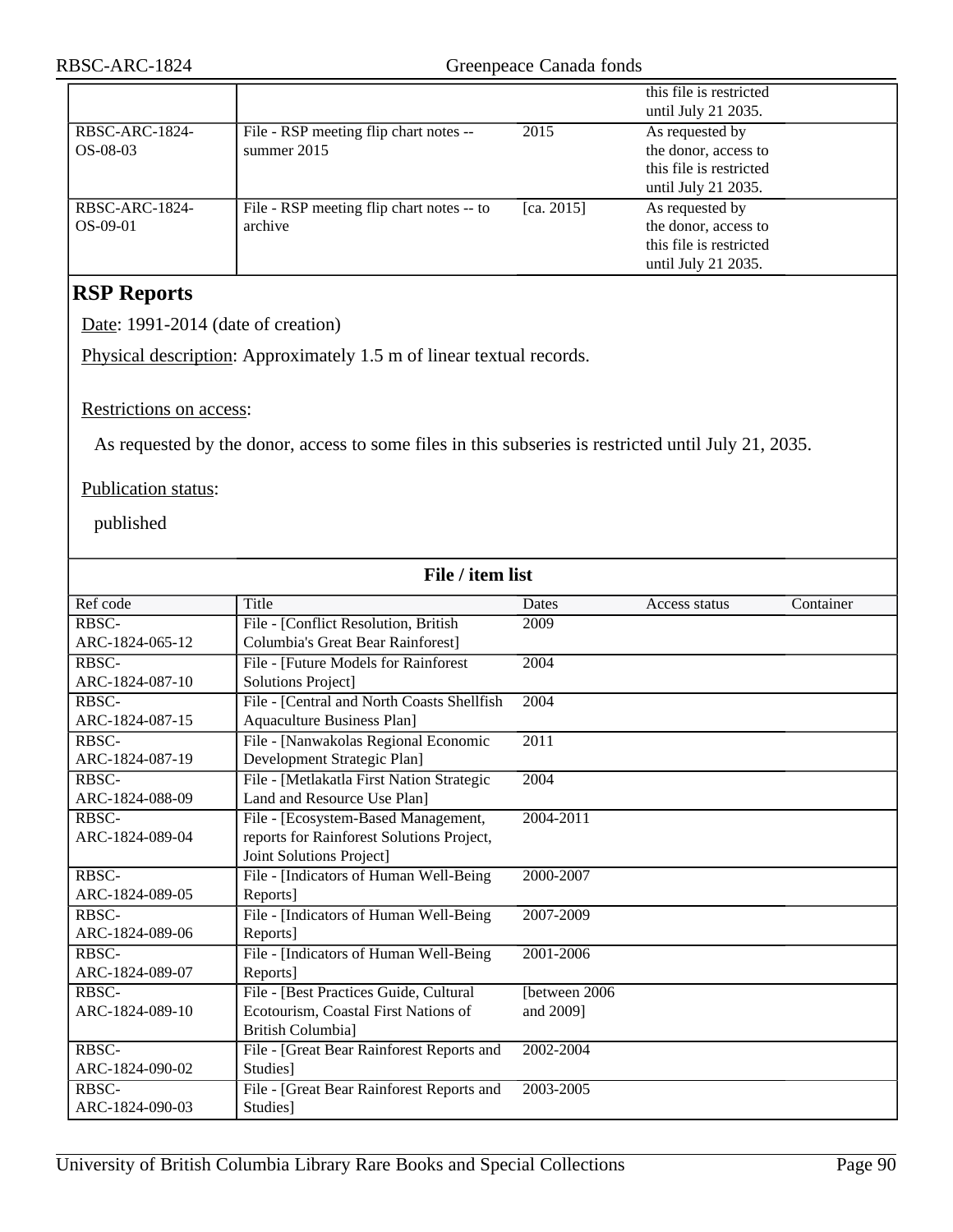| | | | this file is restricted until July 21 2035. | |
|---|---|---|---|---|
| RBSC-ARC-1824-OS-08-03 | File - RSP meeting flip chart notes -- summer 2015 | 2015 | As requested by the donor, access to this file is restricted until July 21 2035. | |
| RBSC-ARC-1824-OS-09-01 | File - RSP meeting flip chart notes -- to archive | [ca. 2015] | As requested by the donor, access to this file is restricted until July 21 2035. | |

## RSP Reports

Date: 1991-2014 (date of creation)

Physical description: Approximately 1.5 m of linear textual records.

Restrictions on access:

As requested by the donor, access to some files in this subseries is restricted until July 21, 2035.

Publication status:

published

**File / item list**

| Ref code | Title | Dates | Access status | Container |
|---|---|---|---|---|
| RBSC-ARC-1824-065-12 | File - [Conflict Resolution, British Columbia's Great Bear Rainforest] | 2009 | | |
| RBSC-ARC-1824-087-10 | File - [Future Models for Rainforest Solutions Project] | 2004 | | |
| RBSC-ARC-1824-087-15 | File - [Central and North Coasts Shellfish Aquaculture Business Plan] | 2004 | | |
| RBSC-ARC-1824-087-19 | File - [Nanwakolas Regional Economic Development Strategic Plan] | 2011 | | |
| RBSC-ARC-1824-088-09 | File - [Metlakatla First Nation Strategic Land and Resource Use Plan] | 2004 | | |
| RBSC-ARC-1824-089-04 | File - [Ecosystem-Based Management, reports for Rainforest Solutions Project, Joint Solutions Project] | 2004-2011 | | |
| RBSC-ARC-1824-089-05 | File - [Indicators of Human Well-Being Reports] | 2000-2007 | | |
| RBSC-ARC-1824-089-06 | File - [Indicators of Human Well-Being Reports] | 2007-2009 | | |
| RBSC-ARC-1824-089-07 | File - [Indicators of Human Well-Being Reports] | 2001-2006 | | |
| RBSC-ARC-1824-089-10 | File - [Best Practices Guide, Cultural Ecotourism, Coastal First Nations of British Columbia] | [between 2006 and 2009] | | |
| RBSC-ARC-1824-090-02 | File - [Great Bear Rainforest Reports and Studies] | 2002-2004 | | |
| RBSC-ARC-1824-090-03 | File - [Great Bear Rainforest Reports and Studies] | 2003-2005 | | |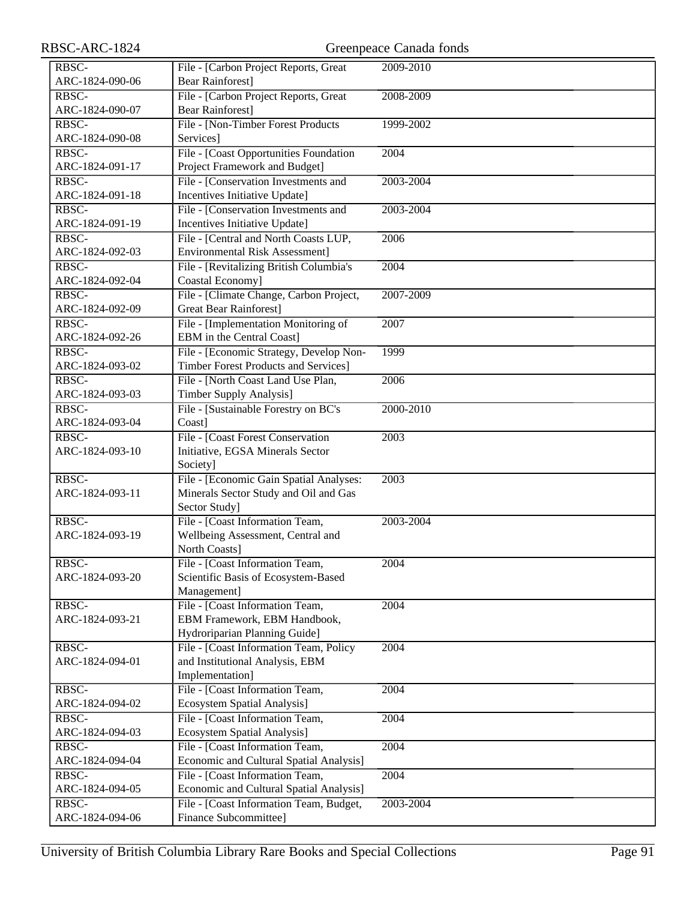| | | |
|---|---|---|
| RBSC-ARC-1824-090-06 | File - [Carbon Project Reports, Great Bear Rainforest] | 2009-2010 |
| RBSC-ARC-1824-090-07 | File - [Carbon Project Reports, Great Bear Rainforest] | 2008-2009 |
| RBSC-ARC-1824-090-08 | File - [Non-Timber Forest Products Services] | 1999-2002 |
| RBSC-ARC-1824-091-17 | File - [Coast Opportunities Foundation Project Framework and Budget] | 2004 |
| RBSC-ARC-1824-091-18 | File - [Conservation Investments and Incentives Initiative Update] | 2003-2004 |
| RBSC-ARC-1824-091-19 | File - [Conservation Investments and Incentives Initiative Update] | 2003-2004 |
| RBSC-ARC-1824-092-03 | File - [Central and North Coasts LUP, Environmental Risk Assessment] | 2006 |
| RBSC-ARC-1824-092-04 | File - [Revitalizing British Columbia's Coastal Economy] | 2004 |
| RBSC-ARC-1824-092-09 | File - [Climate Change, Carbon Project, Great Bear Rainforest] | 2007-2009 |
| RBSC-ARC-1824-092-26 | File - [Implementation Monitoring of EBM in the Central Coast] | 2007 |
| RBSC-ARC-1824-093-02 | File - [Economic Strategy, Develop Non-Timber Forest Products and Services] | 1999 |
| RBSC-ARC-1824-093-03 | File - [North Coast Land Use Plan, Timber Supply Analysis] | 2006 |
| RBSC-ARC-1824-093-04 | File - [Sustainable Forestry on BC's Coast] | 2000-2010 |
| RBSC-ARC-1824-093-10 | File - [Coast Forest Conservation Initiative, EGSA Minerals Sector Society] | 2003 |
| RBSC-ARC-1824-093-11 | File - [Economic Gain Spatial Analyses: Minerals Sector Study and Oil and Gas Sector Study] | 2003 |
| RBSC-ARC-1824-093-19 | File - [Coast Information Team, Wellbeing Assessment, Central and North Coasts] | 2003-2004 |
| RBSC-ARC-1824-093-20 | File - [Coast Information Team, Scientific Basis of Ecosystem-Based Management] | 2004 |
| RBSC-ARC-1824-093-21 | File - [Coast Information Team, EBM Framework, EBM Handbook, Hydroriparian Planning Guide] | 2004 |
| RBSC-ARC-1824-094-01 | File - [Coast Information Team, Policy and Institutional Analysis, EBM Implementation] | 2004 |
| RBSC-ARC-1824-094-02 | File - [Coast Information Team, Ecosystem Spatial Analysis] | 2004 |
| RBSC-ARC-1824-094-03 | File - [Coast Information Team, Ecosystem Spatial Analysis] | 2004 |
| RBSC-ARC-1824-094-04 | File - [Coast Information Team, Economic and Cultural Spatial Analysis] | 2004 |
| RBSC-ARC-1824-094-05 | File - [Coast Information Team, Economic and Cultural Spatial Analysis] | 2004 |
| RBSC-ARC-1824-094-06 | File - [Coast Information Team, Budget, Finance Subcommittee] | 2003-2004 |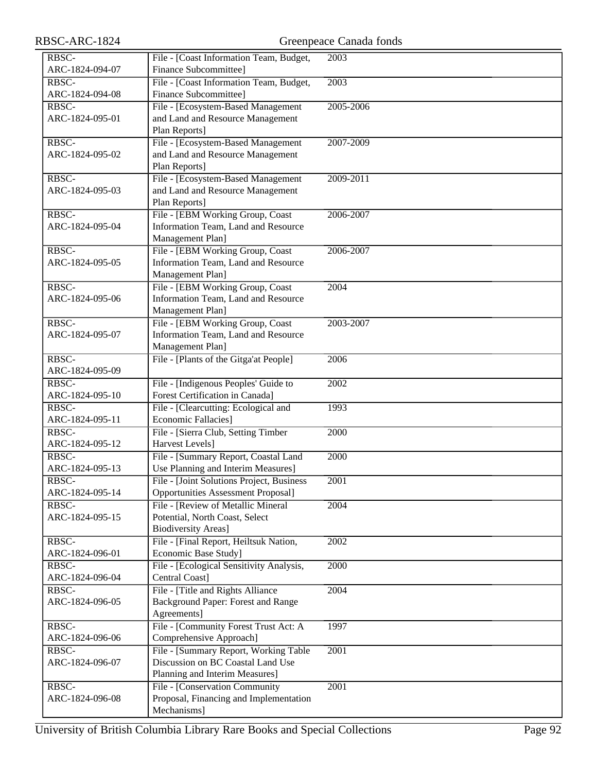| | | |
|---|---|---|
| RBSC-ARC-1824-094-07 | File - [Coast Information Team, Budget, Finance Subcommittee] | 2003 |
| RBSC-ARC-1824-094-08 | File - [Coast Information Team, Budget, Finance Subcommittee] | 2003 |
| RBSC-ARC-1824-095-01 | File - [Ecosystem-Based Management and Land and Resource Management Plan Reports] | 2005-2006 |
| RBSC-ARC-1824-095-02 | File - [Ecosystem-Based Management and Land and Resource Management Plan Reports] | 2007-2009 |
| RBSC-ARC-1824-095-03 | File - [Ecosystem-Based Management and Land and Resource Management Plan Reports] | 2009-2011 |
| RBSC-ARC-1824-095-04 | File - [EBM Working Group, Coast Information Team, Land and Resource Management Plan] | 2006-2007 |
| RBSC-ARC-1824-095-05 | File - [EBM Working Group, Coast Information Team, Land and Resource Management Plan] | 2006-2007 |
| RBSC-ARC-1824-095-06 | File - [EBM Working Group, Coast Information Team, Land and Resource Management Plan] | 2004 |
| RBSC-ARC-1824-095-07 | File - [EBM Working Group, Coast Information Team, Land and Resource Management Plan] | 2003-2007 |
| RBSC-ARC-1824-095-09 | File - [Plants of the Gitga'at People] | 2006 |
| RBSC-ARC-1824-095-10 | File - [Indigenous Peoples' Guide to Forest Certification in Canada] | 2002 |
| RBSC-ARC-1824-095-11 | File - [Clearcutting: Ecological and Economic Fallacies] | 1993 |
| RBSC-ARC-1824-095-12 | File - [Sierra Club, Setting Timber Harvest Levels] | 2000 |
| RBSC-ARC-1824-095-13 | File - [Summary Report, Coastal Land Use Planning and Interim Measures] | 2000 |
| RBSC-ARC-1824-095-14 | File - [Joint Solutions Project, Business Opportunities Assessment Proposal] | 2001 |
| RBSC-ARC-1824-095-15 | File - [Review of Metallic Mineral Potential, North Coast, Select Biodiversity Areas] | 2004 |
| RBSC-ARC-1824-096-01 | File - [Final Report, Heiltsuk Nation, Economic Base Study] | 2002 |
| RBSC-ARC-1824-096-04 | File - [Ecological Sensitivity Analysis, Central Coast] | 2000 |
| RBSC-ARC-1824-096-05 | File - [Title and Rights Alliance Background Paper: Forest and Range Agreements] | 2004 |
| RBSC-ARC-1824-096-06 | File - [Community Forest Trust Act: A Comprehensive Approach] | 1997 |
| RBSC-ARC-1824-096-07 | File - [Summary Report, Working Table Discussion on BC Coastal Land Use Planning and Interim Measures] | 2001 |
| RBSC-ARC-1824-096-08 | File - [Conservation Community Proposal, Financing and Implementation Mechanisms] | 2001 |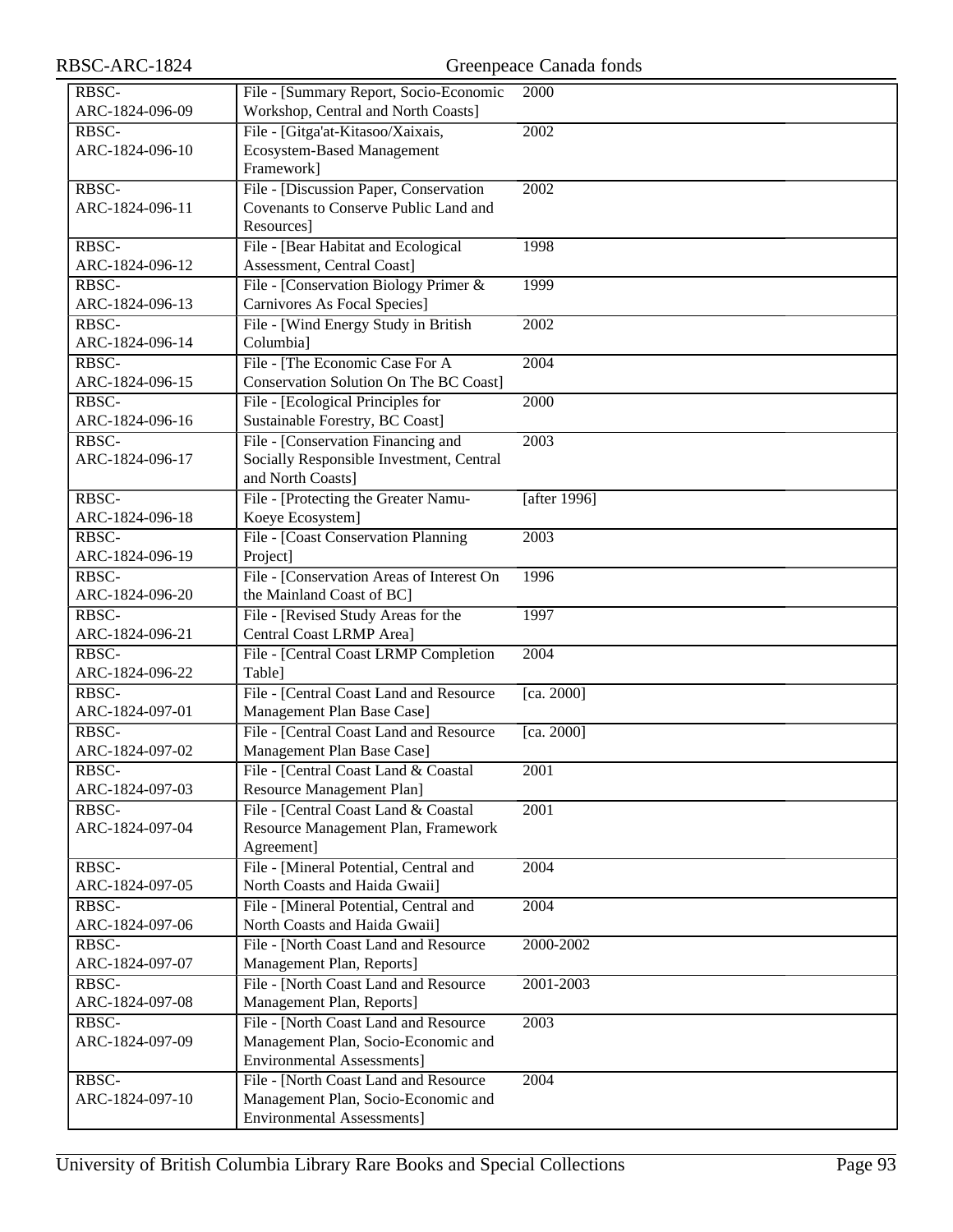| | | |
|---|---|---|
| RBSC-ARC-1824-096-09 | File - [Summary Report, Socio-Economic Workshop, Central and North Coasts] | 2000 |
| RBSC-ARC-1824-096-10 | File - [Gitga'at-Kitasoo/Xaixais, Ecosystem-Based Management Framework] | 2002 |
| RBSC-ARC-1824-096-11 | File - [Discussion Paper, Conservation Covenants to Conserve Public Land and Resources] | 2002 |
| RBSC-ARC-1824-096-12 | File - [Bear Habitat and Ecological Assessment, Central Coast] | 1998 |
| RBSC-ARC-1824-096-13 | File - [Conservation Biology Primer & Carnivores As Focal Species] | 1999 |
| RBSC-ARC-1824-096-14 | File - [Wind Energy Study in British Columbia] | 2002 |
| RBSC-ARC-1824-096-15 | File - [The Economic Case For A Conservation Solution On The BC Coast] | 2004 |
| RBSC-ARC-1824-096-16 | File - [Ecological Principles for Sustainable Forestry, BC Coast] | 2000 |
| RBSC-ARC-1824-096-17 | File - [Conservation Financing and Socially Responsible Investment, Central and North Coasts] | 2003 |
| RBSC-ARC-1824-096-18 | File - [Protecting the Greater Namu-Koeye Ecosystem] | [after 1996] |
| RBSC-ARC-1824-096-19 | File - [Coast Conservation Planning Project] | 2003 |
| RBSC-ARC-1824-096-20 | File - [Conservation Areas of Interest On the Mainland Coast of BC] | 1996 |
| RBSC-ARC-1824-096-21 | File - [Revised Study Areas for the Central Coast LRMP Area] | 1997 |
| RBSC-ARC-1824-096-22 | File - [Central Coast LRMP Completion Table] | 2004 |
| RBSC-ARC-1824-097-01 | File - [Central Coast Land and Resource Management Plan Base Case] | [ca. 2000] |
| RBSC-ARC-1824-097-02 | File - [Central Coast Land and Resource Management Plan Base Case] | [ca. 2000] |
| RBSC-ARC-1824-097-03 | File - [Central Coast Land & Coastal Resource Management Plan] | 2001 |
| RBSC-ARC-1824-097-04 | File - [Central Coast Land & Coastal Resource Management Plan, Framework Agreement] | 2001 |
| RBSC-ARC-1824-097-05 | File - [Mineral Potential, Central and North Coasts and Haida Gwaii] | 2004 |
| RBSC-ARC-1824-097-06 | File - [Mineral Potential, Central and North Coasts and Haida Gwaii] | 2004 |
| RBSC-ARC-1824-097-07 | File - [North Coast Land and Resource Management Plan, Reports] | 2000-2002 |
| RBSC-ARC-1824-097-08 | File - [North Coast Land and Resource Management Plan, Reports] | 2001-2003 |
| RBSC-ARC-1824-097-09 | File - [North Coast Land and Resource Management Plan, Socio-Economic and Environmental Assessments] | 2003 |
| RBSC-ARC-1824-097-10 | File - [North Coast Land and Resource Management Plan, Socio-Economic and Environmental Assessments] | 2004 |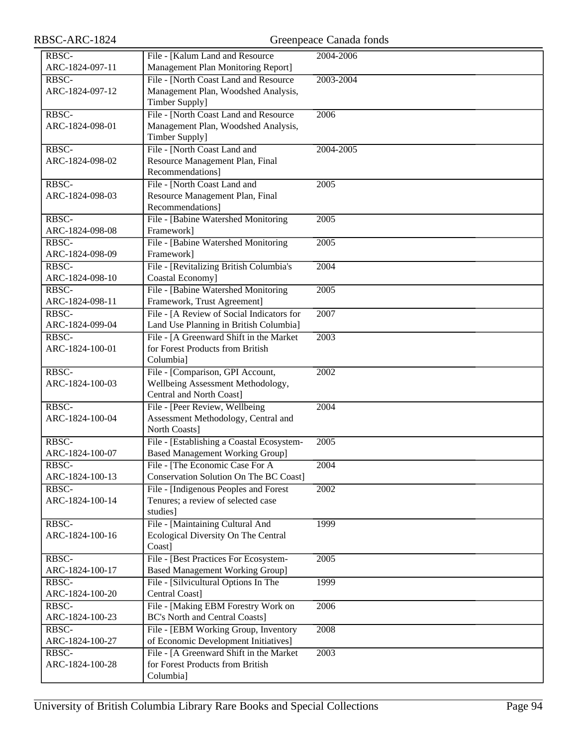| | | |
|---|---|---|
| RBSC-ARC-1824-097-11 | File - [Kalum Land and Resource Management Plan Monitoring Report] | 2004-2006 |
| RBSC-ARC-1824-097-12 | File - [North Coast Land and Resource Management Plan, Woodshed Analysis, Timber Supply] | 2003-2004 |
| RBSC-ARC-1824-098-01 | File - [North Coast Land and Resource Management Plan, Woodshed Analysis, Timber Supply] | 2006 |
| RBSC-ARC-1824-098-02 | File - [North Coast Land and Resource Management Plan, Final Recommendations] | 2004-2005 |
| RBSC-ARC-1824-098-03 | File - [North Coast Land and Resource Management Plan, Final Recommendations] | 2005 |
| RBSC-ARC-1824-098-08 | File - [Babine Watershed Monitoring Framework] | 2005 |
| RBSC-ARC-1824-098-09 | File - [Babine Watershed Monitoring Framework] | 2005 |
| RBSC-ARC-1824-098-10 | File - [Revitalizing British Columbia's Coastal Economy] | 2004 |
| RBSC-ARC-1824-098-11 | File - [Babine Watershed Monitoring Framework, Trust Agreement] | 2005 |
| RBSC-ARC-1824-099-04 | File - [A Review of Social Indicators for Land Use Planning in British Columbia] | 2007 |
| RBSC-ARC-1824-100-01 | File - [A Greenward Shift in the Market for Forest Products from British Columbia] | 2003 |
| RBSC-ARC-1824-100-03 | File - [Comparison, GPI Account, Wellbeing Assessment Methodology, Central and North Coast] | 2002 |
| RBSC-ARC-1824-100-04 | File - [Peer Review, Wellbeing Assessment Methodology, Central and North Coasts] | 2004 |
| RBSC-ARC-1824-100-07 | File - [Establishing a Coastal Ecosystem-Based Management Working Group] | 2005 |
| RBSC-ARC-1824-100-13 | File - [The Economic Case For A Conservation Solution On The BC Coast] | 2004 |
| RBSC-ARC-1824-100-14 | File - [Indigenous Peoples and Forest Tenures; a review of selected case studies] | 2002 |
| RBSC-ARC-1824-100-16 | File - [Maintaining Cultural And Ecological Diversity On The Central Coast] | 1999 |
| RBSC-ARC-1824-100-17 | File - [Best Practices For Ecosystem-Based Management Working Group] | 2005 |
| RBSC-ARC-1824-100-20 | File - [Silvicultural Options In The Central Coast] | 1999 |
| RBSC-ARC-1824-100-23 | File - [Making EBM Forestry Work on BC's North and Central Coasts] | 2006 |
| RBSC-ARC-1824-100-27 | File - [EBM Working Group, Inventory of Economic Development Initiatives] | 2008 |
| RBSC-ARC-1824-100-28 | File - [A Greenward Shift in the Market for Forest Products from British Columbia] | 2003 |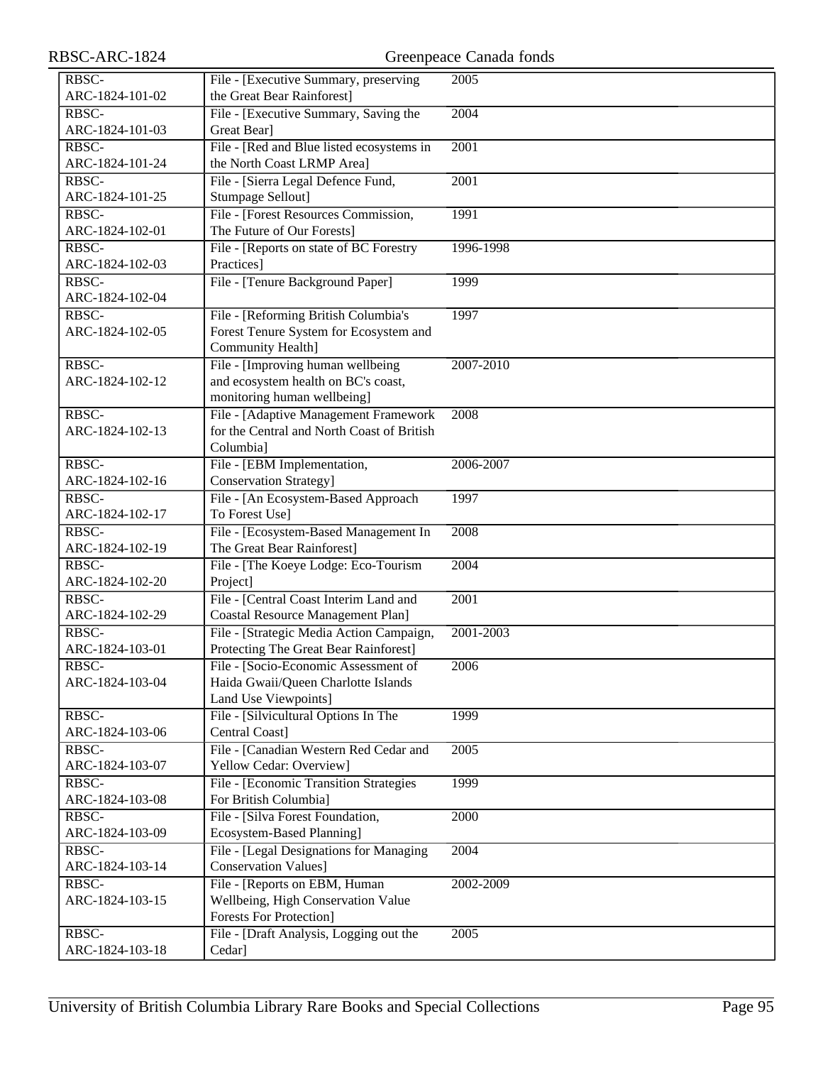| | | |
|---|---|---|
| RBSC-ARC-1824-101-02 | File - [Executive Summary, preserving the Great Bear Rainforest] | 2005 |
| RBSC-ARC-1824-101-03 | File - [Executive Summary, Saving the Great Bear] | 2004 |
| RBSC-ARC-1824-101-24 | File - [Red and Blue listed ecosystems in the North Coast LRMP Area] | 2001 |
| RBSC-ARC-1824-101-25 | File - [Sierra Legal Defence Fund, Stumpage Sellout] | 2001 |
| RBSC-ARC-1824-102-01 | File - [Forest Resources Commission, The Future of Our Forests] | 1991 |
| RBSC-ARC-1824-102-03 | File - [Reports on state of BC Forestry Practices] | 1996-1998 |
| RBSC-ARC-1824-102-04 | File - [Tenure Background Paper] | 1999 |
| RBSC-ARC-1824-102-05 | File - [Reforming British Columbia's Forest Tenure System for Ecosystem and Community Health] | 1997 |
| RBSC-ARC-1824-102-12 | File - [Improving human wellbeing and ecosystem health on BC's coast, monitoring human wellbeing] | 2007-2010 |
| RBSC-ARC-1824-102-13 | File - [Adaptive Management Framework for the Central and North Coast of British Columbia] | 2008 |
| RBSC-ARC-1824-102-16 | File - [EBM Implementation, Conservation Strategy] | 2006-2007 |
| RBSC-ARC-1824-102-17 | File - [An Ecosystem-Based Approach To Forest Use] | 1997 |
| RBSC-ARC-1824-102-19 | File - [Ecosystem-Based Management In The Great Bear Rainforest] | 2008 |
| RBSC-ARC-1824-102-20 | File - [The Koeye Lodge: Eco-Tourism Project] | 2004 |
| RBSC-ARC-1824-102-29 | File - [Central Coast Interim Land and Coastal Resource Management Plan] | 2001 |
| RBSC-ARC-1824-103-01 | File - [Strategic Media Action Campaign, Protecting The Great Bear Rainforest] | 2001-2003 |
| RBSC-ARC-1824-103-04 | File - [Socio-Economic Assessment of Haida Gwaii/Queen Charlotte Islands Land Use Viewpoints] | 2006 |
| RBSC-ARC-1824-103-06 | File - [Silvicultural Options In The Central Coast] | 1999 |
| RBSC-ARC-1824-103-07 | File - [Canadian Western Red Cedar and Yellow Cedar: Overview] | 2005 |
| RBSC-ARC-1824-103-08 | File - [Economic Transition Strategies For British Columbia] | 1999 |
| RBSC-ARC-1824-103-09 | File - [Silva Forest Foundation, Ecosystem-Based Planning] | 2000 |
| RBSC-ARC-1824-103-14 | File - [Legal Designations for Managing Conservation Values] | 2004 |
| RBSC-ARC-1824-103-15 | File - [Reports on EBM, Human Wellbeing, High Conservation Value Forests For Protection] | 2002-2009 |
| RBSC-ARC-1824-103-18 | File - [Draft Analysis, Logging out the Cedar] | 2005 |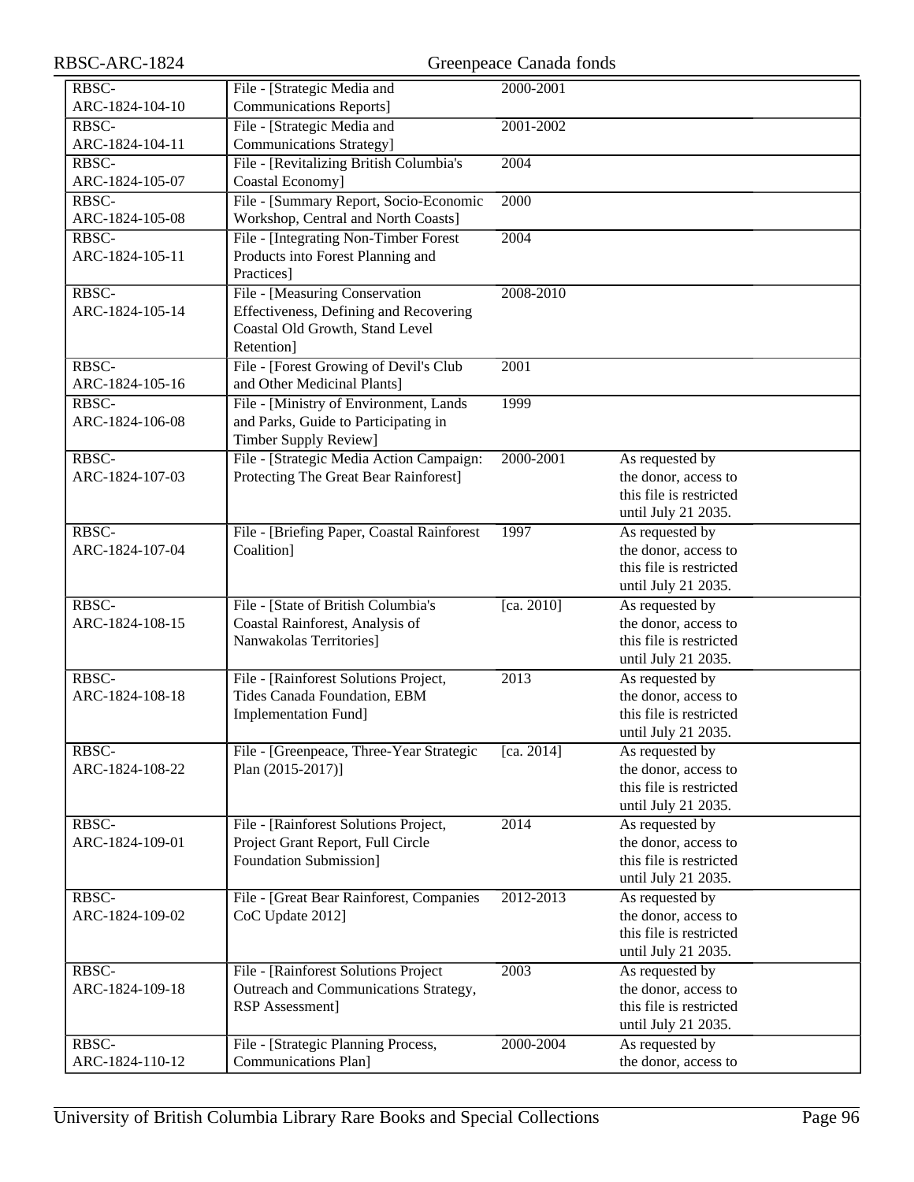| | | | |
|---|---|---|---|
| RBSC-ARC-1824-104-10 | File - [Strategic Media and Communications Reports] | 2000-2001 | |
| RBSC-ARC-1824-104-11 | File - [Strategic Media and Communications Strategy] | 2001-2002 | |
| RBSC-ARC-1824-105-07 | File - [Revitalizing British Columbia's Coastal Economy] | 2004 | |
| RBSC-ARC-1824-105-08 | File - [Summary Report, Socio-Economic Workshop, Central and North Coasts] | 2000 | |
| RBSC-ARC-1824-105-11 | File - [Integrating Non-Timber Forest Products into Forest Planning and Practices] | 2004 | |
| RBSC-ARC-1824-105-14 | File - [Measuring Conservation Effectiveness, Defining and Recovering Coastal Old Growth, Stand Level Retention] | 2008-2010 | |
| RBSC-ARC-1824-105-16 | File - [Forest Growing of Devil's Club and Other Medicinal Plants] | 2001 | |
| RBSC-ARC-1824-106-08 | File - [Ministry of Environment, Lands and Parks, Guide to Participating in Timber Supply Review] | 1999 | |
| RBSC-ARC-1824-107-03 | File - [Strategic Media Action Campaign: Protecting The Great Bear Rainforest] | 2000-2001 | As requested by the donor, access to this file is restricted until July 21 2035. |
| RBSC-ARC-1824-107-04 | File - [Briefing Paper, Coastal Rainforest Coalition] | 1997 | As requested by the donor, access to this file is restricted until July 21 2035. |
| RBSC-ARC-1824-108-15 | File - [State of British Columbia's Coastal Rainforest, Analysis of Nanwakolas Territories] | [ca. 2010] | As requested by the donor, access to this file is restricted until July 21 2035. |
| RBSC-ARC-1824-108-18 | File - [Rainforest Solutions Project, Tides Canada Foundation, EBM Implementation Fund] | 2013 | As requested by the donor, access to this file is restricted until July 21 2035. |
| RBSC-ARC-1824-108-22 | File - [Greenpeace, Three-Year Strategic Plan (2015-2017)] | [ca. 2014] | As requested by the donor, access to this file is restricted until July 21 2035. |
| RBSC-ARC-1824-109-01 | File - [Rainforest Solutions Project, Project Grant Report, Full Circle Foundation Submission] | 2014 | As requested by the donor, access to this file is restricted until July 21 2035. |
| RBSC-ARC-1824-109-02 | File - [Great Bear Rainforest, Companies CoC Update 2012] | 2012-2013 | As requested by the donor, access to this file is restricted until July 21 2035. |
| RBSC-ARC-1824-109-18 | File - [Rainforest Solutions Project Outreach and Communications Strategy, RSP Assessment] | 2003 | As requested by the donor, access to this file is restricted until July 21 2035. |
| RBSC-ARC-1824-110-12 | File - [Strategic Planning Process, Communications Plan] | 2000-2004 | As requested by the donor, access to |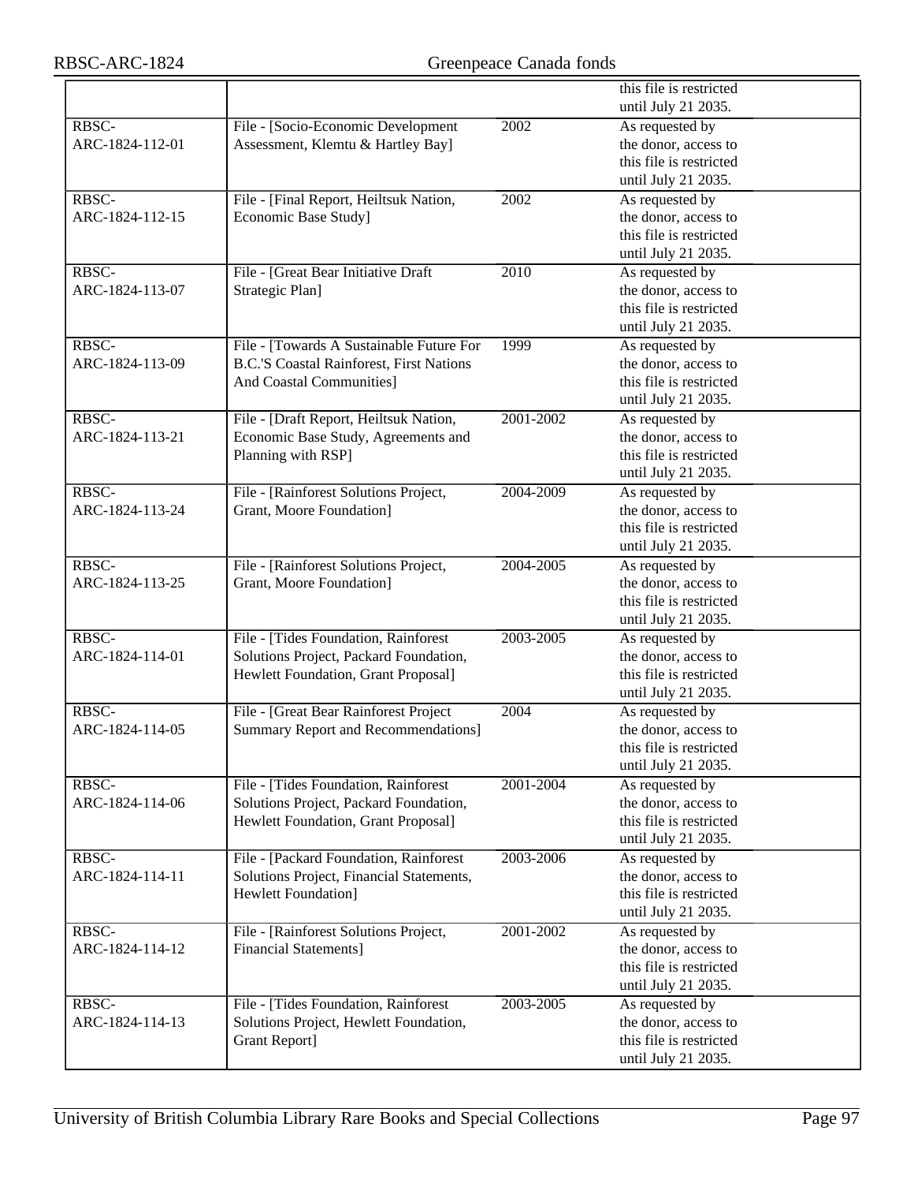| | | | this file is restricted until July 21 2035. |
|---|---|---|---|
| RBSC-ARC-1824-112-01 | File - [Socio-Economic Development Assessment, Klemtu & Hartley Bay] | 2002 | As requested by the donor, access to this file is restricted until July 21 2035. |
| RBSC-ARC-1824-112-15 | File - [Final Report, Heiltsuk Nation, Economic Base Study] | 2002 | As requested by the donor, access to this file is restricted until July 21 2035. |
| RBSC-ARC-1824-113-07 | File - [Great Bear Initiative Draft Strategic Plan] | 2010 | As requested by the donor, access to this file is restricted until July 21 2035. |
| RBSC-ARC-1824-113-09 | File - [Towards A Sustainable Future For B.C.'S Coastal Rainforest, First Nations And Coastal Communities] | 1999 | As requested by the donor, access to this file is restricted until July 21 2035. |
| RBSC-ARC-1824-113-21 | File - [Draft Report, Heiltsuk Nation, Economic Base Study, Agreements and Planning with RSP] | 2001-2002 | As requested by the donor, access to this file is restricted until July 21 2035. |
| RBSC-ARC-1824-113-24 | File - [Rainforest Solutions Project, Grant, Moore Foundation] | 2004-2009 | As requested by the donor, access to this file is restricted until July 21 2035. |
| RBSC-ARC-1824-113-25 | File - [Rainforest Solutions Project, Grant, Moore Foundation] | 2004-2005 | As requested by the donor, access to this file is restricted until July 21 2035. |
| RBSC-ARC-1824-114-01 | File - [Tides Foundation, Rainforest Solutions Project, Packard Foundation, Hewlett Foundation, Grant Proposal] | 2003-2005 | As requested by the donor, access to this file is restricted until July 21 2035. |
| RBSC-ARC-1824-114-05 | File - [Great Bear Rainforest Project Summary Report and Recommendations] | 2004 | As requested by the donor, access to this file is restricted until July 21 2035. |
| RBSC-ARC-1824-114-06 | File - [Tides Foundation, Rainforest Solutions Project, Packard Foundation, Hewlett Foundation, Grant Proposal] | 2001-2004 | As requested by the donor, access to this file is restricted until July 21 2035. |
| RBSC-ARC-1824-114-11 | File - [Packard Foundation, Rainforest Solutions Project, Financial Statements, Hewlett Foundation] | 2003-2006 | As requested by the donor, access to this file is restricted until July 21 2035. |
| RBSC-ARC-1824-114-12 | File - [Rainforest Solutions Project, Financial Statements] | 2001-2002 | As requested by the donor, access to this file is restricted until July 21 2035. |
| RBSC-ARC-1824-114-13 | File - [Tides Foundation, Rainforest Solutions Project, Hewlett Foundation, Grant Report] | 2003-2005 | As requested by the donor, access to this file is restricted until July 21 2035. |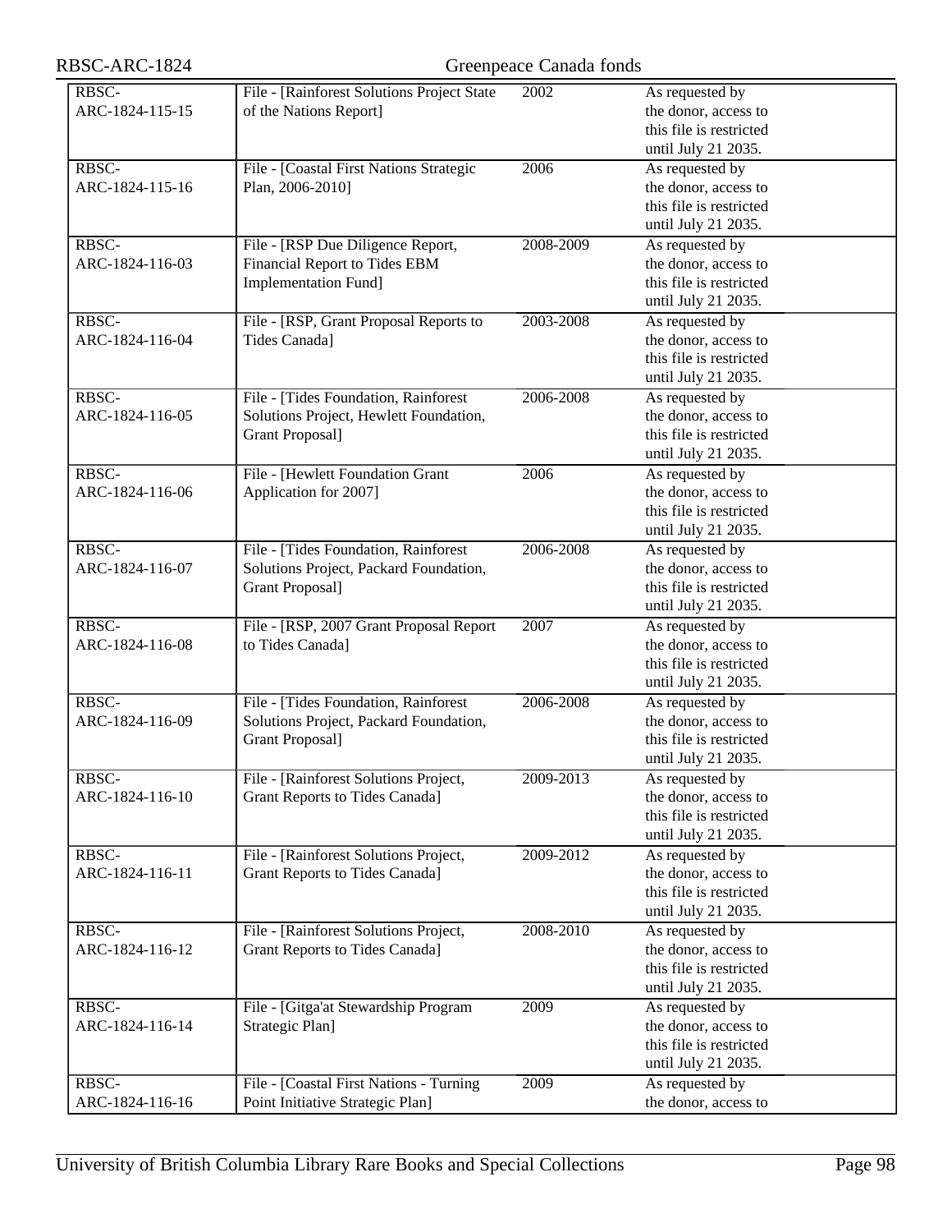| | | | |
|---|---|---|---|
| RBSC-ARC-1824-115-15 | File - [Rainforest Solutions Project State of the Nations Report] | 2002 | As requested by the donor, access to this file is restricted until July 21 2035. |
| RBSC-ARC-1824-115-16 | File - [Coastal First Nations Strategic Plan, 2006-2010] | 2006 | As requested by the donor, access to this file is restricted until July 21 2035. |
| RBSC-ARC-1824-116-03 | File - [RSP Due Diligence Report, Financial Report to Tides EBM Implementation Fund] | 2008-2009 | As requested by the donor, access to this file is restricted until July 21 2035. |
| RBSC-ARC-1824-116-04 | File - [RSP, Grant Proposal Reports to Tides Canada] | 2003-2008 | As requested by the donor, access to this file is restricted until July 21 2035. |
| RBSC-ARC-1824-116-05 | File - [Tides Foundation, Rainforest Solutions Project, Hewlett Foundation, Grant Proposal] | 2006-2008 | As requested by the donor, access to this file is restricted until July 21 2035. |
| RBSC-ARC-1824-116-06 | File - [Hewlett Foundation Grant Application for 2007] | 2006 | As requested by the donor, access to this file is restricted until July 21 2035. |
| RBSC-ARC-1824-116-07 | File - [Tides Foundation, Rainforest Solutions Project, Packard Foundation, Grant Proposal] | 2006-2008 | As requested by the donor, access to this file is restricted until July 21 2035. |
| RBSC-ARC-1824-116-08 | File - [RSP, 2007 Grant Proposal Report to Tides Canada] | 2007 | As requested by the donor, access to this file is restricted until July 21 2035. |
| RBSC-ARC-1824-116-09 | File - [Tides Foundation, Rainforest Solutions Project, Packard Foundation, Grant Proposal] | 2006-2008 | As requested by the donor, access to this file is restricted until July 21 2035. |
| RBSC-ARC-1824-116-10 | File - [Rainforest Solutions Project, Grant Reports to Tides Canada] | 2009-2013 | As requested by the donor, access to this file is restricted until July 21 2035. |
| RBSC-ARC-1824-116-11 | File - [Rainforest Solutions Project, Grant Reports to Tides Canada] | 2009-2012 | As requested by the donor, access to this file is restricted until July 21 2035. |
| RBSC-ARC-1824-116-12 | File - [Rainforest Solutions Project, Grant Reports to Tides Canada] | 2008-2010 | As requested by the donor, access to this file is restricted until July 21 2035. |
| RBSC-ARC-1824-116-14 | File - [Gitga'at Stewardship Program Strategic Plan] | 2009 | As requested by the donor, access to this file is restricted until July 21 2035. |
| RBSC-ARC-1824-116-16 | File - [Coastal First Nations - Turning Point Initiative Strategic Plan] | 2009 | As requested by the donor, access to |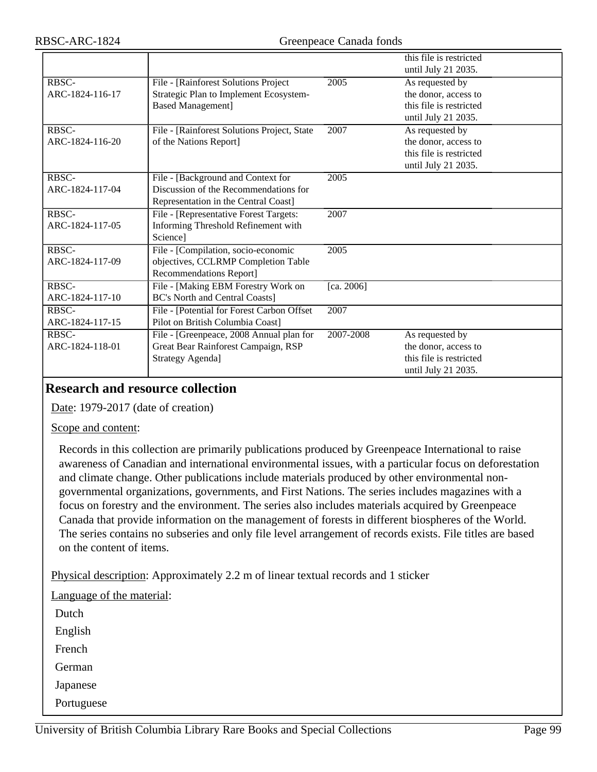| | | | |
|---|---|---|---|
| | | | this file is restricted until July 21 2035. |
| RBSC-ARC-1824-116-17 | File - [Rainforest Solutions Project Strategic Plan to Implement Ecosystem-Based Management] | 2005 | As requested by the donor, access to this file is restricted until July 21 2035. |
| RBSC-ARC-1824-116-20 | File - [Rainforest Solutions Project, State of the Nations Report] | 2007 | As requested by the donor, access to this file is restricted until July 21 2035. |
| RBSC-ARC-1824-117-04 | File - [Background and Context for Discussion of the Recommendations for Representation in the Central Coast] | 2005 | |
| RBSC-ARC-1824-117-05 | File - [Representative Forest Targets: Informing Threshold Refinement with Science] | 2007 | |
| RBSC-ARC-1824-117-09 | File - [Compilation, socio-economic objectives, CCLRMP Completion Table Recommendations Report] | 2005 | |
| RBSC-ARC-1824-117-10 | File - [Making EBM Forestry Work on BC's North and Central Coasts] | [ca. 2006] | |
| RBSC-ARC-1824-117-15 | File - [Potential for Forest Carbon Offset Pilot on British Columbia Coast] | 2007 | |
| RBSC-ARC-1824-118-01 | File - [Greenpeace, 2008 Annual plan for Great Bear Rainforest Campaign, RSP Strategy Agenda] | 2007-2008 | As requested by the donor, access to this file is restricted until July 21 2035. |

## Research and resource collection

Date: 1979-2017 (date of creation)

Scope and content:

Records in this collection are primarily publications produced by Greenpeace International to raise awareness of Canadian and international environmental issues, with a particular focus on deforestation and climate change. Other publications include materials produced by other environmental non-governmental organizations, governments, and First Nations. The series includes magazines with a focus on forestry and the environment. The series also includes materials acquired by Greenpeace Canada that provide information on the management of forests in different biospheres of the World. The series contains no subseries and only file level arrangement of records exists. File titles are based on the content of items.

Physical description: Approximately 2.2 m of linear textual records and 1 sticker

Language of the material:

Dutch

English

French

German

Japanese

Portuguese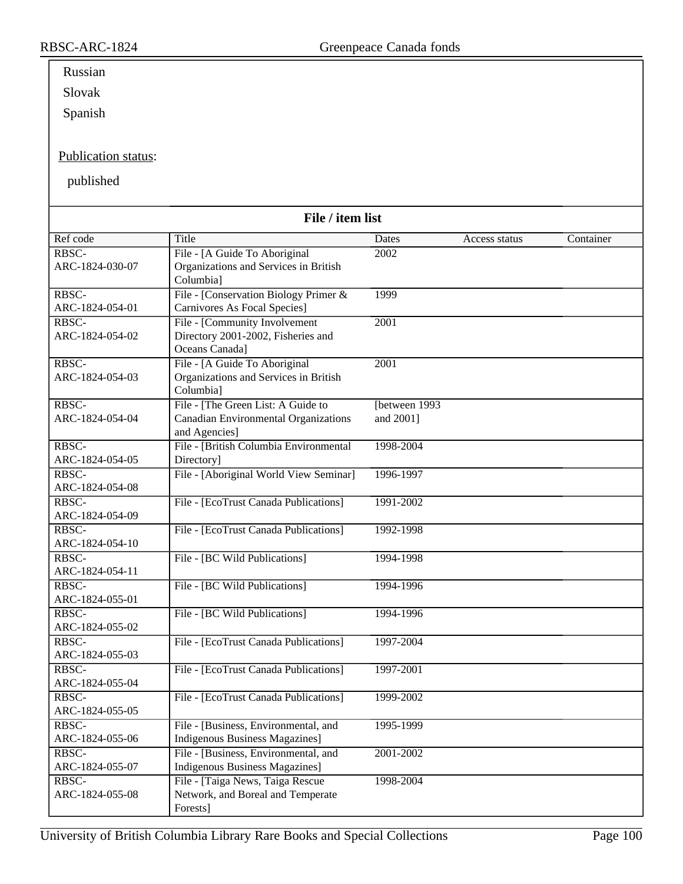Russian

Slovak

Spanish

Publication status:

published

**File / item list**

| Ref code | Title | Dates | Access status | Container |
|---|---|---|---|---|
| RBSC-ARC-1824-030-07 | File - [A Guide To Aboriginal Organizations and Services in British Columbia] | 2002 | | |
| RBSC-ARC-1824-054-01 | File - [Conservation Biology Primer & Carnivores As Focal Species] | 1999 | | |
| RBSC-ARC-1824-054-02 | File - [Community Involvement Directory 2001-2002, Fisheries and Oceans Canada] | 2001 | | |
| RBSC-ARC-1824-054-03 | File - [A Guide To Aboriginal Organizations and Services in British Columbia] | 2001 | | |
| RBSC-ARC-1824-054-04 | File - [The Green List: A Guide to Canadian Environmental Organizations and Agencies] | [between 1993 and 2001] | | |
| RBSC-ARC-1824-054-05 | File - [British Columbia Environmental Directory] | 1998-2004 | | |
| RBSC-ARC-1824-054-08 | File - [Aboriginal World View Seminar] | 1996-1997 | | |
| RBSC-ARC-1824-054-09 | File - [EcoTrust Canada Publications] | 1991-2002 | | |
| RBSC-ARC-1824-054-10 | File - [EcoTrust Canada Publications] | 1992-1998 | | |
| RBSC-ARC-1824-054-11 | File - [BC Wild Publications] | 1994-1998 | | |
| RBSC-ARC-1824-055-01 | File - [BC Wild Publications] | 1994-1996 | | |
| RBSC-ARC-1824-055-02 | File - [BC Wild Publications] | 1994-1996 | | |
| RBSC-ARC-1824-055-03 | File - [EcoTrust Canada Publications] | 1997-2004 | | |
| RBSC-ARC-1824-055-04 | File - [EcoTrust Canada Publications] | 1997-2001 | | |
| RBSC-ARC-1824-055-05 | File - [EcoTrust Canada Publications] | 1999-2002 | | |
| RBSC-ARC-1824-055-06 | File - [Business, Environmental, and Indigenous Business Magazines] | 1995-1999 | | |
| RBSC-ARC-1824-055-07 | File - [Business, Environmental, and Indigenous Business Magazines] | 2001-2002 | | |
| RBSC-ARC-1824-055-08 | File - [Taiga News, Taiga Rescue Network, and Boreal and Temperate Forests] | 1998-2004 | | |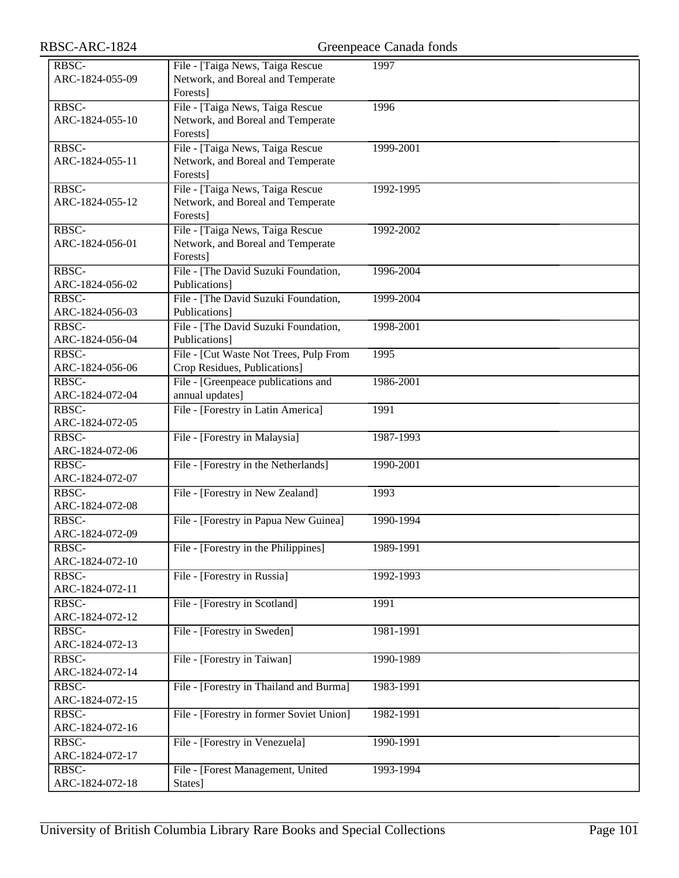| | | | |
|---|---|---|---|
| RBSC-ARC-1824-055-09 | File - [Taiga News, Taiga Rescue Network, and Boreal and Temperate Forests] | 1997 | |
| RBSC-ARC-1824-055-10 | File - [Taiga News, Taiga Rescue Network, and Boreal and Temperate Forests] | 1996 | |
| RBSC-ARC-1824-055-11 | File - [Taiga News, Taiga Rescue Network, and Boreal and Temperate Forests] | 1999-2001 | |
| RBSC-ARC-1824-055-12 | File - [Taiga News, Taiga Rescue Network, and Boreal and Temperate Forests] | 1992-1995 | |
| RBSC-ARC-1824-056-01 | File - [Taiga News, Taiga Rescue Network, and Boreal and Temperate Forests] | 1992-2002 | |
| RBSC-ARC-1824-056-02 | File - [The David Suzuki Foundation, Publications] | 1996-2004 | |
| RBSC-ARC-1824-056-03 | File - [The David Suzuki Foundation, Publications] | 1999-2004 | |
| RBSC-ARC-1824-056-04 | File - [The David Suzuki Foundation, Publications] | 1998-2001 | |
| RBSC-ARC-1824-056-06 | File - [Cut Waste Not Trees, Pulp From Crop Residues, Publications] | 1995 | |
| RBSC-ARC-1824-072-04 | File - [Greenpeace publications and annual updates] | 1986-2001 | |
| RBSC-ARC-1824-072-05 | File - [Forestry in Latin America] | 1991 | |
| RBSC-ARC-1824-072-06 | File - [Forestry in Malaysia] | 1987-1993 | |
| RBSC-ARC-1824-072-07 | File - [Forestry in the Netherlands] | 1990-2001 | |
| RBSC-ARC-1824-072-08 | File - [Forestry in New Zealand] | 1993 | |
| RBSC-ARC-1824-072-09 | File - [Forestry in Papua New Guinea] | 1990-1994 | |
| RBSC-ARC-1824-072-10 | File - [Forestry in the Philippines] | 1989-1991 | |
| RBSC-ARC-1824-072-11 | File - [Forestry in Russia] | 1992-1993 | |
| RBSC-ARC-1824-072-12 | File - [Forestry in Scotland] | 1991 | |
| RBSC-ARC-1824-072-13 | File - [Forestry in Sweden] | 1981-1991 | |
| RBSC-ARC-1824-072-14 | File - [Forestry in Taiwan] | 1990-1989 | |
| RBSC-ARC-1824-072-15 | File - [Forestry in Thailand and Burma] | 1983-1991 | |
| RBSC-ARC-1824-072-16 | File - [Forestry in former Soviet Union] | 1982-1991 | |
| RBSC-ARC-1824-072-17 | File - [Forestry in Venezuela] | 1990-1991 | |
| RBSC-ARC-1824-072-18 | File - [Forest Management, United States] | 1993-1994 | |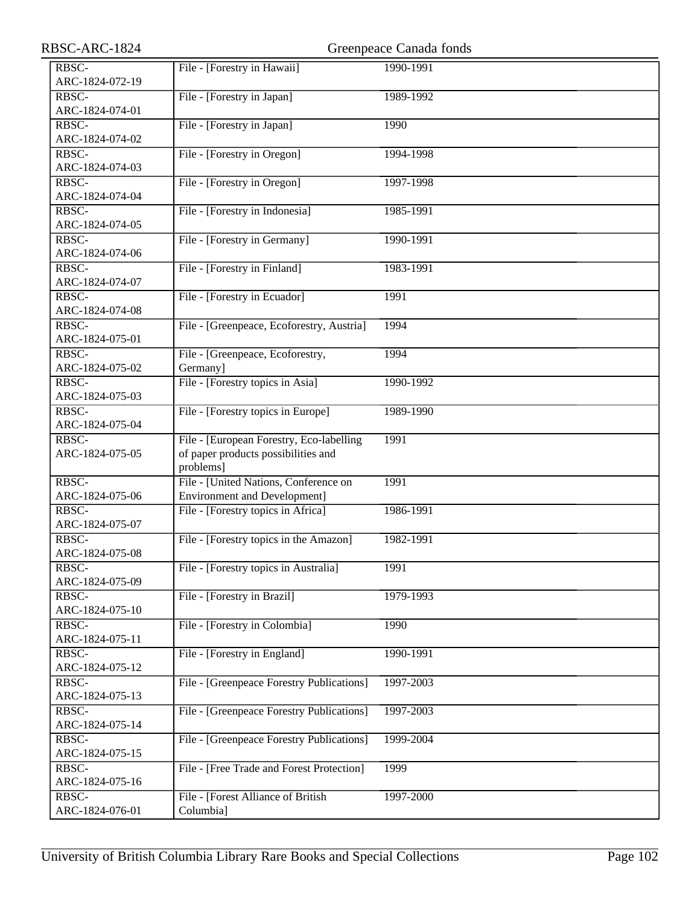| | | |
|---|---|---|
| RBSC-ARC-1824-072-19 | File - [Forestry in Hawaii] | 1990-1991 |
| RBSC-ARC-1824-074-01 | File - [Forestry in Japan] | 1989-1992 |
| RBSC-ARC-1824-074-02 | File - [Forestry in Japan] | 1990 |
| RBSC-ARC-1824-074-03 | File - [Forestry in Oregon] | 1994-1998 |
| RBSC-ARC-1824-074-04 | File - [Forestry in Oregon] | 1997-1998 |
| RBSC-ARC-1824-074-05 | File - [Forestry in Indonesia] | 1985-1991 |
| RBSC-ARC-1824-074-06 | File - [Forestry in Germany] | 1990-1991 |
| RBSC-ARC-1824-074-07 | File - [Forestry in Finland] | 1983-1991 |
| RBSC-ARC-1824-074-08 | File - [Forestry in Ecuador] | 1991 |
| RBSC-ARC-1824-075-01 | File - [Greenpeace, Ecoforestry, Austria] | 1994 |
| RBSC-ARC-1824-075-02 | File - [Greenpeace, Ecoforestry, Germany] | 1994 |
| RBSC-ARC-1824-075-03 | File - [Forestry topics in Asia] | 1990-1992 |
| RBSC-ARC-1824-075-04 | File - [Forestry topics in Europe] | 1989-1990 |
| RBSC-ARC-1824-075-05 | File - [European Forestry, Eco-labelling of paper products possibilities and problems] | 1991 |
| RBSC-ARC-1824-075-06 | File - [United Nations, Conference on Environment and Development] | 1991 |
| RBSC-ARC-1824-075-07 | File - [Forestry topics in Africa] | 1986-1991 |
| RBSC-ARC-1824-075-08 | File - [Forestry topics in the Amazon] | 1982-1991 |
| RBSC-ARC-1824-075-09 | File - [Forestry topics in Australia] | 1991 |
| RBSC-ARC-1824-075-10 | File - [Forestry in Brazil] | 1979-1993 |
| RBSC-ARC-1824-075-11 | File - [Forestry in Colombia] | 1990 |
| RBSC-ARC-1824-075-12 | File - [Forestry in England] | 1990-1991 |
| RBSC-ARC-1824-075-13 | File - [Greenpeace Forestry Publications] | 1997-2003 |
| RBSC-ARC-1824-075-14 | File - [Greenpeace Forestry Publications] | 1997-2003 |
| RBSC-ARC-1824-075-15 | File - [Greenpeace Forestry Publications] | 1999-2004 |
| RBSC-ARC-1824-075-16 | File - [Free Trade and Forest Protection] | 1999 |
| RBSC-ARC-1824-076-01 | File - [Forest Alliance of British Columbia] | 1997-2000 |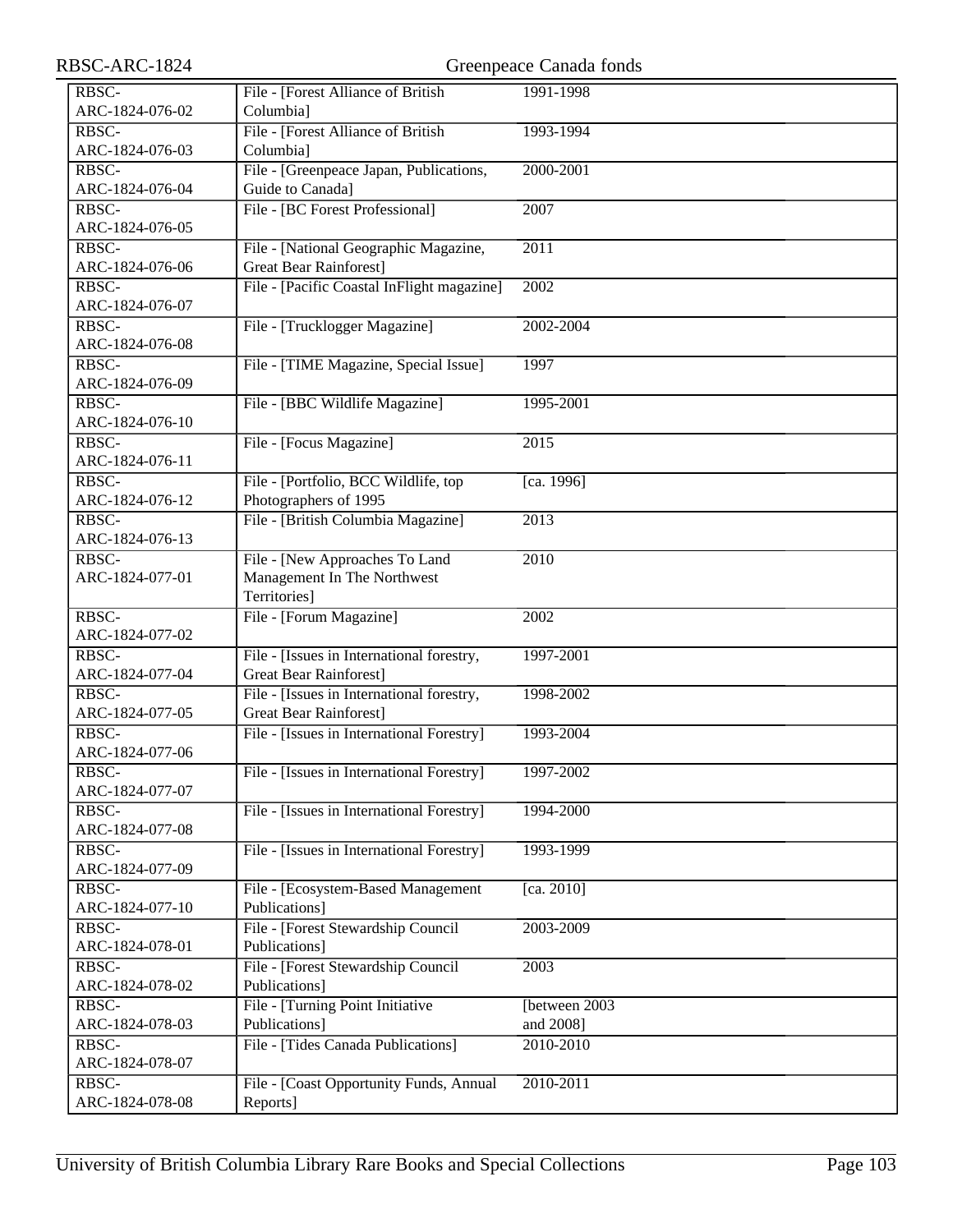| | | |
|---|---|---|
| RBSC-ARC-1824-076-02 | File - [Forest Alliance of British Columbia] | 1991-1998 |
| RBSC-ARC-1824-076-03 | File - [Forest Alliance of British Columbia] | 1993-1994 |
| RBSC-ARC-1824-076-04 | File - [Greenpeace Japan, Publications, Guide to Canada] | 2000-2001 |
| RBSC-ARC-1824-076-05 | File - [BC Forest Professional] | 2007 |
| RBSC-ARC-1824-076-06 | File - [National Geographic Magazine, Great Bear Rainforest] | 2011 |
| RBSC-ARC-1824-076-07 | File - [Pacific Coastal InFlight magazine] | 2002 |
| RBSC-ARC-1824-076-08 | File - [Trucklogger Magazine] | 2002-2004 |
| RBSC-ARC-1824-076-09 | File - [TIME Magazine, Special Issue] | 1997 |
| RBSC-ARC-1824-076-10 | File - [BBC Wildlife Magazine] | 1995-2001 |
| RBSC-ARC-1824-076-11 | File - [Focus Magazine] | 2015 |
| RBSC-ARC-1824-076-12 | File - [Portfolio, BCC Wildlife, top Photographers of 1995 | [ca. 1996] |
| RBSC-ARC-1824-076-13 | File - [British Columbia Magazine] | 2013 |
| RBSC-ARC-1824-077-01 | File - [New Approaches To Land Management In The Northwest Territories] | 2010 |
| RBSC-ARC-1824-077-02 | File - [Forum Magazine] | 2002 |
| RBSC-ARC-1824-077-04 | File - [Issues in International forestry, Great Bear Rainforest] | 1997-2001 |
| RBSC-ARC-1824-077-05 | File - [Issues in International forestry, Great Bear Rainforest] | 1998-2002 |
| RBSC-ARC-1824-077-06 | File - [Issues in International Forestry] | 1993-2004 |
| RBSC-ARC-1824-077-07 | File - [Issues in International Forestry] | 1997-2002 |
| RBSC-ARC-1824-077-08 | File - [Issues in International Forestry] | 1994-2000 |
| RBSC-ARC-1824-077-09 | File - [Issues in International Forestry] | 1993-1999 |
| RBSC-ARC-1824-077-10 | File - [Ecosystem-Based Management Publications] | [ca. 2010] |
| RBSC-ARC-1824-078-01 | File - [Forest Stewardship Council Publications] | 2003-2009 |
| RBSC-ARC-1824-078-02 | File - [Forest Stewardship Council Publications] | 2003 |
| RBSC-ARC-1824-078-03 | File - [Turning Point Initiative Publications] | [between 2003 and 2008] |
| RBSC-ARC-1824-078-07 | File - [Tides Canada Publications] | 2010-2010 |
| RBSC-ARC-1824-078-08 | File - [Coast Opportunity Funds, Annual Reports] | 2010-2011 |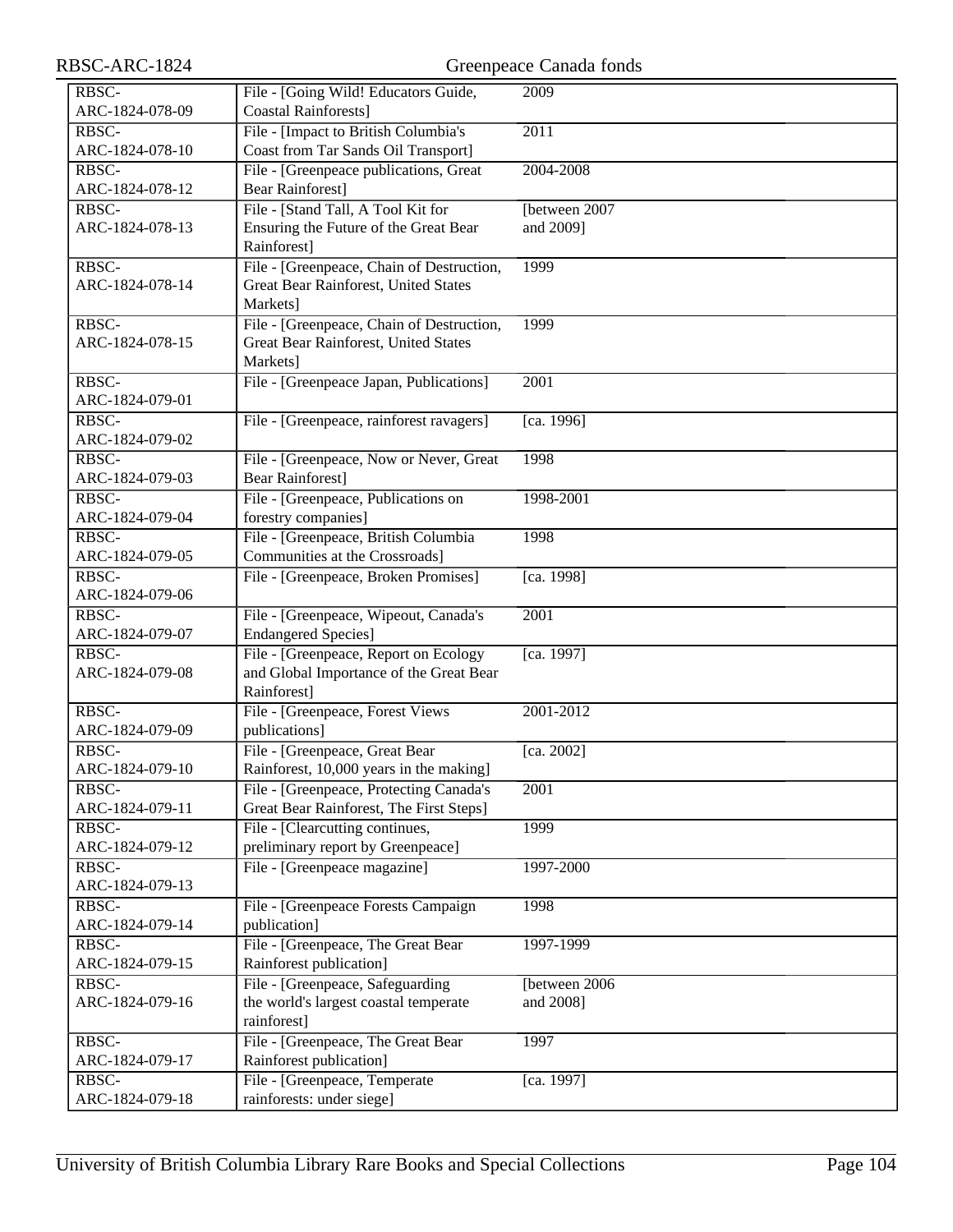| RBSC-ARC-1824-078-09 | File - [Going Wild! Educators Guide, Coastal Rainforests] | 2009 |
|---|---|---|
| RBSC-ARC-1824-078-10 | File - [Impact to British Columbia's Coast from Tar Sands Oil Transport] | 2011 |
| RBSC-ARC-1824-078-12 | File - [Greenpeace publications, Great Bear Rainforest] | 2004-2008 |
| RBSC-ARC-1824-078-13 | File - [Stand Tall, A Tool Kit for Ensuring the Future of the Great Bear Rainforest] | [between 2007 and 2009] |
| RBSC-ARC-1824-078-14 | File - [Greenpeace, Chain of Destruction, Great Bear Rainforest, United States Markets] | 1999 |
| RBSC-ARC-1824-078-15 | File - [Greenpeace, Chain of Destruction, Great Bear Rainforest, United States Markets] | 1999 |
| RBSC-ARC-1824-079-01 | File - [Greenpeace Japan, Publications] | 2001 |
| RBSC-ARC-1824-079-02 | File - [Greenpeace, rainforest ravagers] | [ca. 1996] |
| RBSC-ARC-1824-079-03 | File - [Greenpeace, Now or Never, Great Bear Rainforest] | 1998 |
| RBSC-ARC-1824-079-04 | File - [Greenpeace, Publications on forestry companies] | 1998-2001 |
| RBSC-ARC-1824-079-05 | File - [Greenpeace, British Columbia Communities at the Crossroads] | 1998 |
| RBSC-ARC-1824-079-06 | File - [Greenpeace, Broken Promises] | [ca. 1998] |
| RBSC-ARC-1824-079-07 | File - [Greenpeace, Wipeout, Canada's Endangered Species] | 2001 |
| RBSC-ARC-1824-079-08 | File - [Greenpeace, Report on Ecology and Global Importance of the Great Bear Rainforest] | [ca. 1997] |
| RBSC-ARC-1824-079-09 | File - [Greenpeace, Forest Views publications] | 2001-2012 |
| RBSC-ARC-1824-079-10 | File - [Greenpeace, Great Bear Rainforest, 10,000 years in the making] | [ca. 2002] |
| RBSC-ARC-1824-079-11 | File - [Greenpeace, Protecting Canada's Great Bear Rainforest, The First Steps] | 2001 |
| RBSC-ARC-1824-079-12 | File - [Clearcutting continues, preliminary report by Greenpeace] | 1999 |
| RBSC-ARC-1824-079-13 | File - [Greenpeace magazine] | 1997-2000 |
| RBSC-ARC-1824-079-14 | File - [Greenpeace Forests Campaign publication] | 1998 |
| RBSC-ARC-1824-079-15 | File - [Greenpeace, The Great Bear Rainforest publication] | 1997-1999 |
| RBSC-ARC-1824-079-16 | File - [Greenpeace, Safeguarding the world's largest coastal temperate rainforest] | [between 2006 and 2008] |
| RBSC-ARC-1824-079-17 | File - [Greenpeace, The Great Bear Rainforest publication] | 1997 |
| RBSC-ARC-1824-079-18 | File - [Greenpeace, Temperate rainforests: under siege] | [ca. 1997] |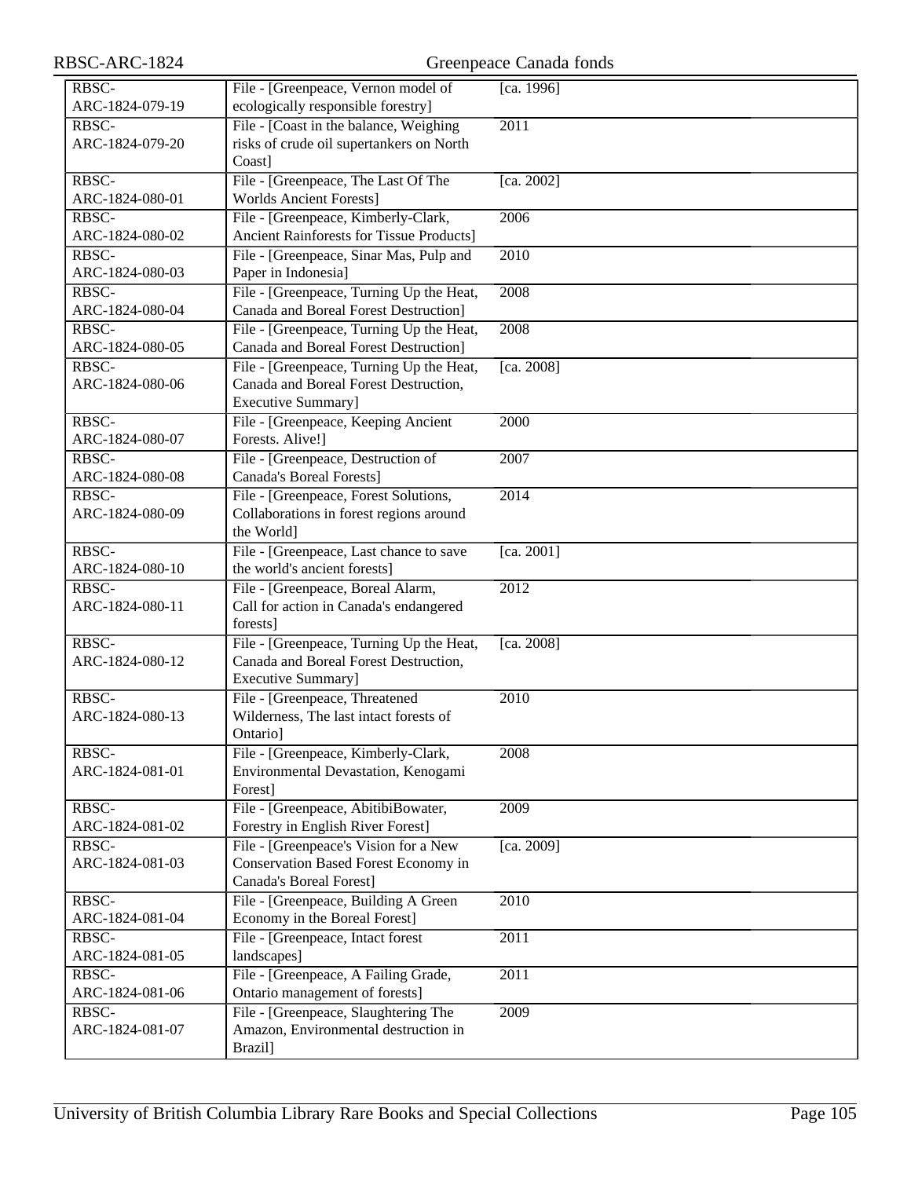| | | |
|---|---|---|
| RBSC-ARC-1824-079-19 | File - [Greenpeace, Vernon model of ecologically responsible forestry] | [ca. 1996] |
| RBSC-ARC-1824-079-20 | File - [Coast in the balance, Weighing risks of crude oil supertankers on North Coast] | 2011 |
| RBSC-ARC-1824-080-01 | File - [Greenpeace, The Last Of The Worlds Ancient Forests] | [ca. 2002] |
| RBSC-ARC-1824-080-02 | File - [Greenpeace, Kimberly-Clark, Ancient Rainforests for Tissue Products] | 2006 |
| RBSC-ARC-1824-080-03 | File - [Greenpeace, Sinar Mas, Pulp and Paper in Indonesia] | 2010 |
| RBSC-ARC-1824-080-04 | File - [Greenpeace, Turning Up the Heat, Canada and Boreal Forest Destruction] | 2008 |
| RBSC-ARC-1824-080-05 | File - [Greenpeace, Turning Up the Heat, Canada and Boreal Forest Destruction] | 2008 |
| RBSC-ARC-1824-080-06 | File - [Greenpeace, Turning Up the Heat, Canada and Boreal Forest Destruction, Executive Summary] | [ca. 2008] |
| RBSC-ARC-1824-080-07 | File - [Greenpeace, Keeping Ancient Forests. Alive!] | 2000 |
| RBSC-ARC-1824-080-08 | File - [Greenpeace, Destruction of Canada's Boreal Forests] | 2007 |
| RBSC-ARC-1824-080-09 | File - [Greenpeace, Forest Solutions, Collaborations in forest regions around the World] | 2014 |
| RBSC-ARC-1824-080-10 | File - [Greenpeace, Last chance to save the world's ancient forests] | [ca. 2001] |
| RBSC-ARC-1824-080-11 | File - [Greenpeace, Boreal Alarm, Call for action in Canada's endangered forests] | 2012 |
| RBSC-ARC-1824-080-12 | File - [Greenpeace, Turning Up the Heat, Canada and Boreal Forest Destruction, Executive Summary] | [ca. 2008] |
| RBSC-ARC-1824-080-13 | File - [Greenpeace, Threatened Wilderness, The last intact forests of Ontario] | 2010 |
| RBSC-ARC-1824-081-01 | File - [Greenpeace, Kimberly-Clark, Environmental Devastation, Kenogami Forest] | 2008 |
| RBSC-ARC-1824-081-02 | File - [Greenpeace, AbitibiBowater, Forestry in English River Forest] | 2009 |
| RBSC-ARC-1824-081-03 | File - [Greenpeace's Vision for a New Conservation Based Forest Economy in Canada's Boreal Forest] | [ca. 2009] |
| RBSC-ARC-1824-081-04 | File - [Greenpeace, Building A Green Economy in the Boreal Forest] | 2010 |
| RBSC-ARC-1824-081-05 | File - [Greenpeace, Intact forest landscapes] | 2011 |
| RBSC-ARC-1824-081-06 | File - [Greenpeace, A Failing Grade, Ontario management of forests] | 2011 |
| RBSC-ARC-1824-081-07 | File - [Greenpeace, Slaughtering The Amazon, Environmental destruction in Brazil] | 2009 |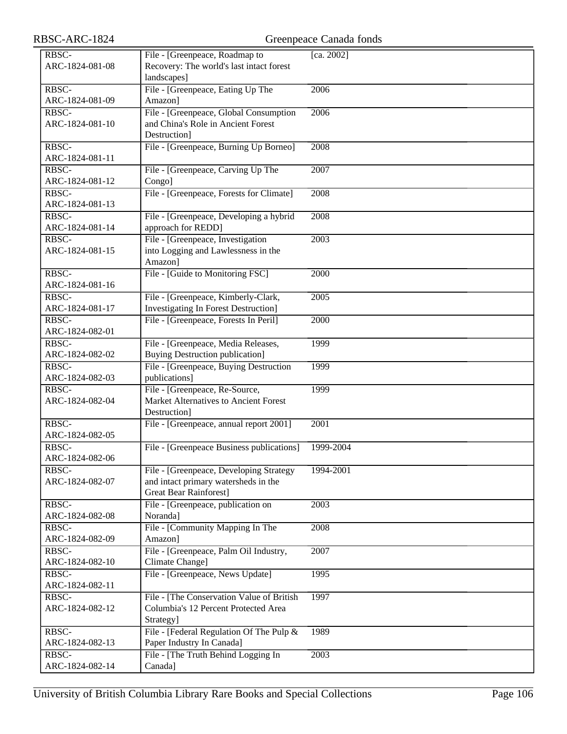| | | |
|---|---|---|
| RBSC-ARC-1824-081-08 | File - [Greenpeace, Roadmap to Recovery: The world's last intact forest landscapes] | [ca. 2002] |
| RBSC-ARC-1824-081-09 | File - [Greenpeace, Eating Up The Amazon] | 2006 |
| RBSC-ARC-1824-081-10 | File - [Greenpeace, Global Consumption and China's Role in Ancient Forest Destruction] | 2006 |
| RBSC-ARC-1824-081-11 | File - [Greenpeace, Burning Up Borneo] | 2008 |
| RBSC-ARC-1824-081-12 | File - [Greenpeace, Carving Up The Congo] | 2007 |
| RBSC-ARC-1824-081-13 | File - [Greenpeace, Forests for Climate] | 2008 |
| RBSC-ARC-1824-081-14 | File - [Greenpeace, Developing a hybrid approach for REDD] | 2008 |
| RBSC-ARC-1824-081-15 | File - [Greenpeace, Investigation into Logging and Lawlessness in the Amazon] | 2003 |
| RBSC-ARC-1824-081-16 | File - [Guide to Monitoring FSC] | 2000 |
| RBSC-ARC-1824-081-17 | File - [Greenpeace, Kimberly-Clark, Investigating In Forest Destruction] | 2005 |
| RBSC-ARC-1824-082-01 | File - [Greenpeace, Forests In Peril] | 2000 |
| RBSC-ARC-1824-082-02 | File - [Greenpeace, Media Releases, Buying Destruction publication] | 1999 |
| RBSC-ARC-1824-082-03 | File - [Greenpeace, Buying Destruction publications] | 1999 |
| RBSC-ARC-1824-082-04 | File - [Greenpeace, Re-Source, Market Alternatives to Ancient Forest Destruction] | 1999 |
| RBSC-ARC-1824-082-05 | File - [Greenpeace, annual report 2001] | 2001 |
| RBSC-ARC-1824-082-06 | File - [Greenpeace Business publications] | 1999-2004 |
| RBSC-ARC-1824-082-07 | File - [Greenpeace, Developing Strategy and intact primary watersheds in the Great Bear Rainforest] | 1994-2001 |
| RBSC-ARC-1824-082-08 | File - [Greenpeace, publication on Noranda] | 2003 |
| RBSC-ARC-1824-082-09 | File - [Community Mapping In The Amazon] | 2008 |
| RBSC-ARC-1824-082-10 | File - [Greenpeace, Palm Oil Industry, Climate Change] | 2007 |
| RBSC-ARC-1824-082-11 | File - [Greenpeace, News Update] | 1995 |
| RBSC-ARC-1824-082-12 | File - [The Conservation Value of British Columbia's 12 Percent Protected Area Strategy] | 1997 |
| RBSC-ARC-1824-082-13 | File - [Federal Regulation Of The Pulp & Paper Industry In Canada] | 1989 |
| RBSC-ARC-1824-082-14 | File - [The Truth Behind Logging In Canada] | 2003 |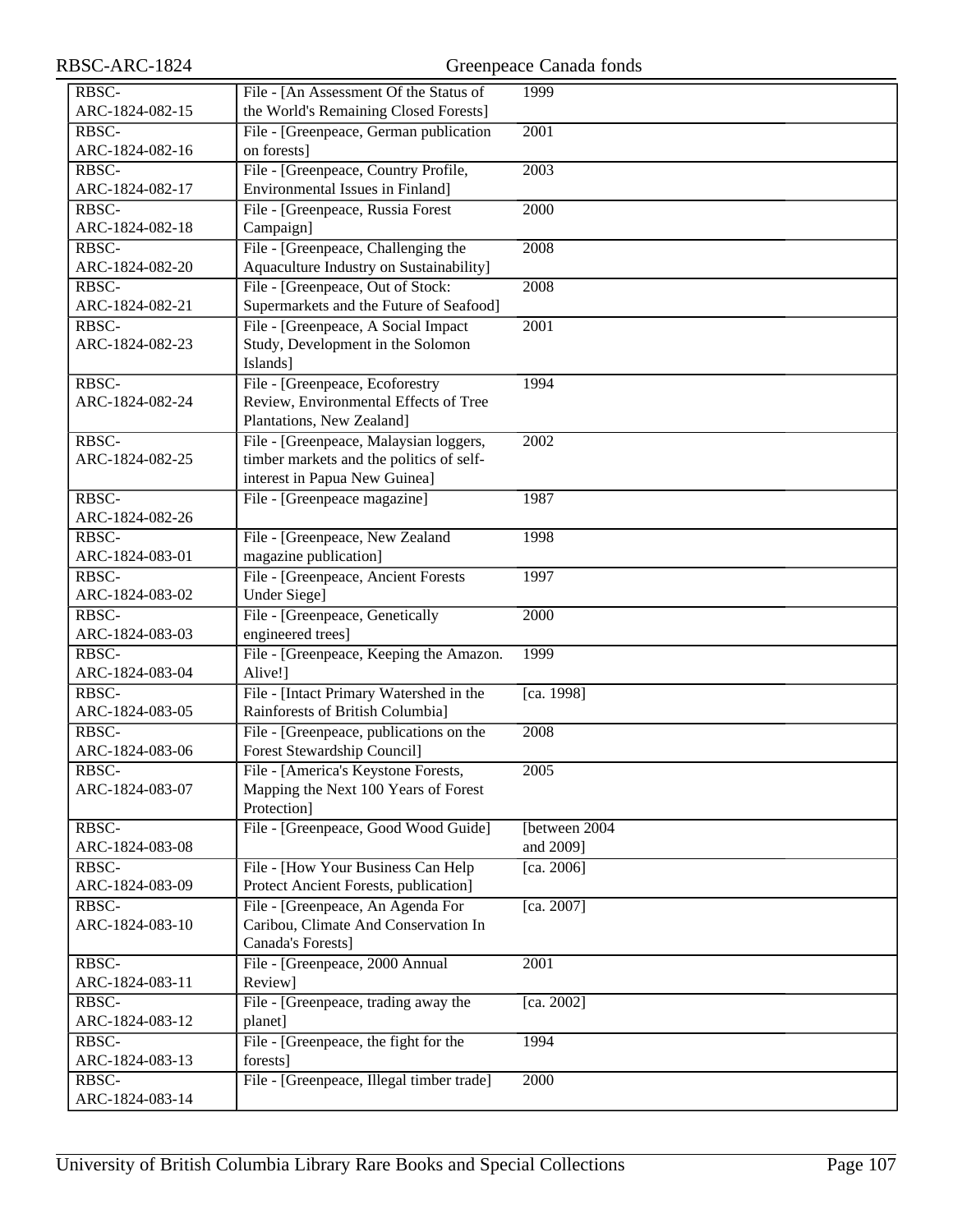| | | |
|---|---|---|
| RBSC-ARC-1824-082-15 | File - [An Assessment Of the Status of the World's Remaining Closed Forests] | 1999 |
| RBSC-ARC-1824-082-16 | File - [Greenpeace, German publication on forests] | 2001 |
| RBSC-ARC-1824-082-17 | File - [Greenpeace, Country Profile, Environmental Issues in Finland] | 2003 |
| RBSC-ARC-1824-082-18 | File - [Greenpeace, Russia Forest Campaign] | 2000 |
| RBSC-ARC-1824-082-20 | File - [Greenpeace, Challenging the Aquaculture Industry on Sustainability] | 2008 |
| RBSC-ARC-1824-082-21 | File - [Greenpeace, Out of Stock: Supermarkets and the Future of Seafood] | 2008 |
| RBSC-ARC-1824-082-23 | File - [Greenpeace, A Social Impact Study, Development in the Solomon Islands] | 2001 |
| RBSC-ARC-1824-082-24 | File - [Greenpeace, Ecoforestry Review, Environmental Effects of Tree Plantations, New Zealand] | 1994 |
| RBSC-ARC-1824-082-25 | File - [Greenpeace, Malaysian loggers, timber markets and the politics of self-interest in Papua New Guinea] | 2002 |
| RBSC-ARC-1824-082-26 | File - [Greenpeace magazine] | 1987 |
| RBSC-ARC-1824-083-01 | File - [Greenpeace, New Zealand magazine publication] | 1998 |
| RBSC-ARC-1824-083-02 | File - [Greenpeace, Ancient Forests Under Siege] | 1997 |
| RBSC-ARC-1824-083-03 | File - [Greenpeace, Genetically engineered trees] | 2000 |
| RBSC-ARC-1824-083-04 | File - [Greenpeace, Keeping the Amazon. Alive!] | 1999 |
| RBSC-ARC-1824-083-05 | File - [Intact Primary Watershed in the Rainforests of British Columbia] | [ca. 1998] |
| RBSC-ARC-1824-083-06 | File - [Greenpeace, publications on the Forest Stewardship Council] | 2008 |
| RBSC-ARC-1824-083-07 | File - [America's Keystone Forests, Mapping the Next 100 Years of Forest Protection] | 2005 |
| RBSC-ARC-1824-083-08 | File - [Greenpeace, Good Wood Guide] | [between 2004 and 2009] |
| RBSC-ARC-1824-083-09 | File - [How Your Business Can Help Protect Ancient Forests, publication] | [ca. 2006] |
| RBSC-ARC-1824-083-10 | File - [Greenpeace, An Agenda For Caribou, Climate And Conservation In Canada's Forests] | [ca. 2007] |
| RBSC-ARC-1824-083-11 | File - [Greenpeace, 2000 Annual Review] | 2001 |
| RBSC-ARC-1824-083-12 | File - [Greenpeace, trading away the planet] | [ca. 2002] |
| RBSC-ARC-1824-083-13 | File - [Greenpeace, the fight for the forests] | 1994 |
| RBSC-ARC-1824-083-14 | File - [Greenpeace, Illegal timber trade] | 2000 |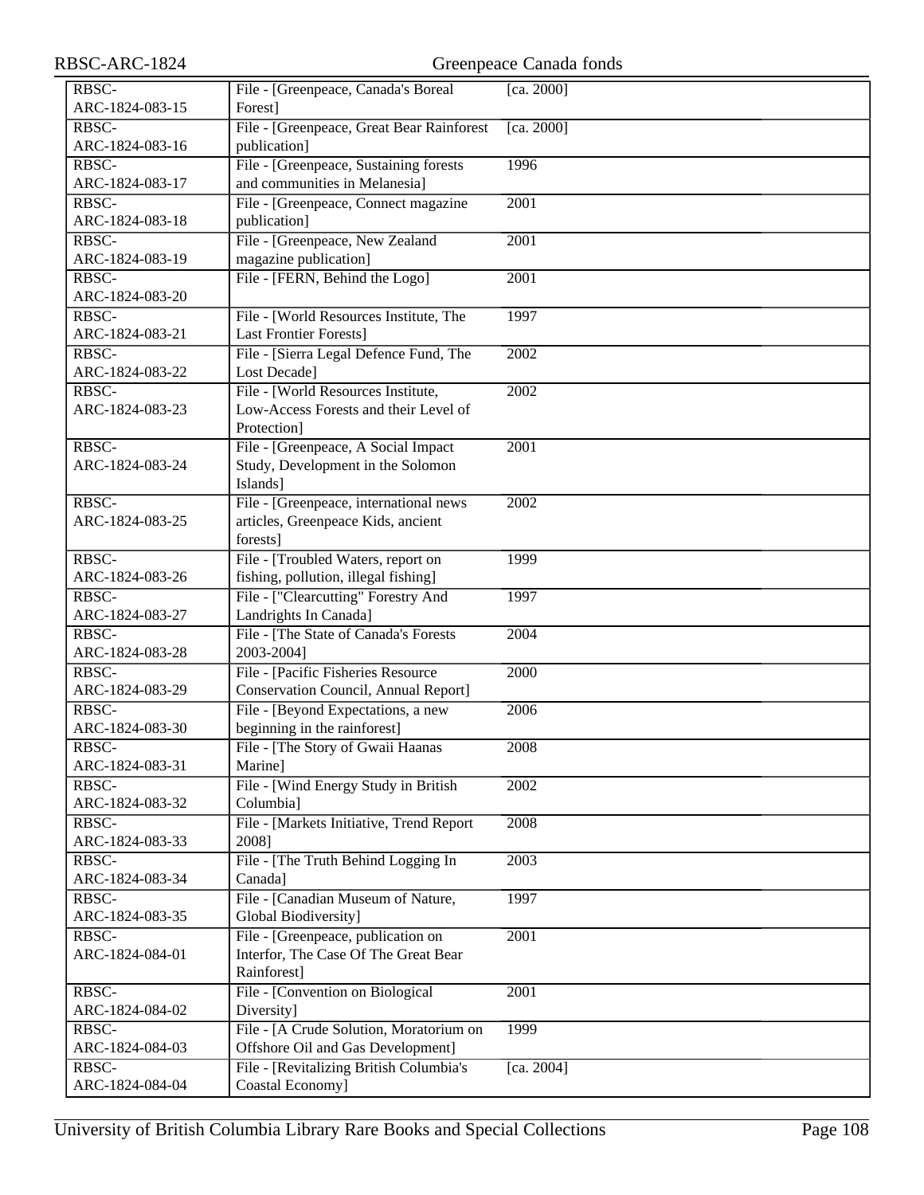| | | |
|---|---|---|
| RBSC-ARC-1824-083-15 | File - [Greenpeace, Canada's Boreal Forest] | [ca. 2000] |
| RBSC-ARC-1824-083-16 | File - [Greenpeace, Great Bear Rainforest publication] | [ca. 2000] |
| RBSC-ARC-1824-083-17 | File - [Greenpeace, Sustaining forests and communities in Melanesia] | 1996 |
| RBSC-ARC-1824-083-18 | File - [Greenpeace, Connect magazine publication] | 2001 |
| RBSC-ARC-1824-083-19 | File - [Greenpeace, New Zealand magazine publication] | 2001 |
| RBSC-ARC-1824-083-20 | File - [FERN, Behind the Logo] | 2001 |
| RBSC-ARC-1824-083-21 | File - [World Resources Institute, The Last Frontier Forests] | 1997 |
| RBSC-ARC-1824-083-22 | File - [Sierra Legal Defence Fund, The Lost Decade] | 2002 |
| RBSC-ARC-1824-083-23 | File - [World Resources Institute, Low-Access Forests and their Level of Protection] | 2002 |
| RBSC-ARC-1824-083-24 | File - [Greenpeace, A Social Impact Study, Development in the Solomon Islands] | 2001 |
| RBSC-ARC-1824-083-25 | File - [Greenpeace, international news articles, Greenpeace Kids, ancient forests] | 2002 |
| RBSC-ARC-1824-083-26 | File - [Troubled Waters, report on fishing, pollution, illegal fishing] | 1999 |
| RBSC-ARC-1824-083-27 | File - ["Clearcutting" Forestry And Landrights In Canada] | 1997 |
| RBSC-ARC-1824-083-28 | File - [The State of Canada's Forests 2003-2004] | 2004 |
| RBSC-ARC-1824-083-29 | File - [Pacific Fisheries Resource Conservation Council, Annual Report] | 2000 |
| RBSC-ARC-1824-083-30 | File - [Beyond Expectations, a new beginning in the rainforest] | 2006 |
| RBSC-ARC-1824-083-31 | File - [The Story of Gwaii Haanas Marine] | 2008 |
| RBSC-ARC-1824-083-32 | File - [Wind Energy Study in British Columbia] | 2002 |
| RBSC-ARC-1824-083-33 | File - [Markets Initiative, Trend Report 2008] | 2008 |
| RBSC-ARC-1824-083-34 | File - [The Truth Behind Logging In Canada] | 2003 |
| RBSC-ARC-1824-083-35 | File - [Canadian Museum of Nature, Global Biodiversity] | 1997 |
| RBSC-ARC-1824-084-01 | File - [Greenpeace, publication on Interfor, The Case Of The Great Bear Rainforest] | 2001 |
| RBSC-ARC-1824-084-02 | File - [Convention on Biological Diversity] | 2001 |
| RBSC-ARC-1824-084-03 | File - [A Crude Solution, Moratorium on Offshore Oil and Gas Development] | 1999 |
| RBSC-ARC-1824-084-04 | File - [Revitalizing British Columbia's Coastal Economy] | [ca. 2004] |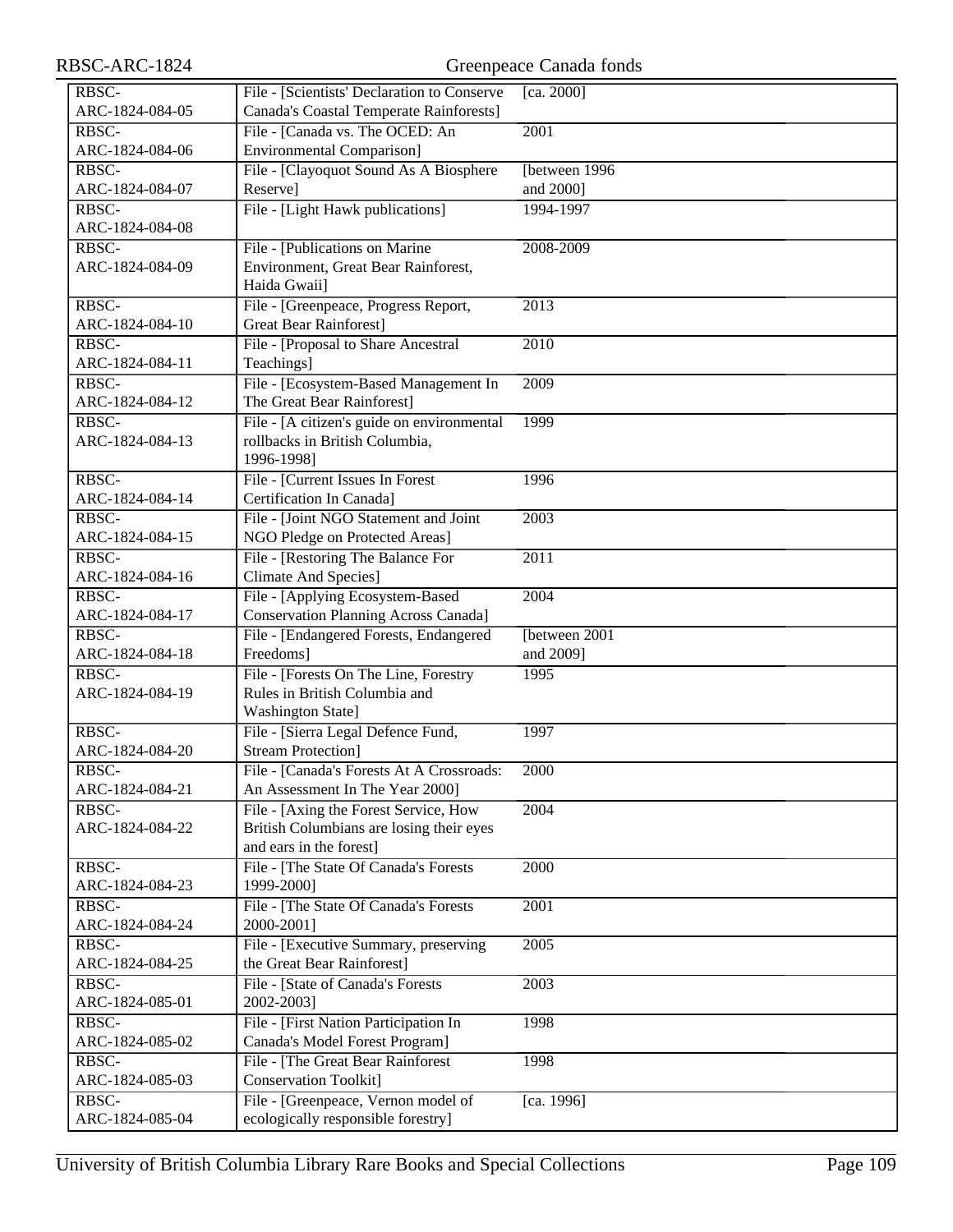| | | |
|---|---|---|
| RBSC-ARC-1824-084-05 | File - [Scientists' Declaration to Conserve Canada's Coastal Temperate Rainforests] | [ca. 2000] |
| RBSC-ARC-1824-084-06 | File - [Canada vs. The OCED: An Environmental Comparison] | 2001 |
| RBSC-ARC-1824-084-07 | File - [Clayoquot Sound As A Biosphere Reserve] | [between 1996 and 2000] |
| RBSC-ARC-1824-084-08 | File - [Light Hawk publications] | 1994-1997 |
| RBSC-ARC-1824-084-09 | File - [Publications on Marine Environment, Great Bear Rainforest, Haida Gwaii] | 2008-2009 |
| RBSC-ARC-1824-084-10 | File - [Greenpeace, Progress Report, Great Bear Rainforest] | 2013 |
| RBSC-ARC-1824-084-11 | File - [Proposal to Share Ancestral Teachings] | 2010 |
| RBSC-ARC-1824-084-12 | File - [Ecosystem-Based Management In The Great Bear Rainforest] | 2009 |
| RBSC-ARC-1824-084-13 | File - [A citizen's guide on environmental rollbacks in British Columbia, 1996-1998] | 1999 |
| RBSC-ARC-1824-084-14 | File - [Current Issues In Forest Certification In Canada] | 1996 |
| RBSC-ARC-1824-084-15 | File - [Joint NGO Statement and Joint NGO Pledge on Protected Areas] | 2003 |
| RBSC-ARC-1824-084-16 | File - [Restoring The Balance For Climate And Species] | 2011 |
| RBSC-ARC-1824-084-17 | File - [Applying Ecosystem-Based Conservation Planning Across Canada] | 2004 |
| RBSC-ARC-1824-084-18 | File - [Endangered Forests, Endangered Freedoms] | [between 2001 and 2009] |
| RBSC-ARC-1824-084-19 | File - [Forests On The Line, Forestry Rules in British Columbia and Washington State] | 1995 |
| RBSC-ARC-1824-084-20 | File - [Sierra Legal Defence Fund, Stream Protection] | 1997 |
| RBSC-ARC-1824-084-21 | File - [Canada's Forests At A Crossroads: An Assessment In The Year 2000] | 2000 |
| RBSC-ARC-1824-084-22 | File - [Axing the Forest Service, How British Columbians are losing their eyes and ears in the forest] | 2004 |
| RBSC-ARC-1824-084-23 | File - [The State Of Canada's Forests 1999-2000] | 2000 |
| RBSC-ARC-1824-084-24 | File - [The State Of Canada's Forests 2000-2001] | 2001 |
| RBSC-ARC-1824-084-25 | File - [Executive Summary, preserving the Great Bear Rainforest] | 2005 |
| RBSC-ARC-1824-085-01 | File - [State of Canada's Forests 2002-2003] | 2003 |
| RBSC-ARC-1824-085-02 | File - [First Nation Participation In Canada's Model Forest Program] | 1998 |
| RBSC-ARC-1824-085-03 | File - [The Great Bear Rainforest Conservation Toolkit] | 1998 |
| RBSC-ARC-1824-085-04 | File - [Greenpeace, Vernon model of ecologically responsible forestry] | [ca. 1996] |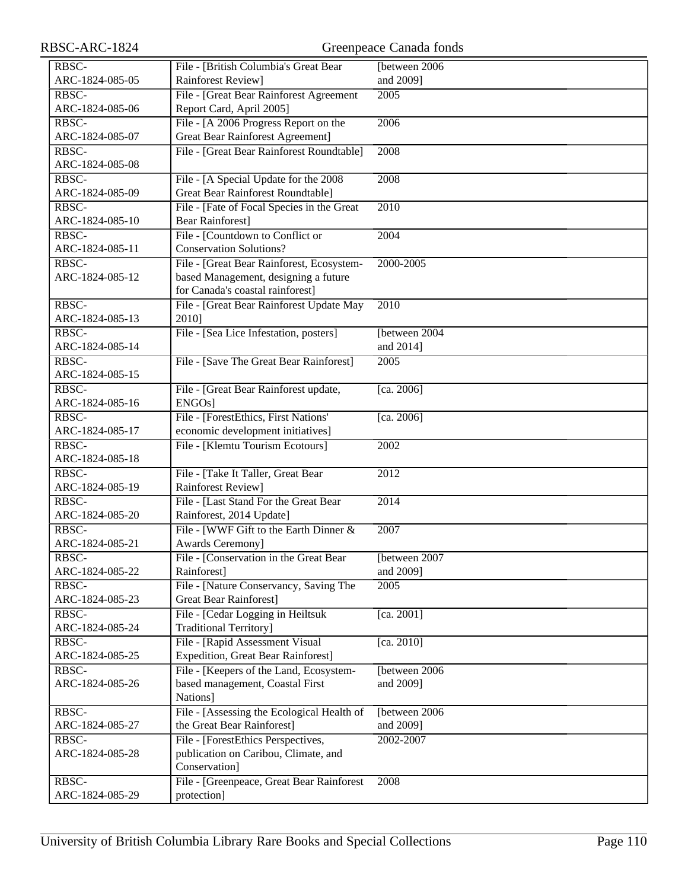| | | |
|---|---|---|
| RBSC-ARC-1824-085-05 | File - [British Columbia's Great Bear Rainforest Review] | [between 2006 and 2009] |
| RBSC-ARC-1824-085-06 | File - [Great Bear Rainforest Agreement Report Card, April 2005] | 2005 |
| RBSC-ARC-1824-085-07 | File - [A 2006 Progress Report on the Great Bear Rainforest Agreement] | 2006 |
| RBSC-ARC-1824-085-08 | File - [Great Bear Rainforest Roundtable] | 2008 |
| RBSC-ARC-1824-085-09 | File - [A Special Update for the 2008 Great Bear Rainforest Roundtable] | 2008 |
| RBSC-ARC-1824-085-10 | File - [Fate of Focal Species in the Great Bear Rainforest] | 2010 |
| RBSC-ARC-1824-085-11 | File - [Countdown to Conflict or Conservation Solutions? | 2004 |
| RBSC-ARC-1824-085-12 | File - [Great Bear Rainforest, Ecosystem-based Management, designing a future for Canada's coastal rainforest] | 2000-2005 |
| RBSC-ARC-1824-085-13 | File - [Great Bear Rainforest Update May 2010] | 2010 |
| RBSC-ARC-1824-085-14 | File - [Sea Lice Infestation, posters] | [between 2004 and 2014] |
| RBSC-ARC-1824-085-15 | File - [Save The Great Bear Rainforest] | 2005 |
| RBSC-ARC-1824-085-16 | File - [Great Bear Rainforest update, ENGOs] | [ca. 2006] |
| RBSC-ARC-1824-085-17 | File - [ForestEthics, First Nations' economic development initiatives] | [ca. 2006] |
| RBSC-ARC-1824-085-18 | File - [Klemtu Tourism Ecotours] | 2002 |
| RBSC-ARC-1824-085-19 | File - [Take It Taller, Great Bear Rainforest Review] | 2012 |
| RBSC-ARC-1824-085-20 | File - [Last Stand For the Great Bear Rainforest, 2014 Update] | 2014 |
| RBSC-ARC-1824-085-21 | File - [WWF Gift to the Earth Dinner & Awards Ceremony] | 2007 |
| RBSC-ARC-1824-085-22 | File - [Conservation in the Great Bear Rainforest] | [between 2007 and 2009] |
| RBSC-ARC-1824-085-23 | File - [Nature Conservancy, Saving The Great Bear Rainforest] | 2005 |
| RBSC-ARC-1824-085-24 | File - [Cedar Logging in Heiltsuk Traditional Territory] | [ca. 2001] |
| RBSC-ARC-1824-085-25 | File - [Rapid Assessment Visual Expedition, Great Bear Rainforest] | [ca. 2010] |
| RBSC-ARC-1824-085-26 | File - [Keepers of the Land, Ecosystem-based management, Coastal First Nations] | [between 2006 and 2009] |
| RBSC-ARC-1824-085-27 | File - [Assessing the Ecological Health of the Great Bear Rainforest] | [between 2006 and 2009] |
| RBSC-ARC-1824-085-28 | File - [ForestEthics Perspectives, publication on Caribou, Climate, and Conservation] | 2002-2007 |
| RBSC-ARC-1824-085-29 | File - [Greenpeace, Great Bear Rainforest protection] | 2008 |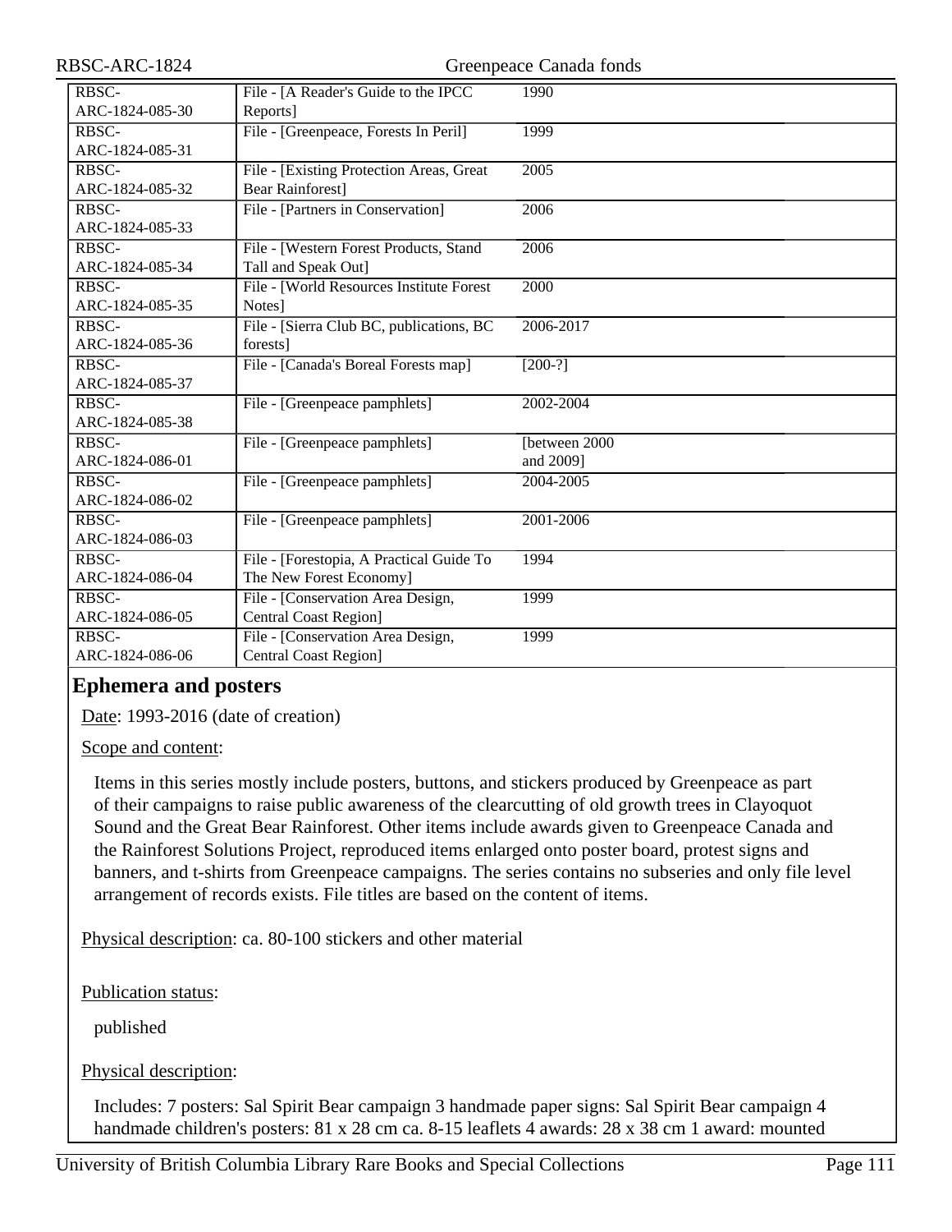| | | |
|---|---|---|
| RBSC-ARC-1824-085-30 | File - [A Reader's Guide to the IPCC Reports] | 1990 |
| RBSC-ARC-1824-085-31 | File - [Greenpeace, Forests In Peril] | 1999 |
| RBSC-ARC-1824-085-32 | File - [Existing Protection Areas, Great Bear Rainforest] | 2005 |
| RBSC-ARC-1824-085-33 | File - [Partners in Conservation] | 2006 |
| RBSC-ARC-1824-085-34 | File - [Western Forest Products, Stand Tall and Speak Out] | 2006 |
| RBSC-ARC-1824-085-35 | File - [World Resources Institute Forest Notes] | 2000 |
| RBSC-ARC-1824-085-36 | File - [Sierra Club BC, publications, BC forests] | 2006-2017 |
| RBSC-ARC-1824-085-37 | File - [Canada's Boreal Forests map] | [200-?] |
| RBSC-ARC-1824-085-38 | File - [Greenpeace pamphlets] | 2002-2004 |
| RBSC-ARC-1824-086-01 | File - [Greenpeace pamphlets] | [between 2000 and 2009] |
| RBSC-ARC-1824-086-02 | File - [Greenpeace pamphlets] | 2004-2005 |
| RBSC-ARC-1824-086-03 | File - [Greenpeace pamphlets] | 2001-2006 |
| RBSC-ARC-1824-086-04 | File - [Forestopia, A Practical Guide To The New Forest Economy] | 1994 |
| RBSC-ARC-1824-086-05 | File - [Conservation Area Design, Central Coast Region] | 1999 |
| RBSC-ARC-1824-086-06 | File - [Conservation Area Design, Central Coast Region] | 1999 |

## Ephemera and posters

Date: 1993-2016 (date of creation)

Scope and content:

Items in this series mostly include posters, buttons, and stickers produced by Greenpeace as part of their campaigns to raise public awareness of the clearcutting of old growth trees in Clayoquot Sound and the Great Bear Rainforest. Other items include awards given to Greenpeace Canada and the Rainforest Solutions Project, reproduced items enlarged onto poster board, protest signs and banners, and t-shirts from Greenpeace campaigns. The series contains no subseries and only file level arrangement of records exists. File titles are based on the content of items.

Physical description: ca. 80-100 stickers and other material

Publication status:

published

Physical description:

Includes: 7 posters: Sal Spirit Bear campaign 3 handmade paper signs: Sal Spirit Bear campaign 4 handmade children's posters: 81 x 28 cm ca. 8-15 leaflets 4 awards: 28 x 38 cm 1 award: mounted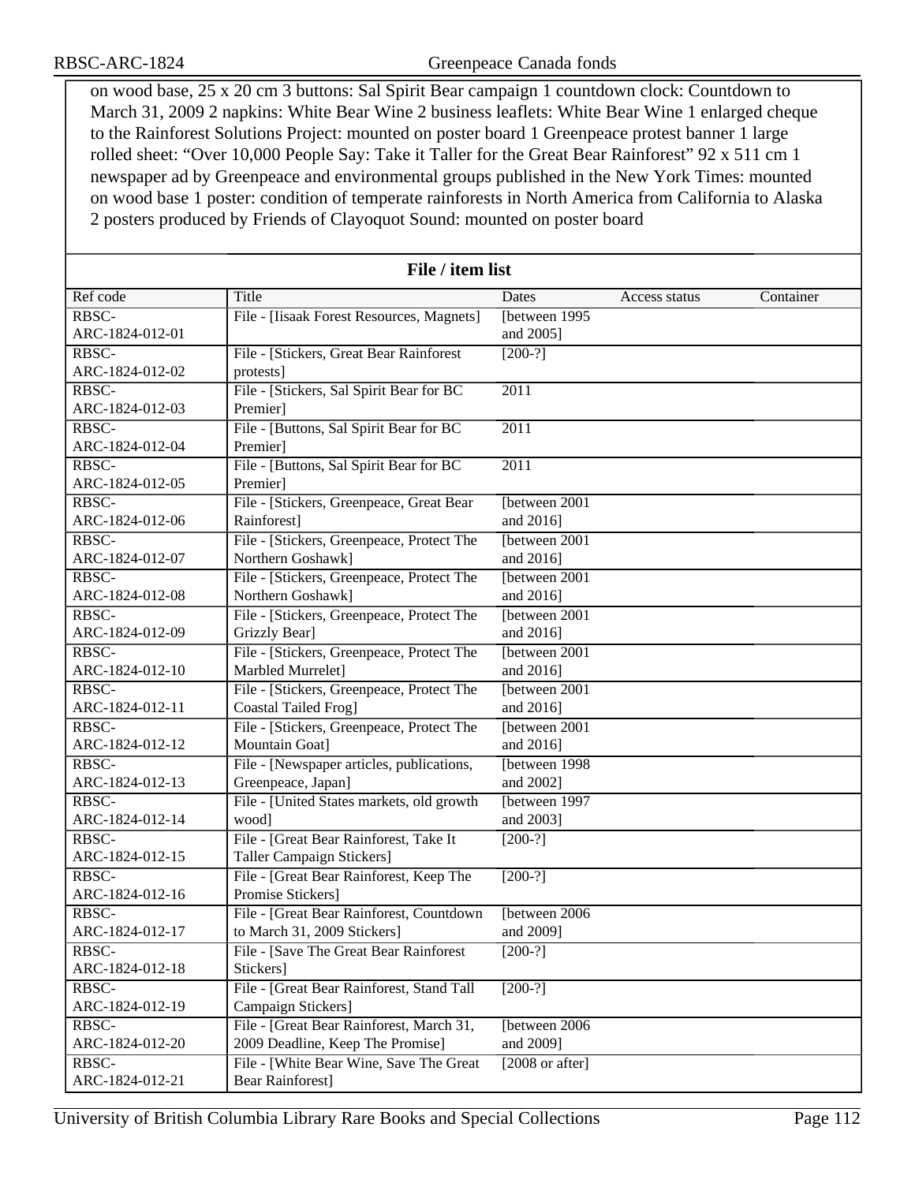on wood base, 25 x 20 cm 3 buttons: Sal Spirit Bear campaign 1 countdown clock: Countdown to March 31, 2009 2 napkins: White Bear Wine 2 business leaflets: White Bear Wine 1 enlarged cheque to the Rainforest Solutions Project: mounted on poster board 1 Greenpeace protest banner 1 large rolled sheet: "Over 10,000 People Say: Take it Taller for the Great Bear Rainforest" 92 x 511 cm 1 newspaper ad by Greenpeace and environmental groups published in the New York Times: mounted on wood base 1 poster: condition of temperate rainforests in North America from California to Alaska 2 posters produced by Friends of Clayoquot Sound: mounted on poster board

**File / item list**

| Ref code | Title | Dates | Access status | Container |
|---|---|---|---|---|
| RBSC-ARC-1824-012-01 | File - [Iisaak Forest Resources, Magnets] | [between 1995 and 2005] | | |
| RBSC-ARC-1824-012-02 | File - [Stickers, Great Bear Rainforest protests] | [200-?] | | |
| RBSC-ARC-1824-012-03 | File - [Stickers, Sal Spirit Bear for BC Premier] | 2011 | | |
| RBSC-ARC-1824-012-04 | File - [Buttons, Sal Spirit Bear for BC Premier] | 2011 | | |
| RBSC-ARC-1824-012-05 | File - [Buttons, Sal Spirit Bear for BC Premier] | 2011 | | |
| RBSC-ARC-1824-012-06 | File - [Stickers, Greenpeace, Great Bear Rainforest] | [between 2001 and 2016] | | |
| RBSC-ARC-1824-012-07 | File - [Stickers, Greenpeace, Protect The Northern Goshawk] | [between 2001 and 2016] | | |
| RBSC-ARC-1824-012-08 | File - [Stickers, Greenpeace, Protect The Northern Goshawk] | [between 2001 and 2016] | | |
| RBSC-ARC-1824-012-09 | File - [Stickers, Greenpeace, Protect The Grizzly Bear] | [between 2001 and 2016] | | |
| RBSC-ARC-1824-012-10 | File - [Stickers, Greenpeace, Protect The Marbled Murrelet] | [between 2001 and 2016] | | |
| RBSC-ARC-1824-012-11 | File - [Stickers, Greenpeace, Protect The Coastal Tailed Frog] | [between 2001 and 2016] | | |
| RBSC-ARC-1824-012-12 | File - [Stickers, Greenpeace, Protect The Mountain Goat] | [between 2001 and 2016] | | |
| RBSC-ARC-1824-012-13 | File - [Newspaper articles, publications, Greenpeace, Japan] | [between 1998 and 2002] | | |
| RBSC-ARC-1824-012-14 | File - [United States markets, old growth wood] | [between 1997 and 2003] | | |
| RBSC-ARC-1824-012-15 | File - [Great Bear Rainforest, Take It Taller Campaign Stickers] | [200-?] | | |
| RBSC-ARC-1824-012-16 | File - [Great Bear Rainforest, Keep The Promise Stickers] | [200-?] | | |
| RBSC-ARC-1824-012-17 | File - [Great Bear Rainforest, Countdown to March 31, 2009 Stickers] | [between 2006 and 2009] | | |
| RBSC-ARC-1824-012-18 | File - [Save The Great Bear Rainforest Stickers] | [200-?] | | |
| RBSC-ARC-1824-012-19 | File - [Great Bear Rainforest, Stand Tall Campaign Stickers] | [200-?] | | |
| RBSC-ARC-1824-012-20 | File - [Great Bear Rainforest, March 31, 2009 Deadline, Keep The Promise] | [between 2006 and 2009] | | |
| RBSC-ARC-1824-012-21 | File - [White Bear Wine, Save The Great Bear Rainforest] | [2008 or after] | | |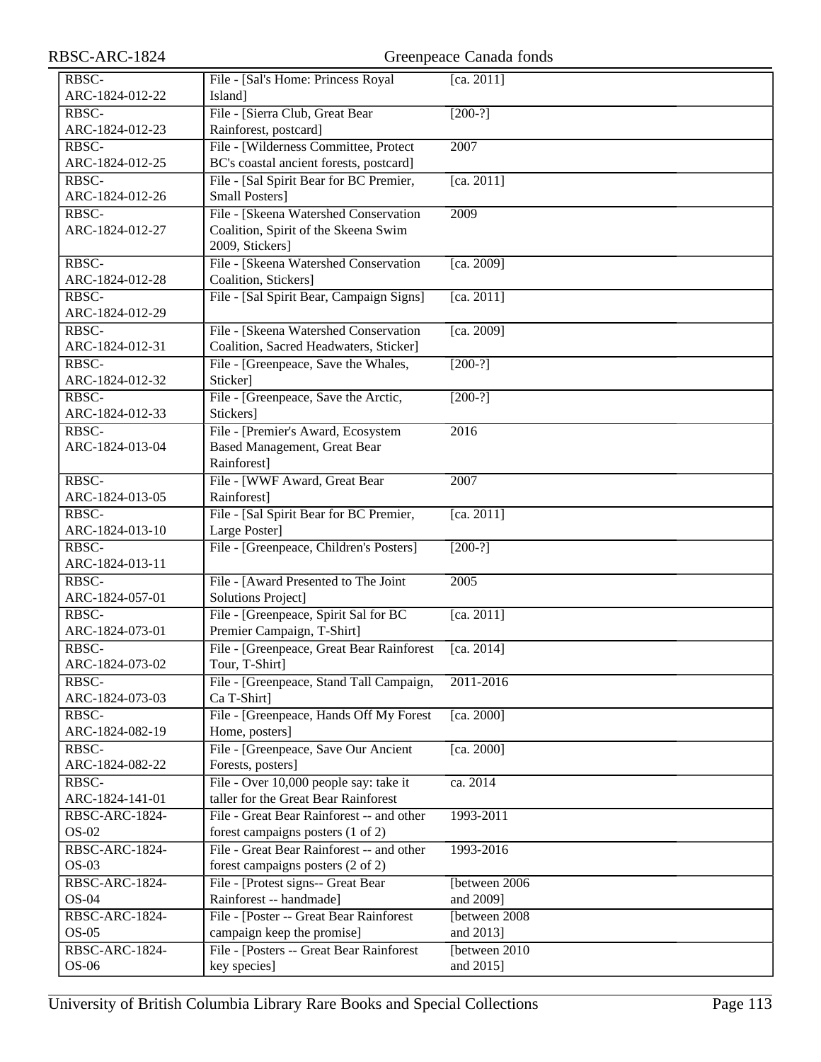| | | |
|---|---|---|
| RBSC-ARC-1824-012-22 | File - [Sal's Home: Princess Royal Island] | [ca. 2011] |
| RBSC-ARC-1824-012-23 | File - [Sierra Club, Great Bear Rainforest, postcard] | [200-?] |
| RBSC-ARC-1824-012-25 | File - [Wilderness Committee, Protect BC's coastal ancient forests, postcard] | 2007 |
| RBSC-ARC-1824-012-26 | File - [Sal Spirit Bear for BC Premier, Small Posters] | [ca. 2011] |
| RBSC-ARC-1824-012-27 | File - [Skeena Watershed Conservation Coalition, Spirit of the Skeena Swim 2009, Stickers] | 2009 |
| RBSC-ARC-1824-012-28 | File - [Skeena Watershed Conservation Coalition, Stickers] | [ca. 2009] |
| RBSC-ARC-1824-012-29 | File - [Sal Spirit Bear, Campaign Signs] | [ca. 2011] |
| RBSC-ARC-1824-012-31 | File - [Skeena Watershed Conservation Coalition, Sacred Headwaters, Sticker] | [ca. 2009] |
| RBSC-ARC-1824-012-32 | File - [Greenpeace, Save the Whales, Sticker] | [200-?] |
| RBSC-ARC-1824-012-33 | File - [Greenpeace, Save the Arctic, Stickers] | [200-?] |
| RBSC-ARC-1824-013-04 | File - [Premier's Award, Ecosystem Based Management, Great Bear Rainforest] | 2016 |
| RBSC-ARC-1824-013-05 | File - [WWF Award, Great Bear Rainforest] | 2007 |
| RBSC-ARC-1824-013-10 | File - [Sal Spirit Bear for BC Premier, Large Poster] | [ca. 2011] |
| RBSC-ARC-1824-013-11 | File - [Greenpeace, Children's Posters] | [200-?] |
| RBSC-ARC-1824-057-01 | File - [Award Presented to The Joint Solutions Project] | 2005 |
| RBSC-ARC-1824-073-01 | File - [Greenpeace, Spirit Sal for BC Premier Campaign, T-Shirt] | [ca. 2011] |
| RBSC-ARC-1824-073-02 | File - [Greenpeace, Great Bear Rainforest Tour, T-Shirt] | [ca. 2014] |
| RBSC-ARC-1824-073-03 | File - [Greenpeace, Stand Tall Campaign, Ca T-Shirt] | 2011-2016 |
| RBSC-ARC-1824-082-19 | File - [Greenpeace, Hands Off My Forest Home, posters] | [ca. 2000] |
| RBSC-ARC-1824-082-22 | File - [Greenpeace, Save Our Ancient Forests, posters] | [ca. 2000] |
| RBSC-ARC-1824-141-01 | File - Over 10,000 people say: take it taller for the Great Bear Rainforest | ca. 2014 |
| RBSC-ARC-1824-OS-02 | File - Great Bear Rainforest -- and other forest campaigns posters (1 of 2) | 1993-2011 |
| RBSC-ARC-1824-OS-03 | File - Great Bear Rainforest -- and other forest campaigns posters (2 of 2) | 1993-2016 |
| RBSC-ARC-1824-OS-04 | File - [Protest signs-- Great Bear Rainforest -- handmade] | [between 2006 and 2009] |
| RBSC-ARC-1824-OS-05 | File - [Poster -- Great Bear Rainforest campaign keep the promise] | [between 2008 and 2013] |
| RBSC-ARC-1824-OS-06 | File - [Posters -- Great Bear Rainforest key species] | [between 2010 and 2015] |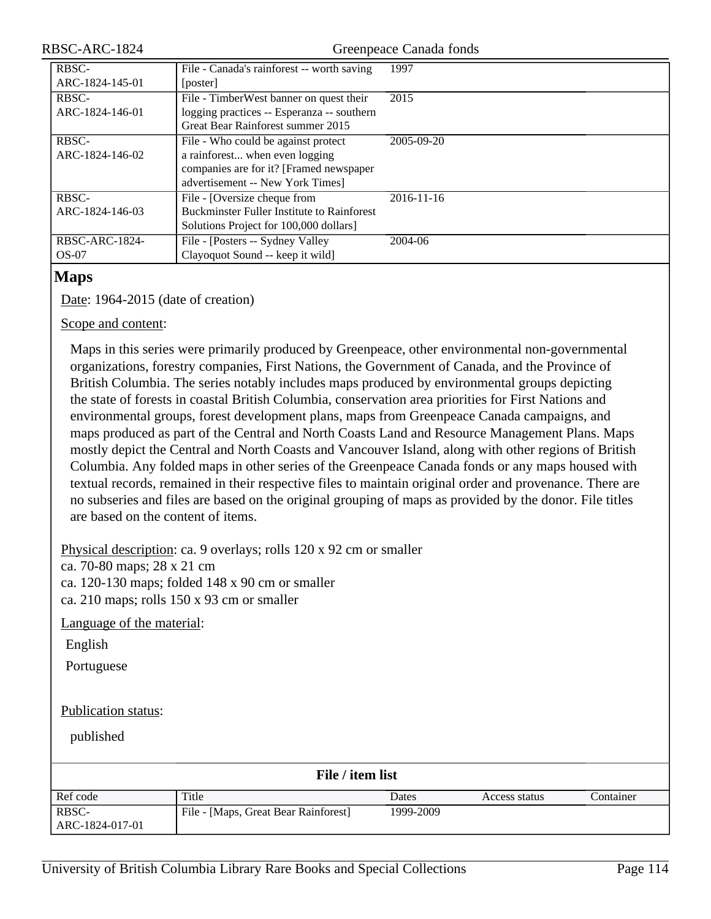| Ref code | Title | Dates | Access status | Container |
|---|---|---|---|---|
| RBSC-ARC-1824-145-01 | File - Canada's rainforest -- worth saving [poster] | 1997 | | |
| RBSC-ARC-1824-146-01 | File - TimberWest banner on quest their logging practices -- Esperanza -- southern Great Bear Rainforest summer 2015 | 2015 | | |
| RBSC-ARC-1824-146-02 | File - Who could be against protect a rainforest... when even logging companies are for it? [Framed newspaper advertisement -- New York Times] | 2005-09-20 | | |
| RBSC-ARC-1824-146-03 | File - [Oversize cheque from Buckminster Fuller Institute to Rainforest Solutions Project for 100,000 dollars] | 2016-11-16 | | |
| RBSC-ARC-1824-OS-07 | File - [Posters -- Sydney Valley Clayoquot Sound -- keep it wild] | 2004-06 | | |

## Maps

Date: 1964-2015 (date of creation)

Scope and content:

Maps in this series were primarily produced by Greenpeace, other environmental non-governmental organizations, forestry companies, First Nations, the Government of Canada, and the Province of British Columbia. The series notably includes maps produced by environmental groups depicting the state of forests in coastal British Columbia, conservation area priorities for First Nations and environmental groups, forest development plans, maps from Greenpeace Canada campaigns, and maps produced as part of the Central and North Coasts Land and Resource Management Plans. Maps mostly depict the Central and North Coasts and Vancouver Island, along with other regions of British Columbia. Any folded maps in other series of the Greenpeace Canada fonds or any maps housed with textual records, remained in their respective files to maintain original order and provenance. There are no subseries and files are based on the original grouping of maps as provided by the donor. File titles are based on the content of items.

Physical description: ca. 9 overlays; rolls 120 x 92 cm or smaller
ca. 70-80 maps; 28 x 21 cm
ca. 120-130 maps; folded 148 x 90 cm or smaller
ca. 210 maps; rolls 150 x 93 cm or smaller

Language of the material:

English

Portuguese

Publication status:

published

**File / item list**

| Ref code | Title | Dates | Access status | Container |
|---|---|---|---|---|
| RBSC-ARC-1824-017-01 | File - [Maps, Great Bear Rainforest] | 1999-2009 | | |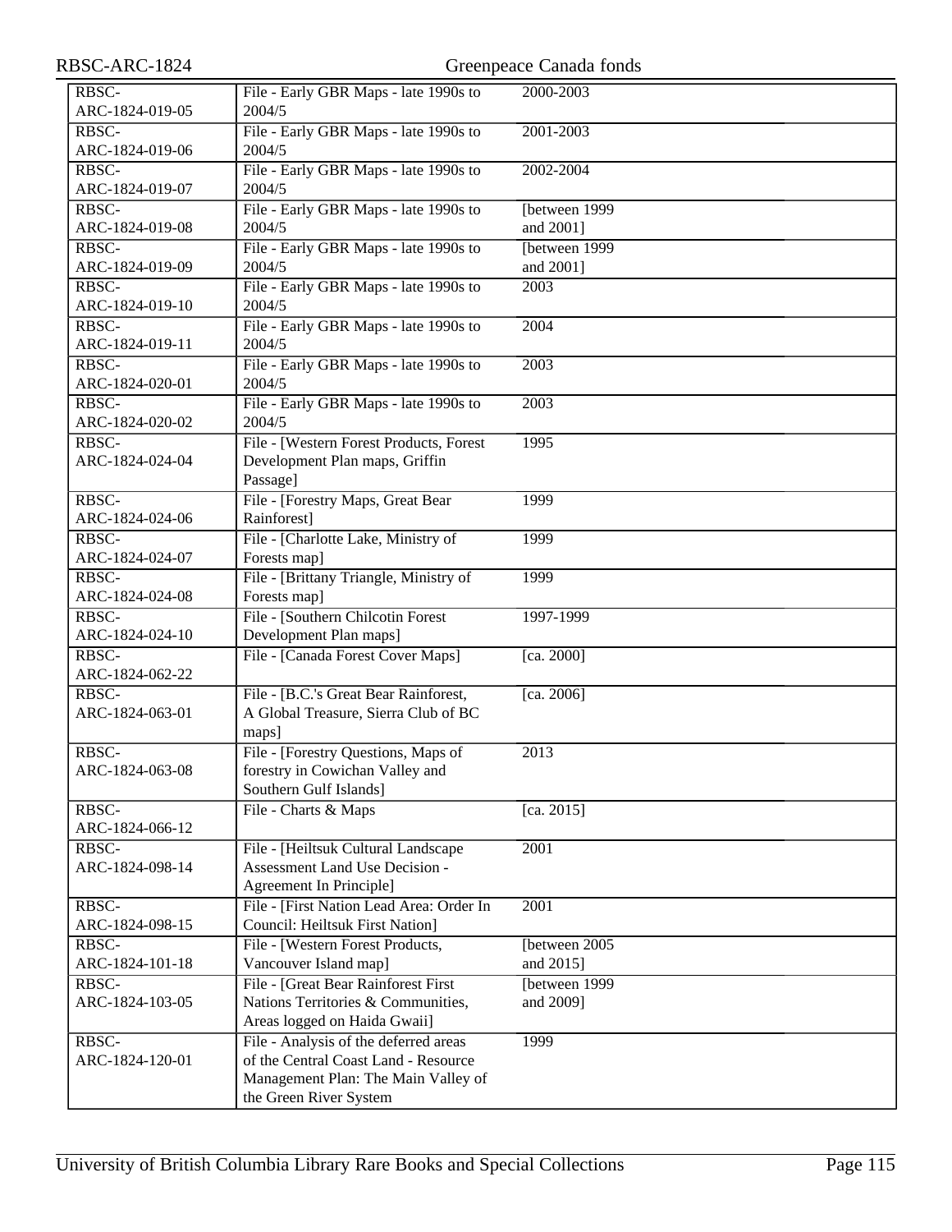| | | |
|---|---|---|
| RBSC-ARC-1824-019-05 | File - Early GBR Maps - late 1990s to 2004/5 | 2000-2003 |
| RBSC-ARC-1824-019-06 | File - Early GBR Maps - late 1990s to 2004/5 | 2001-2003 |
| RBSC-ARC-1824-019-07 | File - Early GBR Maps - late 1990s to 2004/5 | 2002-2004 |
| RBSC-ARC-1824-019-08 | File - Early GBR Maps - late 1990s to 2004/5 | [between 1999 and 2001] |
| RBSC-ARC-1824-019-09 | File - Early GBR Maps - late 1990s to 2004/5 | [between 1999 and 2001] |
| RBSC-ARC-1824-019-10 | File - Early GBR Maps - late 1990s to 2004/5 | 2003 |
| RBSC-ARC-1824-019-11 | File - Early GBR Maps - late 1990s to 2004/5 | 2004 |
| RBSC-ARC-1824-020-01 | File - Early GBR Maps - late 1990s to 2004/5 | 2003 |
| RBSC-ARC-1824-020-02 | File - Early GBR Maps - late 1990s to 2004/5 | 2003 |
| RBSC-ARC-1824-024-04 | File - [Western Forest Products, Forest Development Plan maps, Griffin Passage] | 1995 |
| RBSC-ARC-1824-024-06 | File - [Forestry Maps, Great Bear Rainforest] | 1999 |
| RBSC-ARC-1824-024-07 | File - [Charlotte Lake, Ministry of Forests map] | 1999 |
| RBSC-ARC-1824-024-08 | File - [Brittany Triangle, Ministry of Forests map] | 1999 |
| RBSC-ARC-1824-024-10 | File - [Southern Chilcotin Forest Development Plan maps] | 1997-1999 |
| RBSC-ARC-1824-062-22 | File - [Canada Forest Cover Maps] | [ca. 2000] |
| RBSC-ARC-1824-063-01 | File - [B.C.'s Great Bear Rainforest, A Global Treasure, Sierra Club of BC maps] | [ca. 2006] |
| RBSC-ARC-1824-063-08 | File - [Forestry Questions, Maps of forestry in Cowichan Valley and Southern Gulf Islands] | 2013 |
| RBSC-ARC-1824-066-12 | File - Charts & Maps | [ca. 2015] |
| RBSC-ARC-1824-098-14 | File - [Heiltsuk Cultural Landscape Assessment Land Use Decision - Agreement In Principle] | 2001 |
| RBSC-ARC-1824-098-15 | File - [First Nation Lead Area: Order In Council: Heiltsuk First Nation] | 2001 |
| RBSC-ARC-1824-101-18 | File - [Western Forest Products, Vancouver Island map] | [between 2005 and 2015] |
| RBSC-ARC-1824-103-05 | File - [Great Bear Rainforest First Nations Territories & Communities, Areas logged on Haida Gwaii] | [between 1999 and 2009] |
| RBSC-ARC-1824-120-01 | File - Analysis of the deferred areas of the Central Coast Land - Resource Management Plan: The Main Valley of the Green River System | 1999 |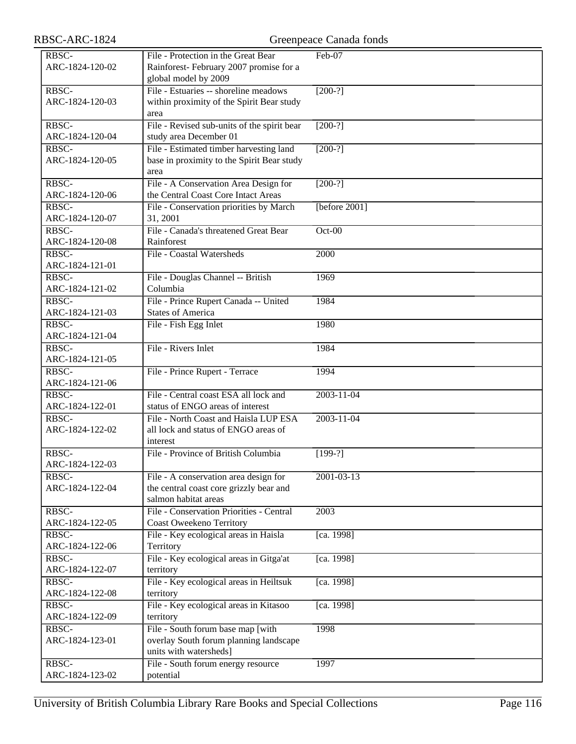| | | |
|---|---|---|
| RBSC-ARC-1824-120-02 | File - Protection in the Great Bear Rainforest- February 2007 promise for a global model by 2009 | Feb-07 |
| RBSC-ARC-1824-120-03 | File - Estuaries -- shoreline meadows within proximity of the Spirit Bear study area | [200-?] |
| RBSC-ARC-1824-120-04 | File - Revised sub-units of the spirit bear study area December 01 | [200-?] |
| RBSC-ARC-1824-120-05 | File - Estimated timber harvesting land base in proximity to the Spirit Bear study area | [200-?] |
| RBSC-ARC-1824-120-06 | File - A Conservation Area Design for the Central Coast Core Intact Areas | [200-?] |
| RBSC-ARC-1824-120-07 | File - Conservation priorities by March 31, 2001 | [before 2001] |
| RBSC-ARC-1824-120-08 | File - Canada's threatened Great Bear Rainforest | Oct-00 |
| RBSC-ARC-1824-121-01 | File - Coastal Watersheds | 2000 |
| RBSC-ARC-1824-121-02 | File - Douglas Channel -- British Columbia | 1969 |
| RBSC-ARC-1824-121-03 | File - Prince Rupert Canada -- United States of America | 1984 |
| RBSC-ARC-1824-121-04 | File - Fish Egg Inlet | 1980 |
| RBSC-ARC-1824-121-05 | File - Rivers Inlet | 1984 |
| RBSC-ARC-1824-121-06 | File - Prince Rupert - Terrace | 1994 |
| RBSC-ARC-1824-122-01 | File - Central coast ESA all lock and status of ENGO areas of interest | 2003-11-04 |
| RBSC-ARC-1824-122-02 | File - North Coast and Haisla LUP ESA all lock and status of ENGO areas of interest | 2003-11-04 |
| RBSC-ARC-1824-122-03 | File - Province of British Columbia | [199-?] |
| RBSC-ARC-1824-122-04 | File - A conservation area design for the central coast core grizzly bear and salmon habitat areas | 2001-03-13 |
| RBSC-ARC-1824-122-05 | File - Conservation Priorities - Central Coast Oweekeno Territory | 2003 |
| RBSC-ARC-1824-122-06 | File - Key ecological areas in Haisla Territory | [ca. 1998] |
| RBSC-ARC-1824-122-07 | File - Key ecological areas in Gitga'at territory | [ca. 1998] |
| RBSC-ARC-1824-122-08 | File - Key ecological areas in Heiltsuk territory | [ca. 1998] |
| RBSC-ARC-1824-122-09 | File - Key ecological areas in Kitasoo territory | [ca. 1998] |
| RBSC-ARC-1824-123-01 | File - South forum base map [with overlay South forum planning landscape units with watersheds] | 1998 |
| RBSC-ARC-1824-123-02 | File - South forum energy resource potential | 1997 |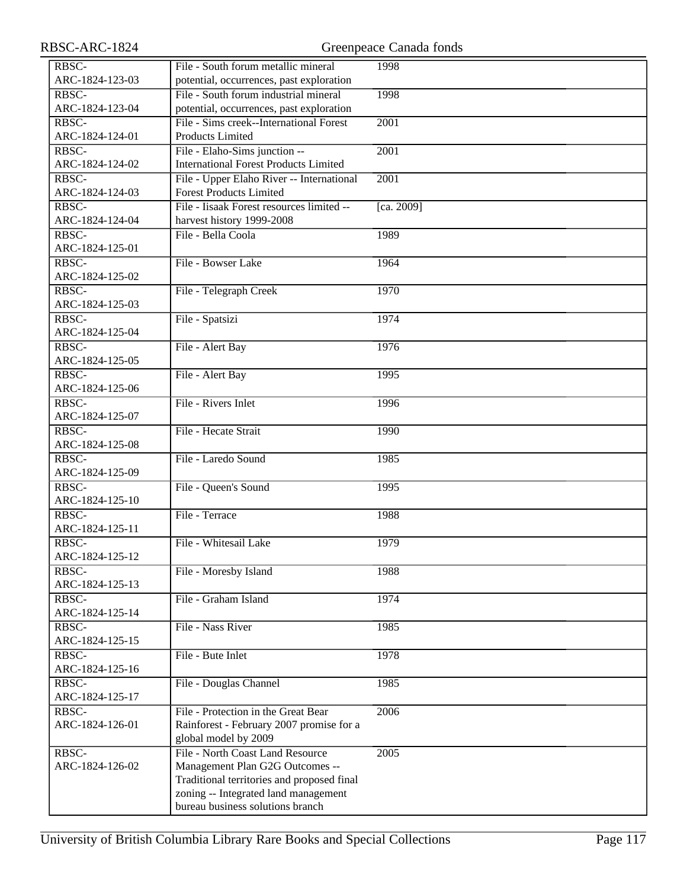| | | |
|---|---|---|
| RBSC-ARC-1824-123-03 | File - South forum metallic mineral potential, occurrences, past exploration | 1998 |
| RBSC-ARC-1824-123-04 | File - South forum industrial mineral potential, occurrences, past exploration | 1998 |
| RBSC-ARC-1824-124-01 | File - Sims creek--International Forest Products Limited | 2001 |
| RBSC-ARC-1824-124-02 | File - Elaho-Sims junction -- International Forest Products Limited | 2001 |
| RBSC-ARC-1824-124-03 | File - Upper Elaho River -- International Forest Products Limited | 2001 |
| RBSC-ARC-1824-124-04 | File - Iisaak Forest resources limited -- harvest history 1999-2008 | [ca. 2009] |
| RBSC-ARC-1824-125-01 | File - Bella Coola | 1989 |
| RBSC-ARC-1824-125-02 | File - Bowser Lake | 1964 |
| RBSC-ARC-1824-125-03 | File - Telegraph Creek | 1970 |
| RBSC-ARC-1824-125-04 | File - Spatsizi | 1974 |
| RBSC-ARC-1824-125-05 | File - Alert Bay | 1976 |
| RBSC-ARC-1824-125-06 | File - Alert Bay | 1995 |
| RBSC-ARC-1824-125-07 | File - Rivers Inlet | 1996 |
| RBSC-ARC-1824-125-08 | File - Hecate Strait | 1990 |
| RBSC-ARC-1824-125-09 | File - Laredo Sound | 1985 |
| RBSC-ARC-1824-125-10 | File - Queen's Sound | 1995 |
| RBSC-ARC-1824-125-11 | File - Terrace | 1988 |
| RBSC-ARC-1824-125-12 | File - Whitesail Lake | 1979 |
| RBSC-ARC-1824-125-13 | File - Moresby Island | 1988 |
| RBSC-ARC-1824-125-14 | File - Graham Island | 1974 |
| RBSC-ARC-1824-125-15 | File - Nass River | 1985 |
| RBSC-ARC-1824-125-16 | File - Bute Inlet | 1978 |
| RBSC-ARC-1824-125-17 | File - Douglas Channel | 1985 |
| RBSC-ARC-1824-126-01 | File - Protection in the Great Bear Rainforest - February 2007 promise for a global model by 2009 | 2006 |
| RBSC-ARC-1824-126-02 | File - North Coast Land Resource Management Plan G2G Outcomes -- Traditional territories and proposed final zoning -- Integrated land management bureau business solutions branch | 2005 |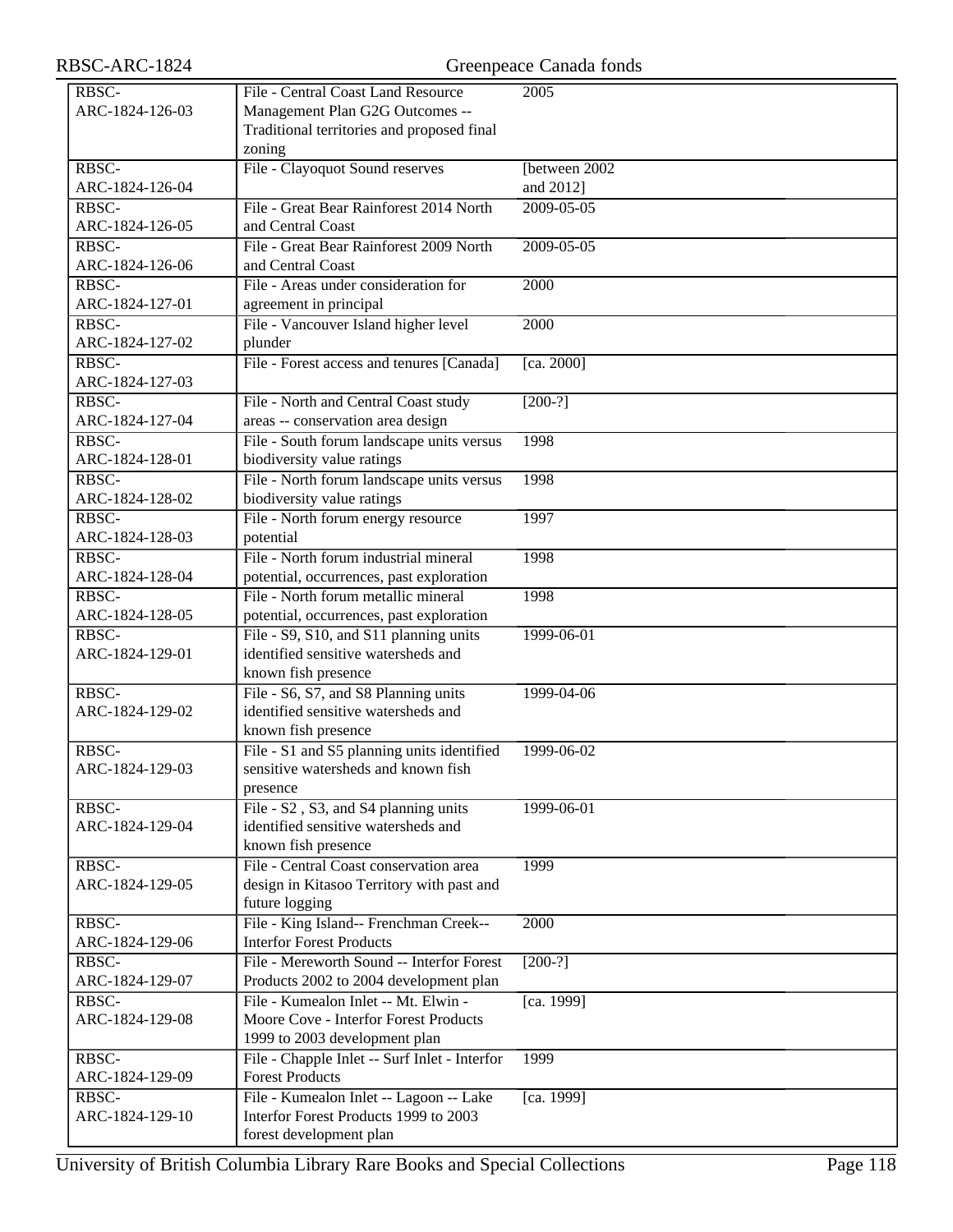| | | |
|---|---|---|
| RBSC-ARC-1824-126-03 | File - Central Coast Land Resource Management Plan G2G Outcomes -- Traditional territories and proposed final zoning | 2005 |
| RBSC-ARC-1824-126-04 | File - Clayoquot Sound reserves | [between 2002 and 2012] |
| RBSC-ARC-1824-126-05 | File - Great Bear Rainforest 2014 North and Central Coast | 2009-05-05 |
| RBSC-ARC-1824-126-06 | File - Great Bear Rainforest 2009 North and Central Coast | 2009-05-05 |
| RBSC-ARC-1824-127-01 | File - Areas under consideration for agreement in principal | 2000 |
| RBSC-ARC-1824-127-02 | File - Vancouver Island higher level plunder | 2000 |
| RBSC-ARC-1824-127-03 | File - Forest access and tenures [Canada] | [ca. 2000] |
| RBSC-ARC-1824-127-04 | File - North and Central Coast study areas -- conservation area design | [200-?] |
| RBSC-ARC-1824-128-01 | File - South forum landscape units versus biodiversity value ratings | 1998 |
| RBSC-ARC-1824-128-02 | File - North forum landscape units versus biodiversity value ratings | 1998 |
| RBSC-ARC-1824-128-03 | File - North forum energy resource potential | 1997 |
| RBSC-ARC-1824-128-04 | File - North forum industrial mineral potential, occurrences, past exploration | 1998 |
| RBSC-ARC-1824-128-05 | File - North forum metallic mineral potential, occurrences, past exploration | 1998 |
| RBSC-ARC-1824-129-01 | File - S9, S10, and S11 planning units identified sensitive watersheds and known fish presence | 1999-06-01 |
| RBSC-ARC-1824-129-02 | File - S6, S7, and S8 Planning units identified sensitive watersheds and known fish presence | 1999-04-06 |
| RBSC-ARC-1824-129-03 | File - S1 and S5 planning units identified sensitive watersheds and known fish presence | 1999-06-02 |
| RBSC-ARC-1824-129-04 | File - S2 , S3, and S4 planning units identified sensitive watersheds and known fish presence | 1999-06-01 |
| RBSC-ARC-1824-129-05 | File - Central Coast conservation area design in Kitasoo Territory with past and future logging | 1999 |
| RBSC-ARC-1824-129-06 | File - King Island-- Frenchman Creek-- Interfor Forest Products | 2000 |
| RBSC-ARC-1824-129-07 | File - Mereworth Sound -- Interfor Forest Products 2002 to 2004 development plan | [200-?] |
| RBSC-ARC-1824-129-08 | File - Kumealon Inlet -- Mt. Elwin - Moore Cove - Interfor Forest Products 1999 to 2003 development plan | [ca. 1999] |
| RBSC-ARC-1824-129-09 | File - Chapple Inlet -- Surf Inlet - Interfor Forest Products | 1999 |
| RBSC-ARC-1824-129-10 | File - Kumealon Inlet -- Lagoon -- Lake Interfor Forest Products 1999 to 2003 forest development plan | [ca. 1999] |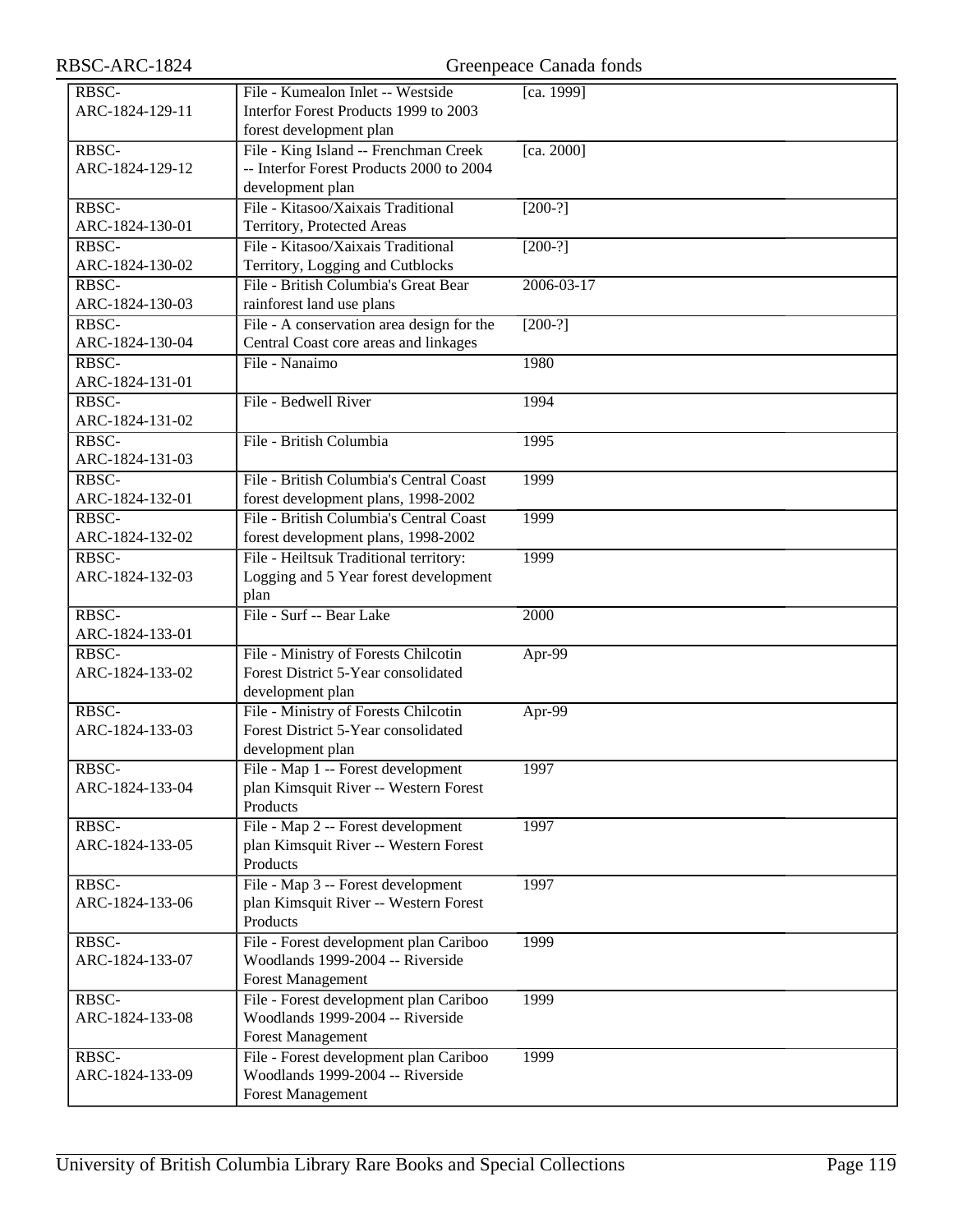| | | | |
|---|---|---|---|
| RBSC-ARC-1824-129-11 | File - Kumealon Inlet -- Westside Interfor Forest Products 1999 to 2003 forest development plan | [ca. 1999] | |
| RBSC-ARC-1824-129-12 | File - King Island -- Frenchman Creek -- Interfor Forest Products 2000 to 2004 development plan | [ca. 2000] | |
| RBSC-ARC-1824-130-01 | File - Kitasoo/Xaixais Traditional Territory, Protected Areas | [200-?] | |
| RBSC-ARC-1824-130-02 | File - Kitasoo/Xaixais Traditional Territory, Logging and Cutblocks | [200-?] | |
| RBSC-ARC-1824-130-03 | File - British Columbia's Great Bear rainforest land use plans | 2006-03-17 | |
| RBSC-ARC-1824-130-04 | File - A conservation area design for the Central Coast core areas and linkages | [200-?] | |
| RBSC-ARC-1824-131-01 | File - Nanaimo | 1980 | |
| RBSC-ARC-1824-131-02 | File - Bedwell River | 1994 | |
| RBSC-ARC-1824-131-03 | File - British Columbia | 1995 | |
| RBSC-ARC-1824-132-01 | File - British Columbia's Central Coast forest development plans, 1998-2002 | 1999 | |
| RBSC-ARC-1824-132-02 | File - British Columbia's Central Coast forest development plans, 1998-2002 | 1999 | |
| RBSC-ARC-1824-132-03 | File - Heiltsuk Traditional territory: Logging and 5 Year forest development plan | 1999 | |
| RBSC-ARC-1824-133-01 | File - Surf -- Bear Lake | 2000 | |
| RBSC-ARC-1824-133-02 | File - Ministry of Forests Chilcotin Forest District 5-Year consolidated development plan | Apr-99 | |
| RBSC-ARC-1824-133-03 | File - Ministry of Forests Chilcotin Forest District 5-Year consolidated development plan | Apr-99 | |
| RBSC-ARC-1824-133-04 | File - Map 1 -- Forest development plan Kimsquit River -- Western Forest Products | 1997 | |
| RBSC-ARC-1824-133-05 | File - Map 2 -- Forest development plan Kimsquit River -- Western Forest Products | 1997 | |
| RBSC-ARC-1824-133-06 | File - Map 3 -- Forest development plan Kimsquit River -- Western Forest Products | 1997 | |
| RBSC-ARC-1824-133-07 | File - Forest development plan Cariboo Woodlands 1999-2004 -- Riverside Forest Management | 1999 | |
| RBSC-ARC-1824-133-08 | File - Forest development plan Cariboo Woodlands 1999-2004 -- Riverside Forest Management | 1999 | |
| RBSC-ARC-1824-133-09 | File - Forest development plan Cariboo Woodlands 1999-2004 -- Riverside Forest Management | 1999 | |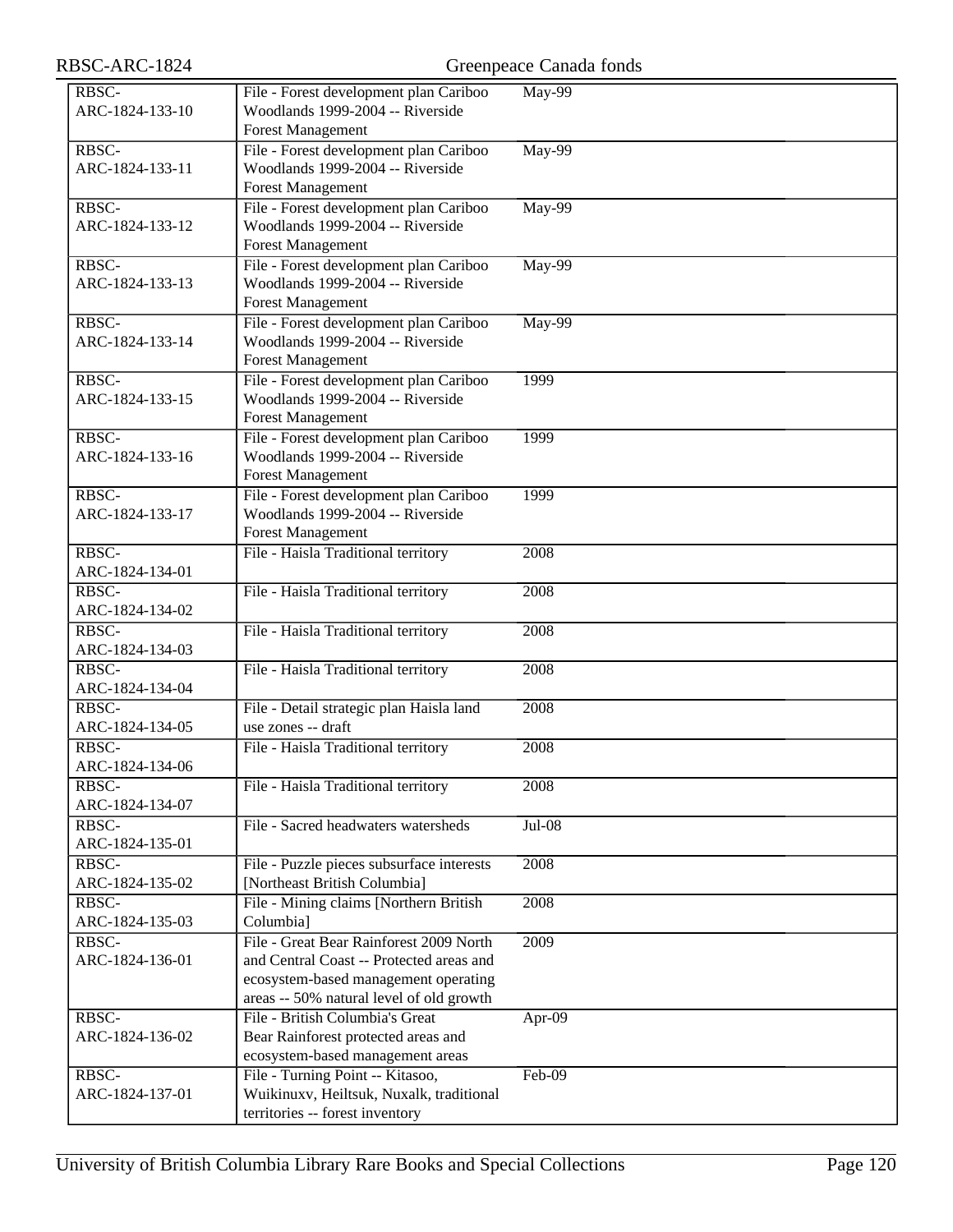| | | |
|---|---|---|
| RBSC-ARC-1824-133-10 | File - Forest development plan Cariboo Woodlands 1999-2004 -- Riverside Forest Management | May-99 |
| RBSC-ARC-1824-133-11 | File - Forest development plan Cariboo Woodlands 1999-2004 -- Riverside Forest Management | May-99 |
| RBSC-ARC-1824-133-12 | File - Forest development plan Cariboo Woodlands 1999-2004 -- Riverside Forest Management | May-99 |
| RBSC-ARC-1824-133-13 | File - Forest development plan Cariboo Woodlands 1999-2004 -- Riverside Forest Management | May-99 |
| RBSC-ARC-1824-133-14 | File - Forest development plan Cariboo Woodlands 1999-2004 -- Riverside Forest Management | May-99 |
| RBSC-ARC-1824-133-15 | File - Forest development plan Cariboo Woodlands 1999-2004 -- Riverside Forest Management | 1999 |
| RBSC-ARC-1824-133-16 | File - Forest development plan Cariboo Woodlands 1999-2004 -- Riverside Forest Management | 1999 |
| RBSC-ARC-1824-133-17 | File - Forest development plan Cariboo Woodlands 1999-2004 -- Riverside Forest Management | 1999 |
| RBSC-ARC-1824-134-01 | File - Haisla Traditional territory | 2008 |
| RBSC-ARC-1824-134-02 | File - Haisla Traditional territory | 2008 |
| RBSC-ARC-1824-134-03 | File - Haisla Traditional territory | 2008 |
| RBSC-ARC-1824-134-04 | File - Haisla Traditional territory | 2008 |
| RBSC-ARC-1824-134-05 | File - Detail strategic plan Haisla land use zones -- draft | 2008 |
| RBSC-ARC-1824-134-06 | File - Haisla Traditional territory | 2008 |
| RBSC-ARC-1824-134-07 | File - Haisla Traditional territory | 2008 |
| RBSC-ARC-1824-135-01 | File - Sacred headwaters watersheds | Jul-08 |
| RBSC-ARC-1824-135-02 | File - Puzzle pieces subsurface interests [Northeast British Columbia] | 2008 |
| RBSC-ARC-1824-135-03 | File - Mining claims [Northern British Columbia] | 2008 |
| RBSC-ARC-1824-136-01 | File - Great Bear Rainforest 2009 North and Central Coast -- Protected areas and ecosystem-based management operating areas -- 50% natural level of old growth | 2009 |
| RBSC-ARC-1824-136-02 | File - British Columbia's Great Bear Rainforest protected areas and ecosystem-based management areas | Apr-09 |
| RBSC-ARC-1824-137-01 | File - Turning Point -- Kitasoo, Wuikinuxv, Heiltsuk, Nuxalk, traditional territories -- forest inventory | Feb-09 |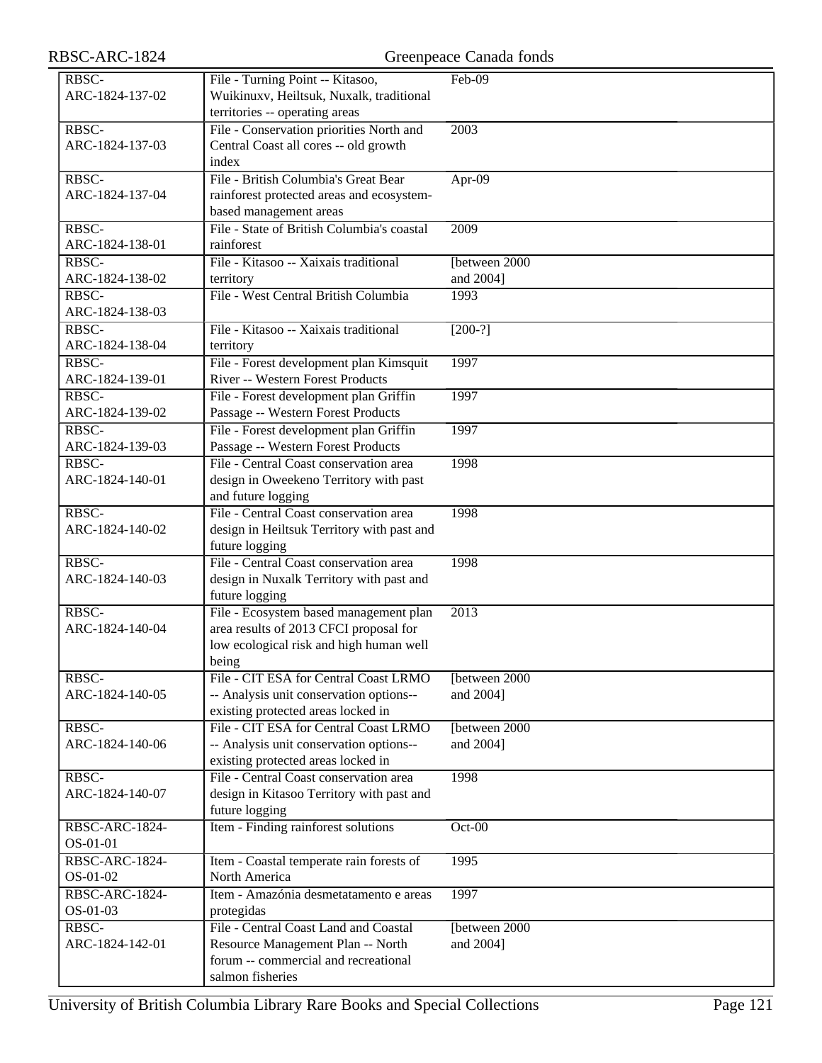| RBSC-ARC-1824-137-02 | File - Turning Point -- Kitasoo, Wuikinuxv, Heiltsuk, Nuxalk, traditional territories -- operating areas | Feb-09 |
|---|---|---|
| RBSC-ARC-1824-137-03 | File - Conservation priorities North and Central Coast all cores -- old growth index | 2003 |
| RBSC-ARC-1824-137-04 | File - British Columbia's Great Bear rainforest protected areas and ecosystem-based management areas | Apr-09 |
| RBSC-ARC-1824-138-01 | File - State of British Columbia's coastal rainforest | 2009 |
| RBSC-ARC-1824-138-02 | File - Kitasoo -- Xaixais traditional territory | [between 2000 and 2004] |
| RBSC-ARC-1824-138-03 | File - West Central British Columbia | 1993 |
| RBSC-ARC-1824-138-04 | File - Kitasoo -- Xaixais traditional territory | [200-?] |
| RBSC-ARC-1824-139-01 | File - Forest development plan Kimsquit River -- Western Forest Products | 1997 |
| RBSC-ARC-1824-139-02 | File - Forest development plan Griffin Passage -- Western Forest Products | 1997 |
| RBSC-ARC-1824-139-03 | File - Forest development plan Griffin Passage -- Western Forest Products | 1997 |
| RBSC-ARC-1824-140-01 | File - Central Coast conservation area design in Oweekeno Territory with past and future logging | 1998 |
| RBSC-ARC-1824-140-02 | File - Central Coast conservation area design in Heiltsuk Territory with past and future logging | 1998 |
| RBSC-ARC-1824-140-03 | File - Central Coast conservation area design in Nuxalk Territory with past and future logging | 1998 |
| RBSC-ARC-1824-140-04 | File - Ecosystem based management plan area results of 2013 CFCI proposal for low ecological risk and high human well being | 2013 |
| RBSC-ARC-1824-140-05 | File - CIT ESA for Central Coast LRMO -- Analysis unit conservation options-- existing protected areas locked in | [between 2000 and 2004] |
| RBSC-ARC-1824-140-06 | File - CIT ESA for Central Coast LRMO -- Analysis unit conservation options-- existing protected areas locked in | [between 2000 and 2004] |
| RBSC-ARC-1824-140-07 | File - Central Coast conservation area design in Kitasoo Territory with past and future logging | 1998 |
| RBSC-ARC-1824-OS-01-01 | Item - Finding rainforest solutions | Oct-00 |
| RBSC-ARC-1824-OS-01-02 | Item - Coastal temperate rain forests of North America | 1995 |
| RBSC-ARC-1824-OS-01-03 | Item - Amazónia desmetatamento e areas protegidas | 1997 |
| RBSC-ARC-1824-142-01 | File - Central Coast Land and Coastal Resource Management Plan -- North forum -- commercial and recreational salmon fisheries | [between 2000 and 2004] |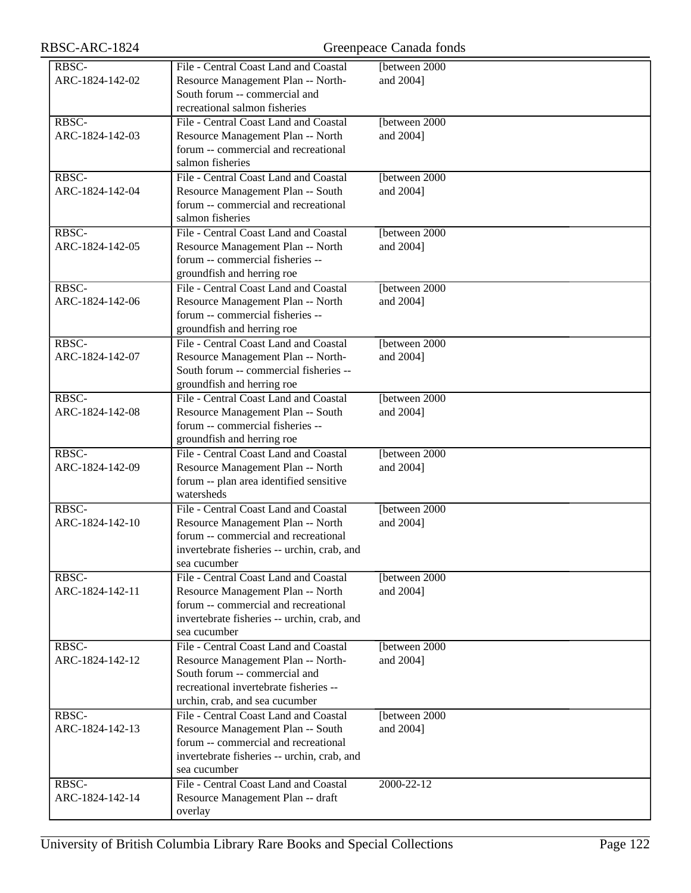| RBSC-ARC-1824-142-02 | File - Central Coast Land and Coastal Resource Management Plan -- North-South forum -- commercial and recreational salmon fisheries | [between 2000 and 2004] |
|---|---|---|
| RBSC-ARC-1824-142-03 | File - Central Coast Land and Coastal Resource Management Plan -- North forum -- commercial and recreational salmon fisheries | [between 2000 and 2004] |
| RBSC-ARC-1824-142-04 | File - Central Coast Land and Coastal Resource Management Plan -- South forum -- commercial and recreational salmon fisheries | [between 2000 and 2004] |
| RBSC-ARC-1824-142-05 | File - Central Coast Land and Coastal Resource Management Plan -- North forum -- commercial fisheries -- groundfish and herring roe | [between 2000 and 2004] |
| RBSC-ARC-1824-142-06 | File - Central Coast Land and Coastal Resource Management Plan -- North forum -- commercial fisheries -- groundfish and herring roe | [between 2000 and 2004] |
| RBSC-ARC-1824-142-07 | File - Central Coast Land and Coastal Resource Management Plan -- North-South forum -- commercial fisheries -- groundfish and herring roe | [between 2000 and 2004] |
| RBSC-ARC-1824-142-08 | File - Central Coast Land and Coastal Resource Management Plan -- South forum -- commercial fisheries -- groundfish and herring roe | [between 2000 and 2004] |
| RBSC-ARC-1824-142-09 | File - Central Coast Land and Coastal Resource Management Plan -- North forum -- plan area identified sensitive watersheds | [between 2000 and 2004] |
| RBSC-ARC-1824-142-10 | File - Central Coast Land and Coastal Resource Management Plan -- North forum -- commercial and recreational invertebrate fisheries -- urchin, crab, and sea cucumber | [between 2000 and 2004] |
| RBSC-ARC-1824-142-11 | File - Central Coast Land and Coastal Resource Management Plan -- North forum -- commercial and recreational invertebrate fisheries -- urchin, crab, and sea cucumber | [between 2000 and 2004] |
| RBSC-ARC-1824-142-12 | File - Central Coast Land and Coastal Resource Management Plan -- North-South forum -- commercial and recreational invertebrate fisheries -- urchin, crab, and sea cucumber | [between 2000 and 2004] |
| RBSC-ARC-1824-142-13 | File - Central Coast Land and Coastal Resource Management Plan -- South forum -- commercial and recreational invertebrate fisheries -- urchin, crab, and sea cucumber | [between 2000 and 2004] |
| RBSC-ARC-1824-142-14 | File - Central Coast Land and Coastal Resource Management Plan -- draft overlay | 2000-22-12 |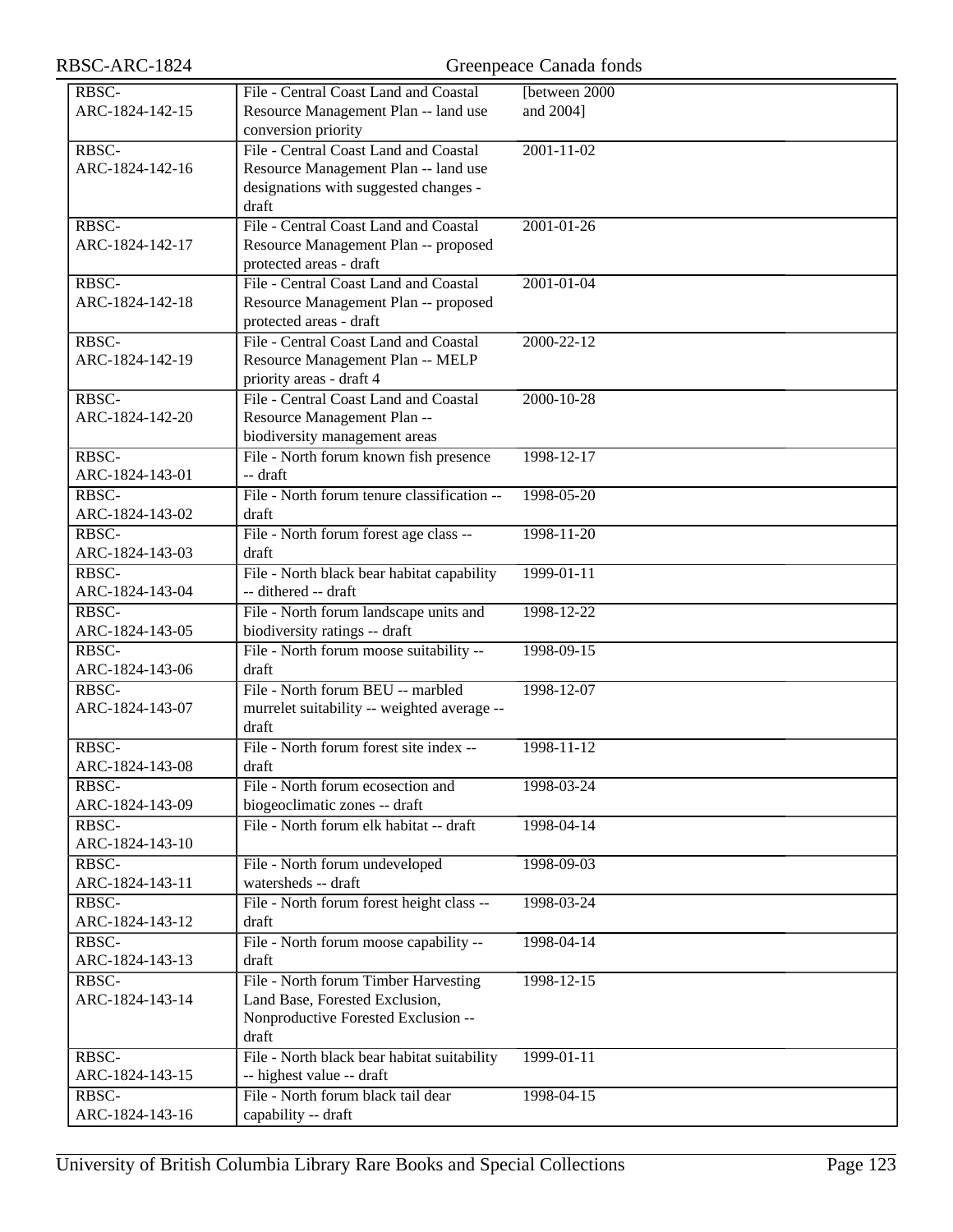| | | | |
|---|---|---|---|
| RBSC-ARC-1824-142-15 | File - Central Coast Land and Coastal Resource Management Plan -- land use conversion priority | [between 2000 and 2004] | |
| RBSC-ARC-1824-142-16 | File - Central Coast Land and Coastal Resource Management Plan -- land use designations with suggested changes - draft | 2001-11-02 | |
| RBSC-ARC-1824-142-17 | File - Central Coast Land and Coastal Resource Management Plan -- proposed protected areas - draft | 2001-01-26 | |
| RBSC-ARC-1824-142-18 | File - Central Coast Land and Coastal Resource Management Plan -- proposed protected areas - draft | 2001-01-04 | |
| RBSC-ARC-1824-142-19 | File - Central Coast Land and Coastal Resource Management Plan -- MELP priority areas - draft 4 | 2000-22-12 | |
| RBSC-ARC-1824-142-20 | File - Central Coast Land and Coastal Resource Management Plan -- biodiversity management areas | 2000-10-28 | |
| RBSC-ARC-1824-143-01 | File - North forum known fish presence -- draft | 1998-12-17 | |
| RBSC-ARC-1824-143-02 | File - North forum tenure classification -- draft | 1998-05-20 | |
| RBSC-ARC-1824-143-03 | File - North forum forest age class -- draft | 1998-11-20 | |
| RBSC-ARC-1824-143-04 | File - North black bear habitat capability -- dithered -- draft | 1999-01-11 | |
| RBSC-ARC-1824-143-05 | File - North forum landscape units and biodiversity ratings -- draft | 1998-12-22 | |
| RBSC-ARC-1824-143-06 | File - North forum moose suitability -- draft | 1998-09-15 | |
| RBSC-ARC-1824-143-07 | File - North forum BEU -- marbled murrelet suitability -- weighted average -- draft | 1998-12-07 | |
| RBSC-ARC-1824-143-08 | File - North forum forest site index -- draft | 1998-11-12 | |
| RBSC-ARC-1824-143-09 | File - North forum ecosection and biogeoclimatic zones -- draft | 1998-03-24 | |
| RBSC-ARC-1824-143-10 | File - North forum elk habitat -- draft | 1998-04-14 | |
| RBSC-ARC-1824-143-11 | File - North forum undeveloped watersheds -- draft | 1998-09-03 | |
| RBSC-ARC-1824-143-12 | File - North forum forest height class -- draft | 1998-03-24 | |
| RBSC-ARC-1824-143-13 | File - North forum moose capability -- draft | 1998-04-14 | |
| RBSC-ARC-1824-143-14 | File - North forum Timber Harvesting Land Base, Forested Exclusion, Nonproductive Forested Exclusion -- draft | 1998-12-15 | |
| RBSC-ARC-1824-143-15 | File - North black bear habitat suitability -- highest value -- draft | 1999-01-11 | |
| RBSC-ARC-1824-143-16 | File - North forum black tail dear capability -- draft | 1998-04-15 | |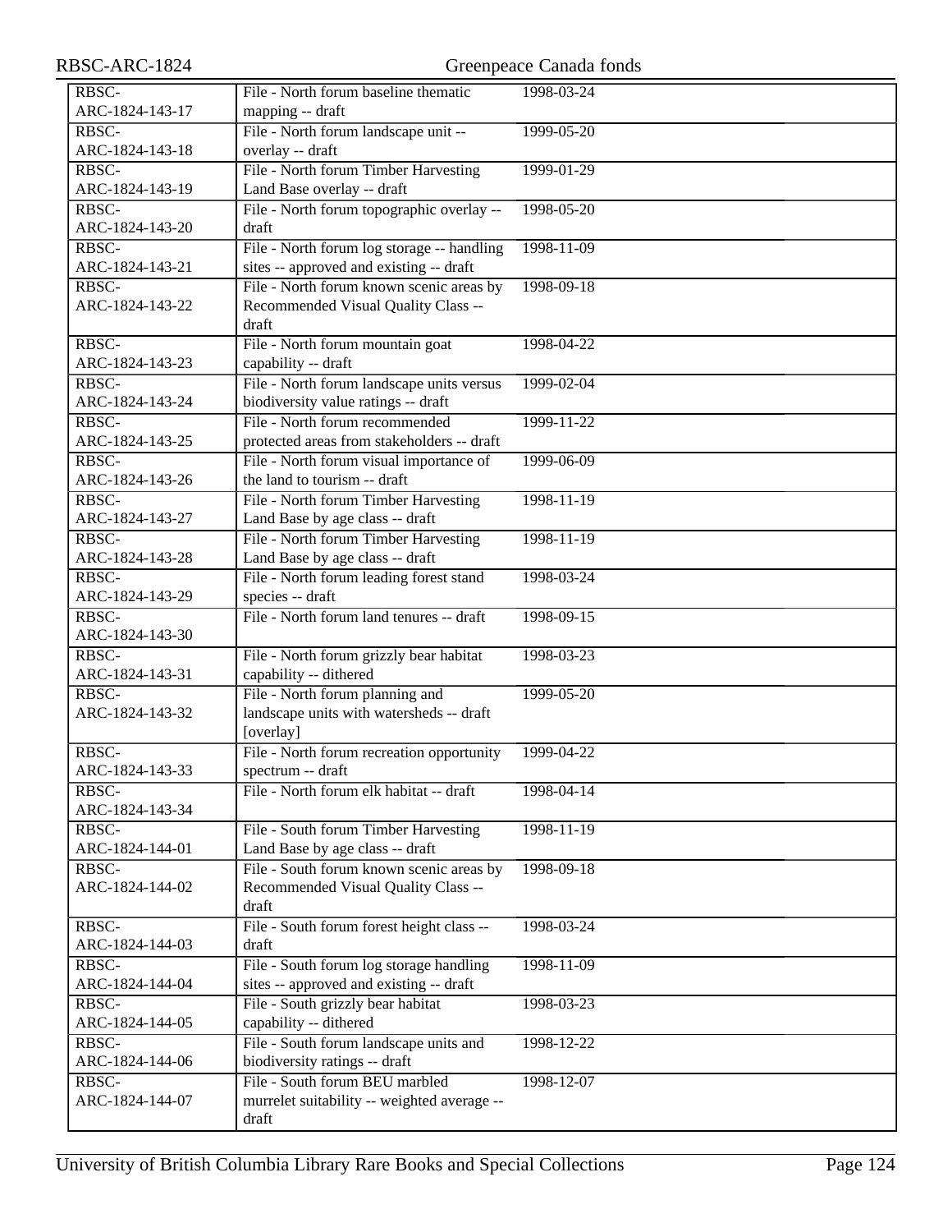| | | | |
|---|---|---|---|
| RBSC-ARC-1824-143-17 | File - North forum baseline thematic mapping -- draft | 1998-03-24 | |
| RBSC-ARC-1824-143-18 | File - North forum landscape unit -- overlay -- draft | 1999-05-20 | |
| RBSC-ARC-1824-143-19 | File - North forum Timber Harvesting Land Base overlay -- draft | 1999-01-29 | |
| RBSC-ARC-1824-143-20 | File - North forum topographic overlay -- draft | 1998-05-20 | |
| RBSC-ARC-1824-143-21 | File - North forum log storage -- handling sites -- approved and existing -- draft | 1998-11-09 | |
| RBSC-ARC-1824-143-22 | File - North forum known scenic areas by Recommended Visual Quality Class -- draft | 1998-09-18 | |
| RBSC-ARC-1824-143-23 | File - North forum mountain goat capability -- draft | 1998-04-22 | |
| RBSC-ARC-1824-143-24 | File - North forum landscape units versus biodiversity value ratings -- draft | 1999-02-04 | |
| RBSC-ARC-1824-143-25 | File - North forum recommended protected areas from stakeholders -- draft | 1999-11-22 | |
| RBSC-ARC-1824-143-26 | File - North forum visual importance of the land to tourism -- draft | 1999-06-09 | |
| RBSC-ARC-1824-143-27 | File - North forum Timber Harvesting Land Base by age class -- draft | 1998-11-19 | |
| RBSC-ARC-1824-143-28 | File - North forum Timber Harvesting Land Base by age class -- draft | 1998-11-19 | |
| RBSC-ARC-1824-143-29 | File - North forum leading forest stand species -- draft | 1998-03-24 | |
| RBSC-ARC-1824-143-30 | File - North forum land tenures -- draft | 1998-09-15 | |
| RBSC-ARC-1824-143-31 | File - North forum grizzly bear habitat capability -- dithered | 1998-03-23 | |
| RBSC-ARC-1824-143-32 | File - North forum planning and landscape units with watersheds -- draft [overlay] | 1999-05-20 | |
| RBSC-ARC-1824-143-33 | File - North forum recreation opportunity spectrum -- draft | 1999-04-22 | |
| RBSC-ARC-1824-143-34 | File - North forum elk habitat -- draft | 1998-04-14 | |
| RBSC-ARC-1824-144-01 | File - South forum Timber Harvesting Land Base by age class -- draft | 1998-11-19 | |
| RBSC-ARC-1824-144-02 | File - South forum known scenic areas by Recommended Visual Quality Class -- draft | 1998-09-18 | |
| RBSC-ARC-1824-144-03 | File - South forum forest height class -- draft | 1998-03-24 | |
| RBSC-ARC-1824-144-04 | File - South forum log storage handling sites -- approved and existing -- draft | 1998-11-09 | |
| RBSC-ARC-1824-144-05 | File - South grizzly bear habitat capability -- dithered | 1998-03-23 | |
| RBSC-ARC-1824-144-06 | File - South forum landscape units and biodiversity ratings -- draft | 1998-12-22 | |
| RBSC-ARC-1824-144-07 | File - South forum BEU marbled murrelet suitability -- weighted average -- draft | 1998-12-07 | |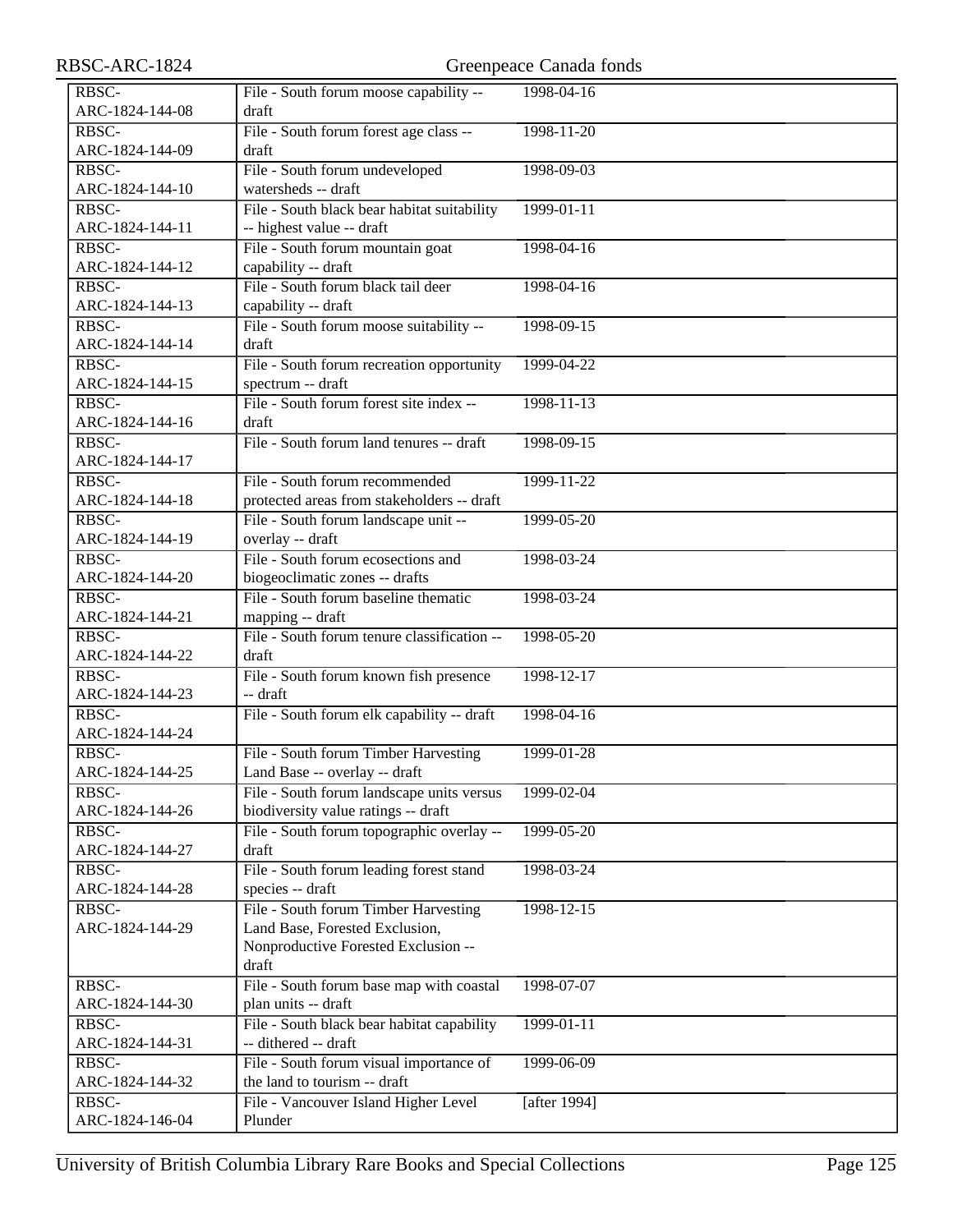| | | | |
|---|---|---|---|
| RBSC-ARC-1824-144-08 | File - South forum moose capability -- draft | 1998-04-16 | |
| RBSC-ARC-1824-144-09 | File - South forum forest age class -- draft | 1998-11-20 | |
| RBSC-ARC-1824-144-10 | File - South forum undeveloped watersheds -- draft | 1998-09-03 | |
| RBSC-ARC-1824-144-11 | File - South black bear habitat suitability -- highest value -- draft | 1999-01-11 | |
| RBSC-ARC-1824-144-12 | File - South forum mountain goat capability -- draft | 1998-04-16 | |
| RBSC-ARC-1824-144-13 | File - South forum black tail deer capability -- draft | 1998-04-16 | |
| RBSC-ARC-1824-144-14 | File - South forum moose suitability -- draft | 1998-09-15 | |
| RBSC-ARC-1824-144-15 | File - South forum recreation opportunity spectrum -- draft | 1999-04-22 | |
| RBSC-ARC-1824-144-16 | File - South forum forest site index -- draft | 1998-11-13 | |
| RBSC-ARC-1824-144-17 | File - South forum land tenures -- draft | 1998-09-15 | |
| RBSC-ARC-1824-144-18 | File - South forum recommended protected areas from stakeholders -- draft | 1999-11-22 | |
| RBSC-ARC-1824-144-19 | File - South forum landscape unit -- overlay -- draft | 1999-05-20 | |
| RBSC-ARC-1824-144-20 | File - South forum ecosections and biogeoclimatic zones -- drafts | 1998-03-24 | |
| RBSC-ARC-1824-144-21 | File - South forum baseline thematic mapping -- draft | 1998-03-24 | |
| RBSC-ARC-1824-144-22 | File - South forum tenure classification -- draft | 1998-05-20 | |
| RBSC-ARC-1824-144-23 | File - South forum known fish presence -- draft | 1998-12-17 | |
| RBSC-ARC-1824-144-24 | File - South forum elk capability -- draft | 1998-04-16 | |
| RBSC-ARC-1824-144-25 | File - South forum Timber Harvesting Land Base -- overlay -- draft | 1999-01-28 | |
| RBSC-ARC-1824-144-26 | File - South forum landscape units versus biodiversity value ratings -- draft | 1999-02-04 | |
| RBSC-ARC-1824-144-27 | File - South forum topographic overlay -- draft | 1999-05-20 | |
| RBSC-ARC-1824-144-28 | File - South forum leading forest stand species -- draft | 1998-03-24 | |
| RBSC-ARC-1824-144-29 | File - South forum Timber Harvesting Land Base, Forested Exclusion, Nonproductive Forested Exclusion -- draft | 1998-12-15 | |
| RBSC-ARC-1824-144-30 | File - South forum base map with coastal plan units -- draft | 1998-07-07 | |
| RBSC-ARC-1824-144-31 | File - South black bear habitat capability -- dithered -- draft | 1999-01-11 | |
| RBSC-ARC-1824-144-32 | File - South forum visual importance of the land to tourism -- draft | 1999-06-09 | |
| RBSC-ARC-1824-146-04 | File - Vancouver Island Higher Level Plunder | [after 1994] | |